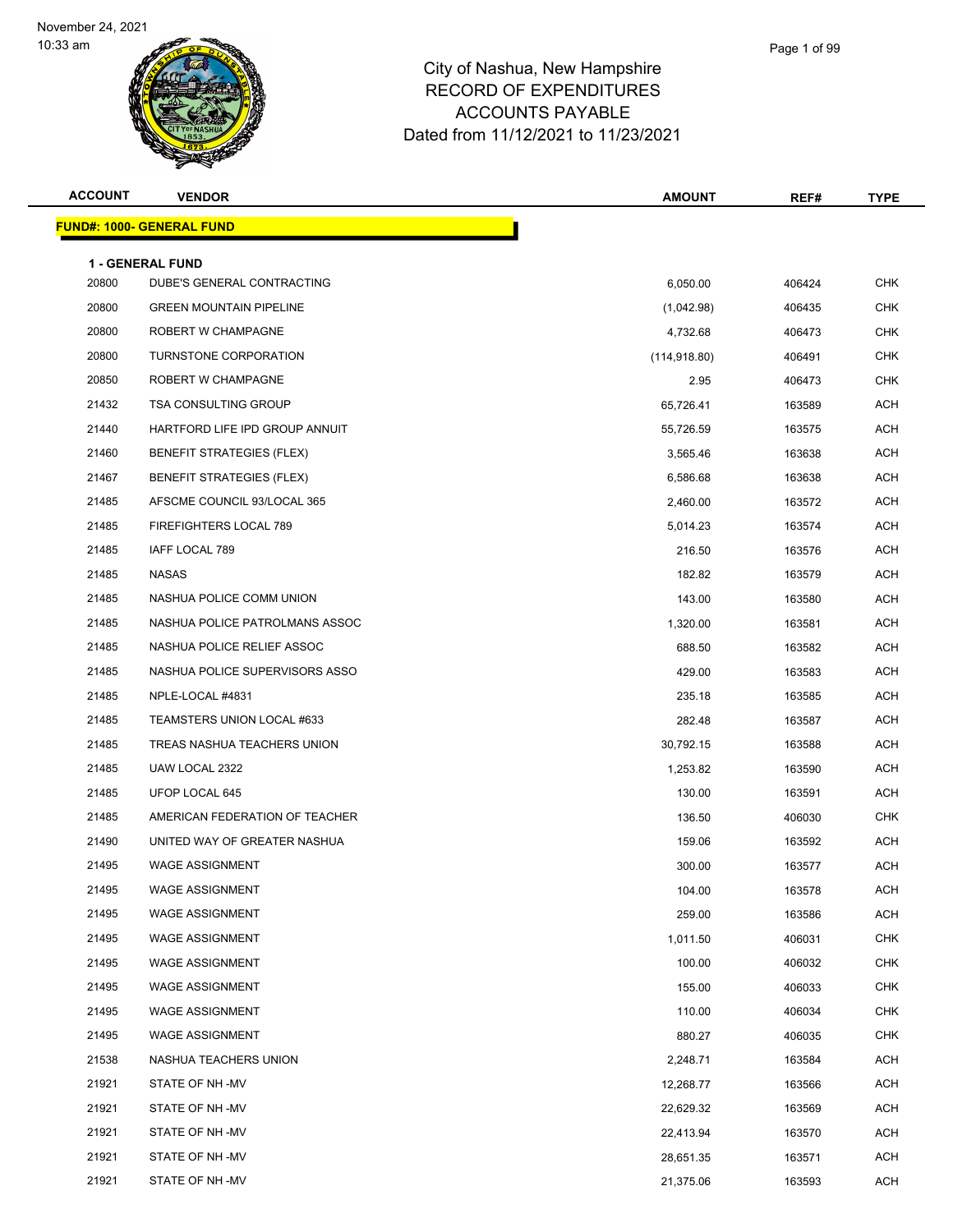# City of Nashua, New Hampshire
## RECORD OF EXPENDITURES
## ACCOUNTS PAYABLE
## Dated from 11/12/2021 to 11/23/2021

November 24, 2021
10:33 am

**FUND#: 1000- GENERAL FUND**

**1 - GENERAL FUND**

| ACCOUNT | VENDOR | AMOUNT | REF# | TYPE |
|---|---|---|---|---|
| 20800 | DUBE'S GENERAL CONTRACTING | 6,050.00 | 406424 | CHK |
| 20800 | GREEN MOUNTAIN PIPELINE | (1,042.98) | 406435 | CHK |
| 20800 | ROBERT W CHAMPAGNE | 4,732.68 | 406473 | CHK |
| 20800 | TURNSTONE CORPORATION | (114,918.80) | 406491 | CHK |
| 20850 | ROBERT W CHAMPAGNE | 2.95 | 406473 | CHK |
| 21432 | TSA CONSULTING GROUP | 65,726.41 | 163589 | ACH |
| 21440 | HARTFORD LIFE IPD GROUP ANNUIT | 55,726.59 | 163575 | ACH |
| 21460 | BENEFIT STRATEGIES (FLEX) | 3,565.46 | 163638 | ACH |
| 21467 | BENEFIT STRATEGIES (FLEX) | 6,586.68 | 163638 | ACH |
| 21485 | AFSCME COUNCIL 93/LOCAL 365 | 2,460.00 | 163572 | ACH |
| 21485 | FIREFIGHTERS LOCAL 789 | 5,014.23 | 163574 | ACH |
| 21485 | IAFF LOCAL 789 | 216.50 | 163576 | ACH |
| 21485 | NASAS | 182.82 | 163579 | ACH |
| 21485 | NASHUA POLICE COMM UNION | 143.00 | 163580 | ACH |
| 21485 | NASHUA POLICE PATROLMANS ASSOC | 1,320.00 | 163581 | ACH |
| 21485 | NASHUA POLICE RELIEF ASSOC | 688.50 | 163582 | ACH |
| 21485 | NASHUA POLICE SUPERVISORS ASSO | 429.00 | 163583 | ACH |
| 21485 | NPLE-LOCAL #4831 | 235.18 | 163585 | ACH |
| 21485 | TEAMSTERS UNION LOCAL #633 | 282.48 | 163587 | ACH |
| 21485 | TREAS NASHUA TEACHERS UNION | 30,792.15 | 163588 | ACH |
| 21485 | UAW LOCAL 2322 | 1,253.82 | 163590 | ACH |
| 21485 | UFOP LOCAL 645 | 130.00 | 163591 | ACH |
| 21485 | AMERICAN FEDERATION OF TEACHER | 136.50 | 406030 | CHK |
| 21490 | UNITED WAY OF GREATER NASHUA | 159.06 | 163592 | ACH |
| 21495 | WAGE ASSIGNMENT | 300.00 | 163577 | ACH |
| 21495 | WAGE ASSIGNMENT | 104.00 | 163578 | ACH |
| 21495 | WAGE ASSIGNMENT | 259.00 | 163586 | ACH |
| 21495 | WAGE ASSIGNMENT | 1,011.50 | 406031 | CHK |
| 21495 | WAGE ASSIGNMENT | 100.00 | 406032 | CHK |
| 21495 | WAGE ASSIGNMENT | 155.00 | 406033 | CHK |
| 21495 | WAGE ASSIGNMENT | 110.00 | 406034 | CHK |
| 21495 | WAGE ASSIGNMENT | 880.27 | 406035 | CHK |
| 21538 | NASHUA TEACHERS UNION | 2,248.71 | 163584 | ACH |
| 21921 | STATE OF NH -MV | 12,268.77 | 163566 | ACH |
| 21921 | STATE OF NH -MV | 22,629.32 | 163569 | ACH |
| 21921 | STATE OF NH -MV | 22,413.94 | 163570 | ACH |
| 21921 | STATE OF NH -MV | 28,651.35 | 163571 | ACH |
| 21921 | STATE OF NH -MV | 21,375.06 | 163593 | ACH |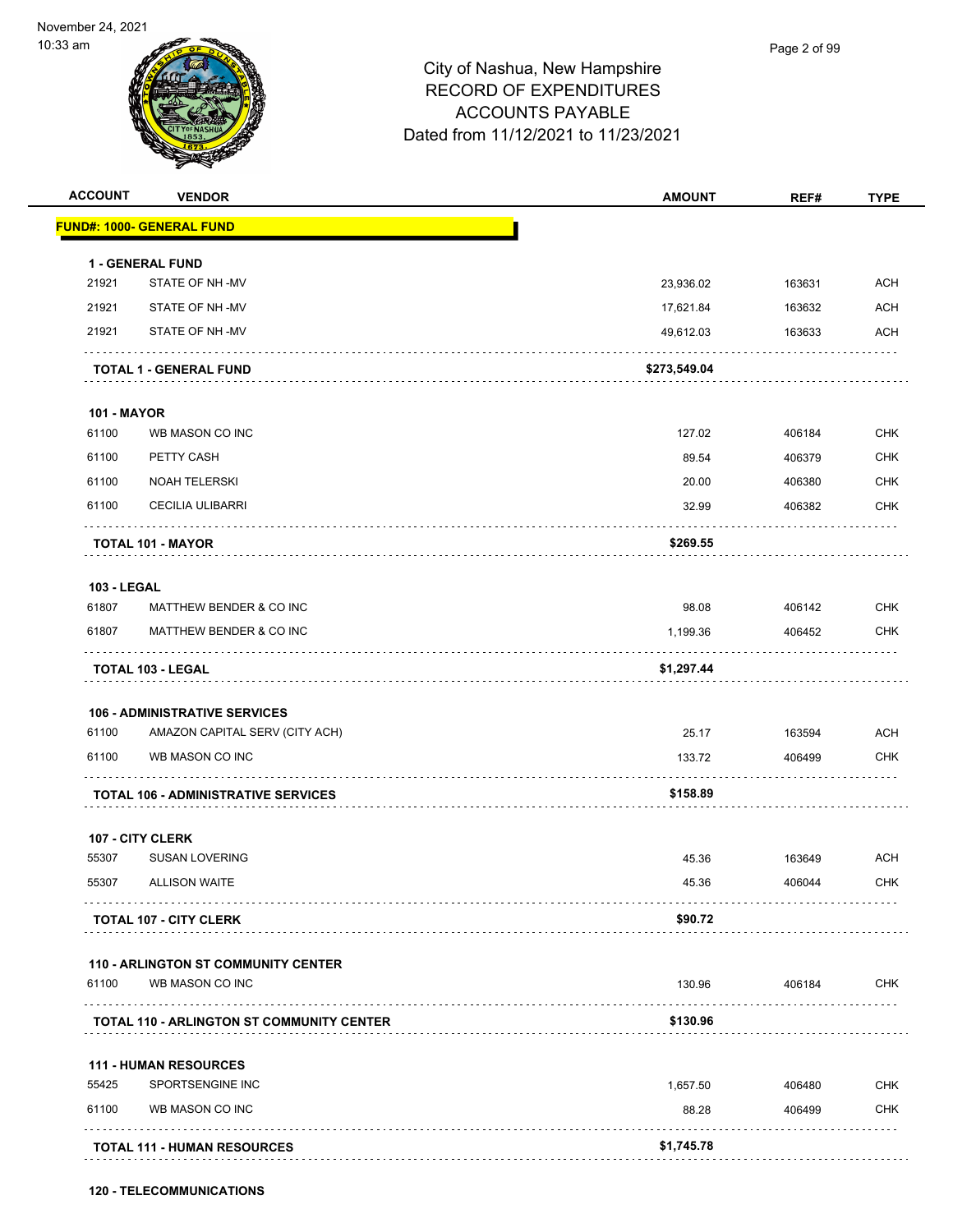City of Nashua, New Hampshire
RECORD OF EXPENDITURES
ACCOUNTS PAYABLE
Dated from 11/12/2021 to 11/23/2021

| ACCOUNT | VENDOR | AMOUNT | REF# | TYPE |
|---|---|---|---|---|
| **FUND#: 1000- GENERAL FUND** | | | | |
| **1 - GENERAL FUND** | | | | |
| 21921 | STATE OF NH -MV | 23,936.02 | 163631 | ACH |
| 21921 | STATE OF NH -MV | 17,621.84 | 163632 | ACH |
| 21921 | STATE OF NH -MV | 49,612.03 | 163633 | ACH |
| **TOTAL 1 - GENERAL FUND** | | **$273,549.04** | | |
| **101 - MAYOR** | | | | |
| 61100 | WB MASON CO INC | 127.02 | 406184 | CHK |
| 61100 | PETTY CASH | 89.54 | 406379 | CHK |
| 61100 | NOAH TELERSKI | 20.00 | 406380 | CHK |
| 61100 | CECILIA ULIBARRI | 32.99 | 406382 | CHK |
| **TOTAL 101 - MAYOR** | | **$269.55** | | |
| **103 - LEGAL** | | | | |
| 61807 | MATTHEW BENDER & CO INC | 98.08 | 406142 | CHK |
| 61807 | MATTHEW BENDER & CO INC | 1,199.36 | 406452 | CHK |
| **TOTAL 103 - LEGAL** | | **$1,297.44** | | |
| **106 - ADMINISTRATIVE SERVICES** | | | | |
| 61100 | AMAZON CAPITAL SERV (CITY ACH) | 25.17 | 163594 | ACH |
| 61100 | WB MASON CO INC | 133.72 | 406499 | CHK |
| **TOTAL 106 - ADMINISTRATIVE SERVICES** | | **$158.89** | | |
| **107 - CITY CLERK** | | | | |
| 55307 | SUSAN LOVERING | 45.36 | 163649 | ACH |
| 55307 | ALLISON WAITE | 45.36 | 406044 | CHK |
| **TOTAL 107 - CITY CLERK** | | **$90.72** | | |
| **110 - ARLINGTON ST COMMUNITY CENTER** | | | | |
| 61100 | WB MASON CO INC | 130.96 | 406184 | CHK |
| **TOTAL 110 - ARLINGTON ST COMMUNITY CENTER** | | **$130.96** | | |
| **111 - HUMAN RESOURCES** | | | | |
| 55425 | SPORTSENGINE INC | 1,657.50 | 406480 | CHK |
| 61100 | WB MASON CO INC | 88.28 | 406499 | CHK |
| **TOTAL 111 - HUMAN RESOURCES** | | **$1,745.78** | | |
| **120 - TELECOMMUNICATIONS** | | | | |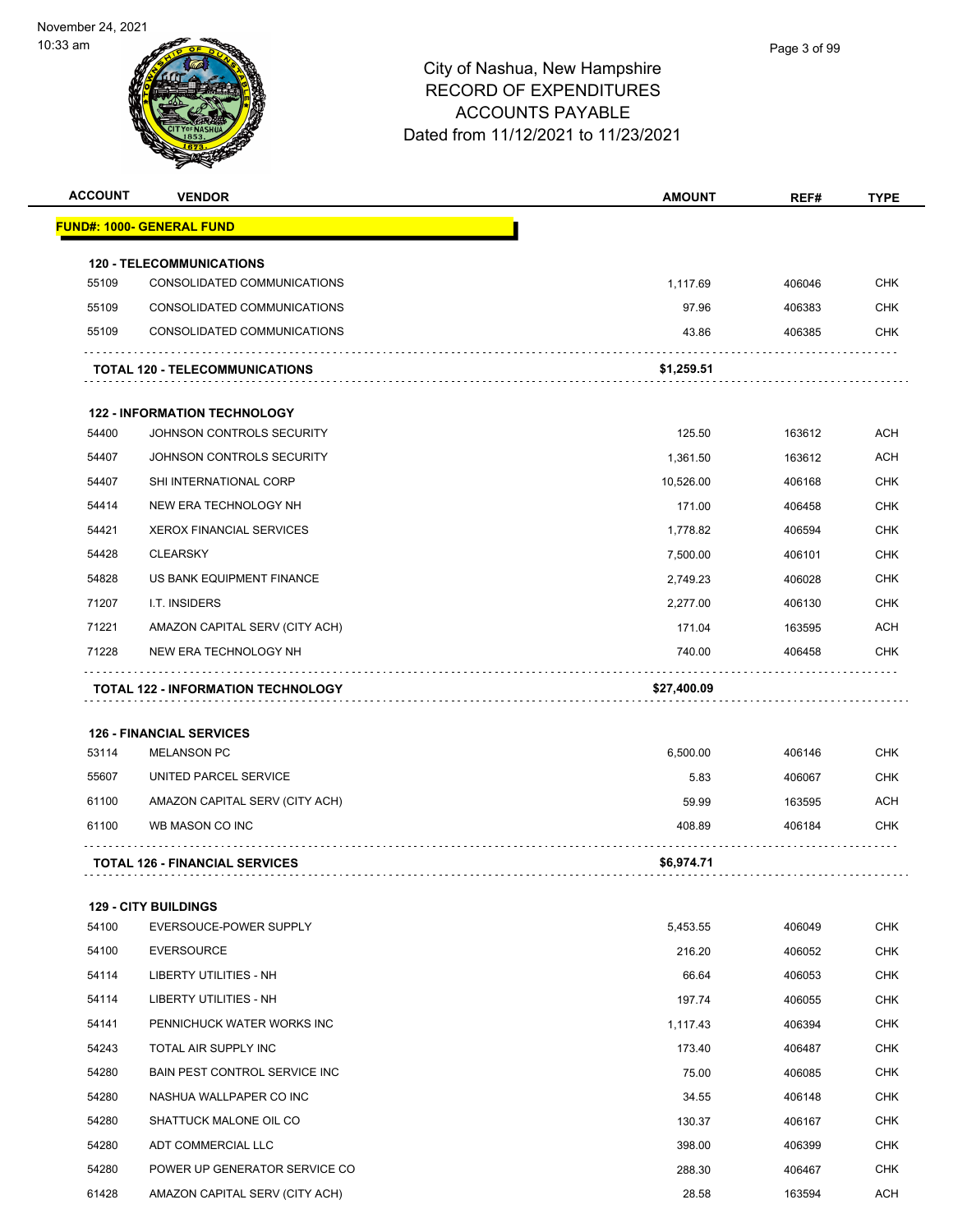November 24, 2021
10:33 am

# City of Nashua, New Hampshire
## RECORD OF EXPENDITURES
## ACCOUNTS PAYABLE
## Dated from 11/12/2021 to 11/23/2021

| ACCOUNT | VENDOR | AMOUNT | REF# | TYPE |
|---|---|---|---|---|
| **FUND#: 1000- GENERAL FUND** | | | | |
| **120 - TELECOMMUNICATIONS** | | | | |
| 55109 | CONSOLIDATED COMMUNICATIONS | 1,117.69 | 406046 | CHK |
| 55109 | CONSOLIDATED COMMUNICATIONS | 97.96 | 406383 | CHK |
| 55109 | CONSOLIDATED COMMUNICATIONS | 43.86 | 406385 | CHK |
| | **TOTAL 120 - TELECOMMUNICATIONS** | **$1,259.51** | | |
| **122 - INFORMATION TECHNOLOGY** | | | | |
| 54400 | JOHNSON CONTROLS SECURITY | 125.50 | 163612 | ACH |
| 54407 | JOHNSON CONTROLS SECURITY | 1,361.50 | 163612 | ACH |
| 54407 | SHI INTERNATIONAL CORP | 10,526.00 | 406168 | CHK |
| 54414 | NEW ERA TECHNOLOGY NH | 171.00 | 406458 | CHK |
| 54421 | XEROX FINANCIAL SERVICES | 1,778.82 | 406594 | CHK |
| 54428 | CLEARSKY | 7,500.00 | 406101 | CHK |
| 54828 | US BANK EQUIPMENT FINANCE | 2,749.23 | 406028 | CHK |
| 71207 | I.T. INSIDERS | 2,277.00 | 406130 | CHK |
| 71221 | AMAZON CAPITAL SERV (CITY ACH) | 171.04 | 163595 | ACH |
| 71228 | NEW ERA TECHNOLOGY NH | 740.00 | 406458 | CHK |
| | **TOTAL 122 - INFORMATION TECHNOLOGY** | **$27,400.09** | | |
| **126 - FINANCIAL SERVICES** | | | | |
| 53114 | MELANSON PC | 6,500.00 | 406146 | CHK |
| 55607 | UNITED PARCEL SERVICE | 5.83 | 406067 | CHK |
| 61100 | AMAZON CAPITAL SERV (CITY ACH) | 59.99 | 163595 | ACH |
| 61100 | WB MASON CO INC | 408.89 | 406184 | CHK |
| | **TOTAL 126 - FINANCIAL SERVICES** | **$6,974.71** | | |
| **129 - CITY BUILDINGS** | | | | |
| 54100 | EVERSOUCE-POWER SUPPLY | 5,453.55 | 406049 | CHK |
| 54100 | EVERSOURCE | 216.20 | 406052 | CHK |
| 54114 | LIBERTY UTILITIES - NH | 66.64 | 406053 | CHK |
| 54114 | LIBERTY UTILITIES - NH | 197.74 | 406055 | CHK |
| 54141 | PENNICHUCK WATER WORKS INC | 1,117.43 | 406394 | CHK |
| 54243 | TOTAL AIR SUPPLY INC | 173.40 | 406487 | CHK |
| 54280 | BAIN PEST CONTROL SERVICE INC | 75.00 | 406085 | CHK |
| 54280 | NASHUA WALLPAPER CO INC | 34.55 | 406148 | CHK |
| 54280 | SHATTUCK MALONE OIL CO | 130.37 | 406167 | CHK |
| 54280 | ADT COMMERCIAL LLC | 398.00 | 406399 | CHK |
| 54280 | POWER UP GENERATOR SERVICE CO | 288.30 | 406467 | CHK |
| 61428 | AMAZON CAPITAL SERV (CITY ACH) | 28.58 | 163594 | ACH |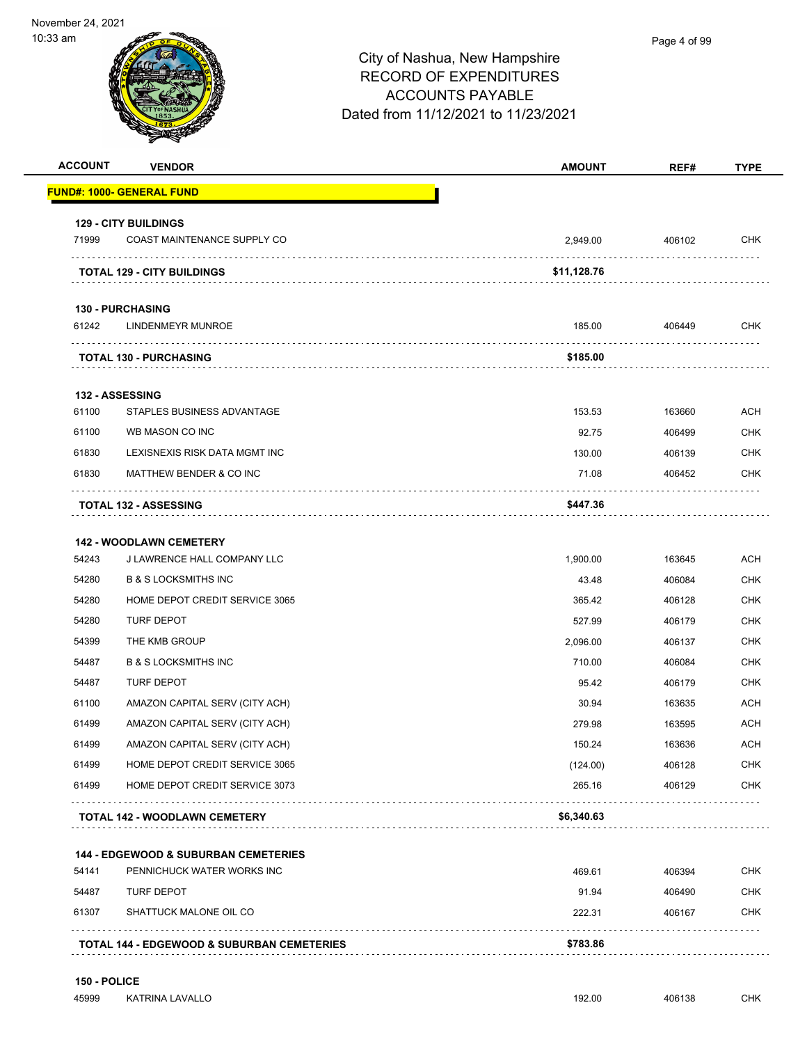November 24, 2021
10:33 am

# City of Nashua, New Hampshire
## RECORD OF EXPENDITURES
## ACCOUNTS PAYABLE
## Dated from 11/12/2021 to 11/23/2021

| ACCOUNT | VENDOR | AMOUNT | REF# | TYPE |
|---|---|---|---|---|
| **FUND#: 1000- GENERAL FUND** | | | | |
| **129 - CITY BUILDINGS** | | | | |
| 71999 | COAST MAINTENANCE SUPPLY CO | 2,949.00 | 406102 | CHK |
| | **TOTAL 129 - CITY BUILDINGS** | **$11,128.76** | | |
| **130 - PURCHASING** | | | | |
| 61242 | LINDENMEYR MUNROE | 185.00 | 406449 | CHK |
| | **TOTAL 130 - PURCHASING** | **$185.00** | | |
| **132 - ASSESSING** | | | | |
| 61100 | STAPLES BUSINESS ADVANTAGE | 153.53 | 163660 | ACH |
| 61100 | WB MASON CO INC | 92.75 | 406499 | CHK |
| 61830 | LEXISNEXIS RISK DATA MGMT INC | 130.00 | 406139 | CHK |
| 61830 | MATTHEW BENDER & CO INC | 71.08 | 406452 | CHK |
| | **TOTAL 132 - ASSESSING** | **$447.36** | | |
| **142 - WOODLAWN CEMETERY** | | | | |
| 54243 | J LAWRENCE HALL COMPANY LLC | 1,900.00 | 163645 | ACH |
| 54280 | B & S LOCKSMITHS INC | 43.48 | 406084 | CHK |
| 54280 | HOME DEPOT CREDIT SERVICE 3065 | 365.42 | 406128 | CHK |
| 54280 | TURF DEPOT | 527.99 | 406179 | CHK |
| 54399 | THE KMB GROUP | 2,096.00 | 406137 | CHK |
| 54487 | B & S LOCKSMITHS INC | 710.00 | 406084 | CHK |
| 54487 | TURF DEPOT | 95.42 | 406179 | CHK |
| 61100 | AMAZON CAPITAL SERV (CITY ACH) | 30.94 | 163635 | ACH |
| 61499 | AMAZON CAPITAL SERV (CITY ACH) | 279.98 | 163595 | ACH |
| 61499 | AMAZON CAPITAL SERV (CITY ACH) | 150.24 | 163636 | ACH |
| 61499 | HOME DEPOT CREDIT SERVICE 3065 | (124.00) | 406128 | CHK |
| 61499 | HOME DEPOT CREDIT SERVICE 3073 | 265.16 | 406129 | CHK |
| | **TOTAL 142 - WOODLAWN CEMETERY** | **$6,340.63** | | |
| **144 - EDGEWOOD & SUBURBAN CEMETERIES** | | | | |
| 54141 | PENNICHUCK WATER WORKS INC | 469.61 | 406394 | CHK |
| 54487 | TURF DEPOT | 91.94 | 406490 | CHK |
| 61307 | SHATTUCK MALONE OIL CO | 222.31 | 406167 | CHK |
| | **TOTAL 144 - EDGEWOOD & SUBURBAN CEMETERIES** | **$783.86** | | |
| **150 - POLICE** | | | | |
| 45999 | KATRINA LAVALLO | 192.00 | 406138 | CHK |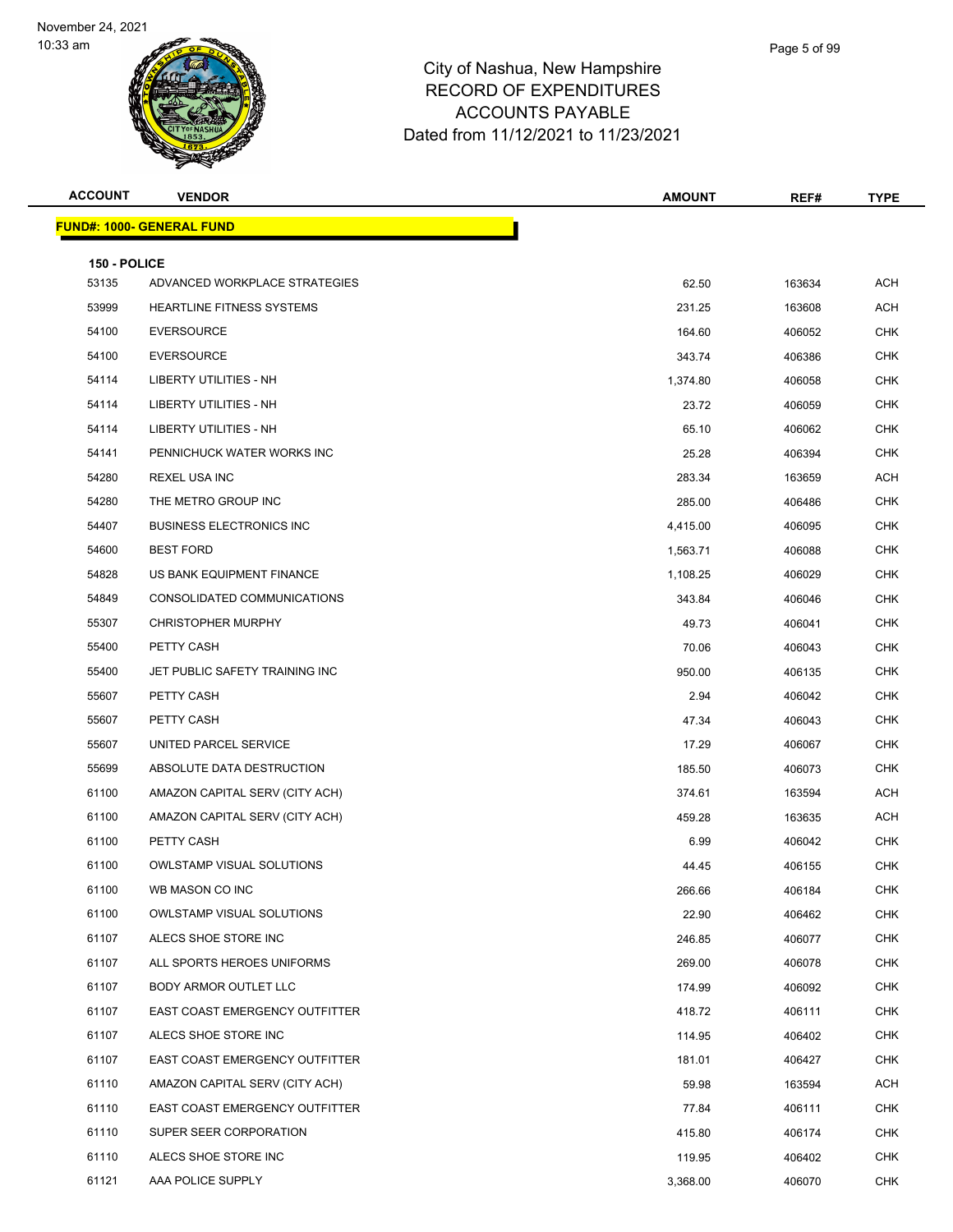# City of Nashua, New Hampshire
## RECORD OF EXPENDITURES
## ACCOUNTS PAYABLE
### Dated from 11/12/2021 to 11/23/2021

| ACCOUNT | VENDOR | AMOUNT | REF# | TYPE |
|---|---|---|---|---|
| **FUND#: 1000- GENERAL FUND** | | | | |
| **150 - POLICE** | | | | |
| 53135 | ADVANCED WORKPLACE STRATEGIES | 62.50 | 163634 | ACH |
| 53999 | HEARTLINE FITNESS SYSTEMS | 231.25 | 163608 | ACH |
| 54100 | EVERSOURCE | 164.60 | 406052 | CHK |
| 54100 | EVERSOURCE | 343.74 | 406386 | CHK |
| 54114 | LIBERTY UTILITIES - NH | 1,374.80 | 406058 | CHK |
| 54114 | LIBERTY UTILITIES - NH | 23.72 | 406059 | CHK |
| 54114 | LIBERTY UTILITIES - NH | 65.10 | 406062 | CHK |
| 54141 | PENNICHUCK WATER WORKS INC | 25.28 | 406394 | CHK |
| 54280 | REXEL USA INC | 283.34 | 163659 | ACH |
| 54280 | THE METRO GROUP INC | 285.00 | 406486 | CHK |
| 54407 | BUSINESS ELECTRONICS INC | 4,415.00 | 406095 | CHK |
| 54600 | BEST FORD | 1,563.71 | 406088 | CHK |
| 54828 | US BANK EQUIPMENT FINANCE | 1,108.25 | 406029 | CHK |
| 54849 | CONSOLIDATED COMMUNICATIONS | 343.84 | 406046 | CHK |
| 55307 | CHRISTOPHER MURPHY | 49.73 | 406041 | CHK |
| 55400 | PETTY CASH | 70.06 | 406043 | CHK |
| 55400 | JET PUBLIC SAFETY TRAINING INC | 950.00 | 406135 | CHK |
| 55607 | PETTY CASH | 2.94 | 406042 | CHK |
| 55607 | PETTY CASH | 47.34 | 406043 | CHK |
| 55607 | UNITED PARCEL SERVICE | 17.29 | 406067 | CHK |
| 55699 | ABSOLUTE DATA DESTRUCTION | 185.50 | 406073 | CHK |
| 61100 | AMAZON CAPITAL SERV (CITY ACH) | 374.61 | 163594 | ACH |
| 61100 | AMAZON CAPITAL SERV (CITY ACH) | 459.28 | 163635 | ACH |
| 61100 | PETTY CASH | 6.99 | 406042 | CHK |
| 61100 | OWLSTAMP VISUAL SOLUTIONS | 44.45 | 406155 | CHK |
| 61100 | WB MASON CO INC | 266.66 | 406184 | CHK |
| 61100 | OWLSTAMP VISUAL SOLUTIONS | 22.90 | 406462 | CHK |
| 61107 | ALECS SHOE STORE INC | 246.85 | 406077 | CHK |
| 61107 | ALL SPORTS HEROES UNIFORMS | 269.00 | 406078 | CHK |
| 61107 | BODY ARMOR OUTLET LLC | 174.99 | 406092 | CHK |
| 61107 | EAST COAST EMERGENCY OUTFITTER | 418.72 | 406111 | CHK |
| 61107 | ALECS SHOE STORE INC | 114.95 | 406402 | CHK |
| 61107 | EAST COAST EMERGENCY OUTFITTER | 181.01 | 406427 | CHK |
| 61110 | AMAZON CAPITAL SERV (CITY ACH) | 59.98 | 163594 | ACH |
| 61110 | EAST COAST EMERGENCY OUTFITTER | 77.84 | 406111 | CHK |
| 61110 | SUPER SEER CORPORATION | 415.80 | 406174 | CHK |
| 61110 | ALECS SHOE STORE INC | 119.95 | 406402 | CHK |
| 61121 | AAA POLICE SUPPLY | 3,368.00 | 406070 | CHK |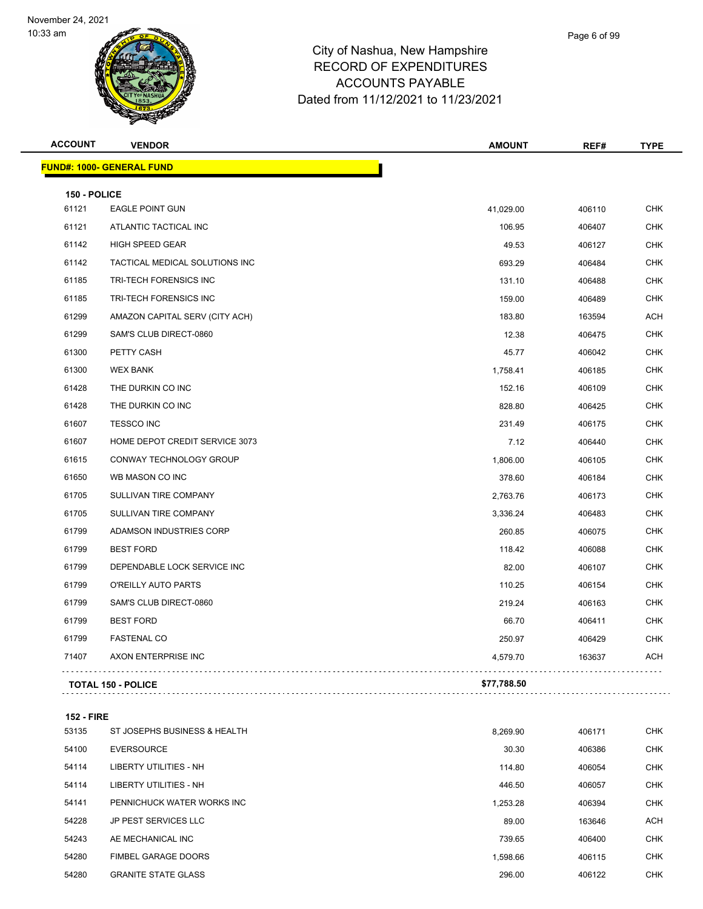# City of Nashua, New Hampshire
## RECORD OF EXPENDITURES
## ACCOUNTS PAYABLE
## Dated from 11/12/2021 to 11/23/2021

| ACCOUNT | VENDOR | AMOUNT | REF# | TYPE |
|---|---|---|---|---|
| **FUND#: 1000- GENERAL FUND** | | | | |
| **150 - POLICE** | | | | |
| 61121 | EAGLE POINT GUN | 41,029.00 | 406110 | CHK |
| 61121 | ATLANTIC TACTICAL INC | 106.95 | 406407 | CHK |
| 61142 | HIGH SPEED GEAR | 49.53 | 406127 | CHK |
| 61142 | TACTICAL MEDICAL SOLUTIONS INC | 693.29 | 406484 | CHK |
| 61185 | TRI-TECH FORENSICS INC | 131.10 | 406488 | CHK |
| 61185 | TRI-TECH FORENSICS INC | 159.00 | 406489 | CHK |
| 61299 | AMAZON CAPITAL SERV (CITY ACH) | 183.80 | 163594 | ACH |
| 61299 | SAM'S CLUB DIRECT-0860 | 12.38 | 406475 | CHK |
| 61300 | PETTY CASH | 45.77 | 406042 | CHK |
| 61300 | WEX BANK | 1,758.41 | 406185 | CHK |
| 61428 | THE DURKIN CO INC | 152.16 | 406109 | CHK |
| 61428 | THE DURKIN CO INC | 828.80 | 406425 | CHK |
| 61607 | TESSCO INC | 231.49 | 406175 | CHK |
| 61607 | HOME DEPOT CREDIT SERVICE 3073 | 7.12 | 406440 | CHK |
| 61615 | CONWAY TECHNOLOGY GROUP | 1,806.00 | 406105 | CHK |
| 61650 | WB MASON CO INC | 378.60 | 406184 | CHK |
| 61705 | SULLIVAN TIRE COMPANY | 2,763.76 | 406173 | CHK |
| 61705 | SULLIVAN TIRE COMPANY | 3,336.24 | 406483 | CHK |
| 61799 | ADAMSON INDUSTRIES CORP | 260.85 | 406075 | CHK |
| 61799 | BEST FORD | 118.42 | 406088 | CHK |
| 61799 | DEPENDABLE LOCK SERVICE INC | 82.00 | 406107 | CHK |
| 61799 | O'REILLY AUTO PARTS | 110.25 | 406154 | CHK |
| 61799 | SAM'S CLUB DIRECT-0860 | 219.24 | 406163 | CHK |
| 61799 | BEST FORD | 66.70 | 406411 | CHK |
| 61799 | FASTENAL CO | 250.97 | 406429 | CHK |
| 71407 | AXON ENTERPRISE INC | 4,579.70 | 163637 | ACH |
| **TOTAL 150 - POLICE** | | **$77,788.50** | | |
| **152 - FIRE** | | | | |
| 53135 | ST JOSEPHS BUSINESS & HEALTH | 8,269.90 | 406171 | CHK |
| 54100 | EVERSOURCE | 30.30 | 406386 | CHK |
| 54114 | LIBERTY UTILITIES - NH | 114.80 | 406054 | CHK |
| 54114 | LIBERTY UTILITIES - NH | 446.50 | 406057 | CHK |
| 54141 | PENNICHUCK WATER WORKS INC | 1,253.28 | 406394 | CHK |
| 54228 | JP PEST SERVICES LLC | 89.00 | 163646 | ACH |
| 54243 | AE MECHANICAL INC | 739.65 | 406400 | CHK |
| 54280 | FIMBEL GARAGE DOORS | 1,598.66 | 406115 | CHK |
| 54280 | GRANITE STATE GLASS | 296.00 | 406122 | CHK |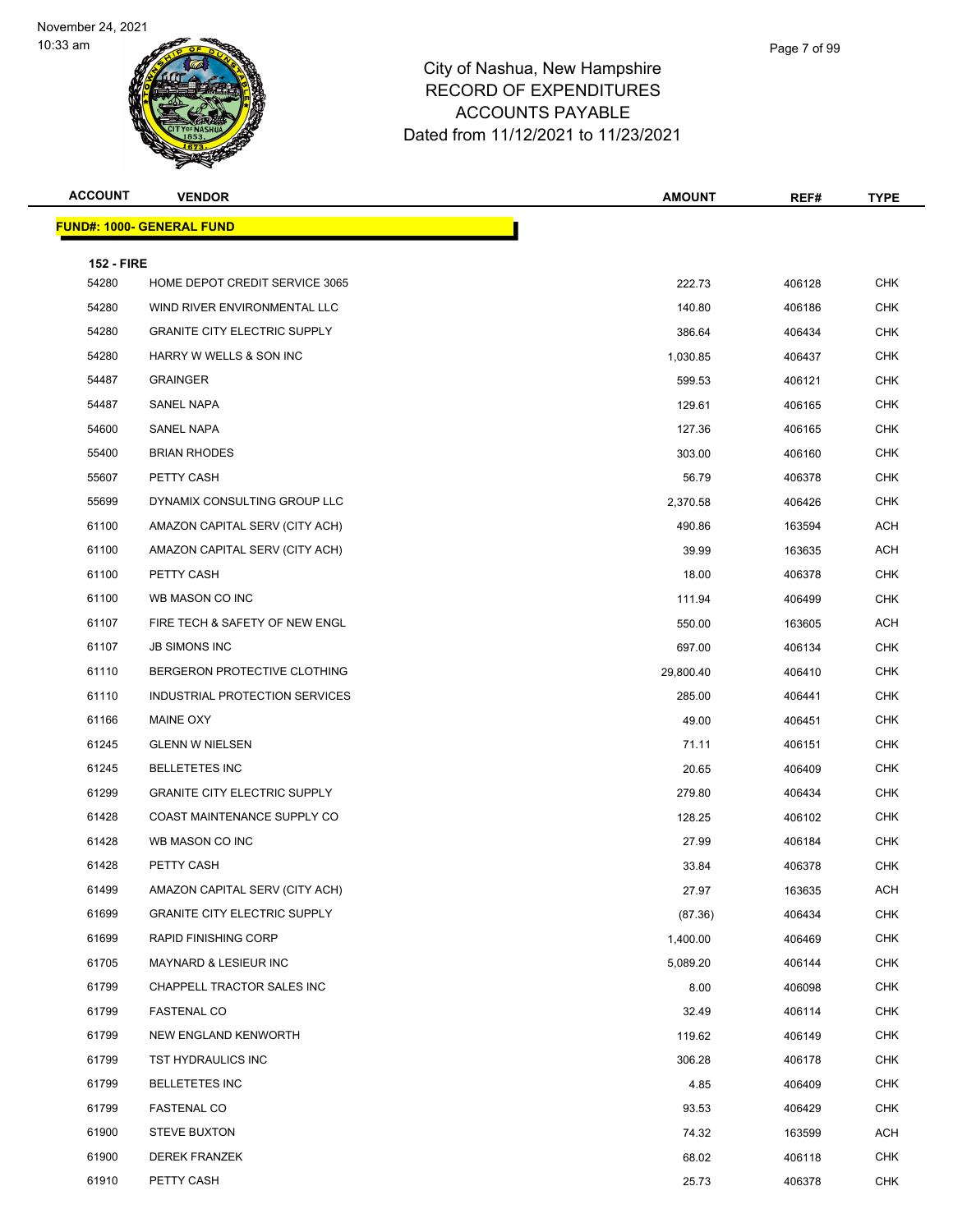November 24, 2021
10:33 am

# City of Nashua, New Hampshire
## RECORD OF EXPENDITURES
## ACCOUNTS PAYABLE
## Dated from 11/12/2021 to 11/23/2021

| ACCOUNT | VENDOR | AMOUNT | REF# | TYPE |
|---|---|---|---|---|
| **FUND#: 1000- GENERAL FUND** | | | | |
| **152 - FIRE** | | | | |
| 54280 | HOME DEPOT CREDIT SERVICE 3065 | 222.73 | 406128 | CHK |
| 54280 | WIND RIVER ENVIRONMENTAL LLC | 140.80 | 406186 | CHK |
| 54280 | GRANITE CITY ELECTRIC SUPPLY | 386.64 | 406434 | CHK |
| 54280 | HARRY W WELLS & SON INC | 1,030.85 | 406437 | CHK |
| 54487 | GRAINGER | 599.53 | 406121 | CHK |
| 54487 | SANEL NAPA | 129.61 | 406165 | CHK |
| 54600 | SANEL NAPA | 127.36 | 406165 | CHK |
| 55400 | BRIAN RHODES | 303.00 | 406160 | CHK |
| 55607 | PETTY CASH | 56.79 | 406378 | CHK |
| 55699 | DYNAMIX CONSULTING GROUP LLC | 2,370.58 | 406426 | CHK |
| 61100 | AMAZON CAPITAL SERV (CITY ACH) | 490.86 | 163594 | ACH |
| 61100 | AMAZON CAPITAL SERV (CITY ACH) | 39.99 | 163635 | ACH |
| 61100 | PETTY CASH | 18.00 | 406378 | CHK |
| 61100 | WB MASON CO INC | 111.94 | 406499 | CHK |
| 61107 | FIRE TECH & SAFETY OF NEW ENGL | 550.00 | 163605 | ACH |
| 61107 | JB SIMONS INC | 697.00 | 406134 | CHK |
| 61110 | BERGERON PROTECTIVE CLOTHING | 29,800.40 | 406410 | CHK |
| 61110 | INDUSTRIAL PROTECTION SERVICES | 285.00 | 406441 | CHK |
| 61166 | MAINE OXY | 49.00 | 406451 | CHK |
| 61245 | GLENN W NIELSEN | 71.11 | 406151 | CHK |
| 61245 | BELLETETES INC | 20.65 | 406409 | CHK |
| 61299 | GRANITE CITY ELECTRIC SUPPLY | 279.80 | 406434 | CHK |
| 61428 | COAST MAINTENANCE SUPPLY CO | 128.25 | 406102 | CHK |
| 61428 | WB MASON CO INC | 27.99 | 406184 | CHK |
| 61428 | PETTY CASH | 33.84 | 406378 | CHK |
| 61499 | AMAZON CAPITAL SERV (CITY ACH) | 27.97 | 163635 | ACH |
| 61699 | GRANITE CITY ELECTRIC SUPPLY | (87.36) | 406434 | CHK |
| 61699 | RAPID FINISHING CORP | 1,400.00 | 406469 | CHK |
| 61705 | MAYNARD & LESIEUR INC | 5,089.20 | 406144 | CHK |
| 61799 | CHAPPELL TRACTOR SALES INC | 8.00 | 406098 | CHK |
| 61799 | FASTENAL CO | 32.49 | 406114 | CHK |
| 61799 | NEW ENGLAND KENWORTH | 119.62 | 406149 | CHK |
| 61799 | TST HYDRAULICS INC | 306.28 | 406178 | CHK |
| 61799 | BELLETETES INC | 4.85 | 406409 | CHK |
| 61799 | FASTENAL CO | 93.53 | 406429 | CHK |
| 61900 | STEVE BUXTON | 74.32 | 163599 | ACH |
| 61900 | DEREK FRANZEK | 68.02 | 406118 | CHK |
| 61910 | PETTY CASH | 25.73 | 406378 | CHK |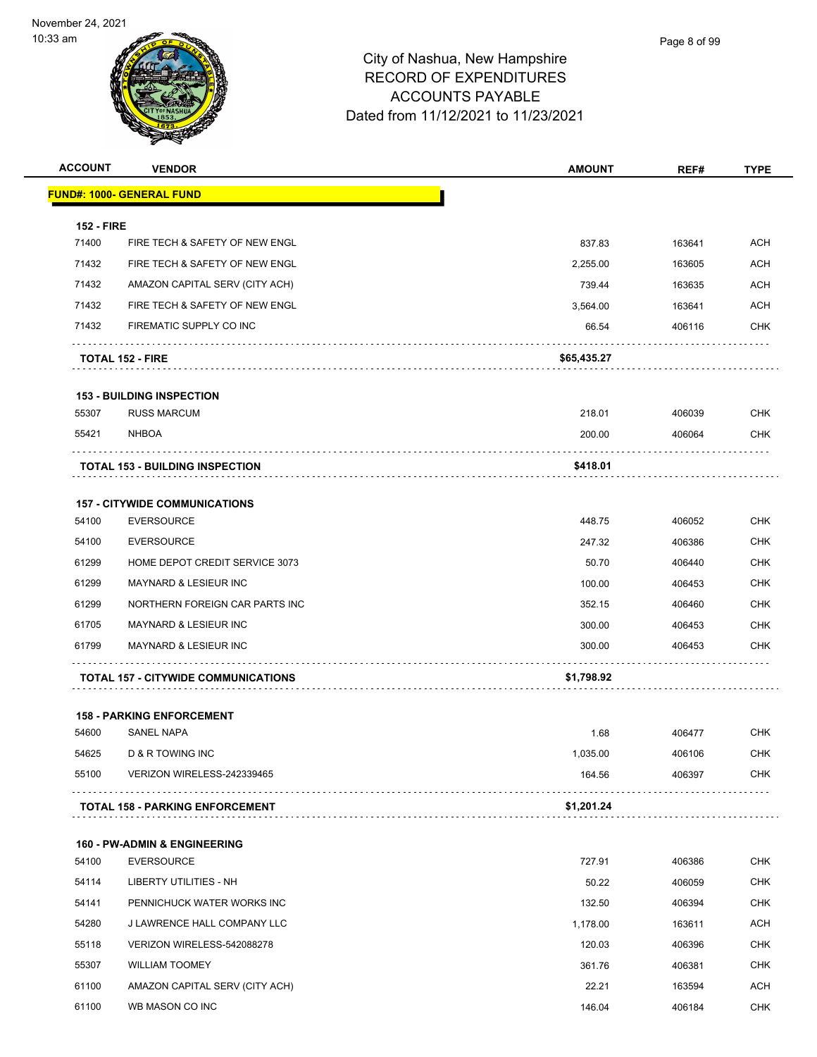# City of Nashua, New Hampshire
## RECORD OF EXPENDITURES
## ACCOUNTS PAYABLE
## Dated from 11/12/2021 to 11/23/2021

| ACCOUNT | VENDOR | AMOUNT | REF# | TYPE |
|---|---|---|---|---|
| **FUND#: 1000- GENERAL FUND** | | | | |
| **152 - FIRE** | | | | |
| 71400 | FIRE TECH & SAFETY OF NEW ENGL | 837.83 | 163641 | ACH |
| 71432 | FIRE TECH & SAFETY OF NEW ENGL | 2,255.00 | 163605 | ACH |
| 71432 | AMAZON CAPITAL SERV (CITY ACH) | 739.44 | 163635 | ACH |
| 71432 | FIRE TECH & SAFETY OF NEW ENGL | 3,564.00 | 163641 | ACH |
| 71432 | FIREMATIC SUPPLY CO INC | 66.54 | 406116 | CHK |
| **TOTAL 152 - FIRE** | | **$65,435.27** | | |
| **153 - BUILDING INSPECTION** | | | | |
| 55307 | RUSS MARCUM | 218.01 | 406039 | CHK |
| 55421 | NHBOA | 200.00 | 406064 | CHK |
| **TOTAL 153 - BUILDING INSPECTION** | | **$418.01** | | |
| **157 - CITYWIDE COMMUNICATIONS** | | | | |
| 54100 | EVERSOURCE | 448.75 | 406052 | CHK |
| 54100 | EVERSOURCE | 247.32 | 406386 | CHK |
| 61299 | HOME DEPOT CREDIT SERVICE 3073 | 50.70 | 406440 | CHK |
| 61299 | MAYNARD & LESIEUR INC | 100.00 | 406453 | CHK |
| 61299 | NORTHERN FOREIGN CAR PARTS INC | 352.15 | 406460 | CHK |
| 61705 | MAYNARD & LESIEUR INC | 300.00 | 406453 | CHK |
| 61799 | MAYNARD & LESIEUR INC | 300.00 | 406453 | CHK |
| **TOTAL 157 - CITYWIDE COMMUNICATIONS** | | **$1,798.92** | | |
| **158 - PARKING ENFORCEMENT** | | | | |
| 54600 | SANEL NAPA | 1.68 | 406477 | CHK |
| 54625 | D & R TOWING INC | 1,035.00 | 406106 | CHK |
| 55100 | VERIZON WIRELESS-242339465 | 164.56 | 406397 | CHK |
| **TOTAL 158 - PARKING ENFORCEMENT** | | **$1,201.24** | | |
| **160 - PW-ADMIN & ENGINEERING** | | | | |
| 54100 | EVERSOURCE | 727.91 | 406386 | CHK |
| 54114 | LIBERTY UTILITIES - NH | 50.22 | 406059 | CHK |
| 54141 | PENNICHUCK WATER WORKS INC | 132.50 | 406394 | CHK |
| 54280 | J LAWRENCE HALL COMPANY LLC | 1,178.00 | 163611 | ACH |
| 55118 | VERIZON WIRELESS-542088278 | 120.03 | 406396 | CHK |
| 55307 | WILLIAM TOOMEY | 361.76 | 406381 | CHK |
| 61100 | AMAZON CAPITAL SERV (CITY ACH) | 22.21 | 163594 | ACH |
| 61100 | WB MASON CO INC | 146.04 | 406184 | CHK |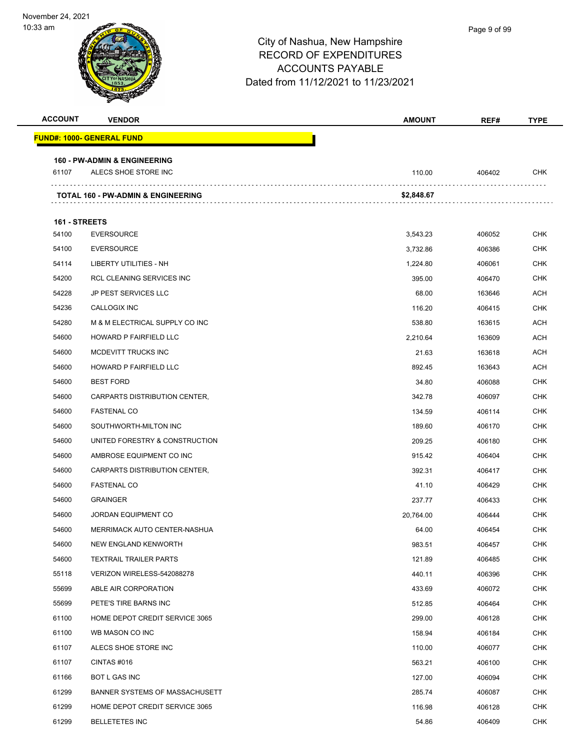# City of Nashua, New Hampshire
## RECORD OF EXPENDITURES
## ACCOUNTS PAYABLE
## Dated from 11/12/2021 to 11/23/2021

| ACCOUNT | VENDOR | AMOUNT | REF# | TYPE |
|---|---|---|---|---|
| **FUND#: 1000- GENERAL FUND** | | | | |
| **160 - PW-ADMIN & ENGINEERING** | | | | |
| 61107 | ALECS SHOE STORE INC | 110.00 | 406402 | CHK |
| | **TOTAL 160 - PW-ADMIN & ENGINEERING** | **$2,848.67** | | |
| **161 - STREETS** | | | | |
| 54100 | EVERSOURCE | 3,543.23 | 406052 | CHK |
| 54100 | EVERSOURCE | 3,732.86 | 406386 | CHK |
| 54114 | LIBERTY UTILITIES - NH | 1,224.80 | 406061 | CHK |
| 54200 | RCL CLEANING SERVICES INC | 395.00 | 406470 | CHK |
| 54228 | JP PEST SERVICES LLC | 68.00 | 163646 | ACH |
| 54236 | CALLOGIX INC | 116.20 | 406415 | CHK |
| 54280 | M & M ELECTRICAL SUPPLY CO INC | 538.80 | 163615 | ACH |
| 54600 | HOWARD P FAIRFIELD LLC | 2,210.64 | 163609 | ACH |
| 54600 | MCDEVITT TRUCKS INC | 21.63 | 163618 | ACH |
| 54600 | HOWARD P FAIRFIELD LLC | 892.45 | 163643 | ACH |
| 54600 | BEST FORD | 34.80 | 406088 | CHK |
| 54600 | CARPARTS DISTRIBUTION CENTER, | 342.78 | 406097 | CHK |
| 54600 | FASTENAL CO | 134.59 | 406114 | CHK |
| 54600 | SOUTHWORTH-MILTON INC | 189.60 | 406170 | CHK |
| 54600 | UNITED FORESTRY & CONSTRUCTION | 209.25 | 406180 | CHK |
| 54600 | AMBROSE EQUIPMENT CO INC | 915.42 | 406404 | CHK |
| 54600 | CARPARTS DISTRIBUTION CENTER, | 392.31 | 406417 | CHK |
| 54600 | FASTENAL CO | 41.10 | 406429 | CHK |
| 54600 | GRAINGER | 237.77 | 406433 | CHK |
| 54600 | JORDAN EQUIPMENT CO | 20,764.00 | 406444 | CHK |
| 54600 | MERRIMACK AUTO CENTER-NASHUA | 64.00 | 406454 | CHK |
| 54600 | NEW ENGLAND KENWORTH | 983.51 | 406457 | CHK |
| 54600 | TEXTRAIL TRAILER PARTS | 121.89 | 406485 | CHK |
| 55118 | VERIZON WIRELESS-542088278 | 440.11 | 406396 | CHK |
| 55699 | ABLE AIR CORPORATION | 433.69 | 406072 | CHK |
| 55699 | PETE'S TIRE BARNS INC | 512.85 | 406464 | CHK |
| 61100 | HOME DEPOT CREDIT SERVICE 3065 | 299.00 | 406128 | CHK |
| 61100 | WB MASON CO INC | 158.94 | 406184 | CHK |
| 61107 | ALECS SHOE STORE INC | 110.00 | 406077 | CHK |
| 61107 | CINTAS #016 | 563.21 | 406100 | CHK |
| 61166 | BOT L GAS INC | 127.00 | 406094 | CHK |
| 61299 | BANNER SYSTEMS OF MASSACHUSETT | 285.74 | 406087 | CHK |
| 61299 | HOME DEPOT CREDIT SERVICE 3065 | 116.98 | 406128 | CHK |
| 61299 | BELLETETES INC | 54.86 | 406409 | CHK |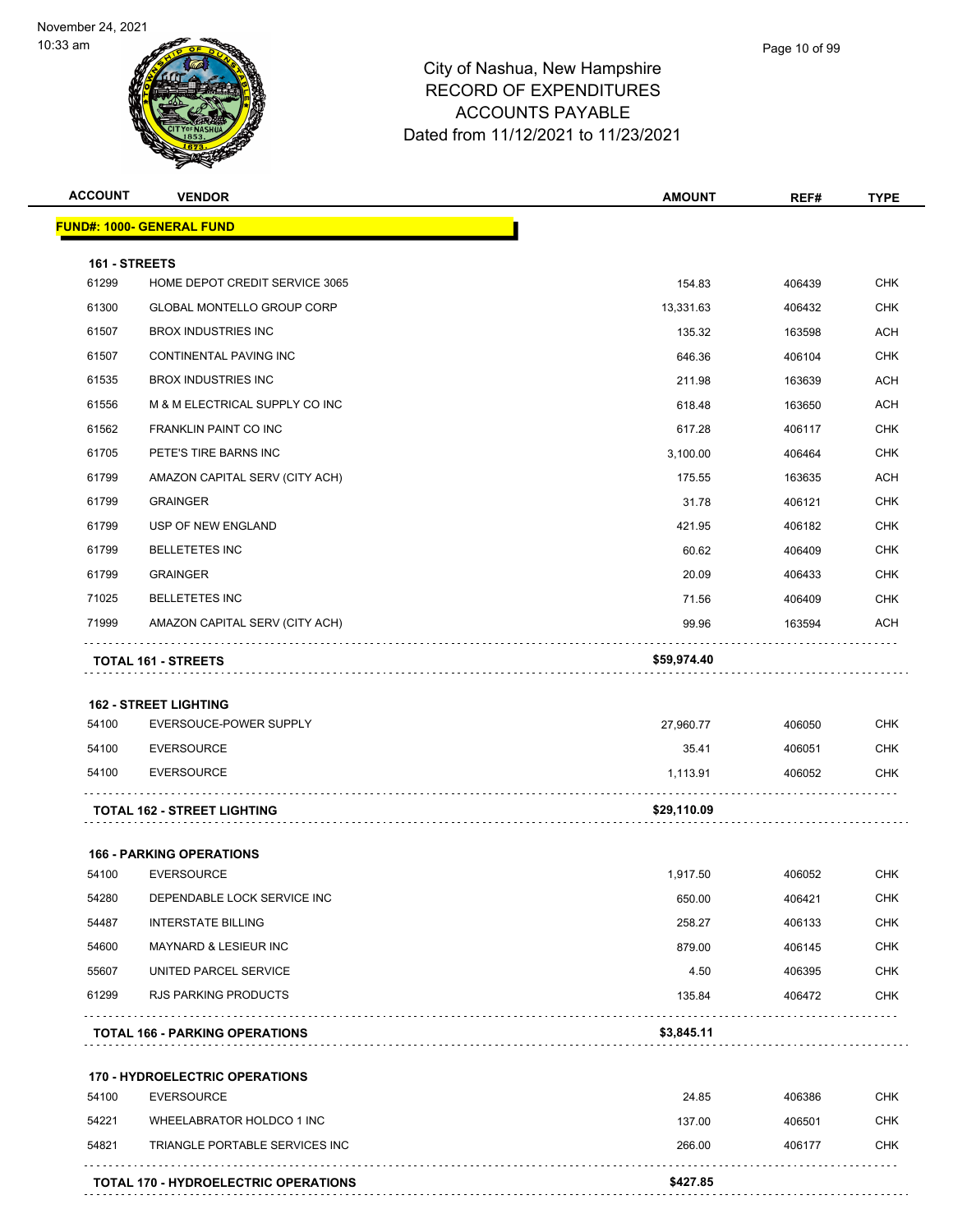# City of Nashua, New Hampshire
## RECORD OF EXPENDITURES
## ACCOUNTS PAYABLE
### Dated from 11/12/2021 to 11/23/2021

| ACCOUNT | VENDOR | AMOUNT | REF# | TYPE |
|---|---|---|---|---|
| **FUND#: 1000- GENERAL FUND** | | | | |
| **161 - STREETS** | | | | |
| 61299 | HOME DEPOT CREDIT SERVICE 3065 | 154.83 | 406439 | CHK |
| 61300 | GLOBAL MONTELLO GROUP CORP | 13,331.63 | 406432 | CHK |
| 61507 | BROX INDUSTRIES INC | 135.32 | 163598 | ACH |
| 61507 | CONTINENTAL PAVING INC | 646.36 | 406104 | CHK |
| 61535 | BROX INDUSTRIES INC | 211.98 | 163639 | ACH |
| 61556 | M & M ELECTRICAL SUPPLY CO INC | 618.48 | 163650 | ACH |
| 61562 | FRANKLIN PAINT CO INC | 617.28 | 406117 | CHK |
| 61705 | PETE'S TIRE BARNS INC | 3,100.00 | 406464 | CHK |
| 61799 | AMAZON CAPITAL SERV (CITY ACH) | 175.55 | 163635 | ACH |
| 61799 | GRAINGER | 31.78 | 406121 | CHK |
| 61799 | USP OF NEW ENGLAND | 421.95 | 406182 | CHK |
| 61799 | BELLETETES INC | 60.62 | 406409 | CHK |
| 61799 | GRAINGER | 20.09 | 406433 | CHK |
| 71025 | BELLETETES INC | 71.56 | 406409 | CHK |
| 71999 | AMAZON CAPITAL SERV (CITY ACH) | 99.96 | 163594 | ACH |
| **TOTAL 161 - STREETS** | | **$59,974.40** | | |
| **162 - STREET LIGHTING** | | | | |
| 54100 | EVERSOUCE-POWER SUPPLY | 27,960.77 | 406050 | CHK |
| 54100 | EVERSOURCE | 35.41 | 406051 | CHK |
| 54100 | EVERSOURCE | 1,113.91 | 406052 | CHK |
| **TOTAL 162 - STREET LIGHTING** | | **$29,110.09** | | |
| **166 - PARKING OPERATIONS** | | | | |
| 54100 | EVERSOURCE | 1,917.50 | 406052 | CHK |
| 54280 | DEPENDABLE LOCK SERVICE INC | 650.00 | 406421 | CHK |
| 54487 | INTERSTATE BILLING | 258.27 | 406133 | CHK |
| 54600 | MAYNARD & LESIEUR INC | 879.00 | 406145 | CHK |
| 55607 | UNITED PARCEL SERVICE | 4.50 | 406395 | CHK |
| 61299 | RJS PARKING PRODUCTS | 135.84 | 406472 | CHK |
| **TOTAL 166 - PARKING OPERATIONS** | | **$3,845.11** | | |
| **170 - HYDROELECTRIC OPERATIONS** | | | | |
| 54100 | EVERSOURCE | 24.85 | 406386 | CHK |
| 54221 | WHEELABRATOR HOLDCO 1 INC | 137.00 | 406501 | CHK |
| 54821 | TRIANGLE PORTABLE SERVICES INC | 266.00 | 406177 | CHK |
| **TOTAL 170 - HYDROELECTRIC OPERATIONS** | | **$427.85** | | |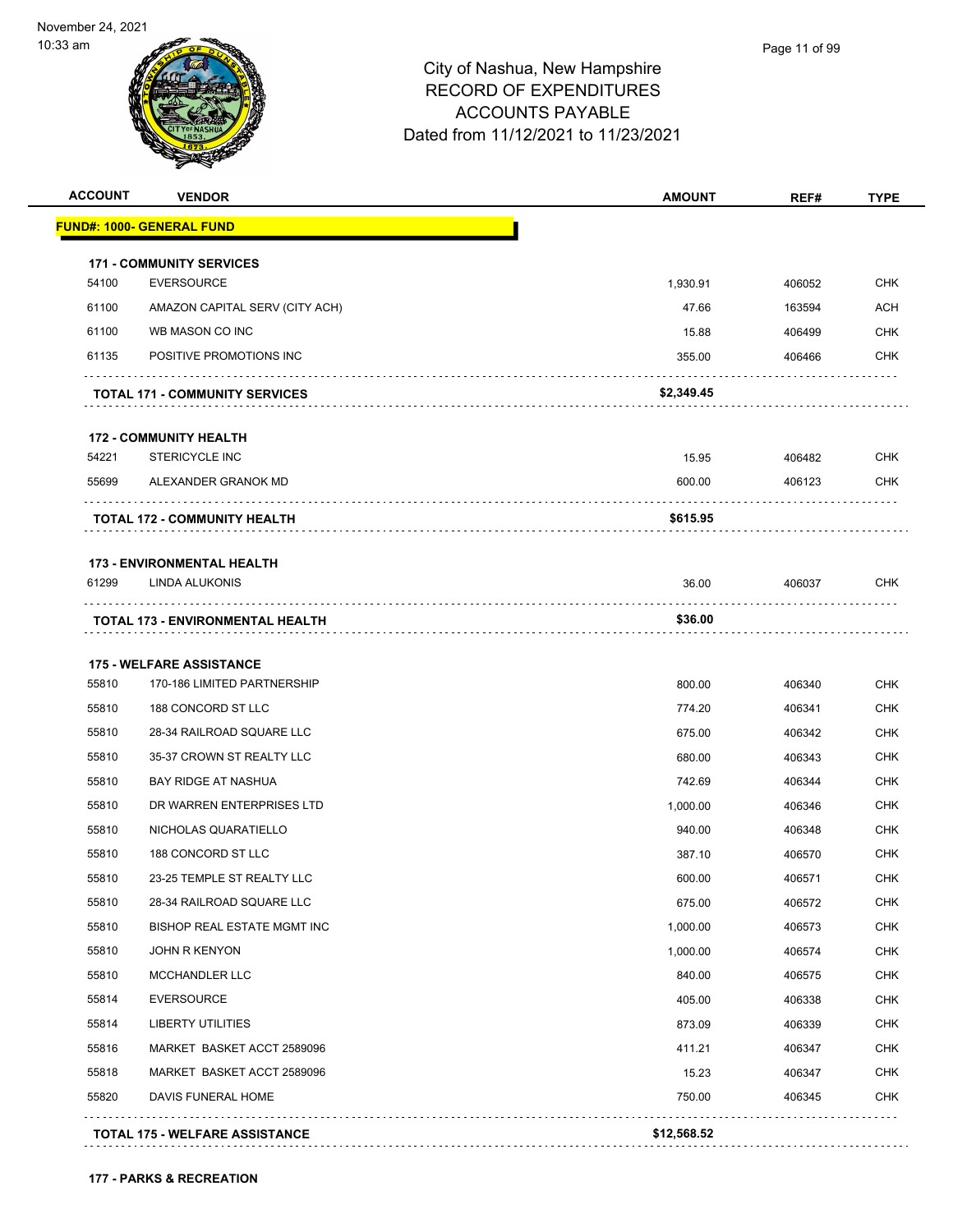# City of Nashua, New Hampshire
## RECORD OF EXPENDITURES
## ACCOUNTS PAYABLE
## Dated from 11/12/2021 to 11/23/2021

| ACCOUNT | VENDOR | AMOUNT | REF# | TYPE |
|---|---|---|---|---|
| **FUND#: 1000- GENERAL FUND** | | | | |
| **171 - COMMUNITY SERVICES** | | | | |
| 54100 | EVERSOURCE | 1,930.91 | 406052 | CHK |
| 61100 | AMAZON CAPITAL SERV (CITY ACH) | 47.66 | 163594 | ACH |
| 61100 | WB MASON CO INC | 15.88 | 406499 | CHK |
| 61135 | POSITIVE PROMOTIONS INC | 355.00 | 406466 | CHK |
| | **TOTAL 171 - COMMUNITY SERVICES** | **$2,349.45** | | |
| **172 - COMMUNITY HEALTH** | | | | |
| 54221 | STERICYCLE INC | 15.95 | 406482 | CHK |
| 55699 | ALEXANDER GRANOK MD | 600.00 | 406123 | CHK |
| | **TOTAL 172 - COMMUNITY HEALTH** | **$615.95** | | |
| **173 - ENVIRONMENTAL HEALTH** | | | | |
| 61299 | LINDA ALUKONIS | 36.00 | 406037 | CHK |
| | **TOTAL 173 - ENVIRONMENTAL HEALTH** | **$36.00** | | |
| **175 - WELFARE ASSISTANCE** | | | | |
| 55810 | 170-186 LIMITED PARTNERSHIP | 800.00 | 406340 | CHK |
| 55810 | 188 CONCORD ST LLC | 774.20 | 406341 | CHK |
| 55810 | 28-34 RAILROAD SQUARE LLC | 675.00 | 406342 | CHK |
| 55810 | 35-37 CROWN ST REALTY LLC | 680.00 | 406343 | CHK |
| 55810 | BAY RIDGE AT NASHUA | 742.69 | 406344 | CHK |
| 55810 | DR WARREN ENTERPRISES LTD | 1,000.00 | 406346 | CHK |
| 55810 | NICHOLAS QUARATIELLO | 940.00 | 406348 | CHK |
| 55810 | 188 CONCORD ST LLC | 387.10 | 406570 | CHK |
| 55810 | 23-25 TEMPLE ST REALTY LLC | 600.00 | 406571 | CHK |
| 55810 | 28-34 RAILROAD SQUARE LLC | 675.00 | 406572 | CHK |
| 55810 | BISHOP REAL ESTATE MGMT INC | 1,000.00 | 406573 | CHK |
| 55810 | JOHN R KENYON | 1,000.00 | 406574 | CHK |
| 55810 | MCCHANDLER LLC | 840.00 | 406575 | CHK |
| 55814 | EVERSOURCE | 405.00 | 406338 | CHK |
| 55814 | LIBERTY UTILITIES | 873.09 | 406339 | CHK |
| 55816 | MARKET BASKET ACCT 2589096 | 411.21 | 406347 | CHK |
| 55818 | MARKET BASKET ACCT 2589096 | 15.23 | 406347 | CHK |
| 55820 | DAVIS FUNERAL HOME | 750.00 | 406345 | CHK |
| | **TOTAL 175 - WELFARE ASSISTANCE** | **$12,568.52** | | |

**177 - PARKS & RECREATION**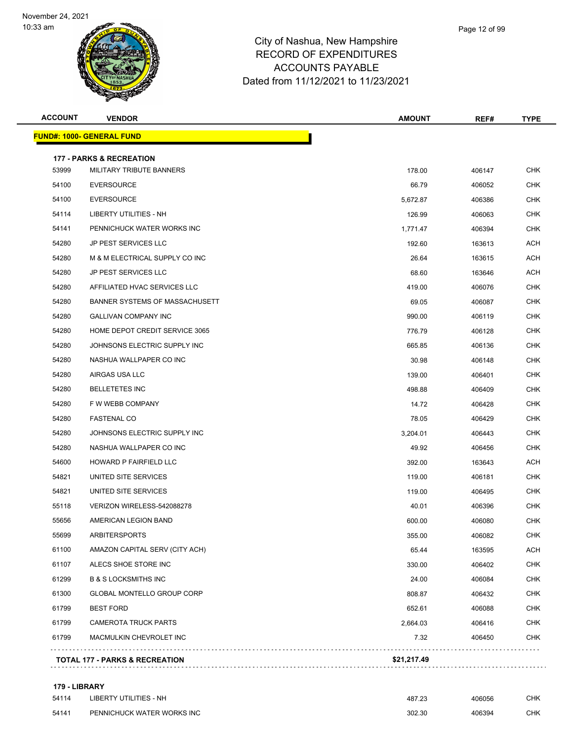November 24, 2021
10:33 am

# City of Nashua, New Hampshire
## RECORD OF EXPENDITURES
## ACCOUNTS PAYABLE
Dated from 11/12/2021 to 11/23/2021

| ACCOUNT | VENDOR | AMOUNT | REF# | TYPE |
|---|---|---|---|---|
| **FUND#: 1000- GENERAL FUND** | | | | |
| **177 - PARKS & RECREATION** | | | | |
| 53999 | MILITARY TRIBUTE BANNERS | 178.00 | 406147 | CHK |
| 54100 | EVERSOURCE | 66.79 | 406052 | CHK |
| 54100 | EVERSOURCE | 5,672.87 | 406386 | CHK |
| 54114 | LIBERTY UTILITIES - NH | 126.99 | 406063 | CHK |
| 54141 | PENNICHUCK WATER WORKS INC | 1,771.47 | 406394 | CHK |
| 54280 | JP PEST SERVICES LLC | 192.60 | 163613 | ACH |
| 54280 | M & M ELECTRICAL SUPPLY CO INC | 26.64 | 163615 | ACH |
| 54280 | JP PEST SERVICES LLC | 68.60 | 163646 | ACH |
| 54280 | AFFILIATED HVAC SERVICES LLC | 419.00 | 406076 | CHK |
| 54280 | BANNER SYSTEMS OF MASSACHUSETT | 69.05 | 406087 | CHK |
| 54280 | GALLIVAN COMPANY INC | 990.00 | 406119 | CHK |
| 54280 | HOME DEPOT CREDIT SERVICE 3065 | 776.79 | 406128 | CHK |
| 54280 | JOHNSONS ELECTRIC SUPPLY INC | 665.85 | 406136 | CHK |
| 54280 | NASHUA WALLPAPER CO INC | 30.98 | 406148 | CHK |
| 54280 | AIRGAS USA LLC | 139.00 | 406401 | CHK |
| 54280 | BELLETETES INC | 498.88 | 406409 | CHK |
| 54280 | F W WEBB COMPANY | 14.72 | 406428 | CHK |
| 54280 | FASTENAL CO | 78.05 | 406429 | CHK |
| 54280 | JOHNSONS ELECTRIC SUPPLY INC | 3,204.01 | 406443 | CHK |
| 54280 | NASHUA WALLPAPER CO INC | 49.92 | 406456 | CHK |
| 54600 | HOWARD P FAIRFIELD LLC | 392.00 | 163643 | ACH |
| 54821 | UNITED SITE SERVICES | 119.00 | 406181 | CHK |
| 54821 | UNITED SITE SERVICES | 119.00 | 406495 | CHK |
| 55118 | VERIZON WIRELESS-542088278 | 40.01 | 406396 | CHK |
| 55656 | AMERICAN LEGION BAND | 600.00 | 406080 | CHK |
| 55699 | ARBITERSPORTS | 355.00 | 406082 | CHK |
| 61100 | AMAZON CAPITAL SERV (CITY ACH) | 65.44 | 163595 | ACH |
| 61107 | ALECS SHOE STORE INC | 330.00 | 406402 | CHK |
| 61299 | B & S LOCKSMITHS INC | 24.00 | 406084 | CHK |
| 61300 | GLOBAL MONTELLO GROUP CORP | 808.87 | 406432 | CHK |
| 61799 | BEST FORD | 652.61 | 406088 | CHK |
| 61799 | CAMEROTA TRUCK PARTS | 2,664.03 | 406416 | CHK |
| 61799 | MACMULKIN CHEVROLET INC | 7.32 | 406450 | CHK |
| **TOTAL 177 - PARKS & RECREATION** | | **$21,217.49** | | |
| **179 - LIBRARY** | | | | |
| 54114 | LIBERTY UTILITIES - NH | 487.23 | 406056 | CHK |
| 54141 | PENNICHUCK WATER WORKS INC | 302.30 | 406394 | CHK |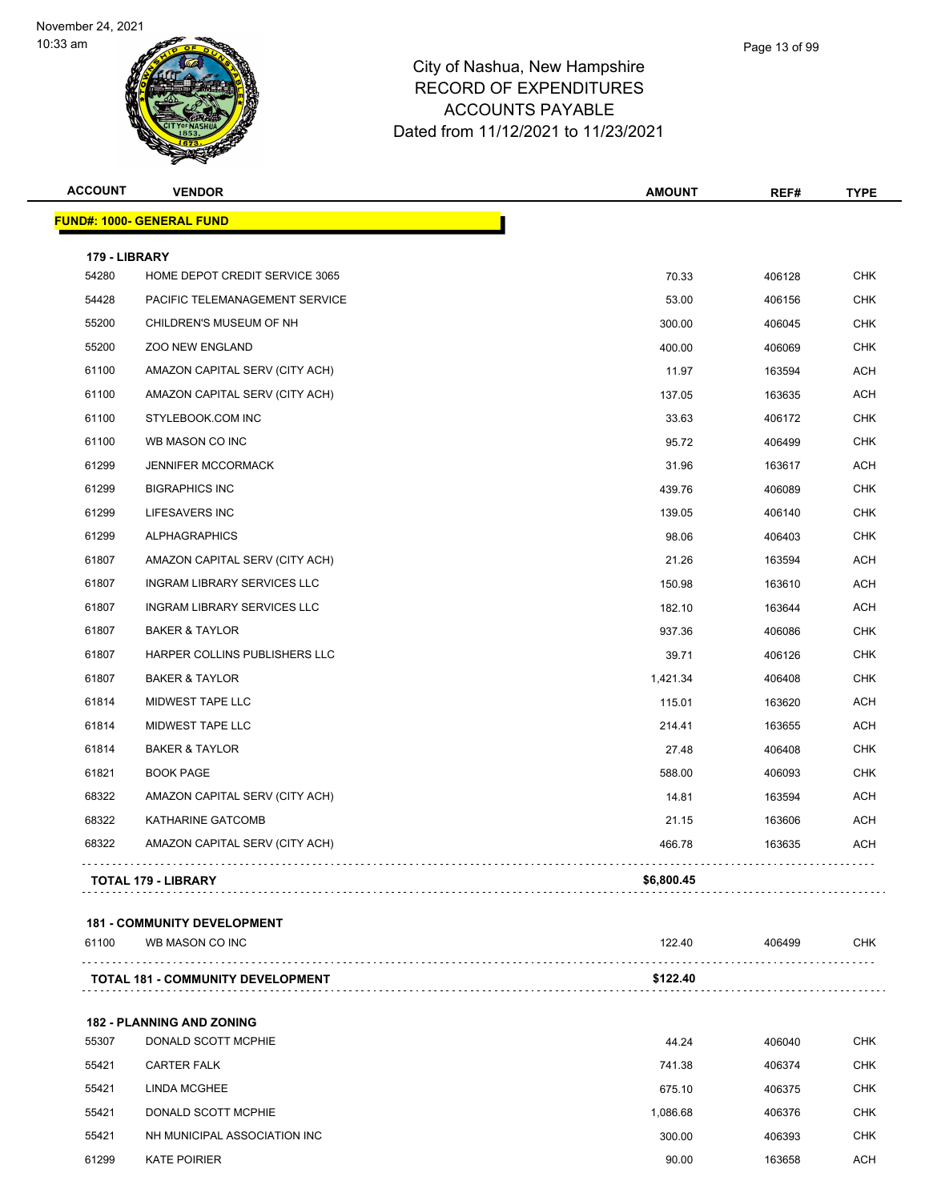# City of Nashua, New Hampshire
## RECORD OF EXPENDITURES
## ACCOUNTS PAYABLE
## Dated from 11/12/2021 to 11/23/2021

| ACCOUNT | VENDOR | AMOUNT | REF# | TYPE |
|---|---|---|---|---|
| **FUND#: 1000- GENERAL FUND** | | | | |
| **179 - LIBRARY** | | | | |
| 54280 | HOME DEPOT CREDIT SERVICE 3065 | 70.33 | 406128 | CHK |
| 54428 | PACIFIC TELEMANAGEMENT SERVICE | 53.00 | 406156 | CHK |
| 55200 | CHILDREN'S MUSEUM OF NH | 300.00 | 406045 | CHK |
| 55200 | ZOO NEW ENGLAND | 400.00 | 406069 | CHK |
| 61100 | AMAZON CAPITAL SERV (CITY ACH) | 11.97 | 163594 | ACH |
| 61100 | AMAZON CAPITAL SERV (CITY ACH) | 137.05 | 163635 | ACH |
| 61100 | STYLEBOOK.COM INC | 33.63 | 406172 | CHK |
| 61100 | WB MASON CO INC | 95.72 | 406499 | CHK |
| 61299 | JENNIFER MCCORMACK | 31.96 | 163617 | ACH |
| 61299 | BIGRAPHICS INC | 439.76 | 406089 | CHK |
| 61299 | LIFESAVERS INC | 139.05 | 406140 | CHK |
| 61299 | ALPHAGRAPHICS | 98.06 | 406403 | CHK |
| 61807 | AMAZON CAPITAL SERV (CITY ACH) | 21.26 | 163594 | ACH |
| 61807 | INGRAM LIBRARY SERVICES LLC | 150.98 | 163610 | ACH |
| 61807 | INGRAM LIBRARY SERVICES LLC | 182.10 | 163644 | ACH |
| 61807 | BAKER & TAYLOR | 937.36 | 406086 | CHK |
| 61807 | HARPER COLLINS PUBLISHERS LLC | 39.71 | 406126 | CHK |
| 61807 | BAKER & TAYLOR | 1,421.34 | 406408 | CHK |
| 61814 | MIDWEST TAPE LLC | 115.01 | 163620 | ACH |
| 61814 | MIDWEST TAPE LLC | 214.41 | 163655 | ACH |
| 61814 | BAKER & TAYLOR | 27.48 | 406408 | CHK |
| 61821 | BOOK PAGE | 588.00 | 406093 | CHK |
| 68322 | AMAZON CAPITAL SERV (CITY ACH) | 14.81 | 163594 | ACH |
| 68322 | KATHARINE GATCOMB | 21.15 | 163606 | ACH |
| 68322 | AMAZON CAPITAL SERV (CITY ACH) | 466.78 | 163635 | ACH |
| **TOTAL 179 - LIBRARY** | | **$6,800.45** | | |
| **181 - COMMUNITY DEVELOPMENT** | | | | |
| 61100 | WB MASON CO INC | 122.40 | 406499 | CHK |
| **TOTAL 181 - COMMUNITY DEVELOPMENT** | | **$122.40** | | |
| **182 - PLANNING AND ZONING** | | | | |
| 55307 | DONALD SCOTT MCPHIE | 44.24 | 406040 | CHK |
| 55421 | CARTER FALK | 741.38 | 406374 | CHK |
| 55421 | LINDA MCGHEE | 675.10 | 406375 | CHK |
| 55421 | DONALD SCOTT MCPHIE | 1,086.68 | 406376 | CHK |
| 55421 | NH MUNICIPAL ASSOCIATION INC | 300.00 | 406393 | CHK |
| 61299 | KATE POIRIER | 90.00 | 163658 | ACH |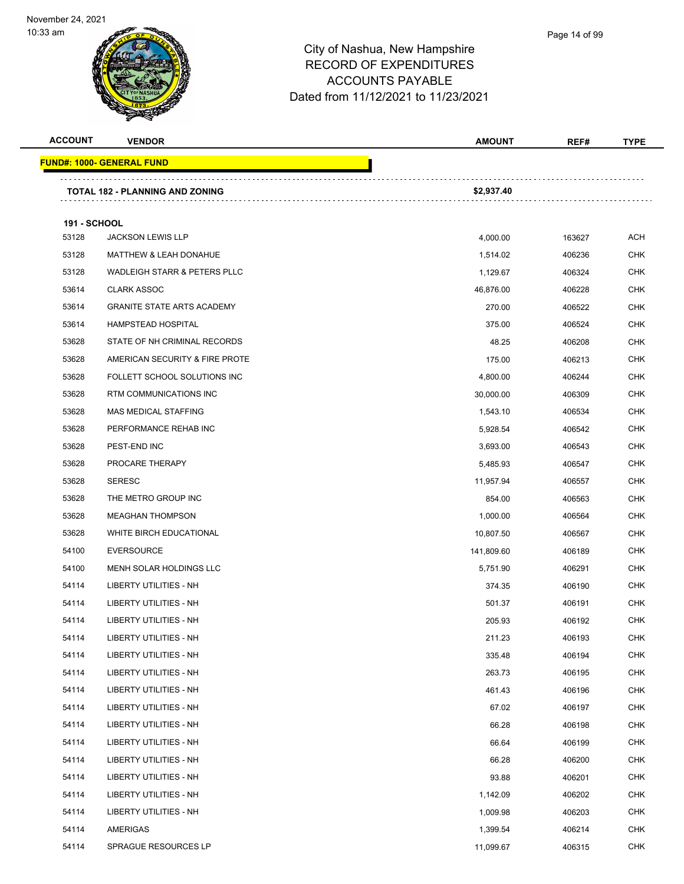City of Nashua, New Hampshire
RECORD OF EXPENDITURES
ACCOUNTS PAYABLE
Dated from 11/12/2021 to 11/23/2021

| ACCOUNT | VENDOR | AMOUNT | REF# | TYPE |
|---|---|---|---|---|
| **FUND#: 1000- GENERAL FUND** | | | | |
| | **TOTAL 182 - PLANNING AND ZONING** | **$2,937.40** | | |
| **191 - SCHOOL** | | | | |
| 53128 | JACKSON LEWIS LLP | 4,000.00 | 163627 | ACH |
| 53128 | MATTHEW & LEAH DONAHUE | 1,514.02 | 406236 | CHK |
| 53128 | WADLEIGH STARR & PETERS PLLC | 1,129.67 | 406324 | CHK |
| 53614 | CLARK ASSOC | 46,876.00 | 406228 | CHK |
| 53614 | GRANITE STATE ARTS ACADEMY | 270.00 | 406522 | CHK |
| 53614 | HAMPSTEAD HOSPITAL | 375.00 | 406524 | CHK |
| 53628 | STATE OF NH CRIMINAL RECORDS | 48.25 | 406208 | CHK |
| 53628 | AMERICAN SECURITY & FIRE PROTE | 175.00 | 406213 | CHK |
| 53628 | FOLLETT SCHOOL SOLUTIONS INC | 4,800.00 | 406244 | CHK |
| 53628 | RTM COMMUNICATIONS INC | 30,000.00 | 406309 | CHK |
| 53628 | MAS MEDICAL STAFFING | 1,543.10 | 406534 | CHK |
| 53628 | PERFORMANCE REHAB INC | 5,928.54 | 406542 | CHK |
| 53628 | PEST-END INC | 3,693.00 | 406543 | CHK |
| 53628 | PROCARE THERAPY | 5,485.93 | 406547 | CHK |
| 53628 | SERESC | 11,957.94 | 406557 | CHK |
| 53628 | THE METRO GROUP INC | 854.00 | 406563 | CHK |
| 53628 | MEAGHAN THOMPSON | 1,000.00 | 406564 | CHK |
| 53628 | WHITE BIRCH EDUCATIONAL | 10,807.50 | 406567 | CHK |
| 54100 | EVERSOURCE | 141,809.60 | 406189 | CHK |
| 54100 | MENH SOLAR HOLDINGS LLC | 5,751.90 | 406291 | CHK |
| 54114 | LIBERTY UTILITIES - NH | 374.35 | 406190 | CHK |
| 54114 | LIBERTY UTILITIES - NH | 501.37 | 406191 | CHK |
| 54114 | LIBERTY UTILITIES - NH | 205.93 | 406192 | CHK |
| 54114 | LIBERTY UTILITIES - NH | 211.23 | 406193 | CHK |
| 54114 | LIBERTY UTILITIES - NH | 335.48 | 406194 | CHK |
| 54114 | LIBERTY UTILITIES - NH | 263.73 | 406195 | CHK |
| 54114 | LIBERTY UTILITIES - NH | 461.43 | 406196 | CHK |
| 54114 | LIBERTY UTILITIES - NH | 67.02 | 406197 | CHK |
| 54114 | LIBERTY UTILITIES - NH | 66.28 | 406198 | CHK |
| 54114 | LIBERTY UTILITIES - NH | 66.64 | 406199 | CHK |
| 54114 | LIBERTY UTILITIES - NH | 66.28 | 406200 | CHK |
| 54114 | LIBERTY UTILITIES - NH | 93.88 | 406201 | CHK |
| 54114 | LIBERTY UTILITIES - NH | 1,142.09 | 406202 | CHK |
| 54114 | LIBERTY UTILITIES - NH | 1,009.98 | 406203 | CHK |
| 54114 | AMERIGAS | 1,399.54 | 406214 | CHK |
| 54114 | SPRAGUE RESOURCES LP | 11,099.67 | 406315 | CHK |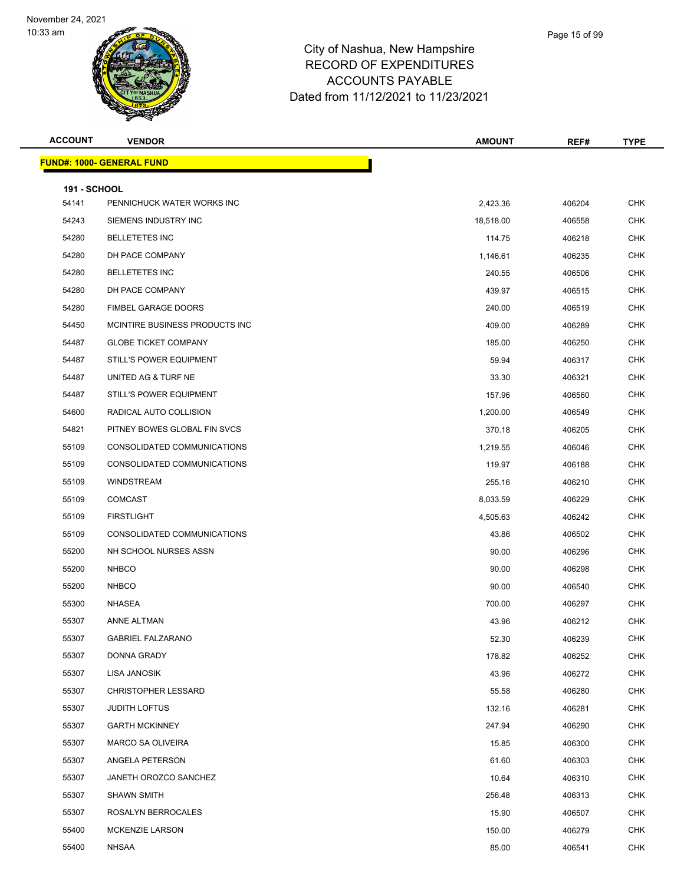# City of Nashua, New Hampshire
## RECORD OF EXPENDITURES
## ACCOUNTS PAYABLE
## Dated from 11/12/2021 to 11/23/2021

**FUND#: 1000- GENERAL FUND**

**191 - SCHOOL**

| ACCOUNT | VENDOR | AMOUNT | REF# | TYPE |
|---|---|---|---|---|
| 54141 | PENNICHUCK WATER WORKS INC | 2,423.36 | 406204 | CHK |
| 54243 | SIEMENS INDUSTRY INC | 18,518.00 | 406558 | CHK |
| 54280 | BELLETETES INC | 114.75 | 406218 | CHK |
| 54280 | DH PACE COMPANY | 1,146.61 | 406235 | CHK |
| 54280 | BELLETETES INC | 240.55 | 406506 | CHK |
| 54280 | DH PACE COMPANY | 439.97 | 406515 | CHK |
| 54280 | FIMBEL GARAGE DOORS | 240.00 | 406519 | CHK |
| 54450 | MCINTIRE BUSINESS PRODUCTS INC | 409.00 | 406289 | CHK |
| 54487 | GLOBE TICKET COMPANY | 185.00 | 406250 | CHK |
| 54487 | STILL'S POWER EQUIPMENT | 59.94 | 406317 | CHK |
| 54487 | UNITED AG & TURF NE | 33.30 | 406321 | CHK |
| 54487 | STILL'S POWER EQUIPMENT | 157.96 | 406560 | CHK |
| 54600 | RADICAL AUTO COLLISION | 1,200.00 | 406549 | CHK |
| 54821 | PITNEY BOWES GLOBAL FIN SVCS | 370.18 | 406205 | CHK |
| 55109 | CONSOLIDATED COMMUNICATIONS | 1,219.55 | 406046 | CHK |
| 55109 | CONSOLIDATED COMMUNICATIONS | 119.97 | 406188 | CHK |
| 55109 | WINDSTREAM | 255.16 | 406210 | CHK |
| 55109 | COMCAST | 8,033.59 | 406229 | CHK |
| 55109 | FIRSTLIGHT | 4,505.63 | 406242 | CHK |
| 55109 | CONSOLIDATED COMMUNICATIONS | 43.86 | 406502 | CHK |
| 55200 | NH SCHOOL NURSES ASSN | 90.00 | 406296 | CHK |
| 55200 | NHBCO | 90.00 | 406298 | CHK |
| 55200 | NHBCO | 90.00 | 406540 | CHK |
| 55300 | NHASEA | 700.00 | 406297 | CHK |
| 55307 | ANNE ALTMAN | 43.96 | 406212 | CHK |
| 55307 | GABRIEL FALZARANO | 52.30 | 406239 | CHK |
| 55307 | DONNA GRADY | 178.82 | 406252 | CHK |
| 55307 | LISA JANOSIK | 43.96 | 406272 | CHK |
| 55307 | CHRISTOPHER LESSARD | 55.58 | 406280 | CHK |
| 55307 | JUDITH LOFTUS | 132.16 | 406281 | CHK |
| 55307 | GARTH MCKINNEY | 247.94 | 406290 | CHK |
| 55307 | MARCO SA OLIVEIRA | 15.85 | 406300 | CHK |
| 55307 | ANGELA PETERSON | 61.60 | 406303 | CHK |
| 55307 | JANETH OROZCO SANCHEZ | 10.64 | 406310 | CHK |
| 55307 | SHAWN SMITH | 256.48 | 406313 | CHK |
| 55307 | ROSALYN BERROCALES | 15.90 | 406507 | CHK |
| 55400 | MCKENZIE LARSON | 150.00 | 406279 | CHK |
| 55400 | NHSAA | 85.00 | 406541 | CHK |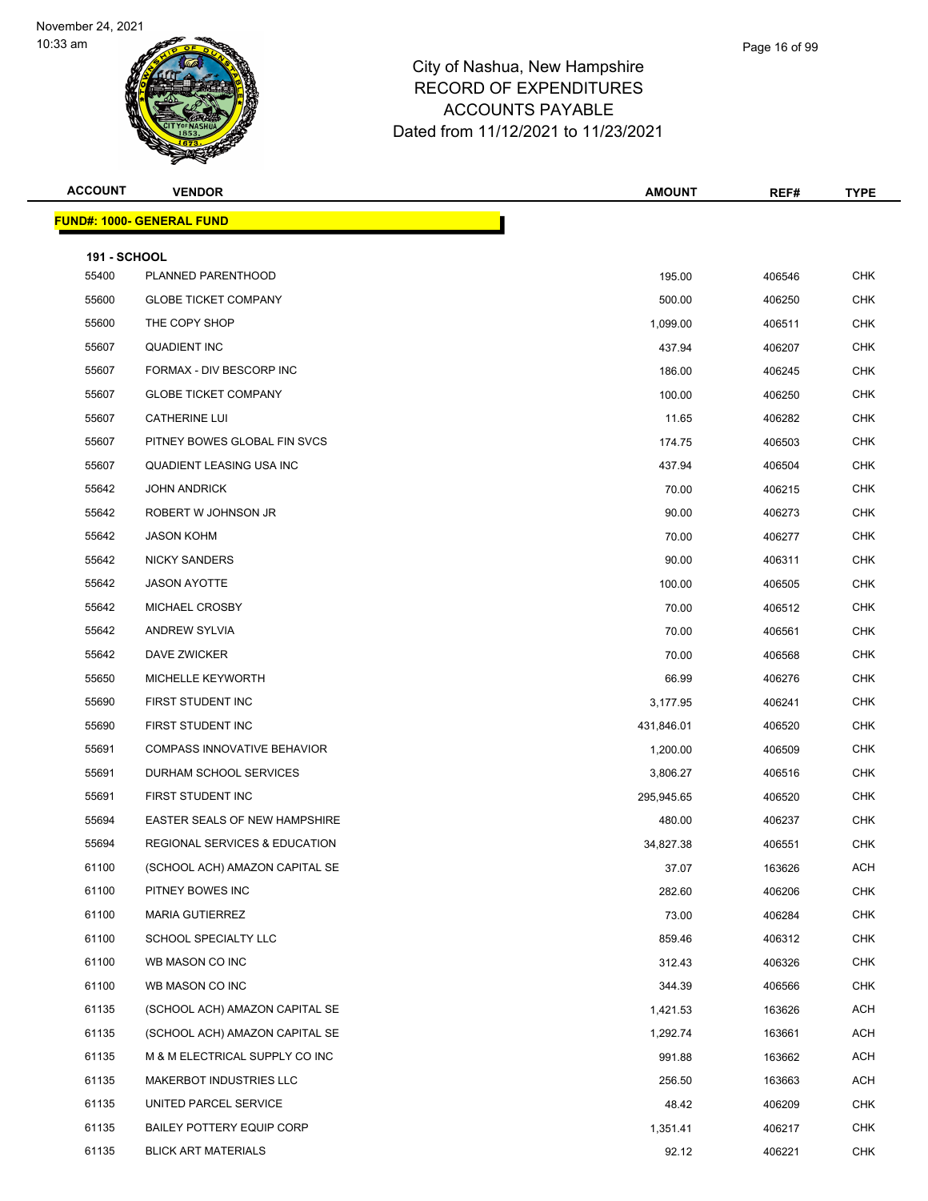# City of Nashua, New Hampshire
## RECORD OF EXPENDITURES
## ACCOUNTS PAYABLE
### Dated from 11/12/2021 to 11/23/2021

November 24, 2021
10:33 am

| ACCOUNT | VENDOR | AMOUNT | REF# | TYPE |
|---|---|---|---|---|
| **FUND#: 1000- GENERAL FUND** | | | | |
| **191 - SCHOOL** | | | | |
| 55400 | PLANNED PARENTHOOD | 195.00 | 406546 | CHK |
| 55600 | GLOBE TICKET COMPANY | 500.00 | 406250 | CHK |
| 55600 | THE COPY SHOP | 1,099.00 | 406511 | CHK |
| 55607 | QUADIENT INC | 437.94 | 406207 | CHK |
| 55607 | FORMAX - DIV BESCORP INC | 186.00 | 406245 | CHK |
| 55607 | GLOBE TICKET COMPANY | 100.00 | 406250 | CHK |
| 55607 | CATHERINE LUI | 11.65 | 406282 | CHK |
| 55607 | PITNEY BOWES GLOBAL FIN SVCS | 174.75 | 406503 | CHK |
| 55607 | QUADIENT LEASING USA INC | 437.94 | 406504 | CHK |
| 55642 | JOHN ANDRICK | 70.00 | 406215 | CHK |
| 55642 | ROBERT W JOHNSON JR | 90.00 | 406273 | CHK |
| 55642 | JASON KOHM | 70.00 | 406277 | CHK |
| 55642 | NICKY SANDERS | 90.00 | 406311 | CHK |
| 55642 | JASON AYOTTE | 100.00 | 406505 | CHK |
| 55642 | MICHAEL CROSBY | 70.00 | 406512 | CHK |
| 55642 | ANDREW SYLVIA | 70.00 | 406561 | CHK |
| 55642 | DAVE ZWICKER | 70.00 | 406568 | CHK |
| 55650 | MICHELLE KEYWORTH | 66.99 | 406276 | CHK |
| 55690 | FIRST STUDENT INC | 3,177.95 | 406241 | CHK |
| 55690 | FIRST STUDENT INC | 431,846.01 | 406520 | CHK |
| 55691 | COMPASS INNOVATIVE BEHAVIOR | 1,200.00 | 406509 | CHK |
| 55691 | DURHAM SCHOOL SERVICES | 3,806.27 | 406516 | CHK |
| 55691 | FIRST STUDENT INC | 295,945.65 | 406520 | CHK |
| 55694 | EASTER SEALS OF NEW HAMPSHIRE | 480.00 | 406237 | CHK |
| 55694 | REGIONAL SERVICES & EDUCATION | 34,827.38 | 406551 | CHK |
| 61100 | (SCHOOL ACH) AMAZON CAPITAL SE | 37.07 | 163626 | ACH |
| 61100 | PITNEY BOWES INC | 282.60 | 406206 | CHK |
| 61100 | MARIA GUTIERREZ | 73.00 | 406284 | CHK |
| 61100 | SCHOOL SPECIALTY LLC | 859.46 | 406312 | CHK |
| 61100 | WB MASON CO INC | 312.43 | 406326 | CHK |
| 61100 | WB MASON CO INC | 344.39 | 406566 | CHK |
| 61135 | (SCHOOL ACH) AMAZON CAPITAL SE | 1,421.53 | 163626 | ACH |
| 61135 | (SCHOOL ACH) AMAZON CAPITAL SE | 1,292.74 | 163661 | ACH |
| 61135 | M & M ELECTRICAL SUPPLY CO INC | 991.88 | 163662 | ACH |
| 61135 | MAKERBOT INDUSTRIES LLC | 256.50 | 163663 | ACH |
| 61135 | UNITED PARCEL SERVICE | 48.42 | 406209 | CHK |
| 61135 | BAILEY POTTERY EQUIP CORP | 1,351.41 | 406217 | CHK |
| 61135 | BLICK ART MATERIALS | 92.12 | 406221 | CHK |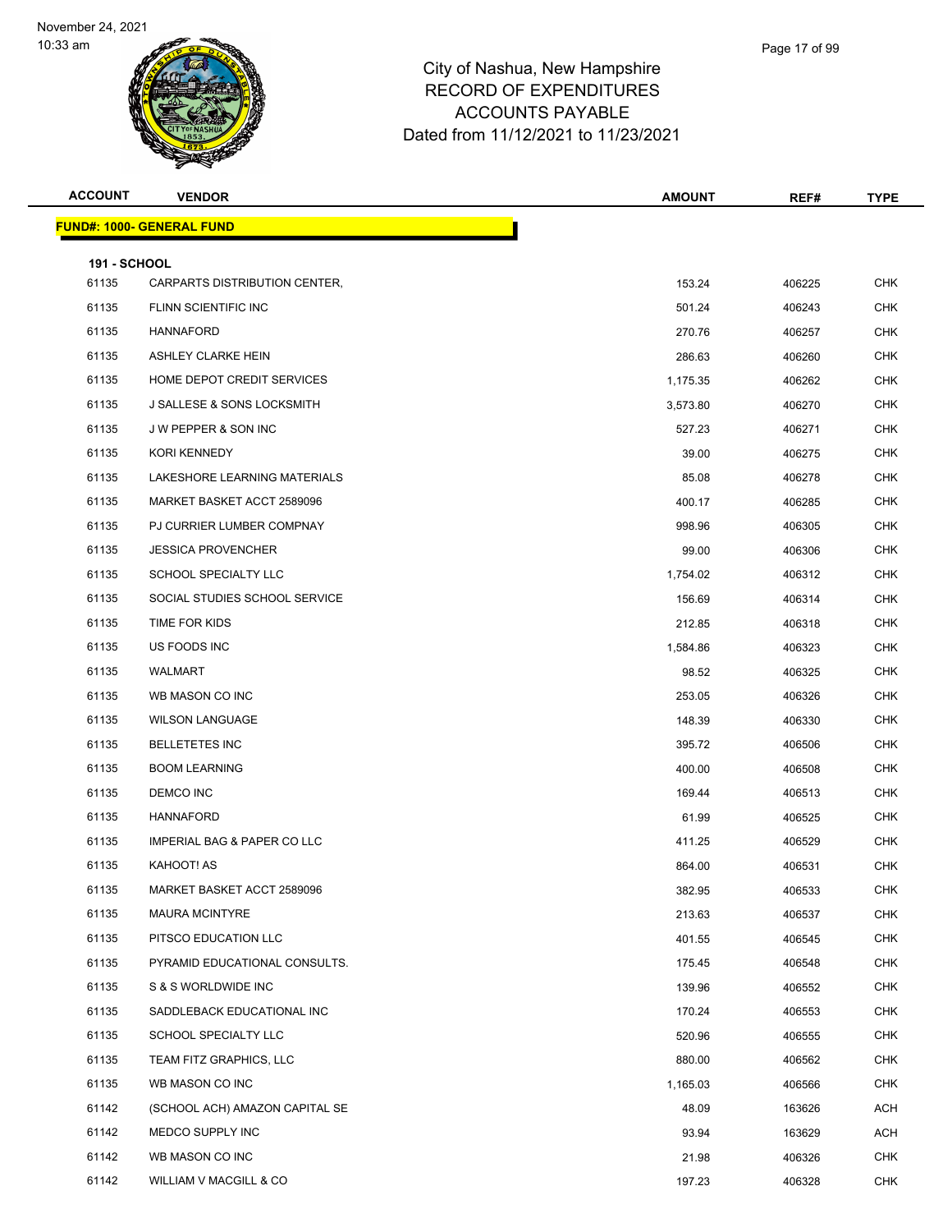City of Nashua, New Hampshire
RECORD OF EXPENDITURES
ACCOUNTS PAYABLE
Dated from 11/12/2021 to 11/23/2021

| ACCOUNT | VENDOR | AMOUNT | REF# | TYPE |
|---|---|---|---|---|
| **FUND#: 1000- GENERAL FUND** | | | | |
| **191 - SCHOOL** | | | | |
| 61135 | CARPARTS DISTRIBUTION CENTER, | 153.24 | 406225 | CHK |
| 61135 | FLINN SCIENTIFIC INC | 501.24 | 406243 | CHK |
| 61135 | HANNAFORD | 270.76 | 406257 | CHK |
| 61135 | ASHLEY CLARKE HEIN | 286.63 | 406260 | CHK |
| 61135 | HOME DEPOT CREDIT SERVICES | 1,175.35 | 406262 | CHK |
| 61135 | J SALLESE & SONS LOCKSMITH | 3,573.80 | 406270 | CHK |
| 61135 | J W PEPPER & SON INC | 527.23 | 406271 | CHK |
| 61135 | KORI KENNEDY | 39.00 | 406275 | CHK |
| 61135 | LAKESHORE LEARNING MATERIALS | 85.08 | 406278 | CHK |
| 61135 | MARKET BASKET ACCT 2589096 | 400.17 | 406285 | CHK |
| 61135 | PJ CURRIER LUMBER COMPNAY | 998.96 | 406305 | CHK |
| 61135 | JESSICA PROVENCHER | 99.00 | 406306 | CHK |
| 61135 | SCHOOL SPECIALTY LLC | 1,754.02 | 406312 | CHK |
| 61135 | SOCIAL STUDIES SCHOOL SERVICE | 156.69 | 406314 | CHK |
| 61135 | TIME FOR KIDS | 212.85 | 406318 | CHK |
| 61135 | US FOODS INC | 1,584.86 | 406323 | CHK |
| 61135 | WALMART | 98.52 | 406325 | CHK |
| 61135 | WB MASON CO INC | 253.05 | 406326 | CHK |
| 61135 | WILSON LANGUAGE | 148.39 | 406330 | CHK |
| 61135 | BELLETETES INC | 395.72 | 406506 | CHK |
| 61135 | BOOM LEARNING | 400.00 | 406508 | CHK |
| 61135 | DEMCO INC | 169.44 | 406513 | CHK |
| 61135 | HANNAFORD | 61.99 | 406525 | CHK |
| 61135 | IMPERIAL BAG & PAPER CO LLC | 411.25 | 406529 | CHK |
| 61135 | KAHOOT! AS | 864.00 | 406531 | CHK |
| 61135 | MARKET BASKET ACCT 2589096 | 382.95 | 406533 | CHK |
| 61135 | MAURA MCINTYRE | 213.63 | 406537 | CHK |
| 61135 | PITSCO EDUCATION LLC | 401.55 | 406545 | CHK |
| 61135 | PYRAMID EDUCATIONAL CONSULTS. | 175.45 | 406548 | CHK |
| 61135 | S & S WORLDWIDE INC | 139.96 | 406552 | CHK |
| 61135 | SADDLEBACK EDUCATIONAL INC | 170.24 | 406553 | CHK |
| 61135 | SCHOOL SPECIALTY LLC | 520.96 | 406555 | CHK |
| 61135 | TEAM FITZ GRAPHICS, LLC | 880.00 | 406562 | CHK |
| 61135 | WB MASON CO INC | 1,165.03 | 406566 | CHK |
| 61142 | (SCHOOL ACH) AMAZON CAPITAL SE | 48.09 | 163626 | ACH |
| 61142 | MEDCO SUPPLY INC | 93.94 | 163629 | ACH |
| 61142 | WB MASON CO INC | 21.98 | 406326 | CHK |
| 61142 | WILLIAM V MACGILL & CO | 197.23 | 406328 | CHK |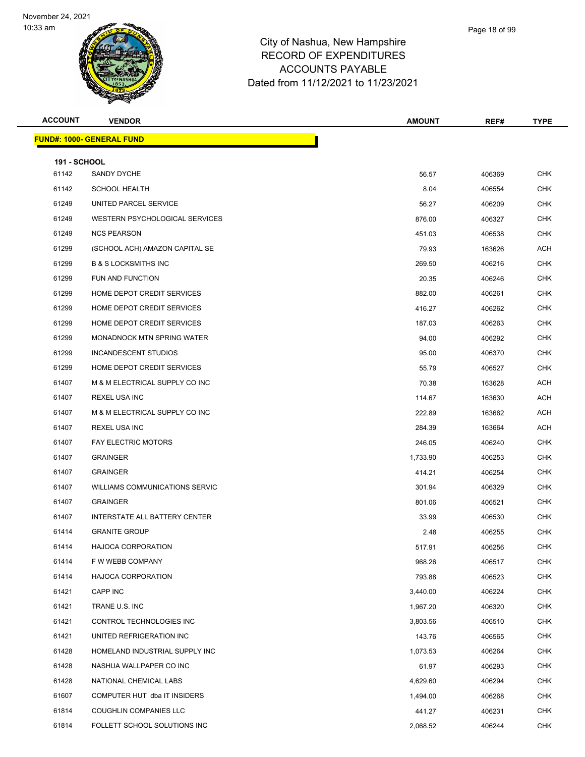November 24, 2021
10:33 am

# City of Nashua, New Hampshire
## RECORD OF EXPENDITURES
## ACCOUNTS PAYABLE
## Dated from 11/12/2021 to 11/23/2021

| ACCOUNT | VENDOR | AMOUNT | REF# | TYPE |
|---|---|---|---|---|
| **FUND#: 1000- GENERAL FUND** | | | | |
| **191 - SCHOOL** | | | | |
| 61142 | SANDY DYCHE | 56.57 | 406369 | CHK |
| 61142 | SCHOOL HEALTH | 8.04 | 406554 | CHK |
| 61249 | UNITED PARCEL SERVICE | 56.27 | 406209 | CHK |
| 61249 | WESTERN PSYCHOLOGICAL SERVICES | 876.00 | 406327 | CHK |
| 61249 | NCS PEARSON | 451.03 | 406538 | CHK |
| 61299 | (SCHOOL ACH) AMAZON CAPITAL SE | 79.93 | 163626 | ACH |
| 61299 | B & S LOCKSMITHS INC | 269.50 | 406216 | CHK |
| 61299 | FUN AND FUNCTION | 20.35 | 406246 | CHK |
| 61299 | HOME DEPOT CREDIT SERVICES | 882.00 | 406261 | CHK |
| 61299 | HOME DEPOT CREDIT SERVICES | 416.27 | 406262 | CHK |
| 61299 | HOME DEPOT CREDIT SERVICES | 187.03 | 406263 | CHK |
| 61299 | MONADNOCK MTN SPRING WATER | 94.00 | 406292 | CHK |
| 61299 | INCANDESCENT STUDIOS | 95.00 | 406370 | CHK |
| 61299 | HOME DEPOT CREDIT SERVICES | 55.79 | 406527 | CHK |
| 61407 | M & M ELECTRICAL SUPPLY CO INC | 70.38 | 163628 | ACH |
| 61407 | REXEL USA INC | 114.67 | 163630 | ACH |
| 61407 | M & M ELECTRICAL SUPPLY CO INC | 222.89 | 163662 | ACH |
| 61407 | REXEL USA INC | 284.39 | 163664 | ACH |
| 61407 | FAY ELECTRIC MOTORS | 246.05 | 406240 | CHK |
| 61407 | GRAINGER | 1,733.90 | 406253 | CHK |
| 61407 | GRAINGER | 414.21 | 406254 | CHK |
| 61407 | WILLIAMS COMMUNICATIONS SERVIC | 301.94 | 406329 | CHK |
| 61407 | GRAINGER | 801.06 | 406521 | CHK |
| 61407 | INTERSTATE ALL BATTERY CENTER | 33.99 | 406530 | CHK |
| 61414 | GRANITE GROUP | 2.48 | 406255 | CHK |
| 61414 | HAJOCA CORPORATION | 517.91 | 406256 | CHK |
| 61414 | F W WEBB COMPANY | 968.26 | 406517 | CHK |
| 61414 | HAJOCA CORPORATION | 793.88 | 406523 | CHK |
| 61421 | CAPP INC | 3,440.00 | 406224 | CHK |
| 61421 | TRANE U.S. INC | 1,967.20 | 406320 | CHK |
| 61421 | CONTROL TECHNOLOGIES INC | 3,803.56 | 406510 | CHK |
| 61421 | UNITED REFRIGERATION INC | 143.76 | 406565 | CHK |
| 61428 | HOMELAND INDUSTRIAL SUPPLY INC | 1,073.53 | 406264 | CHK |
| 61428 | NASHUA WALLPAPER CO INC | 61.97 | 406293 | CHK |
| 61428 | NATIONAL CHEMICAL LABS | 4,629.60 | 406294 | CHK |
| 61607 | COMPUTER HUT dba IT INSIDERS | 1,494.00 | 406268 | CHK |
| 61814 | COUGHLIN COMPANIES LLC | 441.27 | 406231 | CHK |
| 61814 | FOLLETT SCHOOL SOLUTIONS INC | 2,068.52 | 406244 | CHK |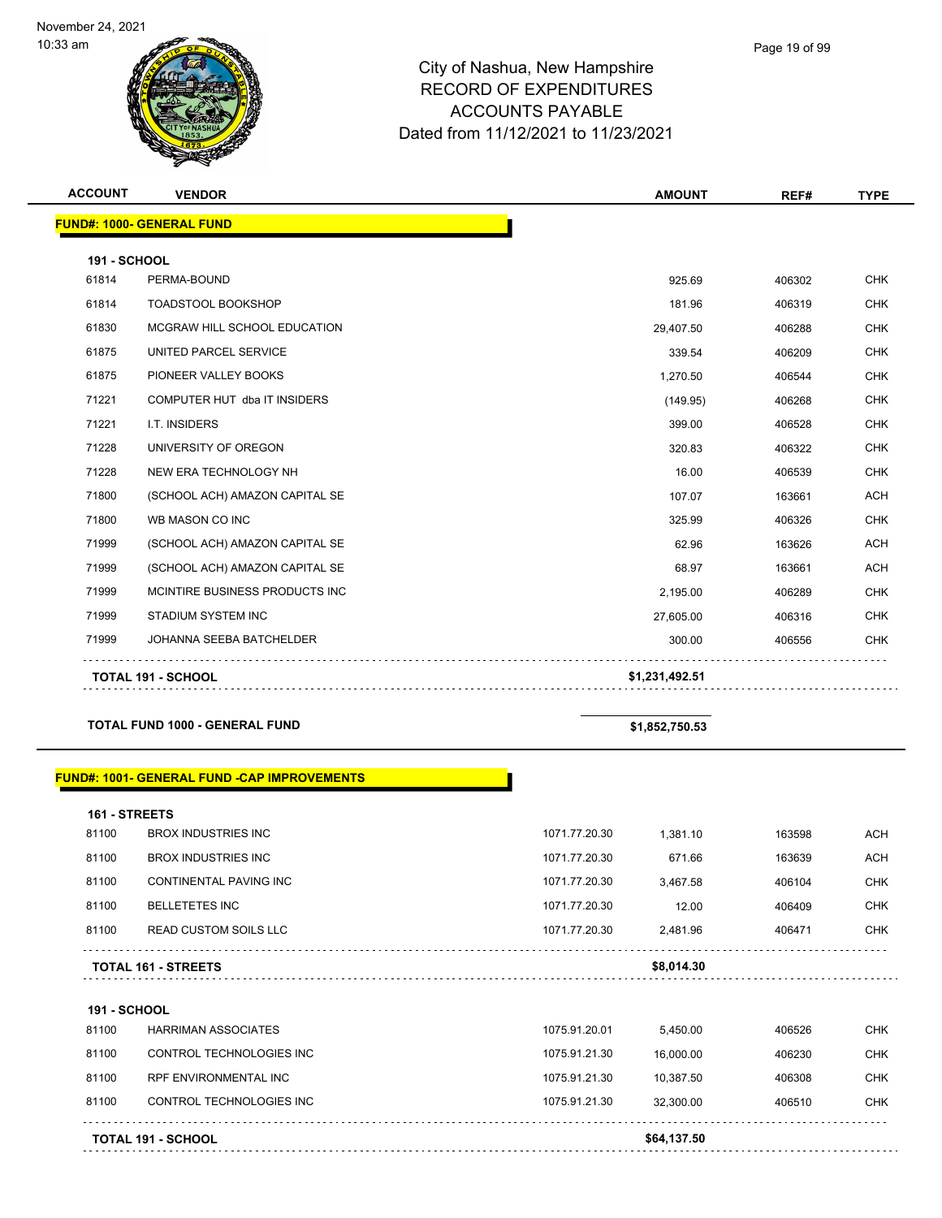# City of Nashua, New Hampshire
## RECORD OF EXPENDITURES
## ACCOUNTS PAYABLE
## Dated from 11/12/2021 to 11/23/2021

November 24, 2021
10:33 am

| ACCOUNT | VENDOR | | AMOUNT | REF# | TYPE |
|---|---|---|---|---|---|
| **FUND#: 1000- GENERAL FUND** | | | | | |
| **191 - SCHOOL** | | | | | |
| 61814 | PERMA-BOUND | | 925.69 | 406302 | CHK |
| 61814 | TOADSTOOL BOOKSHOP | | 181.96 | 406319 | CHK |
| 61830 | MCGRAW HILL SCHOOL EDUCATION | | 29,407.50 | 406288 | CHK |
| 61875 | UNITED PARCEL SERVICE | | 339.54 | 406209 | CHK |
| 61875 | PIONEER VALLEY BOOKS | | 1,270.50 | 406544 | CHK |
| 71221 | COMPUTER HUT dba IT INSIDERS | | (149.95) | 406268 | CHK |
| 71221 | I.T. INSIDERS | | 399.00 | 406528 | CHK |
| 71228 | UNIVERSITY OF OREGON | | 320.83 | 406322 | CHK |
| 71228 | NEW ERA TECHNOLOGY NH | | 16.00 | 406539 | CHK |
| 71800 | (SCHOOL ACH) AMAZON CAPITAL SE | | 107.07 | 163661 | ACH |
| 71800 | WB MASON CO INC | | 325.99 | 406326 | CHK |
| 71999 | (SCHOOL ACH) AMAZON CAPITAL SE | | 62.96 | 163626 | ACH |
| 71999 | (SCHOOL ACH) AMAZON CAPITAL SE | | 68.97 | 163661 | ACH |
| 71999 | MCINTIRE BUSINESS PRODUCTS INC | | 2,195.00 | 406289 | CHK |
| 71999 | STADIUM SYSTEM INC | | 27,605.00 | 406316 | CHK |
| 71999 | JOHANNA SEEBA BATCHELDER | | 300.00 | 406556 | CHK |
| **TOTAL 191 - SCHOOL** | | | **$1,231,492.51** | | |
| **TOTAL FUND 1000 - GENERAL FUND** | | | **$1,852,750.53** | | |
| **FUND#: 1001- GENERAL FUND -CAP IMPROVEMENTS** | | | | | |
| **161 - STREETS** | | | | | |
| 81100 | BROX INDUSTRIES INC | 1071.77.20.30 | 1,381.10 | 163598 | ACH |
| 81100 | BROX INDUSTRIES INC | 1071.77.20.30 | 671.66 | 163639 | ACH |
| 81100 | CONTINENTAL PAVING INC | 1071.77.20.30 | 3,467.58 | 406104 | CHK |
| 81100 | BELLETETES INC | 1071.77.20.30 | 12.00 | 406409 | CHK |
| 81100 | READ CUSTOM SOILS LLC | 1071.77.20.30 | 2,481.96 | 406471 | CHK |
| **TOTAL 161 - STREETS** | | | **$8,014.30** | | |
| **191 - SCHOOL** | | | | | |
| 81100 | HARRIMAN ASSOCIATES | 1075.91.20.01 | 5,450.00 | 406526 | CHK |
| 81100 | CONTROL TECHNOLOGIES INC | 1075.91.21.30 | 16,000.00 | 406230 | CHK |
| 81100 | RPF ENVIRONMENTAL INC | 1075.91.21.30 | 10,387.50 | 406308 | CHK |
| 81100 | CONTROL TECHNOLOGIES INC | 1075.91.21.30 | 32,300.00 | 406510 | CHK |
| **TOTAL 191 - SCHOOL** | | | **$64,137.50** | | |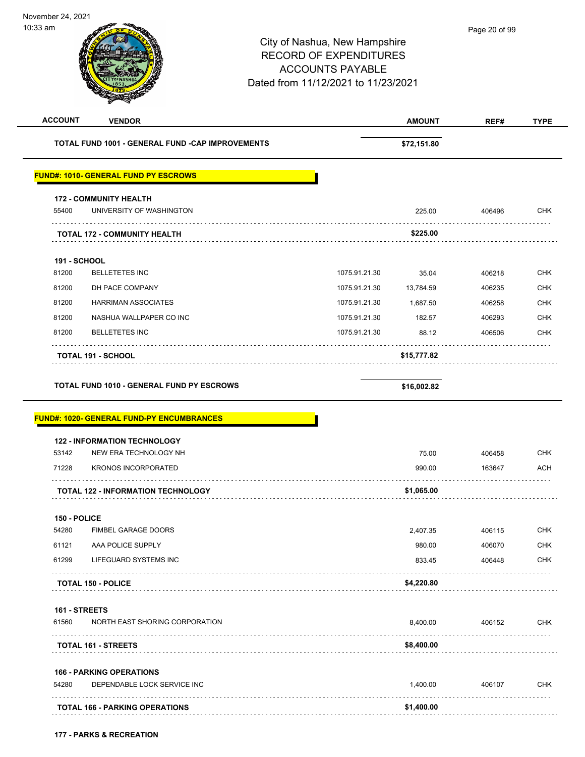City of Nashua, New Hampshire
RECORD OF EXPENDITURES
ACCOUNTS PAYABLE
Dated from 11/12/2021 to 11/23/2021

| ACCOUNT | VENDOR | | AMOUNT | REF# | TYPE |
|---|---|---|---|---|---|
| | **TOTAL FUND 1001 - GENERAL FUND -CAP IMPROVEMENTS** | | **$72,151.80** | | |

**FUND#: 1010- GENERAL FUND PY ESCROWS**

| ACCOUNT | VENDOR | | AMOUNT | REF# | TYPE |
|---|---|---|---|---|---|
| **172 - COMMUNITY HEALTH** | | | | | |
| 55400 | UNIVERSITY OF WASHINGTON | | 225.00 | 406496 | CHK |
| | **TOTAL 172 - COMMUNITY HEALTH** | | **$225.00** | | |
| **191 - SCHOOL** | | | | | |
| 81200 | BELLETETES INC | 1075.91.21.30 | 35.04 | 406218 | CHK |
| 81200 | DH PACE COMPANY | 1075.91.21.30 | 13,784.59 | 406235 | CHK |
| 81200 | HARRIMAN ASSOCIATES | 1075.91.21.30 | 1,687.50 | 406258 | CHK |
| 81200 | NASHUA WALLPAPER CO INC | 1075.91.21.30 | 182.57 | 406293 | CHK |
| 81200 | BELLETETES INC | 1075.91.21.30 | 88.12 | 406506 | CHK |
| | **TOTAL 191 - SCHOOL** | | **$15,777.82** | | |
| | **TOTAL FUND 1010 - GENERAL FUND PY ESCROWS** | | **$16,002.82** | | |

**FUND#: 1020- GENERAL FUND-PY ENCUMBRANCES**

| ACCOUNT | VENDOR | AMOUNT | REF# | TYPE |
|---|---|---|---|---|
| **122 - INFORMATION TECHNOLOGY** | | | | |
| 53142 | NEW ERA TECHNOLOGY NH | 75.00 | 406458 | CHK |
| 71228 | KRONOS INCORPORATED | 990.00 | 163647 | ACH |
| | **TOTAL 122 - INFORMATION TECHNOLOGY** | **$1,065.00** | | |
| **150 - POLICE** | | | | |
| 54280 | FIMBEL GARAGE DOORS | 2,407.35 | 406115 | CHK |
| 61121 | AAA POLICE SUPPLY | 980.00 | 406070 | CHK |
| 61299 | LIFEGUARD SYSTEMS INC | 833.45 | 406448 | CHK |
| | **TOTAL 150 - POLICE** | **$4,220.80** | | |
| **161 - STREETS** | | | | |
| 61560 | NORTH EAST SHORING CORPORATION | 8,400.00 | 406152 | CHK |
| | **TOTAL 161 - STREETS** | **$8,400.00** | | |
| **166 - PARKING OPERATIONS** | | | | |
| 54280 | DEPENDABLE LOCK SERVICE INC | 1,400.00 | 406107 | CHK |
| | **TOTAL 166 - PARKING OPERATIONS** | **$1,400.00** | | |

**177 - PARKS & RECREATION**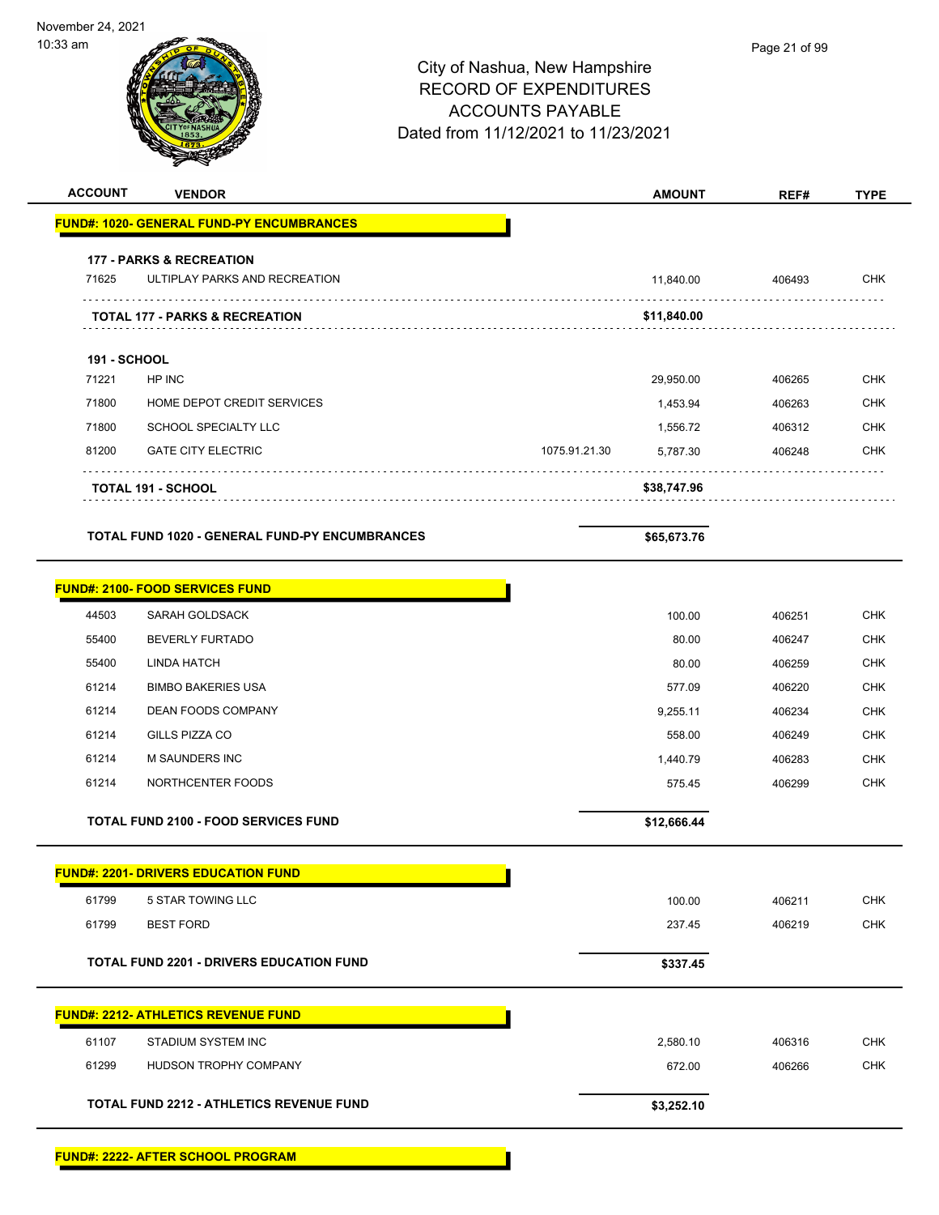City of Nashua, New Hampshire
RECORD OF EXPENDITURES
ACCOUNTS PAYABLE
Dated from 11/12/2021 to 11/23/2021

| ACCOUNT | VENDOR | | AMOUNT | REF# | TYPE |
|---|---|---|---|---|---|
| **FUND#: 1020- GENERAL FUND-PY ENCUMBRANCES** | | | | | |
| **177 - PARKS & RECREATION** | | | | | |
| 71625 | ULTIPLAY PARKS AND RECREATION | | 11,840.00 | 406493 | CHK |
| **TOTAL 177 - PARKS & RECREATION** | | | **$11,840.00** | | |
| **191 - SCHOOL** | | | | | |
| 71221 | HP INC | | 29,950.00 | 406265 | CHK |
| 71800 | HOME DEPOT CREDIT SERVICES | | 1,453.94 | 406263 | CHK |
| 71800 | SCHOOL SPECIALTY LLC | | 1,556.72 | 406312 | CHK |
| 81200 | GATE CITY ELECTRIC | 1075.91.21.30 | 5,787.30 | 406248 | CHK |
| **TOTAL 191 - SCHOOL** | | | **$38,747.96** | | |
| **TOTAL FUND 1020 - GENERAL FUND-PY ENCUMBRANCES** | | | **$65,673.76** | | |
| **FUND#: 2100- FOOD SERVICES FUND** | | | | | |
| 44503 | SARAH GOLDSACK | | 100.00 | 406251 | CHK |
| 55400 | BEVERLY FURTADO | | 80.00 | 406247 | CHK |
| 55400 | LINDA HATCH | | 80.00 | 406259 | CHK |
| 61214 | BIMBO BAKERIES USA | | 577.09 | 406220 | CHK |
| 61214 | DEAN FOODS COMPANY | | 9,255.11 | 406234 | CHK |
| 61214 | GILLS PIZZA CO | | 558.00 | 406249 | CHK |
| 61214 | M SAUNDERS INC | | 1,440.79 | 406283 | CHK |
| 61214 | NORTHCENTER FOODS | | 575.45 | 406299 | CHK |
| **TOTAL FUND 2100 - FOOD SERVICES FUND** | | | **$12,666.44** | | |
| **FUND#: 2201- DRIVERS EDUCATION FUND** | | | | | |
| 61799 | 5 STAR TOWING LLC | | 100.00 | 406211 | CHK |
| 61799 | BEST FORD | | 237.45 | 406219 | CHK |
| **TOTAL FUND 2201 - DRIVERS EDUCATION FUND** | | | **$337.45** | | |
| **FUND#: 2212- ATHLETICS REVENUE FUND** | | | | | |
| 61107 | STADIUM SYSTEM INC | | 2,580.10 | 406316 | CHK |
| 61299 | HUDSON TROPHY COMPANY | | 672.00 | 406266 | CHK |
| **TOTAL FUND 2212 - ATHLETICS REVENUE FUND** | | | **$3,252.10** | | |
| **FUND#: 2222- AFTER SCHOOL PROGRAM** | | | | | |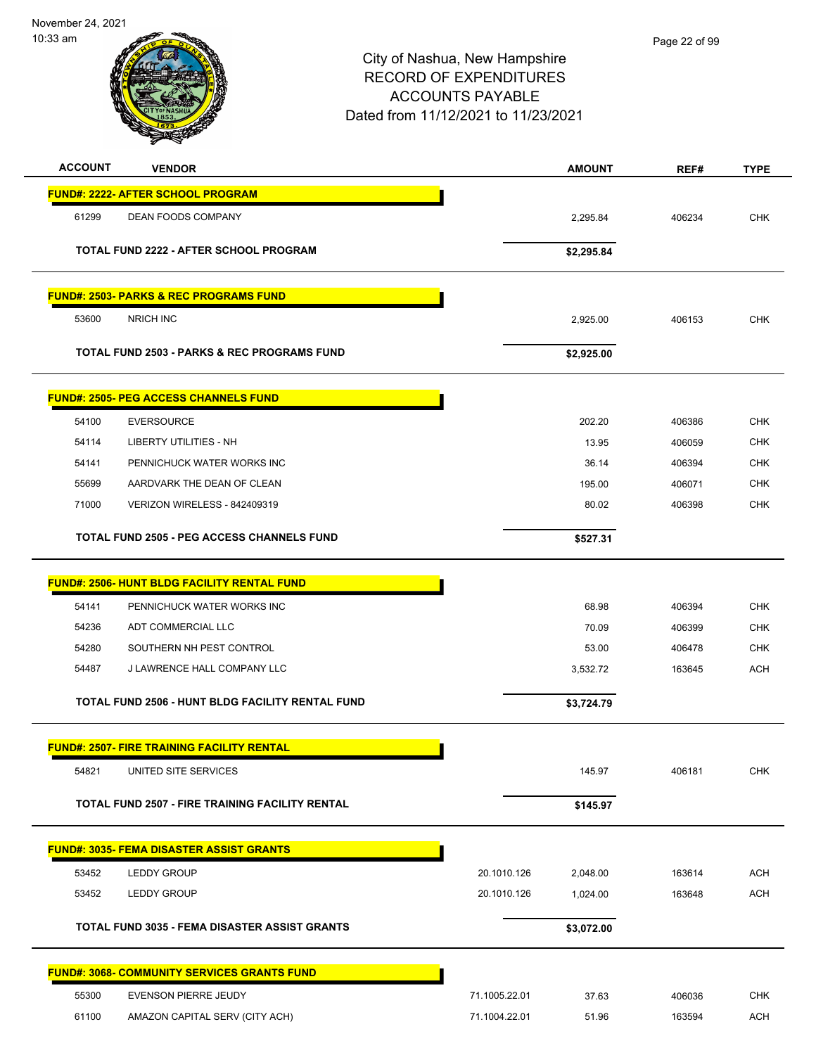City of Nashua, New Hampshire
RECORD OF EXPENDITURES
ACCOUNTS PAYABLE
Dated from 11/12/2021 to 11/23/2021

| ACCOUNT | VENDOR | | AMOUNT | REF# | TYPE |
|---|---|---|---|---|---|
| **FUND#: 2222- AFTER SCHOOL PROGRAM** | | | | | |
| 61299 | DEAN FOODS COMPANY | | 2,295.84 | 406234 | CHK |
| | **TOTAL FUND 2222 - AFTER SCHOOL PROGRAM** | | **$2,295.84** | | |
| **FUND#: 2503- PARKS & REC PROGRAMS FUND** | | | | | |
| 53600 | NRICH INC | | 2,925.00 | 406153 | CHK |
| | **TOTAL FUND 2503 - PARKS & REC PROGRAMS FUND** | | **$2,925.00** | | |
| **FUND#: 2505- PEG ACCESS CHANNELS FUND** | | | | | |
| 54100 | EVERSOURCE | | 202.20 | 406386 | CHK |
| 54114 | LIBERTY UTILITIES - NH | | 13.95 | 406059 | CHK |
| 54141 | PENNICHUCK WATER WORKS INC | | 36.14 | 406394 | CHK |
| 55699 | AARDVARK THE DEAN OF CLEAN | | 195.00 | 406071 | CHK |
| 71000 | VERIZON WIRELESS - 842409319 | | 80.02 | 406398 | CHK |
| | **TOTAL FUND 2505 - PEG ACCESS CHANNELS FUND** | | **$527.31** | | |
| **FUND#: 2506- HUNT BLDG FACILITY RENTAL FUND** | | | | | |
| 54141 | PENNICHUCK WATER WORKS INC | | 68.98 | 406394 | CHK |
| 54236 | ADT COMMERCIAL LLC | | 70.09 | 406399 | CHK |
| 54280 | SOUTHERN NH PEST CONTROL | | 53.00 | 406478 | CHK |
| 54487 | J LAWRENCE HALL COMPANY LLC | | 3,532.72 | 163645 | ACH |
| | **TOTAL FUND 2506 - HUNT BLDG FACILITY RENTAL FUND** | | **$3,724.79** | | |
| **FUND#: 2507- FIRE TRAINING FACILITY RENTAL** | | | | | |
| 54821 | UNITED SITE SERVICES | | 145.97 | 406181 | CHK |
| | **TOTAL FUND 2507 - FIRE TRAINING FACILITY RENTAL** | | **$145.97** | | |
| **FUND#: 3035- FEMA DISASTER ASSIST GRANTS** | | | | | |
| 53452 | LEDDY GROUP | 20.1010.126 | 2,048.00 | 163614 | ACH |
| 53452 | LEDDY GROUP | 20.1010.126 | 1,024.00 | 163648 | ACH |
| | **TOTAL FUND 3035 - FEMA DISASTER ASSIST GRANTS** | | **$3,072.00** | | |
| **FUND#: 3068- COMMUNITY SERVICES GRANTS FUND** | | | | | |
| 55300 | EVENSON PIERRE JEUDY | 71.1005.22.01 | 37.63 | 406036 | CHK |
| 61100 | AMAZON CAPITAL SERV (CITY ACH) | 71.1004.22.01 | 51.96 | 163594 | ACH |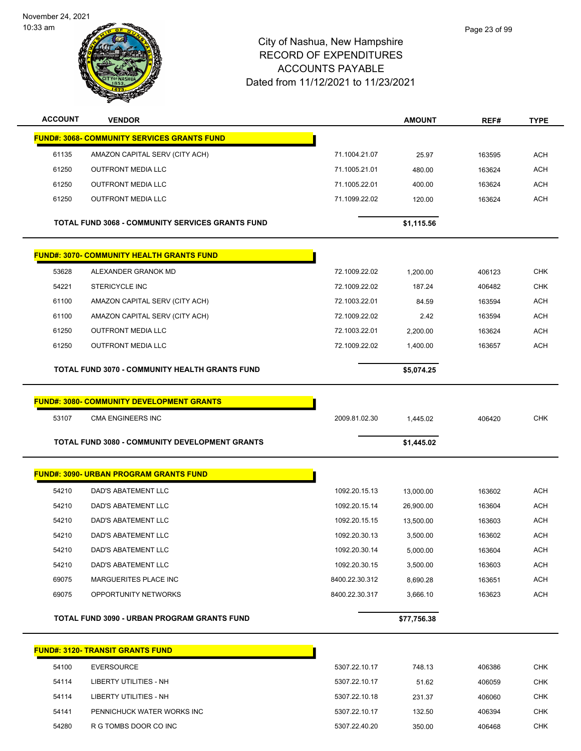# City of Nashua, New Hampshire
## RECORD OF EXPENDITURES
## ACCOUNTS PAYABLE
## Dated from 11/12/2021 to 11/23/2021

| ACCOUNT | VENDOR | | AMOUNT | REF# | TYPE |
|---|---|---|---|---|---|
| **FUND#: 3068- COMMUNITY SERVICES GRANTS FUND** | | | | | |
| 61135 | AMAZON CAPITAL SERV (CITY ACH) | 71.1004.21.07 | 25.97 | 163595 | ACH |
| 61250 | OUTFRONT MEDIA LLC | 71.1005.21.01 | 480.00 | 163624 | ACH |
| 61250 | OUTFRONT MEDIA LLC | 71.1005.22.01 | 400.00 | 163624 | ACH |
| 61250 | OUTFRONT MEDIA LLC | 71.1099.22.02 | 120.00 | 163624 | ACH |
| | **TOTAL FUND 3068 - COMMUNITY SERVICES GRANTS FUND** | | **$1,115.56** | | |
| **FUND#: 3070- COMMUNITY HEALTH GRANTS FUND** | | | | | |
| 53628 | ALEXANDER GRANOK MD | 72.1009.22.02 | 1,200.00 | 406123 | CHK |
| 54221 | STERICYCLE INC | 72.1009.22.02 | 187.24 | 406482 | CHK |
| 61100 | AMAZON CAPITAL SERV (CITY ACH) | 72.1003.22.01 | 84.59 | 163594 | ACH |
| 61100 | AMAZON CAPITAL SERV (CITY ACH) | 72.1009.22.02 | 2.42 | 163594 | ACH |
| 61250 | OUTFRONT MEDIA LLC | 72.1003.22.01 | 2,200.00 | 163624 | ACH |
| 61250 | OUTFRONT MEDIA LLC | 72.1009.22.02 | 1,400.00 | 163657 | ACH |
| | **TOTAL FUND 3070 - COMMUNITY HEALTH GRANTS FUND** | | **$5,074.25** | | |
| **FUND#: 3080- COMMUNITY DEVELOPMENT GRANTS** | | | | | |
| 53107 | CMA ENGINEERS INC | 2009.81.02.30 | 1,445.02 | 406420 | CHK |
| | **TOTAL FUND 3080 - COMMUNITY DEVELOPMENT GRANTS** | | **$1,445.02** | | |
| **FUND#: 3090- URBAN PROGRAM GRANTS FUND** | | | | | |
| 54210 | DAD'S ABATEMENT LLC | 1092.20.15.13 | 13,000.00 | 163602 | ACH |
| 54210 | DAD'S ABATEMENT LLC | 1092.20.15.14 | 26,900.00 | 163604 | ACH |
| 54210 | DAD'S ABATEMENT LLC | 1092.20.15.15 | 13,500.00 | 163603 | ACH |
| 54210 | DAD'S ABATEMENT LLC | 1092.20.30.13 | 3,500.00 | 163602 | ACH |
| 54210 | DAD'S ABATEMENT LLC | 1092.20.30.14 | 5,000.00 | 163604 | ACH |
| 54210 | DAD'S ABATEMENT LLC | 1092.20.30.15 | 3,500.00 | 163603 | ACH |
| 69075 | MARGUERITES PLACE INC | 8400.22.30.312 | 8,690.28 | 163651 | ACH |
| 69075 | OPPORTUNITY NETWORKS | 8400.22.30.317 | 3,666.10 | 163623 | ACH |
| | **TOTAL FUND 3090 - URBAN PROGRAM GRANTS FUND** | | **$77,756.38** | | |
| **FUND#: 3120- TRANSIT GRANTS FUND** | | | | | |
| 54100 | EVERSOURCE | 5307.22.10.17 | 748.13 | 406386 | CHK |
| 54114 | LIBERTY UTILITIES - NH | 5307.22.10.17 | 51.62 | 406059 | CHK |
| 54114 | LIBERTY UTILITIES - NH | 5307.22.10.18 | 231.37 | 406060 | CHK |
| 54141 | PENNICHUCK WATER WORKS INC | 5307.22.10.17 | 132.50 | 406394 | CHK |
| 54280 | R G TOMBS DOOR CO INC | 5307.22.40.20 | 350.00 | 406468 | CHK |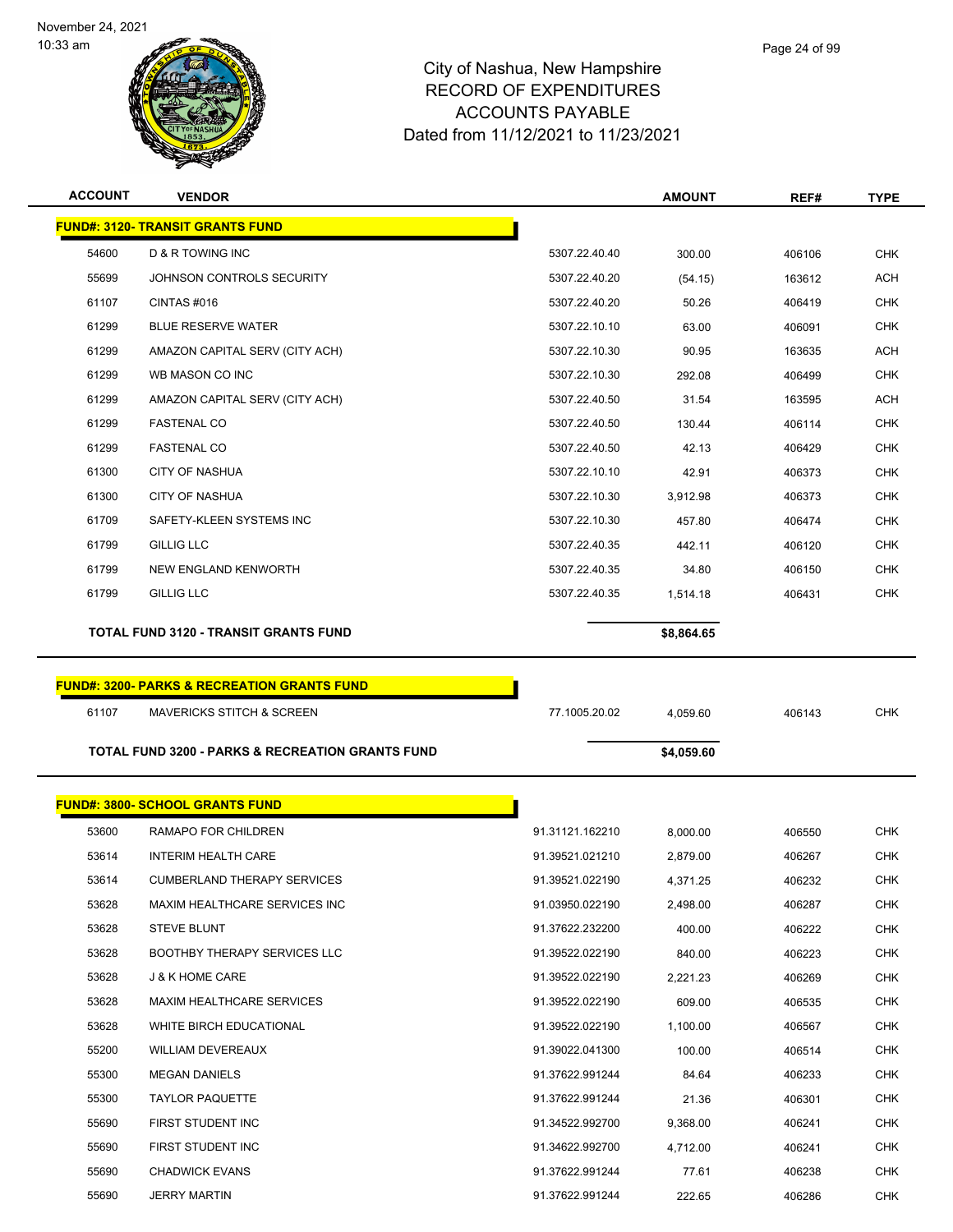# City of Nashua, New Hampshire
# RECORD OF EXPENDITURES
# ACCOUNTS PAYABLE
# Dated from 11/12/2021 to 11/23/2021

November 24, 2021
10:33 am

| ACCOUNT | VENDOR | | AMOUNT | REF# | TYPE |
|---|---|---|---|---|---|
| **FUND#: 3120- TRANSIT GRANTS FUND** | | | | | |
| 54600 | D & R TOWING INC | 5307.22.40.40 | 300.00 | 406106 | CHK |
| 55699 | JOHNSON CONTROLS SECURITY | 5307.22.40.20 | (54.15) | 163612 | ACH |
| 61107 | CINTAS #016 | 5307.22.40.20 | 50.26 | 406419 | CHK |
| 61299 | BLUE RESERVE WATER | 5307.22.10.10 | 63.00 | 406091 | CHK |
| 61299 | AMAZON CAPITAL SERV (CITY ACH) | 5307.22.10.30 | 90.95 | 163635 | ACH |
| 61299 | WB MASON CO INC | 5307.22.10.30 | 292.08 | 406499 | CHK |
| 61299 | AMAZON CAPITAL SERV (CITY ACH) | 5307.22.40.50 | 31.54 | 163595 | ACH |
| 61299 | FASTENAL CO | 5307.22.40.50 | 130.44 | 406114 | CHK |
| 61299 | FASTENAL CO | 5307.22.40.50 | 42.13 | 406429 | CHK |
| 61300 | CITY OF NASHUA | 5307.22.10.10 | 42.91 | 406373 | CHK |
| 61300 | CITY OF NASHUA | 5307.22.10.30 | 3,912.98 | 406373 | CHK |
| 61709 | SAFETY-KLEEN SYSTEMS INC | 5307.22.10.30 | 457.80 | 406474 | CHK |
| 61799 | GILLIG LLC | 5307.22.40.35 | 442.11 | 406120 | CHK |
| 61799 | NEW ENGLAND KENWORTH | 5307.22.40.35 | 34.80 | 406150 | CHK |
| 61799 | GILLIG LLC | 5307.22.40.35 | 1,514.18 | 406431 | CHK |
| | **TOTAL FUND 3120 - TRANSIT GRANTS FUND** | | **$8,864.65** | | |
| **FUND#: 3200- PARKS & RECREATION GRANTS FUND** | | | | | |
| 61107 | MAVERICKS STITCH & SCREEN | 77.1005.20.02 | 4,059.60 | 406143 | CHK |
| | **TOTAL FUND 3200 - PARKS & RECREATION GRANTS FUND** | | **$4,059.60** | | |
| **FUND#: 3800- SCHOOL GRANTS FUND** | | | | | |
| 53600 | RAMAPO FOR CHILDREN | 91.31121.162210 | 8,000.00 | 406550 | CHK |
| 53614 | INTERIM HEALTH CARE | 91.39521.021210 | 2,879.00 | 406267 | CHK |
| 53614 | CUMBERLAND THERAPY SERVICES | 91.39521.022190 | 4,371.25 | 406232 | CHK |
| 53628 | MAXIM HEALTHCARE SERVICES INC | 91.03950.022190 | 2,498.00 | 406287 | CHK |
| 53628 | STEVE BLUNT | 91.37622.232200 | 400.00 | 406222 | CHK |
| 53628 | BOOTHBY THERAPY SERVICES LLC | 91.39522.022190 | 840.00 | 406223 | CHK |
| 53628 | J & K HOME CARE | 91.39522.022190 | 2,221.23 | 406269 | CHK |
| 53628 | MAXIM HEALTHCARE SERVICES | 91.39522.022190 | 609.00 | 406535 | CHK |
| 53628 | WHITE BIRCH EDUCATIONAL | 91.39522.022190 | 1,100.00 | 406567 | CHK |
| 55200 | WILLIAM DEVEREAUX | 91.39022.041300 | 100.00 | 406514 | CHK |
| 55300 | MEGAN DANIELS | 91.37622.991244 | 84.64 | 406233 | CHK |
| 55300 | TAYLOR PAQUETTE | 91.37622.991244 | 21.36 | 406301 | CHK |
| 55690 | FIRST STUDENT INC | 91.34522.992700 | 9,368.00 | 406241 | CHK |
| 55690 | FIRST STUDENT INC | 91.34622.992700 | 4,712.00 | 406241 | CHK |
| 55690 | CHADWICK EVANS | 91.37622.991244 | 77.61 | 406238 | CHK |
| 55690 | JERRY MARTIN | 91.37622.991244 | 222.65 | 406286 | CHK |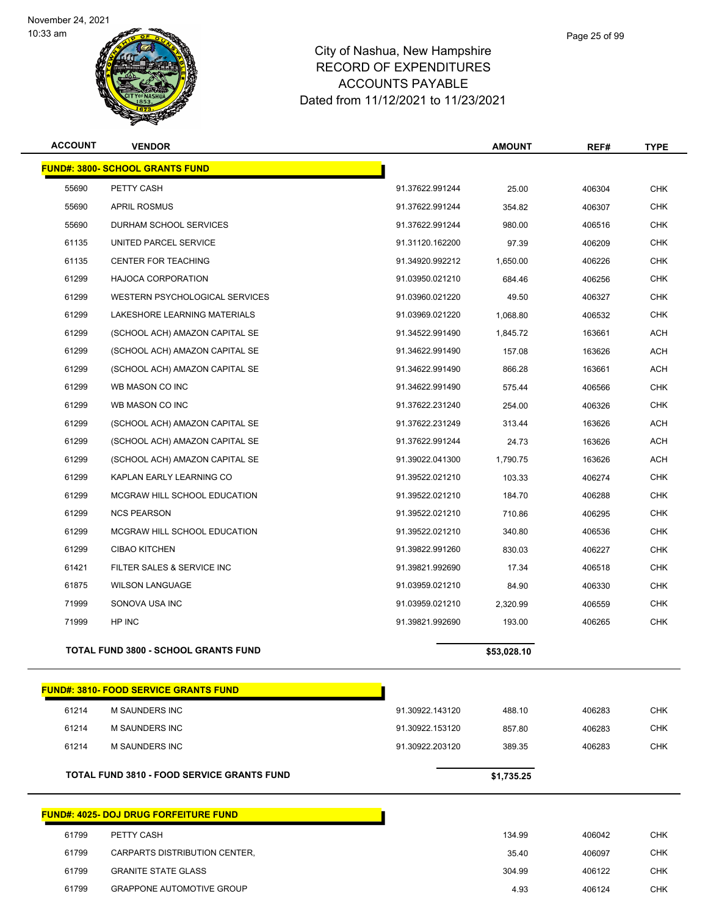November 24, 2021
10:33 am

# City of Nashua, New Hampshire
## RECORD OF EXPENDITURES
## ACCOUNTS PAYABLE
## Dated from 11/12/2021 to 11/23/2021

| ACCOUNT | VENDOR | | AMOUNT | REF# | TYPE |
|---|---|---|---|---|---|
| **FUND#: 3800- SCHOOL GRANTS FUND** | | | | | |
| 55690 | PETTY CASH | 91.37622.991244 | 25.00 | 406304 | CHK |
| 55690 | APRIL ROSMUS | 91.37622.991244 | 354.82 | 406307 | CHK |
| 55690 | DURHAM SCHOOL SERVICES | 91.37622.991244 | 980.00 | 406516 | CHK |
| 61135 | UNITED PARCEL SERVICE | 91.31120.162200 | 97.39 | 406209 | CHK |
| 61135 | CENTER FOR TEACHING | 91.34920.992212 | 1,650.00 | 406226 | CHK |
| 61299 | HAJOCA CORPORATION | 91.03950.021210 | 684.46 | 406256 | CHK |
| 61299 | WESTERN PSYCHOLOGICAL SERVICES | 91.03960.021220 | 49.50 | 406327 | CHK |
| 61299 | LAKESHORE LEARNING MATERIALS | 91.03969.021220 | 1,068.80 | 406532 | CHK |
| 61299 | (SCHOOL ACH) AMAZON CAPITAL SE | 91.34522.991490 | 1,845.72 | 163661 | ACH |
| 61299 | (SCHOOL ACH) AMAZON CAPITAL SE | 91.34622.991490 | 157.08 | 163626 | ACH |
| 61299 | (SCHOOL ACH) AMAZON CAPITAL SE | 91.34622.991490 | 866.28 | 163661 | ACH |
| 61299 | WB MASON CO INC | 91.34622.991490 | 575.44 | 406566 | CHK |
| 61299 | WB MASON CO INC | 91.37622.231240 | 254.00 | 406326 | CHK |
| 61299 | (SCHOOL ACH) AMAZON CAPITAL SE | 91.37622.231249 | 313.44 | 163626 | ACH |
| 61299 | (SCHOOL ACH) AMAZON CAPITAL SE | 91.37622.991244 | 24.73 | 163626 | ACH |
| 61299 | (SCHOOL ACH) AMAZON CAPITAL SE | 91.39022.041300 | 1,790.75 | 163626 | ACH |
| 61299 | KAPLAN EARLY LEARNING CO | 91.39522.021210 | 103.33 | 406274 | CHK |
| 61299 | MCGRAW HILL SCHOOL EDUCATION | 91.39522.021210 | 184.70 | 406288 | CHK |
| 61299 | NCS PEARSON | 91.39522.021210 | 710.86 | 406295 | CHK |
| 61299 | MCGRAW HILL SCHOOL EDUCATION | 91.39522.021210 | 340.80 | 406536 | CHK |
| 61299 | CIBAO KITCHEN | 91.39822.991260 | 830.03 | 406227 | CHK |
| 61421 | FILTER SALES & SERVICE INC | 91.39821.992690 | 17.34 | 406518 | CHK |
| 61875 | WILSON LANGUAGE | 91.03959.021210 | 84.90 | 406330 | CHK |
| 71999 | SONOVA USA INC | 91.03959.021210 | 2,320.99 | 406559 | CHK |
| 71999 | HP INC | 91.39821.992690 | 193.00 | 406265 | CHK |
| **TOTAL FUND 3800 - SCHOOL GRANTS FUND** | | | **$53,028.10** | | |

| ACCOUNT | VENDOR | | AMOUNT | REF# | TYPE |
|---|---|---|---|---|---|
| **FUND#: 3810- FOOD SERVICE GRANTS FUND** | | | | | |
| 61214 | M SAUNDERS INC | 91.30922.143120 | 488.10 | 406283 | CHK |
| 61214 | M SAUNDERS INC | 91.30922.153120 | 857.80 | 406283 | CHK |
| 61214 | M SAUNDERS INC | 91.30922.203120 | 389.35 | 406283 | CHK |
| **TOTAL FUND 3810 - FOOD SERVICE GRANTS FUND** | | | **$1,735.25** | | |

| ACCOUNT | VENDOR | | AMOUNT | REF# | TYPE |
|---|---|---|---|---|---|
| **FUND#: 4025- DOJ DRUG FORFEITURE FUND** | | | | | |
| 61799 | PETTY CASH | | 134.99 | 406042 | CHK |
| 61799 | CARPARTS DISTRIBUTION CENTER, | | 35.40 | 406097 | CHK |
| 61799 | GRANITE STATE GLASS | | 304.99 | 406122 | CHK |
| 61799 | GRAPPONE AUTOMOTIVE GROUP | | 4.93 | 406124 | CHK |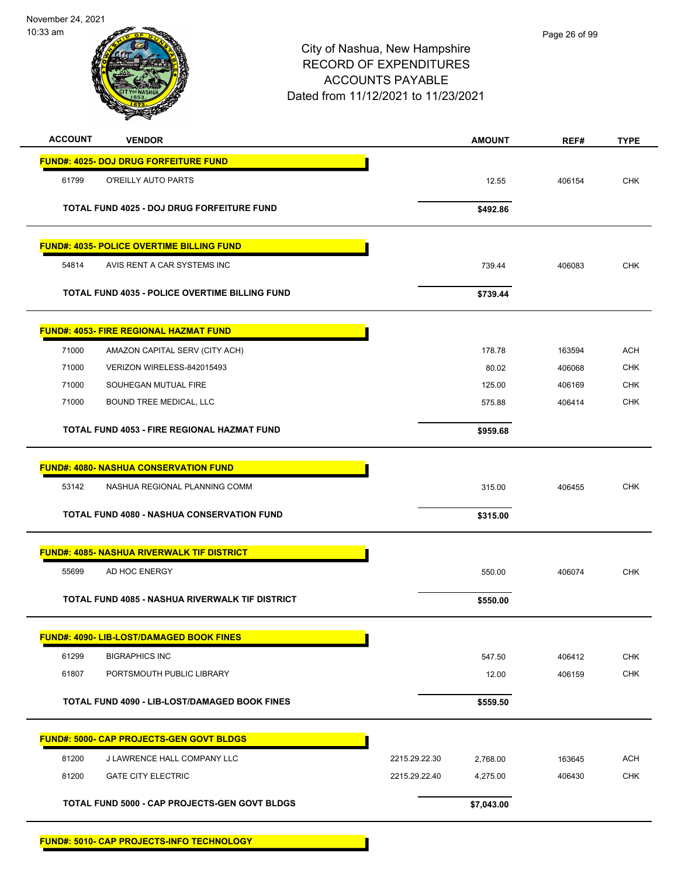City of Nashua, New Hampshire
RECORD OF EXPENDITURES
ACCOUNTS PAYABLE
Dated from 11/12/2021 to 11/23/2021

| ACCOUNT | VENDOR | | AMOUNT | REF# | TYPE |
|---|---|---|---|---|---|
| **FUND#: 4025- DOJ DRUG FORFEITURE FUND** | | | | | |
| 61799 | O'REILLY AUTO PARTS | | 12.55 | 406154 | CHK |
| | **TOTAL FUND 4025 - DOJ DRUG FORFEITURE FUND** | | **$492.86** | | |
| **FUND#: 4035- POLICE OVERTIME BILLING FUND** | | | | | |
| 54814 | AVIS RENT A CAR SYSTEMS INC | | 739.44 | 406083 | CHK |
| | **TOTAL FUND 4035 - POLICE OVERTIME BILLING FUND** | | **$739.44** | | |
| **FUND#: 4053- FIRE REGIONAL HAZMAT FUND** | | | | | |
| 71000 | AMAZON CAPITAL SERV (CITY ACH) | | 178.78 | 163594 | ACH |
| 71000 | VERIZON WIRELESS-842015493 | | 80.02 | 406068 | CHK |
| 71000 | SOUHEGAN MUTUAL FIRE | | 125.00 | 406169 | CHK |
| 71000 | BOUND TREE MEDICAL, LLC | | 575.88 | 406414 | CHK |
| | **TOTAL FUND 4053 - FIRE REGIONAL HAZMAT FUND** | | **$959.68** | | |
| **FUND#: 4080- NASHUA CONSERVATION FUND** | | | | | |
| 53142 | NASHUA REGIONAL PLANNING COMM | | 315.00 | 406455 | CHK |
| | **TOTAL FUND 4080 - NASHUA CONSERVATION FUND** | | **$315.00** | | |
| **FUND#: 4085- NASHUA RIVERWALK TIF DISTRICT** | | | | | |
| 55699 | AD HOC ENERGY | | 550.00 | 406074 | CHK |
| | **TOTAL FUND 4085 - NASHUA RIVERWALK TIF DISTRICT** | | **$550.00** | | |
| **FUND#: 4090- LIB-LOST/DAMAGED BOOK FINES** | | | | | |
| 61299 | BIGRAPHICS INC | | 547.50 | 406412 | CHK |
| 61807 | PORTSMOUTH PUBLIC LIBRARY | | 12.00 | 406159 | CHK |
| | **TOTAL FUND 4090 - LIB-LOST/DAMAGED BOOK FINES** | | **$559.50** | | |
| **FUND#: 5000- CAP PROJECTS-GEN GOVT BLDGS** | | | | | |
| 81200 | J LAWRENCE HALL COMPANY LLC | 2215.29.22.30 | 2,768.00 | 163645 | ACH |
| 81200 | GATE CITY ELECTRIC | 2215.29.22.40 | 4,275.00 | 406430 | CHK |
| | **TOTAL FUND 5000 - CAP PROJECTS-GEN GOVT BLDGS** | | **$7,043.00** | | |
| **FUND#: 5010- CAP PROJECTS-INFO TECHNOLOGY** | | | | | |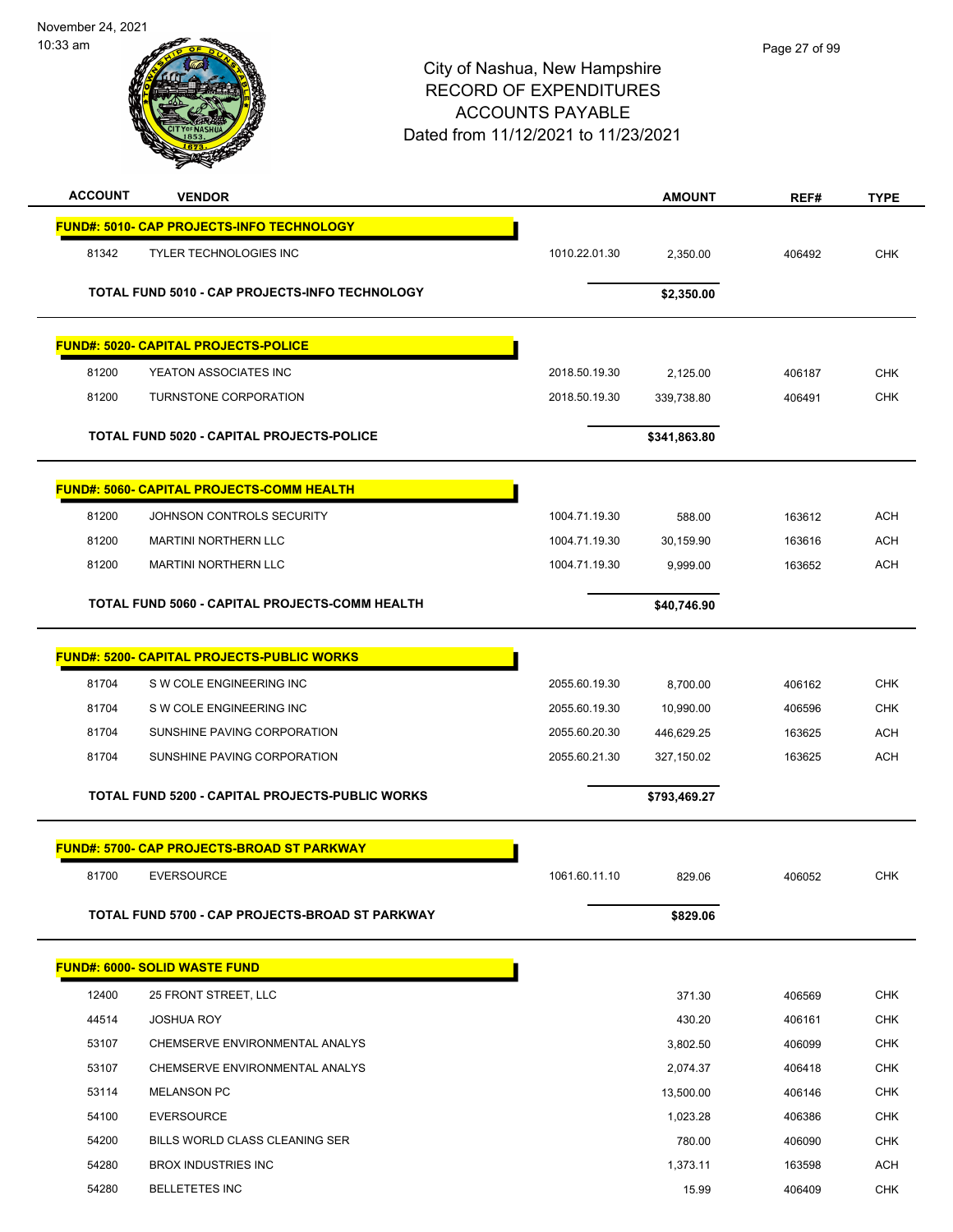November 24, 2021
10:33 am

# City of Nashua, New Hampshire
## RECORD OF EXPENDITURES
## ACCOUNTS PAYABLE
### Dated from 11/12/2021 to 11/23/2021

| ACCOUNT | VENDOR | | AMOUNT | REF# | TYPE |
|---|---|---|---|---|---|
| **FUND#: 5010- CAP PROJECTS-INFO TECHNOLOGY** | | | | | |
| 81342 | TYLER TECHNOLOGIES INC | 1010.22.01.30 | 2,350.00 | 406492 | CHK |
| | **TOTAL FUND 5010 - CAP PROJECTS-INFO TECHNOLOGY** | | **$2,350.00** | | |
| **FUND#: 5020- CAPITAL PROJECTS-POLICE** | | | | | |
| 81200 | YEATON ASSOCIATES INC | 2018.50.19.30 | 2,125.00 | 406187 | CHK |
| 81200 | TURNSTONE CORPORATION | 2018.50.19.30 | 339,738.80 | 406491 | CHK |
| | **TOTAL FUND 5020 - CAPITAL PROJECTS-POLICE** | | **$341,863.80** | | |
| **FUND#: 5060- CAPITAL PROJECTS-COMM HEALTH** | | | | | |
| 81200 | JOHNSON CONTROLS SECURITY | 1004.71.19.30 | 588.00 | 163612 | ACH |
| 81200 | MARTINI NORTHERN LLC | 1004.71.19.30 | 30,159.90 | 163616 | ACH |
| 81200 | MARTINI NORTHERN LLC | 1004.71.19.30 | 9,999.00 | 163652 | ACH |
| | **TOTAL FUND 5060 - CAPITAL PROJECTS-COMM HEALTH** | | **$40,746.90** | | |
| **FUND#: 5200- CAPITAL PROJECTS-PUBLIC WORKS** | | | | | |
| 81704 | S W COLE ENGINEERING INC | 2055.60.19.30 | 8,700.00 | 406162 | CHK |
| 81704 | S W COLE ENGINEERING INC | 2055.60.19.30 | 10,990.00 | 406596 | CHK |
| 81704 | SUNSHINE PAVING CORPORATION | 2055.60.20.30 | 446,629.25 | 163625 | ACH |
| 81704 | SUNSHINE PAVING CORPORATION | 2055.60.21.30 | 327,150.02 | 163625 | ACH |
| | **TOTAL FUND 5200 - CAPITAL PROJECTS-PUBLIC WORKS** | | **$793,469.27** | | |
| **FUND#: 5700- CAP PROJECTS-BROAD ST PARKWAY** | | | | | |
| 81700 | EVERSOURCE | 1061.60.11.10 | 829.06 | 406052 | CHK |
| | **TOTAL FUND 5700 - CAP PROJECTS-BROAD ST PARKWAY** | | **$829.06** | | |
| **FUND#: 6000- SOLID WASTE FUND** | | | | | |
| 12400 | 25 FRONT STREET, LLC | | 371.30 | 406569 | CHK |
| 44514 | JOSHUA ROY | | 430.20 | 406161 | CHK |
| 53107 | CHEMSERVE ENVIRONMENTAL ANALYS | | 3,802.50 | 406099 | CHK |
| 53107 | CHEMSERVE ENVIRONMENTAL ANALYS | | 2,074.37 | 406418 | CHK |
| 53114 | MELANSON PC | | 13,500.00 | 406146 | CHK |
| 54100 | EVERSOURCE | | 1,023.28 | 406386 | CHK |
| 54200 | BILLS WORLD CLASS CLEANING SER | | 780.00 | 406090 | CHK |
| 54280 | BROX INDUSTRIES INC | | 1,373.11 | 163598 | ACH |
| 54280 | BELLETETES INC | | 15.99 | 406409 | CHK |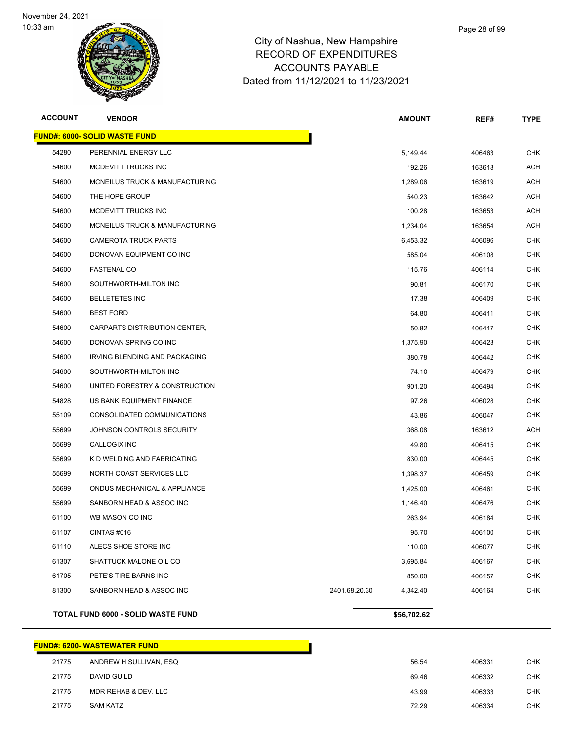# City of Nashua, New Hampshire
## RECORD OF EXPENDITURES
## ACCOUNTS PAYABLE
## Dated from 11/12/2021 to 11/23/2021

| ACCOUNT | VENDOR | | AMOUNT | REF# | TYPE |
|---|---|---|---|---|---|
| **FUND#: 6000- SOLID WASTE FUND** | | | | | |
| 54280 | PERENNIAL ENERGY LLC | | 5,149.44 | 406463 | CHK |
| 54600 | MCDEVITT TRUCKS INC | | 192.26 | 163618 | ACH |
| 54600 | MCNEILUS TRUCK & MANUFACTURING | | 1,289.06 | 163619 | ACH |
| 54600 | THE HOPE GROUP | | 540.23 | 163642 | ACH |
| 54600 | MCDEVITT TRUCKS INC | | 100.28 | 163653 | ACH |
| 54600 | MCNEILUS TRUCK & MANUFACTURING | | 1,234.04 | 163654 | ACH |
| 54600 | CAMEROTA TRUCK PARTS | | 6,453.32 | 406096 | CHK |
| 54600 | DONOVAN EQUIPMENT CO INC | | 585.04 | 406108 | CHK |
| 54600 | FASTENAL CO | | 115.76 | 406114 | CHK |
| 54600 | SOUTHWORTH-MILTON INC | | 90.81 | 406170 | CHK |
| 54600 | BELLETETES INC | | 17.38 | 406409 | CHK |
| 54600 | BEST FORD | | 64.80 | 406411 | CHK |
| 54600 | CARPARTS DISTRIBUTION CENTER, | | 50.82 | 406417 | CHK |
| 54600 | DONOVAN SPRING CO INC | | 1,375.90 | 406423 | CHK |
| 54600 | IRVING BLENDING AND PACKAGING | | 380.78 | 406442 | CHK |
| 54600 | SOUTHWORTH-MILTON INC | | 74.10 | 406479 | CHK |
| 54600 | UNITED FORESTRY & CONSTRUCTION | | 901.20 | 406494 | CHK |
| 54828 | US BANK EQUIPMENT FINANCE | | 97.26 | 406028 | CHK |
| 55109 | CONSOLIDATED COMMUNICATIONS | | 43.86 | 406047 | CHK |
| 55699 | JOHNSON CONTROLS SECURITY | | 368.08 | 163612 | ACH |
| 55699 | CALLOGIX INC | | 49.80 | 406415 | CHK |
| 55699 | K D WELDING AND FABRICATING | | 830.00 | 406445 | CHK |
| 55699 | NORTH COAST SERVICES LLC | | 1,398.37 | 406459 | CHK |
| 55699 | ONDUS MECHANICAL & APPLIANCE | | 1,425.00 | 406461 | CHK |
| 55699 | SANBORN HEAD & ASSOC INC | | 1,146.40 | 406476 | CHK |
| 61100 | WB MASON CO INC | | 263.94 | 406184 | CHK |
| 61107 | CINTAS #016 | | 95.70 | 406100 | CHK |
| 61110 | ALECS SHOE STORE INC | | 110.00 | 406077 | CHK |
| 61307 | SHATTUCK MALONE OIL CO | | 3,695.84 | 406167 | CHK |
| 61705 | PETE'S TIRE BARNS INC | | 850.00 | 406157 | CHK |
| 81300 | SANBORN HEAD & ASSOC INC | 2401.68.20.30 | 4,342.40 | 406164 | CHK |
| **TOTAL FUND 6000 - SOLID WASTE FUND** | | | **$56,702.62** | | |

| ACCOUNT | VENDOR | | AMOUNT | REF# | TYPE |
|---|---|---|---|---|---|
| **FUND#: 6200- WASTEWATER FUND** | | | | | |
| 21775 | ANDREW H SULLIVAN, ESQ | | 56.54 | 406331 | CHK |
| 21775 | DAVID GUILD | | 69.46 | 406332 | CHK |
| 21775 | MDR REHAB & DEV. LLC | | 43.99 | 406333 | CHK |
| 21775 | SAM KATZ | | 72.29 | 406334 | CHK |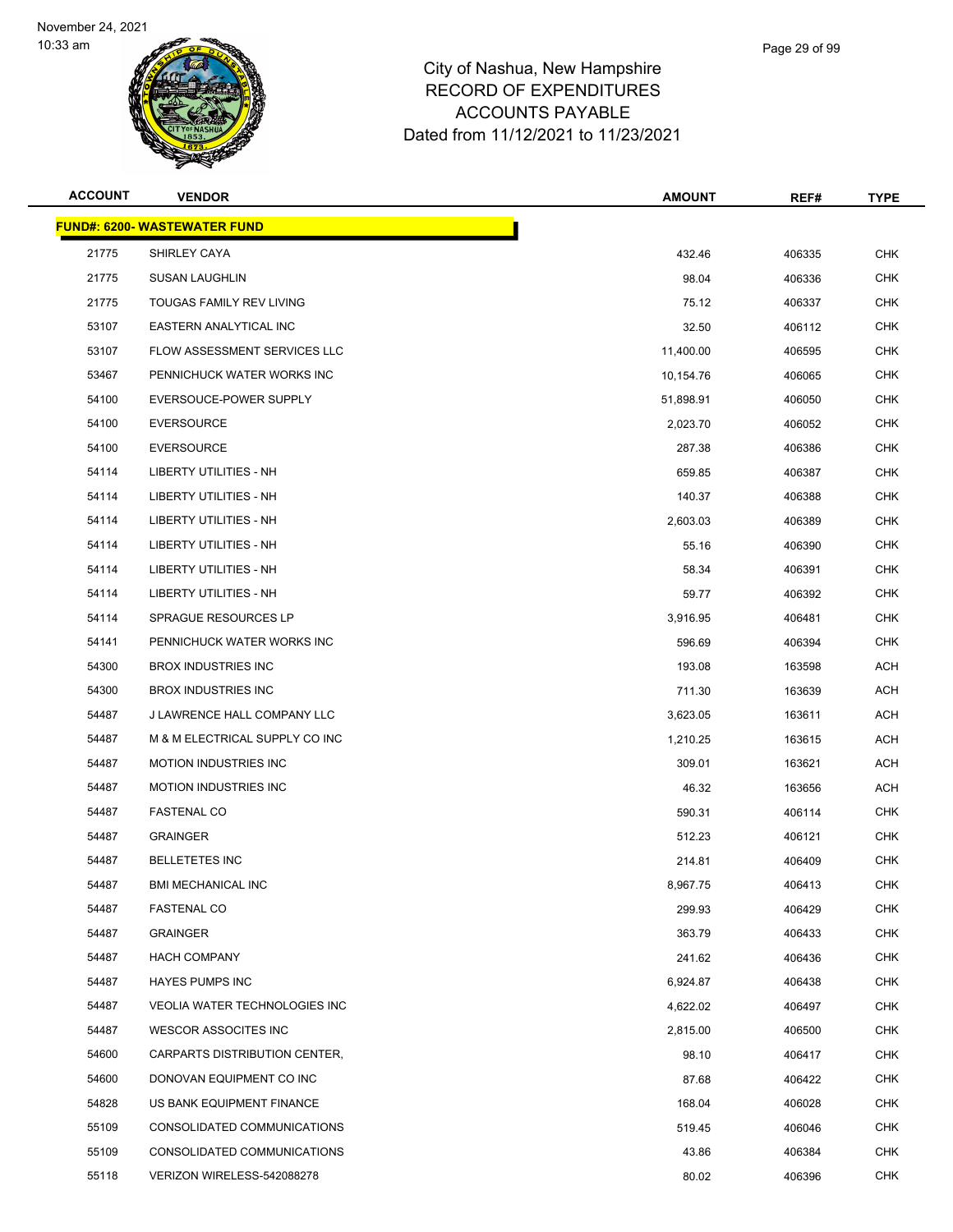# City of Nashua, New Hampshire
## RECORD OF EXPENDITURES
## ACCOUNTS PAYABLE
## Dated from 11/12/2021 to 11/23/2021

November 24, 2021
10:33 am

| ACCOUNT | VENDOR | AMOUNT | REF# | TYPE |
|---|---|---|---|---|
| **FUND#: 6200- WASTEWATER FUND** | | | | |
| 21775 | SHIRLEY CAYA | 432.46 | 406335 | CHK |
| 21775 | SUSAN LAUGHLIN | 98.04 | 406336 | CHK |
| 21775 | TOUGAS FAMILY REV LIVING | 75.12 | 406337 | CHK |
| 53107 | EASTERN ANALYTICAL INC | 32.50 | 406112 | CHK |
| 53107 | FLOW ASSESSMENT SERVICES LLC | 11,400.00 | 406595 | CHK |
| 53467 | PENNICHUCK WATER WORKS INC | 10,154.76 | 406065 | CHK |
| 54100 | EVERSOUCE-POWER SUPPLY | 51,898.91 | 406050 | CHK |
| 54100 | EVERSOURCE | 2,023.70 | 406052 | CHK |
| 54100 | EVERSOURCE | 287.38 | 406386 | CHK |
| 54114 | LIBERTY UTILITIES - NH | 659.85 | 406387 | CHK |
| 54114 | LIBERTY UTILITIES - NH | 140.37 | 406388 | CHK |
| 54114 | LIBERTY UTILITIES - NH | 2,603.03 | 406389 | CHK |
| 54114 | LIBERTY UTILITIES - NH | 55.16 | 406390 | CHK |
| 54114 | LIBERTY UTILITIES - NH | 58.34 | 406391 | CHK |
| 54114 | LIBERTY UTILITIES - NH | 59.77 | 406392 | CHK |
| 54114 | SPRAGUE RESOURCES LP | 3,916.95 | 406481 | CHK |
| 54141 | PENNICHUCK WATER WORKS INC | 596.69 | 406394 | CHK |
| 54300 | BROX INDUSTRIES INC | 193.08 | 163598 | ACH |
| 54300 | BROX INDUSTRIES INC | 711.30 | 163639 | ACH |
| 54487 | J LAWRENCE HALL COMPANY LLC | 3,623.05 | 163611 | ACH |
| 54487 | M & M ELECTRICAL SUPPLY CO INC | 1,210.25 | 163615 | ACH |
| 54487 | MOTION INDUSTRIES INC | 309.01 | 163621 | ACH |
| 54487 | MOTION INDUSTRIES INC | 46.32 | 163656 | ACH |
| 54487 | FASTENAL CO | 590.31 | 406114 | CHK |
| 54487 | GRAINGER | 512.23 | 406121 | CHK |
| 54487 | BELLETETES INC | 214.81 | 406409 | CHK |
| 54487 | BMI MECHANICAL INC | 8,967.75 | 406413 | CHK |
| 54487 | FASTENAL CO | 299.93 | 406429 | CHK |
| 54487 | GRAINGER | 363.79 | 406433 | CHK |
| 54487 | HACH COMPANY | 241.62 | 406436 | CHK |
| 54487 | HAYES PUMPS INC | 6,924.87 | 406438 | CHK |
| 54487 | VEOLIA WATER TECHNOLOGIES INC | 4,622.02 | 406497 | CHK |
| 54487 | WESCOR ASSOCITES INC | 2,815.00 | 406500 | CHK |
| 54600 | CARPARTS DISTRIBUTION CENTER, | 98.10 | 406417 | CHK |
| 54600 | DONOVAN EQUIPMENT CO INC | 87.68 | 406422 | CHK |
| 54828 | US BANK EQUIPMENT FINANCE | 168.04 | 406028 | CHK |
| 55109 | CONSOLIDATED COMMUNICATIONS | 519.45 | 406046 | CHK |
| 55109 | CONSOLIDATED COMMUNICATIONS | 43.86 | 406384 | CHK |
| 55118 | VERIZON WIRELESS-542088278 | 80.02 | 406396 | CHK |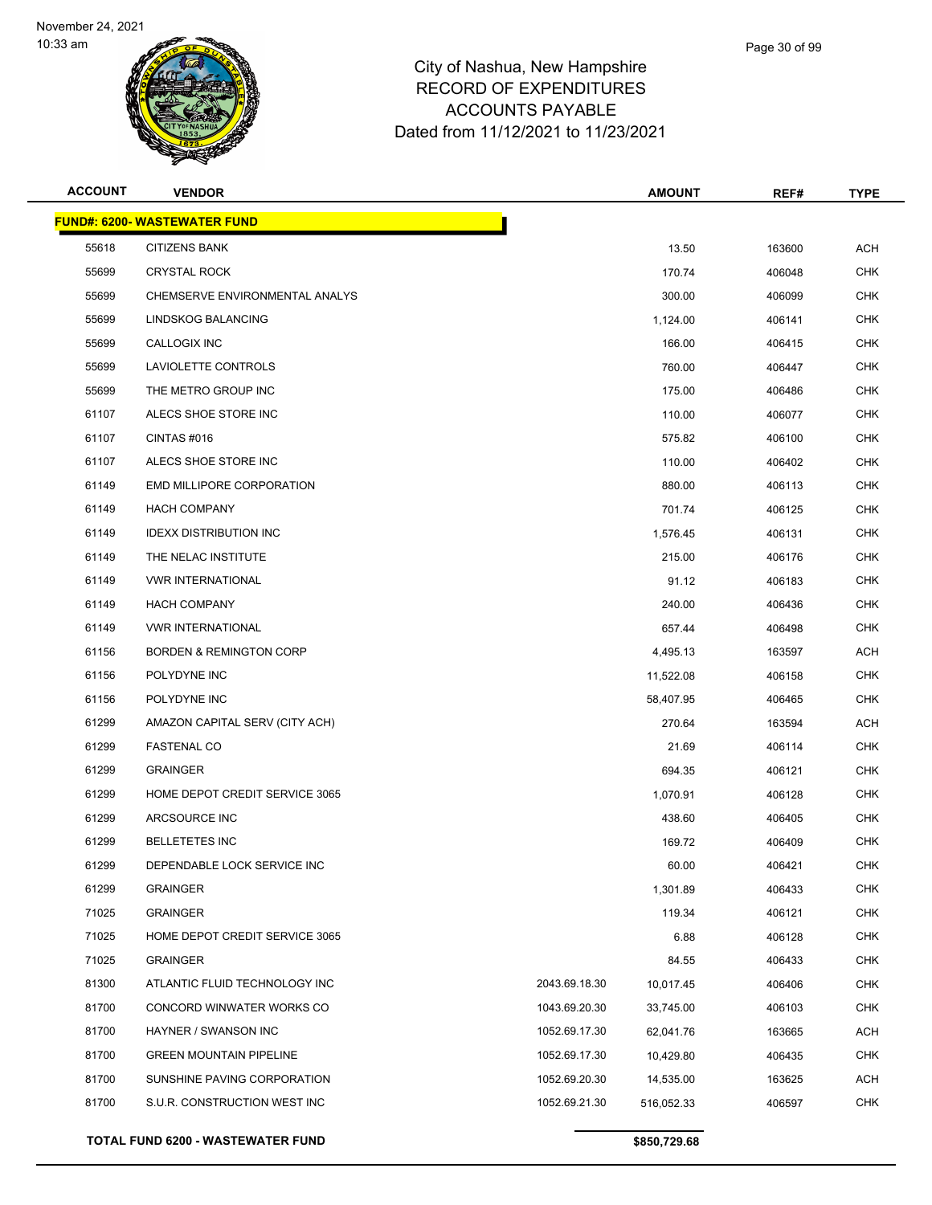# City of Nashua, New Hampshire
## RECORD OF EXPENDITURES
## ACCOUNTS PAYABLE
## Dated from 11/12/2021 to 11/23/2021

| ACCOUNT | VENDOR | | AMOUNT | REF# | TYPE |
|---|---|---|---|---|---|
| **FUND#: 6200- WASTEWATER FUND** | | | | | |
| 55618 | CITIZENS BANK | | 13.50 | 163600 | ACH |
| 55699 | CRYSTAL ROCK | | 170.74 | 406048 | CHK |
| 55699 | CHEMSERVE ENVIRONMENTAL ANALYS | | 300.00 | 406099 | CHK |
| 55699 | LINDSKOG BALANCING | | 1,124.00 | 406141 | CHK |
| 55699 | CALLOGIX INC | | 166.00 | 406415 | CHK |
| 55699 | LAVIOLETTE CONTROLS | | 760.00 | 406447 | CHK |
| 55699 | THE METRO GROUP INC | | 175.00 | 406486 | CHK |
| 61107 | ALECS SHOE STORE INC | | 110.00 | 406077 | CHK |
| 61107 | CINTAS #016 | | 575.82 | 406100 | CHK |
| 61107 | ALECS SHOE STORE INC | | 110.00 | 406402 | CHK |
| 61149 | EMD MILLIPORE CORPORATION | | 880.00 | 406113 | CHK |
| 61149 | HACH COMPANY | | 701.74 | 406125 | CHK |
| 61149 | IDEXX DISTRIBUTION INC | | 1,576.45 | 406131 | CHK |
| 61149 | THE NELAC INSTITUTE | | 215.00 | 406176 | CHK |
| 61149 | VWR INTERNATIONAL | | 91.12 | 406183 | CHK |
| 61149 | HACH COMPANY | | 240.00 | 406436 | CHK |
| 61149 | VWR INTERNATIONAL | | 657.44 | 406498 | CHK |
| 61156 | BORDEN & REMINGTON CORP | | 4,495.13 | 163597 | ACH |
| 61156 | POLYDYNE INC | | 11,522.08 | 406158 | CHK |
| 61156 | POLYDYNE INC | | 58,407.95 | 406465 | CHK |
| 61299 | AMAZON CAPITAL SERV (CITY ACH) | | 270.64 | 163594 | ACH |
| 61299 | FASTENAL CO | | 21.69 | 406114 | CHK |
| 61299 | GRAINGER | | 694.35 | 406121 | CHK |
| 61299 | HOME DEPOT CREDIT SERVICE 3065 | | 1,070.91 | 406128 | CHK |
| 61299 | ARCSOURCE INC | | 438.60 | 406405 | CHK |
| 61299 | BELLETETES INC | | 169.72 | 406409 | CHK |
| 61299 | DEPENDABLE LOCK SERVICE INC | | 60.00 | 406421 | CHK |
| 61299 | GRAINGER | | 1,301.89 | 406433 | CHK |
| 71025 | GRAINGER | | 119.34 | 406121 | CHK |
| 71025 | HOME DEPOT CREDIT SERVICE 3065 | | 6.88 | 406128 | CHK |
| 71025 | GRAINGER | | 84.55 | 406433 | CHK |
| 81300 | ATLANTIC FLUID TECHNOLOGY INC | 2043.69.18.30 | 10,017.45 | 406406 | CHK |
| 81700 | CONCORD WINWATER WORKS CO | 1043.69.20.30 | 33,745.00 | 406103 | CHK |
| 81700 | HAYNER / SWANSON INC | 1052.69.17.30 | 62,041.76 | 163665 | ACH |
| 81700 | GREEN MOUNTAIN PIPELINE | 1052.69.17.30 | 10,429.80 | 406435 | CHK |
| 81700 | SUNSHINE PAVING CORPORATION | 1052.69.20.30 | 14,535.00 | 163625 | ACH |
| 81700 | S.U.R. CONSTRUCTION WEST INC | 1052.69.21.30 | 516,052.33 | 406597 | CHK |
| **TOTAL FUND 6200 - WASTEWATER FUND** | | | **$850,729.68** | | |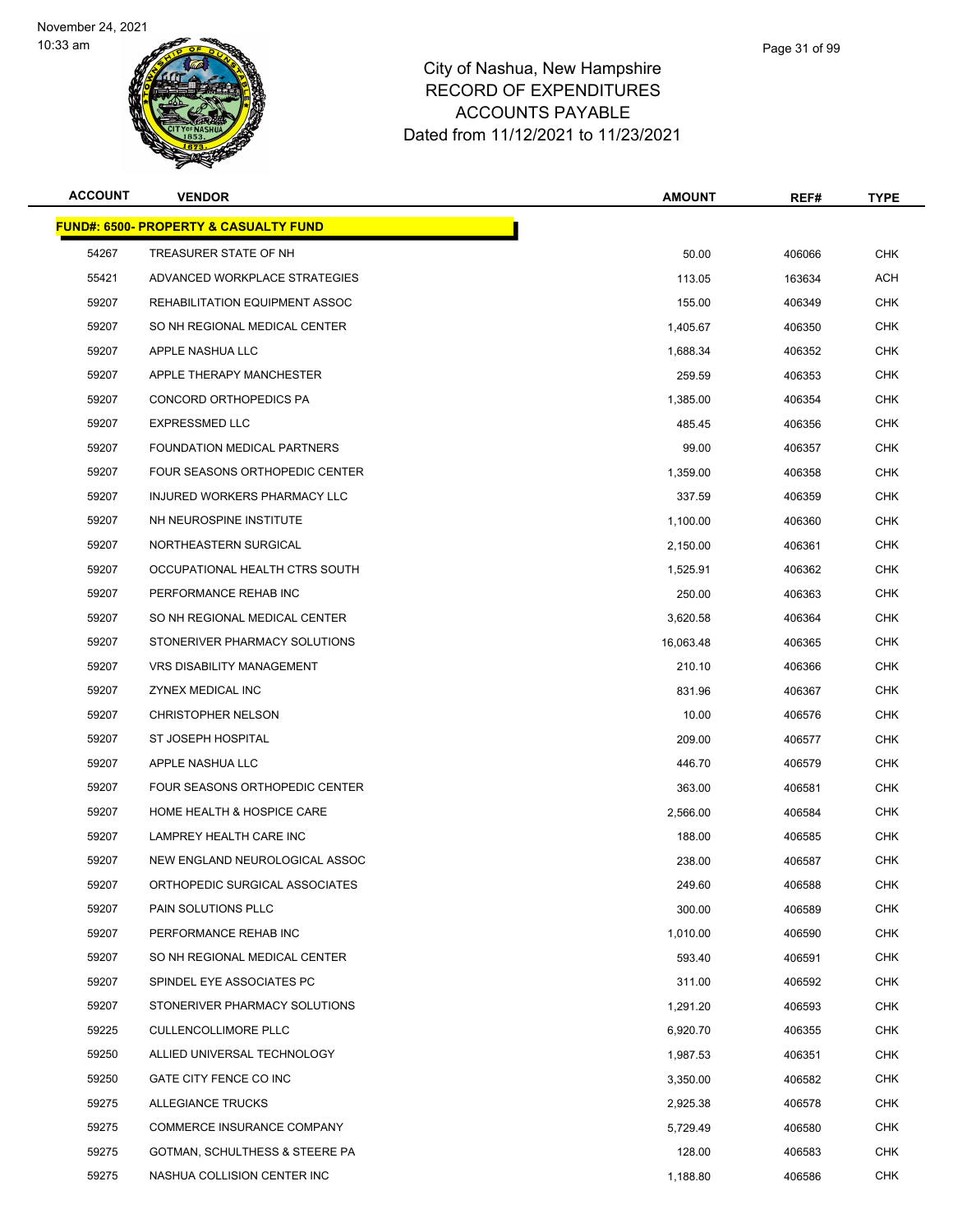# City of Nashua, New Hampshire
## RECORD OF EXPENDITURES
## ACCOUNTS PAYABLE
## Dated from 11/12/2021 to 11/23/2021

| ACCOUNT | VENDOR | AMOUNT | REF# | TYPE |
|---|---|---|---|---|
| **FUND#: 6500- PROPERTY & CASUALTY FUND** | | | | |
| 54267 | TREASURER STATE OF NH | 50.00 | 406066 | CHK |
| 55421 | ADVANCED WORKPLACE STRATEGIES | 113.05 | 163634 | ACH |
| 59207 | REHABILITATION EQUIPMENT ASSOC | 155.00 | 406349 | CHK |
| 59207 | SO NH REGIONAL MEDICAL CENTER | 1,405.67 | 406350 | CHK |
| 59207 | APPLE NASHUA LLC | 1,688.34 | 406352 | CHK |
| 59207 | APPLE THERAPY MANCHESTER | 259.59 | 406353 | CHK |
| 59207 | CONCORD ORTHOPEDICS PA | 1,385.00 | 406354 | CHK |
| 59207 | EXPRESSMED LLC | 485.45 | 406356 | CHK |
| 59207 | FOUNDATION MEDICAL PARTNERS | 99.00 | 406357 | CHK |
| 59207 | FOUR SEASONS ORTHOPEDIC CENTER | 1,359.00 | 406358 | CHK |
| 59207 | INJURED WORKERS PHARMACY LLC | 337.59 | 406359 | CHK |
| 59207 | NH NEUROSPINE INSTITUTE | 1,100.00 | 406360 | CHK |
| 59207 | NORTHEASTERN SURGICAL | 2,150.00 | 406361 | CHK |
| 59207 | OCCUPATIONAL HEALTH CTRS SOUTH | 1,525.91 | 406362 | CHK |
| 59207 | PERFORMANCE REHAB INC | 250.00 | 406363 | CHK |
| 59207 | SO NH REGIONAL MEDICAL CENTER | 3,620.58 | 406364 | CHK |
| 59207 | STONERIVER PHARMACY SOLUTIONS | 16,063.48 | 406365 | CHK |
| 59207 | VRS DISABILITY MANAGEMENT | 210.10 | 406366 | CHK |
| 59207 | ZYNEX MEDICAL INC | 831.96 | 406367 | CHK |
| 59207 | CHRISTOPHER NELSON | 10.00 | 406576 | CHK |
| 59207 | ST JOSEPH HOSPITAL | 209.00 | 406577 | CHK |
| 59207 | APPLE NASHUA LLC | 446.70 | 406579 | CHK |
| 59207 | FOUR SEASONS ORTHOPEDIC CENTER | 363.00 | 406581 | CHK |
| 59207 | HOME HEALTH & HOSPICE CARE | 2,566.00 | 406584 | CHK |
| 59207 | LAMPREY HEALTH CARE INC | 188.00 | 406585 | CHK |
| 59207 | NEW ENGLAND NEUROLOGICAL ASSOC | 238.00 | 406587 | CHK |
| 59207 | ORTHOPEDIC SURGICAL ASSOCIATES | 249.60 | 406588 | CHK |
| 59207 | PAIN SOLUTIONS PLLC | 300.00 | 406589 | CHK |
| 59207 | PERFORMANCE REHAB INC | 1,010.00 | 406590 | CHK |
| 59207 | SO NH REGIONAL MEDICAL CENTER | 593.40 | 406591 | CHK |
| 59207 | SPINDEL EYE ASSOCIATES PC | 311.00 | 406592 | CHK |
| 59207 | STONERIVER PHARMACY SOLUTIONS | 1,291.20 | 406593 | CHK |
| 59225 | CULLENCOLLIMORE PLLC | 6,920.70 | 406355 | CHK |
| 59250 | ALLIED UNIVERSAL TECHNOLOGY | 1,987.53 | 406351 | CHK |
| 59250 | GATE CITY FENCE CO INC | 3,350.00 | 406582 | CHK |
| 59275 | ALLEGIANCE TRUCKS | 2,925.38 | 406578 | CHK |
| 59275 | COMMERCE INSURANCE COMPANY | 5,729.49 | 406580 | CHK |
| 59275 | GOTMAN, SCHULTHESS & STEERE PA | 128.00 | 406583 | CHK |
| 59275 | NASHUA COLLISION CENTER INC | 1,188.80 | 406586 | CHK |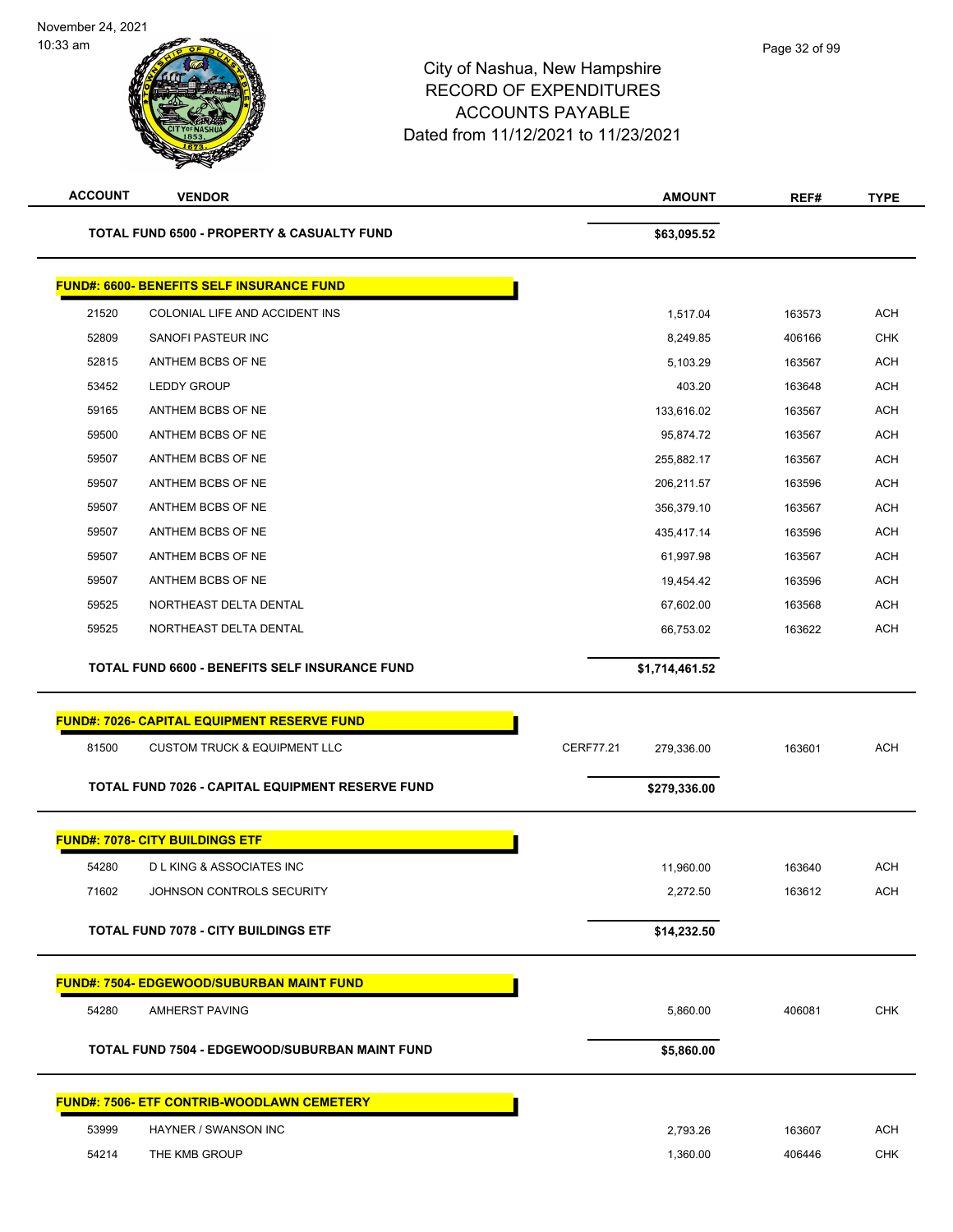City of Nashua, New Hampshire
RECORD OF EXPENDITURES
ACCOUNTS PAYABLE
Dated from 11/12/2021 to 11/23/2021

November 24, 2021
10:33 am

| ACCOUNT | VENDOR | | AMOUNT | REF# | TYPE |
|---|---|---|---|---|---|
| | **TOTAL FUND 6500 - PROPERTY & CASUALTY FUND** | | **$63,095.52** | | |

**FUND#: 6600- BENEFITS SELF INSURANCE FUND**

| ACCOUNT | VENDOR | | AMOUNT | REF# | TYPE |
|---|---|---|---|---|---|
| 21520 | COLONIAL LIFE AND ACCIDENT INS | | 1,517.04 | 163573 | ACH |
| 52809 | SANOFI PASTEUR INC | | 8,249.85 | 406166 | CHK |
| 52815 | ANTHEM BCBS OF NE | | 5,103.29 | 163567 | ACH |
| 53452 | LEDDY GROUP | | 403.20 | 163648 | ACH |
| 59165 | ANTHEM BCBS OF NE | | 133,616.02 | 163567 | ACH |
| 59500 | ANTHEM BCBS OF NE | | 95,874.72 | 163567 | ACH |
| 59507 | ANTHEM BCBS OF NE | | 255,882.17 | 163567 | ACH |
| 59507 | ANTHEM BCBS OF NE | | 206,211.57 | 163596 | ACH |
| 59507 | ANTHEM BCBS OF NE | | 356,379.10 | 163567 | ACH |
| 59507 | ANTHEM BCBS OF NE | | 435,417.14 | 163596 | ACH |
| 59507 | ANTHEM BCBS OF NE | | 61,997.98 | 163567 | ACH |
| 59507 | ANTHEM BCBS OF NE | | 19,454.42 | 163596 | ACH |
| 59525 | NORTHEAST DELTA DENTAL | | 67,602.00 | 163568 | ACH |
| 59525 | NORTHEAST DELTA DENTAL | | 66,753.02 | 163622 | ACH |
| | **TOTAL FUND 6600 - BENEFITS SELF INSURANCE FUND** | | **$1,714,461.52** | | |

**FUND#: 7026- CAPITAL EQUIPMENT RESERVE FUND**

| ACCOUNT | VENDOR | | AMOUNT | REF# | TYPE |
|---|---|---|---|---|---|
| 81500 | CUSTOM TRUCK & EQUIPMENT LLC | CERF77.21 | 279,336.00 | 163601 | ACH |
| | **TOTAL FUND 7026 - CAPITAL EQUIPMENT RESERVE FUND** | | **$279,336.00** | | |

**FUND#: 7078- CITY BUILDINGS ETF**

| ACCOUNT | VENDOR | | AMOUNT | REF# | TYPE |
|---|---|---|---|---|---|
| 54280 | D L KING & ASSOCIATES INC | | 11,960.00 | 163640 | ACH |
| 71602 | JOHNSON CONTROLS SECURITY | | 2,272.50 | 163612 | ACH |
| | **TOTAL FUND 7078 - CITY BUILDINGS ETF** | | **$14,232.50** | | |

**FUND#: 7504- EDGEWOOD/SUBURBAN MAINT FUND**

| ACCOUNT | VENDOR | | AMOUNT | REF# | TYPE |
|---|---|---|---|---|---|
| 54280 | AMHERST PAVING | | 5,860.00 | 406081 | CHK |
| | **TOTAL FUND 7504 - EDGEWOOD/SUBURBAN MAINT FUND** | | **$5,860.00** | | |

**FUND#: 7506- ETF CONTRIB-WOODLAWN CEMETERY**

| ACCOUNT | VENDOR | | AMOUNT | REF# | TYPE |
|---|---|---|---|---|---|
| 53999 | HAYNER / SWANSON INC | | 2,793.26 | 163607 | ACH |
| 54214 | THE KMB GROUP | | 1,360.00 | 406446 | CHK |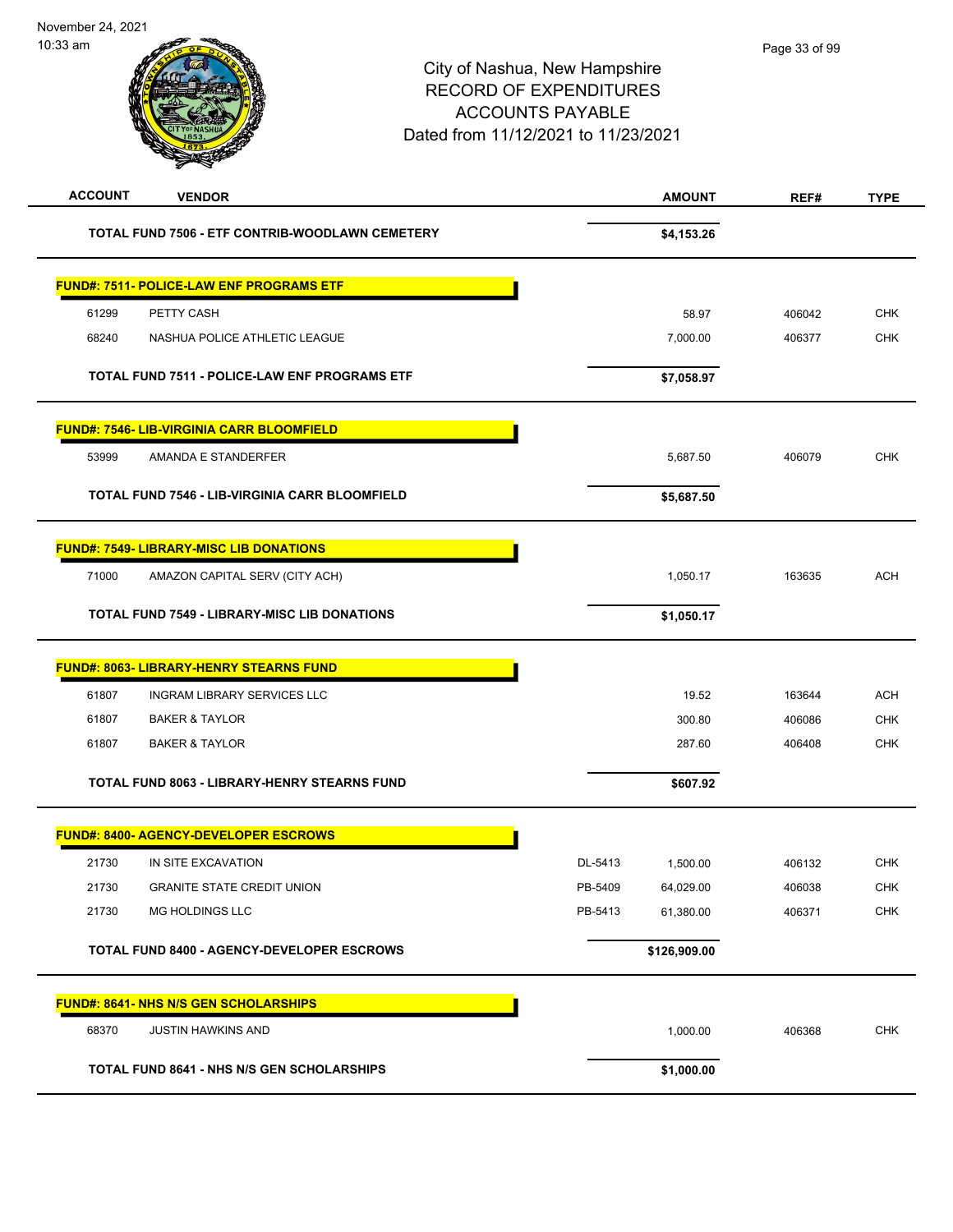# City of Nashua, New Hampshire
## RECORD OF EXPENDITURES
## ACCOUNTS PAYABLE
## Dated from 11/12/2021 to 11/23/2021

November 24, 2021
10:33 am

| ACCOUNT | VENDOR | | AMOUNT | REF# | TYPE |
|---|---|---|---|---|---|
| | **TOTAL FUND 7506 - ETF CONTRIB-WOODLAWN CEMETERY** | | **$4,153.26** | | |
| **FUND#: 7511- POLICE-LAW ENF PROGRAMS ETF** | | | | | |
| 61299 | PETTY CASH | | 58.97 | 406042 | CHK |
| 68240 | NASHUA POLICE ATHLETIC LEAGUE | | 7,000.00 | 406377 | CHK |
| | **TOTAL FUND 7511 - POLICE-LAW ENF PROGRAMS ETF** | | **$7,058.97** | | |
| **FUND#: 7546- LIB-VIRGINIA CARR BLOOMFIELD** | | | | | |
| 53999 | AMANDA E STANDERFER | | 5,687.50 | 406079 | CHK |
| | **TOTAL FUND 7546 - LIB-VIRGINIA CARR BLOOMFIELD** | | **$5,687.50** | | |
| **FUND#: 7549- LIBRARY-MISC LIB DONATIONS** | | | | | |
| 71000 | AMAZON CAPITAL SERV (CITY ACH) | | 1,050.17 | 163635 | ACH |
| | **TOTAL FUND 7549 - LIBRARY-MISC LIB DONATIONS** | | **$1,050.17** | | |
| **FUND#: 8063- LIBRARY-HENRY STEARNS FUND** | | | | | |
| 61807 | INGRAM LIBRARY SERVICES LLC | | 19.52 | 163644 | ACH |
| 61807 | BAKER & TAYLOR | | 300.80 | 406086 | CHK |
| 61807 | BAKER & TAYLOR | | 287.60 | 406408 | CHK |
| | **TOTAL FUND 8063 - LIBRARY-HENRY STEARNS FUND** | | **$607.92** | | |
| **FUND#: 8400- AGENCY-DEVELOPER ESCROWS** | | | | | |
| 21730 | IN SITE EXCAVATION | DL-5413 | 1,500.00 | 406132 | CHK |
| 21730 | GRANITE STATE CREDIT UNION | PB-5409 | 64,029.00 | 406038 | CHK |
| 21730 | MG HOLDINGS LLC | PB-5413 | 61,380.00 | 406371 | CHK |
| | **TOTAL FUND 8400 - AGENCY-DEVELOPER ESCROWS** | | **$126,909.00** | | |
| **FUND#: 8641- NHS N/S GEN SCHOLARSHIPS** | | | | | |
| 68370 | JUSTIN HAWKINS AND | | 1,000.00 | 406368 | CHK |
| | **TOTAL FUND 8641 - NHS N/S GEN SCHOLARSHIPS** | | **$1,000.00** | | |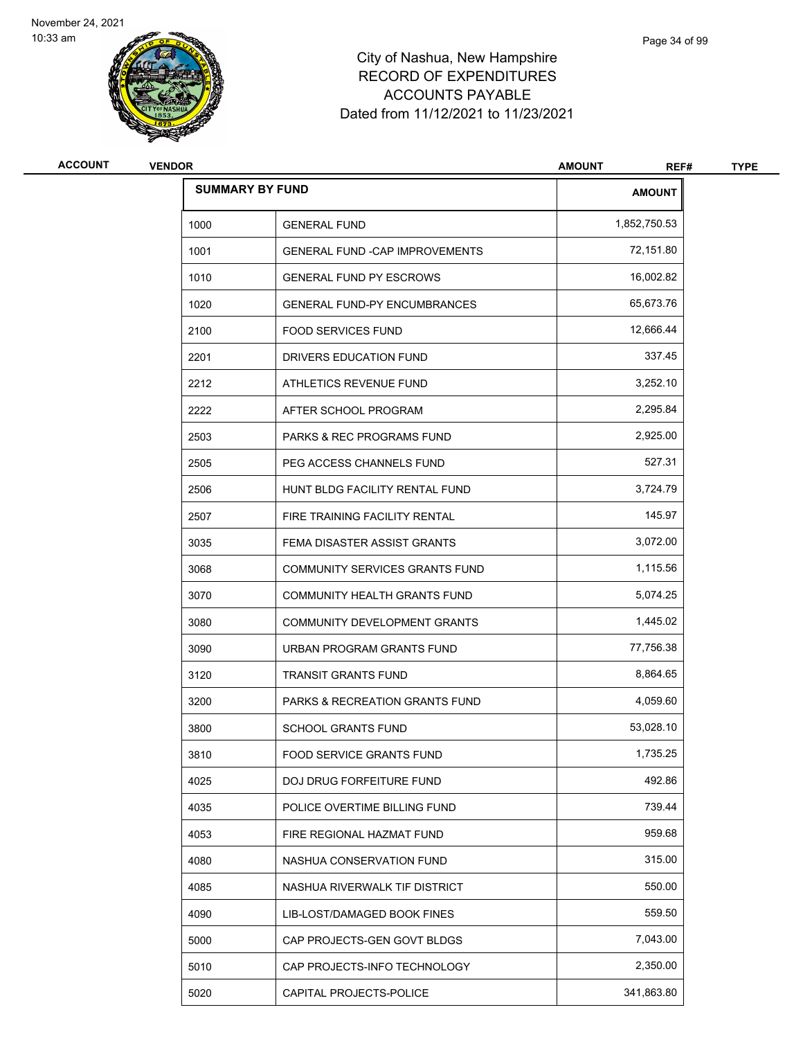# City of Nashua, New Hampshire
## RECORD OF EXPENDITURES
## ACCOUNTS PAYABLE
### Dated from 11/12/2021 to 11/23/2021

| ACCOUNT | VENDOR | AMOUNT | REF# | TYPE |
|---|---|---|---|---|

| SUMMARY BY FUND | | AMOUNT |
|---|---|---|
| 1000 | GENERAL FUND | 1,852,750.53 |
| 1001 | GENERAL FUND -CAP IMPROVEMENTS | 72,151.80 |
| 1010 | GENERAL FUND PY ESCROWS | 16,002.82 |
| 1020 | GENERAL FUND-PY ENCUMBRANCES | 65,673.76 |
| 2100 | FOOD SERVICES FUND | 12,666.44 |
| 2201 | DRIVERS EDUCATION FUND | 337.45 |
| 2212 | ATHLETICS REVENUE FUND | 3,252.10 |
| 2222 | AFTER SCHOOL PROGRAM | 2,295.84 |
| 2503 | PARKS & REC PROGRAMS FUND | 2,925.00 |
| 2505 | PEG ACCESS CHANNELS FUND | 527.31 |
| 2506 | HUNT BLDG FACILITY RENTAL FUND | 3,724.79 |
| 2507 | FIRE TRAINING FACILITY RENTAL | 145.97 |
| 3035 | FEMA DISASTER ASSIST GRANTS | 3,072.00 |
| 3068 | COMMUNITY SERVICES GRANTS FUND | 1,115.56 |
| 3070 | COMMUNITY HEALTH GRANTS FUND | 5,074.25 |
| 3080 | COMMUNITY DEVELOPMENT GRANTS | 1,445.02 |
| 3090 | URBAN PROGRAM GRANTS FUND | 77,756.38 |
| 3120 | TRANSIT GRANTS FUND | 8,864.65 |
| 3200 | PARKS & RECREATION GRANTS FUND | 4,059.60 |
| 3800 | SCHOOL GRANTS FUND | 53,028.10 |
| 3810 | FOOD SERVICE GRANTS FUND | 1,735.25 |
| 4025 | DOJ DRUG FORFEITURE FUND | 492.86 |
| 4035 | POLICE OVERTIME BILLING FUND | 739.44 |
| 4053 | FIRE REGIONAL HAZMAT FUND | 959.68 |
| 4080 | NASHUA CONSERVATION FUND | 315.00 |
| 4085 | NASHUA RIVERWALK TIF DISTRICT | 550.00 |
| 4090 | LIB-LOST/DAMAGED BOOK FINES | 559.50 |
| 5000 | CAP PROJECTS-GEN GOVT BLDGS | 7,043.00 |
| 5010 | CAP PROJECTS-INFO TECHNOLOGY | 2,350.00 |
| 5020 | CAPITAL PROJECTS-POLICE | 341,863.80 |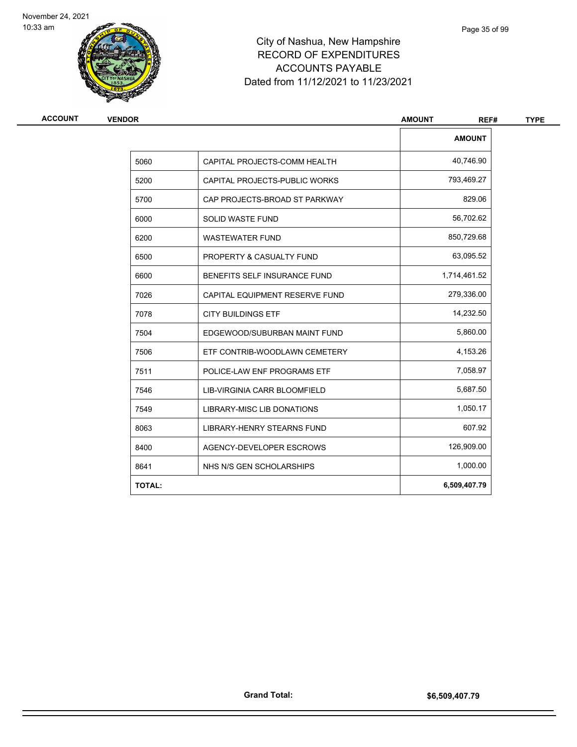City of Nashua, New Hampshire
RECORD OF EXPENDITURES
ACCOUNTS PAYABLE
Dated from 11/12/2021 to 11/23/2021

| ACCOUNT | VENDOR | AMOUNT | REF# | TYPE |
|---|---|---|---|---|

| | | AMOUNT |
|---|---|---|
| 5060 | CAPITAL PROJECTS-COMM HEALTH | 40,746.90 |
| 5200 | CAPITAL PROJECTS-PUBLIC WORKS | 793,469.27 |
| 5700 | CAP PROJECTS-BROAD ST PARKWAY | 829.06 |
| 6000 | SOLID WASTE FUND | 56,702.62 |
| 6200 | WASTEWATER FUND | 850,729.68 |
| 6500 | PROPERTY & CASUALTY FUND | 63,095.52 |
| 6600 | BENEFITS SELF INSURANCE FUND | 1,714,461.52 |
| 7026 | CAPITAL EQUIPMENT RESERVE FUND | 279,336.00 |
| 7078 | CITY BUILDINGS ETF | 14,232.50 |
| 7504 | EDGEWOOD/SUBURBAN MAINT FUND | 5,860.00 |
| 7506 | ETF CONTRIB-WOODLAWN CEMETERY | 4,153.26 |
| 7511 | POLICE-LAW ENF PROGRAMS ETF | 7,058.97 |
| 7546 | LIB-VIRGINIA CARR BLOOMFIELD | 5,687.50 |
| 7549 | LIBRARY-MISC LIB DONATIONS | 1,050.17 |
| 8063 | LIBRARY-HENRY STEARNS FUND | 607.92 |
| 8400 | AGENCY-DEVELOPER ESCROWS | 126,909.00 |
| 8641 | NHS N/S GEN SCHOLARSHIPS | 1,000.00 |
| **TOTAL:** | | **6,509,407.79** |

**Grand Total:** **$6,509,407.79**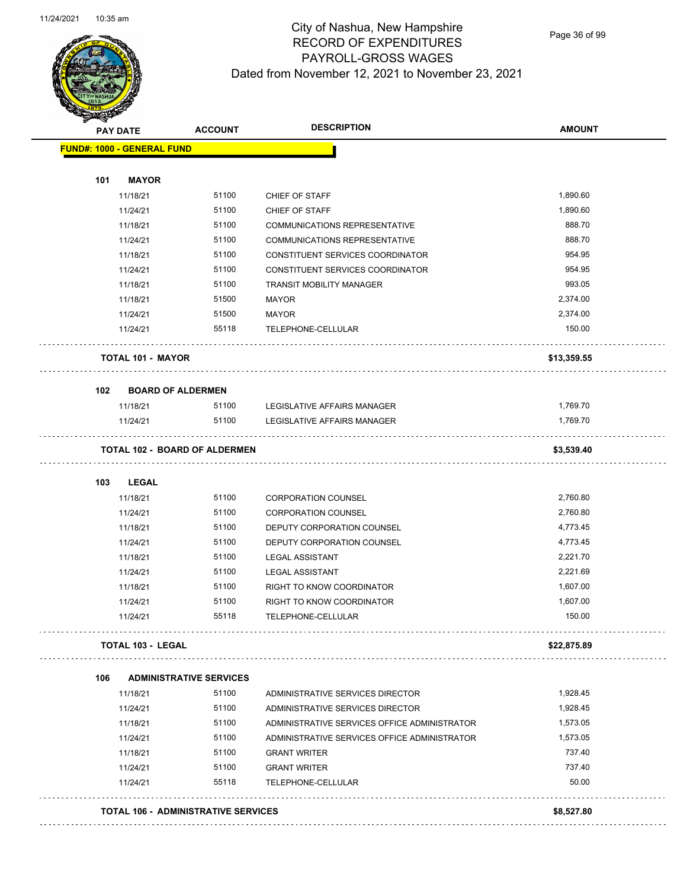# City of Nashua, New Hampshire
# RECORD OF EXPENDITURES
# PAYROLL-GROSS WAGES
# Dated from November 12, 2021 to November 23, 2021

| PAY DATE | ACCOUNT | DESCRIPTION | AMOUNT |
|---|---|---|---|
| **FUND#: 1000 - GENERAL FUND** | | | |
| **101 MAYOR** | | | |
| 11/18/21 | 51100 | CHIEF OF STAFF | 1,890.60 |
| 11/24/21 | 51100 | CHIEF OF STAFF | 1,890.60 |
| 11/18/21 | 51100 | COMMUNICATIONS REPRESENTATIVE | 888.70 |
| 11/24/21 | 51100 | COMMUNICATIONS REPRESENTATIVE | 888.70 |
| 11/18/21 | 51100 | CONSTITUENT SERVICES COORDINATOR | 954.95 |
| 11/24/21 | 51100 | CONSTITUENT SERVICES COORDINATOR | 954.95 |
| 11/18/21 | 51100 | TRANSIT MOBILITY MANAGER | 993.05 |
| 11/18/21 | 51500 | MAYOR | 2,374.00 |
| 11/24/21 | 51500 | MAYOR | 2,374.00 |
| 11/24/21 | 55118 | TELEPHONE-CELLULAR | 150.00 |
| **TOTAL 101 - MAYOR** | | | **$13,359.55** |
| **102 BOARD OF ALDERMEN** | | | |
| 11/18/21 | 51100 | LEGISLATIVE AFFAIRS MANAGER | 1,769.70 |
| 11/24/21 | 51100 | LEGISLATIVE AFFAIRS MANAGER | 1,769.70 |
| **TOTAL 102 - BOARD OF ALDERMEN** | | | **$3,539.40** |
| **103 LEGAL** | | | |
| 11/18/21 | 51100 | CORPORATION COUNSEL | 2,760.80 |
| 11/24/21 | 51100 | CORPORATION COUNSEL | 2,760.80 |
| 11/18/21 | 51100 | DEPUTY CORPORATION COUNSEL | 4,773.45 |
| 11/24/21 | 51100 | DEPUTY CORPORATION COUNSEL | 4,773.45 |
| 11/18/21 | 51100 | LEGAL ASSISTANT | 2,221.70 |
| 11/24/21 | 51100 | LEGAL ASSISTANT | 2,221.69 |
| 11/18/21 | 51100 | RIGHT TO KNOW COORDINATOR | 1,607.00 |
| 11/24/21 | 51100 | RIGHT TO KNOW COORDINATOR | 1,607.00 |
| 11/24/21 | 55118 | TELEPHONE-CELLULAR | 150.00 |
| **TOTAL 103 - LEGAL** | | | **$22,875.89** |
| **106 ADMINISTRATIVE SERVICES** | | | |
| 11/18/21 | 51100 | ADMINISTRATIVE SERVICES DIRECTOR | 1,928.45 |
| 11/24/21 | 51100 | ADMINISTRATIVE SERVICES DIRECTOR | 1,928.45 |
| 11/18/21 | 51100 | ADMINISTRATIVE SERVICES OFFICE ADMINISTRATOR | 1,573.05 |
| 11/24/21 | 51100 | ADMINISTRATIVE SERVICES OFFICE ADMINISTRATOR | 1,573.05 |
| 11/18/21 | 51100 | GRANT WRITER | 737.40 |
| 11/24/21 | 51100 | GRANT WRITER | 737.40 |
| 11/24/21 | 55118 | TELEPHONE-CELLULAR | 50.00 |
| **TOTAL 106 - ADMINISTRATIVE SERVICES** | | | **$8,527.80** |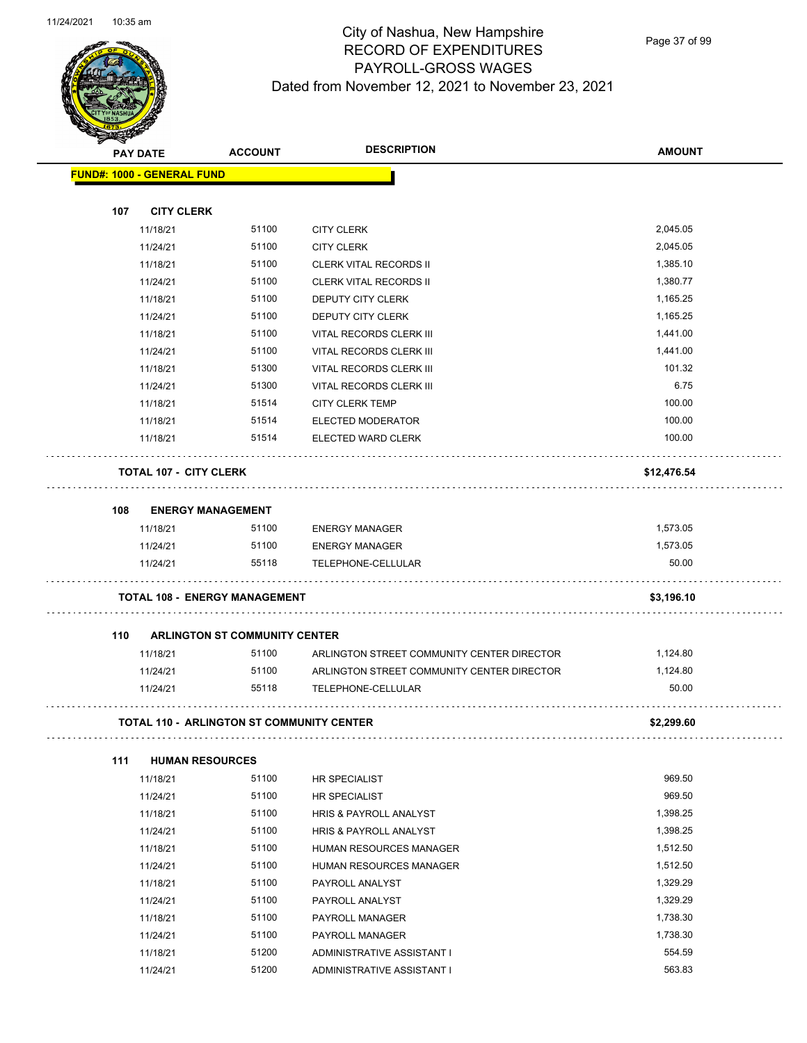# City of Nashua, New Hampshire
## RECORD OF EXPENDITURES
## PAYROLL-GROSS WAGES
### Dated from November 12, 2021 to November 23, 2021

| PAY DATE | ACCOUNT | DESCRIPTION | AMOUNT |
|---|---|---|---|
| **FUND#: 1000 - GENERAL FUND** | | | |
| **107 CITY CLERK** | | | |
| 11/18/21 | 51100 | CITY CLERK | 2,045.05 |
| 11/24/21 | 51100 | CITY CLERK | 2,045.05 |
| 11/18/21 | 51100 | CLERK VITAL RECORDS II | 1,385.10 |
| 11/24/21 | 51100 | CLERK VITAL RECORDS II | 1,380.77 |
| 11/18/21 | 51100 | DEPUTY CITY CLERK | 1,165.25 |
| 11/24/21 | 51100 | DEPUTY CITY CLERK | 1,165.25 |
| 11/18/21 | 51100 | VITAL RECORDS CLERK III | 1,441.00 |
| 11/24/21 | 51100 | VITAL RECORDS CLERK III | 1,441.00 |
| 11/18/21 | 51300 | VITAL RECORDS CLERK III | 101.32 |
| 11/24/21 | 51300 | VITAL RECORDS CLERK III | 6.75 |
| 11/18/21 | 51514 | CITY CLERK TEMP | 100.00 |
| 11/18/21 | 51514 | ELECTED MODERATOR | 100.00 |
| 11/18/21 | 51514 | ELECTED WARD CLERK | 100.00 |
| **TOTAL 107 - CITY CLERK** | | | **$12,476.54** |
| **108 ENERGY MANAGEMENT** | | | |
| 11/18/21 | 51100 | ENERGY MANAGER | 1,573.05 |
| 11/24/21 | 51100 | ENERGY MANAGER | 1,573.05 |
| 11/24/21 | 55118 | TELEPHONE-CELLULAR | 50.00 |
| **TOTAL 108 - ENERGY MANAGEMENT** | | | **$3,196.10** |
| **110 ARLINGTON ST COMMUNITY CENTER** | | | |
| 11/18/21 | 51100 | ARLINGTON STREET COMMUNITY CENTER DIRECTOR | 1,124.80 |
| 11/24/21 | 51100 | ARLINGTON STREET COMMUNITY CENTER DIRECTOR | 1,124.80 |
| 11/24/21 | 55118 | TELEPHONE-CELLULAR | 50.00 |
| **TOTAL 110 - ARLINGTON ST COMMUNITY CENTER** | | | **$2,299.60** |
| **111 HUMAN RESOURCES** | | | |
| 11/18/21 | 51100 | HR SPECIALIST | 969.50 |
| 11/24/21 | 51100 | HR SPECIALIST | 969.50 |
| 11/18/21 | 51100 | HRIS & PAYROLL ANALYST | 1,398.25 |
| 11/24/21 | 51100 | HRIS & PAYROLL ANALYST | 1,398.25 |
| 11/18/21 | 51100 | HUMAN RESOURCES MANAGER | 1,512.50 |
| 11/24/21 | 51100 | HUMAN RESOURCES MANAGER | 1,512.50 |
| 11/18/21 | 51100 | PAYROLL ANALYST | 1,329.29 |
| 11/24/21 | 51100 | PAYROLL ANALYST | 1,329.29 |
| 11/18/21 | 51100 | PAYROLL MANAGER | 1,738.30 |
| 11/24/21 | 51100 | PAYROLL MANAGER | 1,738.30 |
| 11/18/21 | 51200 | ADMINISTRATIVE ASSISTANT I | 554.59 |
| 11/24/21 | 51200 | ADMINISTRATIVE ASSISTANT I | 563.83 |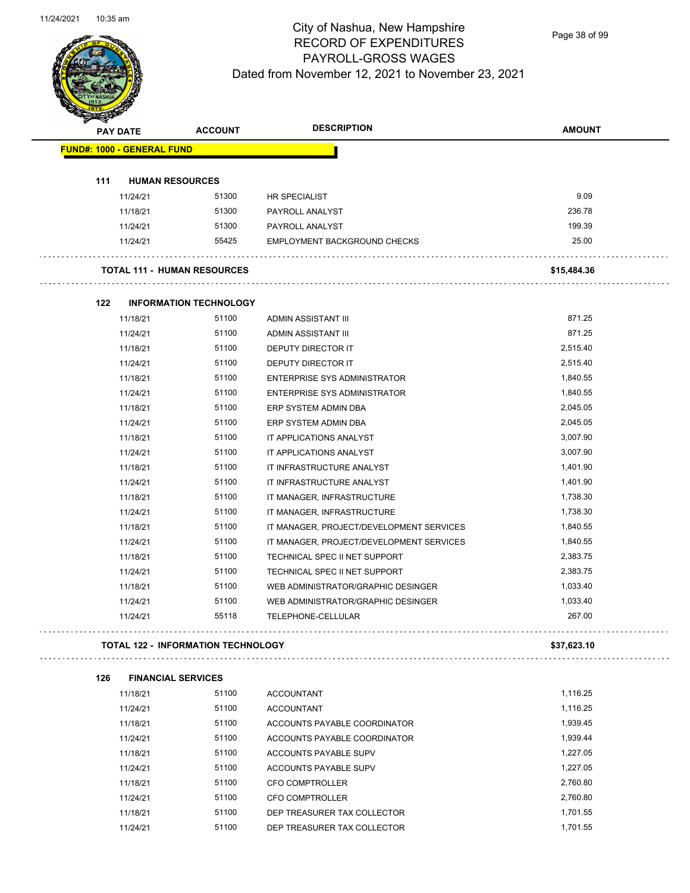# City of Nashua, New Hampshire
## RECORD OF EXPENDITURES
## PAYROLL-GROSS WAGES
### Dated from November 12, 2021 to November 23, 2021

| PAY DATE | ACCOUNT | DESCRIPTION | AMOUNT |
|---|---|---|---|
| **FUND#: 1000 - GENERAL FUND** | | | |
| **111 HUMAN RESOURCES** | | | |
| 11/24/21 | 51300 | HR SPECIALIST | 9.09 |
| 11/18/21 | 51300 | PAYROLL ANALYST | 236.78 |
| 11/24/21 | 51300 | PAYROLL ANALYST | 199.39 |
| 11/24/21 | 55425 | EMPLOYMENT BACKGROUND CHECKS | 25.00 |
| **TOTAL 111 - HUMAN RESOURCES** | | | **$15,484.36** |
| **122 INFORMATION TECHNOLOGY** | | | |
| 11/18/21 | 51100 | ADMIN ASSISTANT III | 871.25 |
| 11/24/21 | 51100 | ADMIN ASSISTANT III | 871.25 |
| 11/18/21 | 51100 | DEPUTY DIRECTOR IT | 2,515.40 |
| 11/24/21 | 51100 | DEPUTY DIRECTOR IT | 2,515.40 |
| 11/18/21 | 51100 | ENTERPRISE SYS ADMINISTRATOR | 1,840.55 |
| 11/24/21 | 51100 | ENTERPRISE SYS ADMINISTRATOR | 1,840.55 |
| 11/18/21 | 51100 | ERP SYSTEM ADMIN DBA | 2,045.05 |
| 11/24/21 | 51100 | ERP SYSTEM ADMIN DBA | 2,045.05 |
| 11/18/21 | 51100 | IT APPLICATIONS ANALYST | 3,007.90 |
| 11/24/21 | 51100 | IT APPLICATIONS ANALYST | 3,007.90 |
| 11/18/21 | 51100 | IT INFRASTRUCTURE ANALYST | 1,401.90 |
| 11/24/21 | 51100 | IT INFRASTRUCTURE ANALYST | 1,401.90 |
| 11/18/21 | 51100 | IT MANAGER, INFRASTRUCTURE | 1,738.30 |
| 11/24/21 | 51100 | IT MANAGER, INFRASTRUCTURE | 1,738.30 |
| 11/18/21 | 51100 | IT MANAGER, PROJECT/DEVELOPMENT SERVICES | 1,840.55 |
| 11/24/21 | 51100 | IT MANAGER, PROJECT/DEVELOPMENT SERVICES | 1,840.55 |
| 11/18/21 | 51100 | TECHNICAL SPEC II NET SUPPORT | 2,383.75 |
| 11/24/21 | 51100 | TECHNICAL SPEC II NET SUPPORT | 2,383.75 |
| 11/18/21 | 51100 | WEB ADMINISTRATOR/GRAPHIC DESINGER | 1,033.40 |
| 11/24/21 | 51100 | WEB ADMINISTRATOR/GRAPHIC DESINGER | 1,033.40 |
| 11/24/21 | 55118 | TELEPHONE-CELLULAR | 267.00 |
| **TOTAL 122 - INFORMATION TECHNOLOGY** | | | **$37,623.10** |
| **126 FINANCIAL SERVICES** | | | |
| 11/18/21 | 51100 | ACCOUNTANT | 1,116.25 |
| 11/24/21 | 51100 | ACCOUNTANT | 1,116.25 |
| 11/18/21 | 51100 | ACCOUNTS PAYABLE COORDINATOR | 1,939.45 |
| 11/24/21 | 51100 | ACCOUNTS PAYABLE COORDINATOR | 1,939.44 |
| 11/18/21 | 51100 | ACCOUNTS PAYABLE SUPV | 1,227.05 |
| 11/24/21 | 51100 | ACCOUNTS PAYABLE SUPV | 1,227.05 |
| 11/18/21 | 51100 | CFO COMPTROLLER | 2,760.80 |
| 11/24/21 | 51100 | CFO COMPTROLLER | 2,760.80 |
| 11/18/21 | 51100 | DEP TREASURER TAX COLLECTOR | 1,701.55 |
| 11/24/21 | 51100 | DEP TREASURER TAX COLLECTOR | 1,701.55 |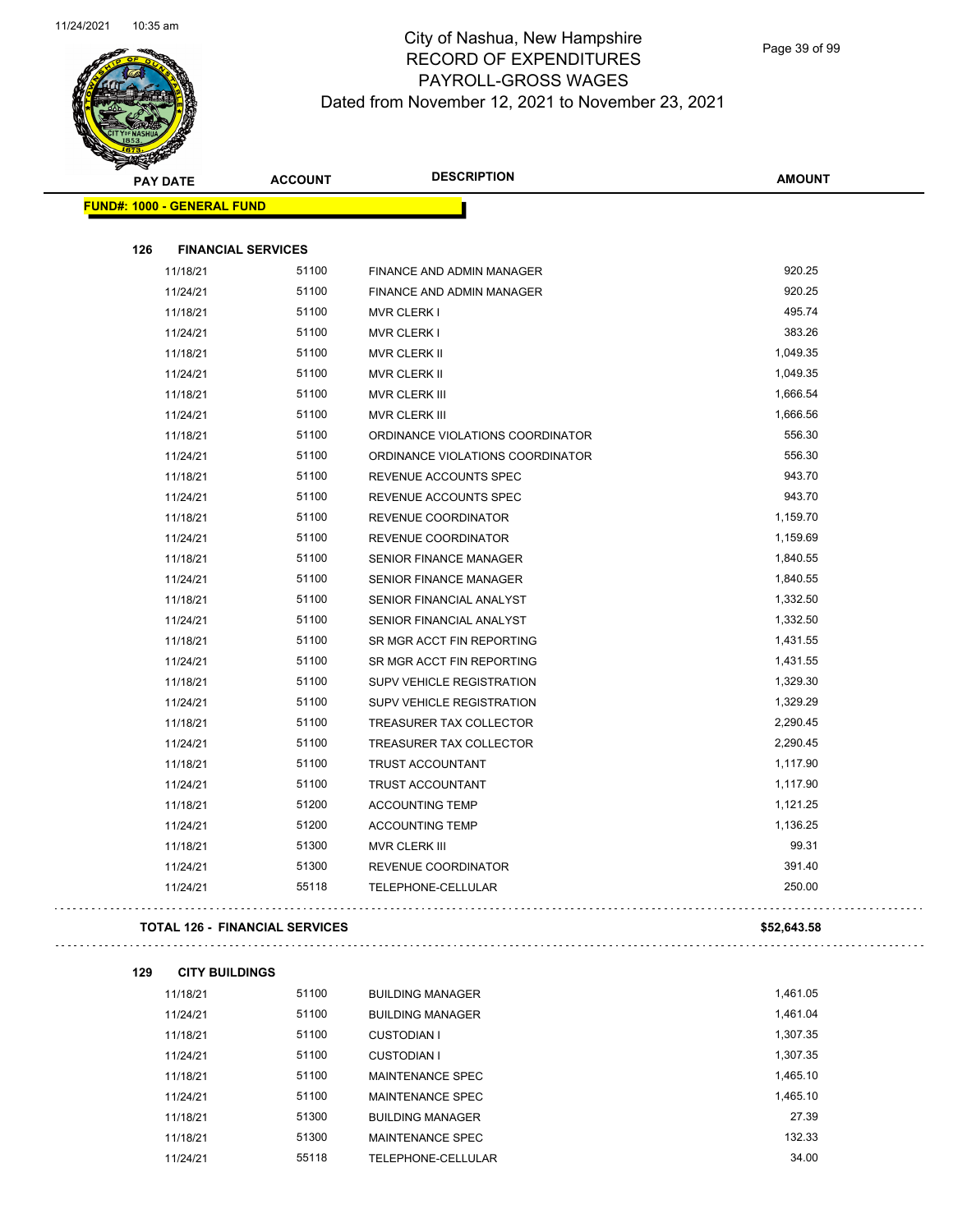# City of Nashua, New Hampshire
## RECORD OF EXPENDITURES
## PAYROLL-GROSS WAGES
### Dated from November 12, 2021 to November 23, 2021

| PAY DATE | ACCOUNT | DESCRIPTION | AMOUNT |
|---|---|---|---|
| **FUND#: 1000 - GENERAL FUND** | | | |
| **126 FINANCIAL SERVICES** | | | |
| 11/18/21 | 51100 | FINANCE AND ADMIN MANAGER | 920.25 |
| 11/24/21 | 51100 | FINANCE AND ADMIN MANAGER | 920.25 |
| 11/18/21 | 51100 | MVR CLERK I | 495.74 |
| 11/24/21 | 51100 | MVR CLERK I | 383.26 |
| 11/18/21 | 51100 | MVR CLERK II | 1,049.35 |
| 11/24/21 | 51100 | MVR CLERK II | 1,049.35 |
| 11/18/21 | 51100 | MVR CLERK III | 1,666.54 |
| 11/24/21 | 51100 | MVR CLERK III | 1,666.56 |
| 11/18/21 | 51100 | ORDINANCE VIOLATIONS COORDINATOR | 556.30 |
| 11/24/21 | 51100 | ORDINANCE VIOLATIONS COORDINATOR | 556.30 |
| 11/18/21 | 51100 | REVENUE ACCOUNTS SPEC | 943.70 |
| 11/24/21 | 51100 | REVENUE ACCOUNTS SPEC | 943.70 |
| 11/18/21 | 51100 | REVENUE COORDINATOR | 1,159.70 |
| 11/24/21 | 51100 | REVENUE COORDINATOR | 1,159.69 |
| 11/18/21 | 51100 | SENIOR FINANCE MANAGER | 1,840.55 |
| 11/24/21 | 51100 | SENIOR FINANCE MANAGER | 1,840.55 |
| 11/18/21 | 51100 | SENIOR FINANCIAL ANALYST | 1,332.50 |
| 11/24/21 | 51100 | SENIOR FINANCIAL ANALYST | 1,332.50 |
| 11/18/21 | 51100 | SR MGR ACCT FIN REPORTING | 1,431.55 |
| 11/24/21 | 51100 | SR MGR ACCT FIN REPORTING | 1,431.55 |
| 11/18/21 | 51100 | SUPV VEHICLE REGISTRATION | 1,329.30 |
| 11/24/21 | 51100 | SUPV VEHICLE REGISTRATION | 1,329.29 |
| 11/18/21 | 51100 | TREASURER TAX COLLECTOR | 2,290.45 |
| 11/24/21 | 51100 | TREASURER TAX COLLECTOR | 2,290.45 |
| 11/18/21 | 51100 | TRUST ACCOUNTANT | 1,117.90 |
| 11/24/21 | 51100 | TRUST ACCOUNTANT | 1,117.90 |
| 11/18/21 | 51200 | ACCOUNTING TEMP | 1,121.25 |
| 11/24/21 | 51200 | ACCOUNTING TEMP | 1,136.25 |
| 11/18/21 | 51300 | MVR CLERK III | 99.31 |
| 11/24/21 | 51300 | REVENUE COORDINATOR | 391.40 |
| 11/24/21 | 55118 | TELEPHONE-CELLULAR | 250.00 |
| **TOTAL 126 - FINANCIAL SERVICES** | | | **$52,643.58** |
| **129 CITY BUILDINGS** | | | |
| 11/18/21 | 51100 | BUILDING MANAGER | 1,461.05 |
| 11/24/21 | 51100 | BUILDING MANAGER | 1,461.04 |
| 11/18/21 | 51100 | CUSTODIAN I | 1,307.35 |
| 11/24/21 | 51100 | CUSTODIAN I | 1,307.35 |
| 11/18/21 | 51100 | MAINTENANCE SPEC | 1,465.10 |
| 11/24/21 | 51100 | MAINTENANCE SPEC | 1,465.10 |
| 11/18/21 | 51300 | BUILDING MANAGER | 27.39 |
| 11/18/21 | 51300 | MAINTENANCE SPEC | 132.33 |
| 11/24/21 | 55118 | TELEPHONE-CELLULAR | 34.00 |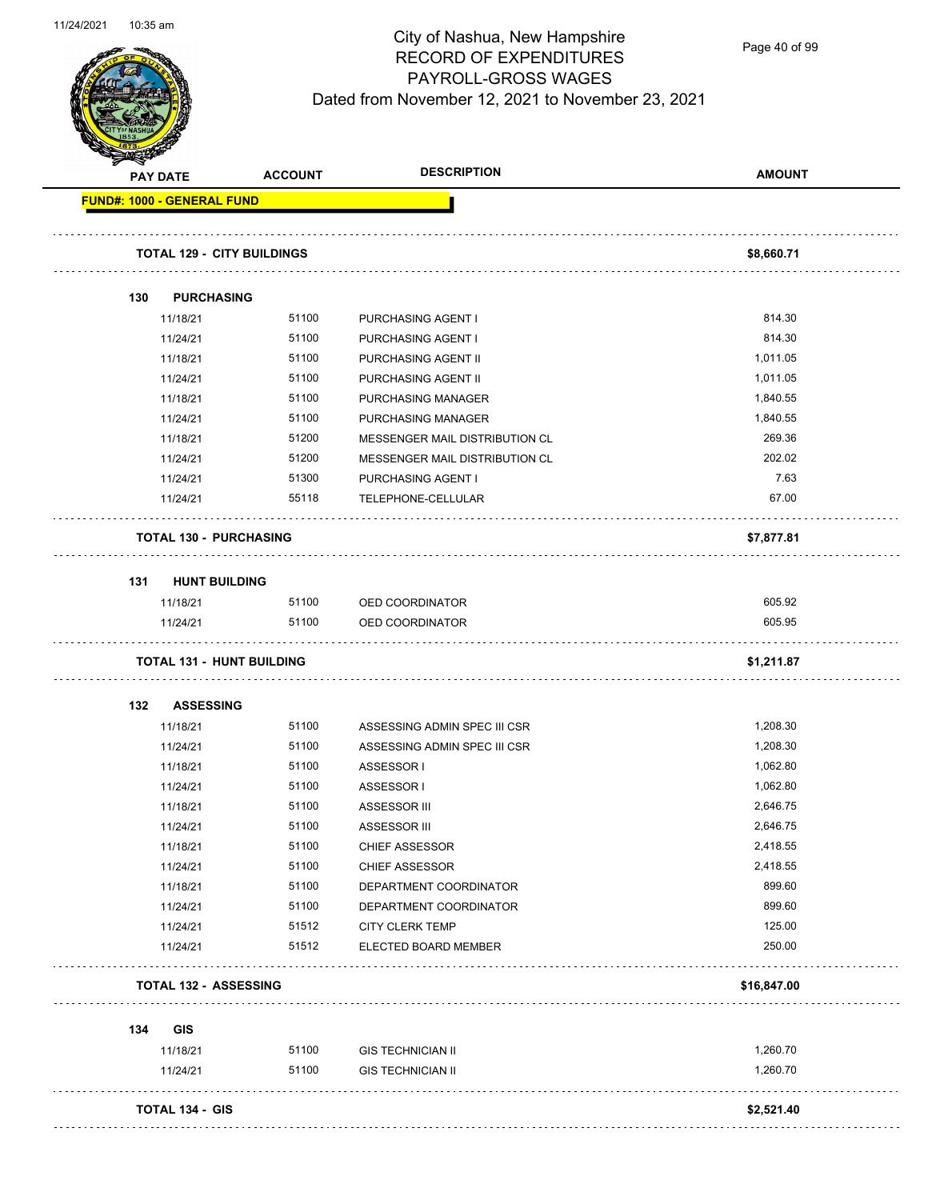City of Nashua, New Hampshire
RECORD OF EXPENDITURES
PAYROLL-GROSS WAGES
Dated from November 12, 2021 to November 23, 2021

| PAY DATE | ACCOUNT | DESCRIPTION | AMOUNT |
|---|---|---|---|
| **FUND#: 1000 - GENERAL FUND** | | | |
| **TOTAL 129 - CITY BUILDINGS** | | | **$8,660.71** |
| **130 PURCHASING** | | | |
| 11/18/21 | 51100 | PURCHASING AGENT I | 814.30 |
| 11/24/21 | 51100 | PURCHASING AGENT I | 814.30 |
| 11/18/21 | 51100 | PURCHASING AGENT II | 1,011.05 |
| 11/24/21 | 51100 | PURCHASING AGENT II | 1,011.05 |
| 11/18/21 | 51100 | PURCHASING MANAGER | 1,840.55 |
| 11/24/21 | 51100 | PURCHASING MANAGER | 1,840.55 |
| 11/18/21 | 51200 | MESSENGER MAIL DISTRIBUTION CL | 269.36 |
| 11/24/21 | 51200 | MESSENGER MAIL DISTRIBUTION CL | 202.02 |
| 11/24/21 | 51300 | PURCHASING AGENT I | 7.63 |
| 11/24/21 | 55118 | TELEPHONE-CELLULAR | 67.00 |
| **TOTAL 130 - PURCHASING** | | | **$7,877.81** |
| **131 HUNT BUILDING** | | | |
| 11/18/21 | 51100 | OED COORDINATOR | 605.92 |
| 11/24/21 | 51100 | OED COORDINATOR | 605.95 |
| **TOTAL 131 - HUNT BUILDING** | | | **$1,211.87** |
| **132 ASSESSING** | | | |
| 11/18/21 | 51100 | ASSESSING ADMIN SPEC III CSR | 1,208.30 |
| 11/24/21 | 51100 | ASSESSING ADMIN SPEC III CSR | 1,208.30 |
| 11/18/21 | 51100 | ASSESSOR I | 1,062.80 |
| 11/24/21 | 51100 | ASSESSOR I | 1,062.80 |
| 11/18/21 | 51100 | ASSESSOR III | 2,646.75 |
| 11/24/21 | 51100 | ASSESSOR III | 2,646.75 |
| 11/18/21 | 51100 | CHIEF ASSESSOR | 2,418.55 |
| 11/24/21 | 51100 | CHIEF ASSESSOR | 2,418.55 |
| 11/18/21 | 51100 | DEPARTMENT COORDINATOR | 899.60 |
| 11/24/21 | 51100 | DEPARTMENT COORDINATOR | 899.60 |
| 11/24/21 | 51512 | CITY CLERK TEMP | 125.00 |
| 11/24/21 | 51512 | ELECTED BOARD MEMBER | 250.00 |
| **TOTAL 132 - ASSESSING** | | | **$16,847.00** |
| **134 GIS** | | | |
| 11/18/21 | 51100 | GIS TECHNICIAN II | 1,260.70 |
| 11/24/21 | 51100 | GIS TECHNICIAN II | 1,260.70 |
| **TOTAL 134 - GIS** | | | **$2,521.40** |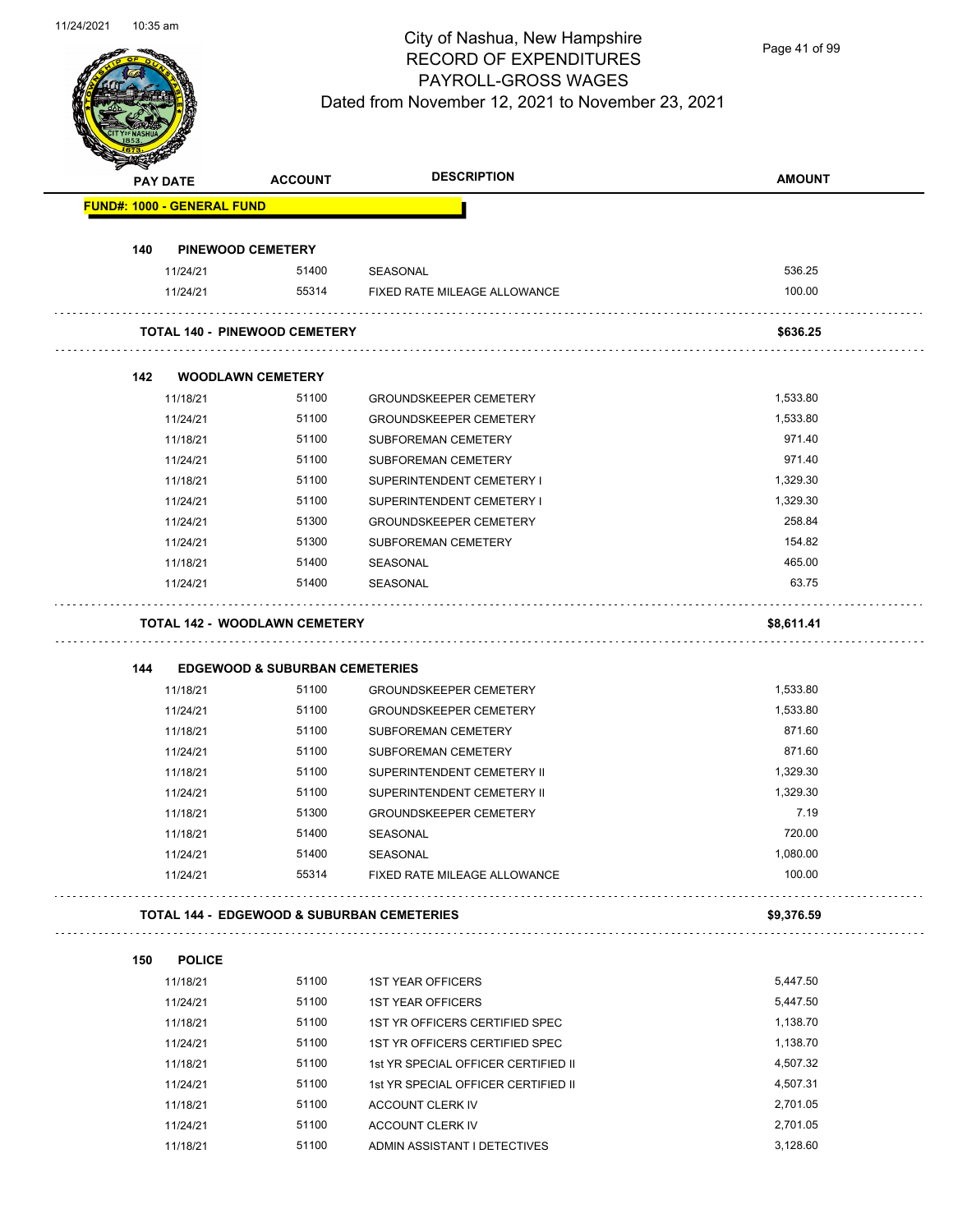# City of Nashua, New Hampshire
## RECORD OF EXPENDITURES
## PAYROLL-GROSS WAGES
## Dated from November 12, 2021 to November 23, 2021

| PAY DATE | ACCOUNT | DESCRIPTION | AMOUNT |
|---|---|---|---|
| **FUND#: 1000 - GENERAL FUND** | | | |
| **140 PINEWOOD CEMETERY** | | | |
| 11/24/21 | 51400 | SEASONAL | 536.25 |
| 11/24/21 | 55314 | FIXED RATE MILEAGE ALLOWANCE | 100.00 |
| **TOTAL 140 - PINEWOOD CEMETERY** | | | **$636.25** |
| **142 WOODLAWN CEMETERY** | | | |
| 11/18/21 | 51100 | GROUNDSKEEPER CEMETERY | 1,533.80 |
| 11/24/21 | 51100 | GROUNDSKEEPER CEMETERY | 1,533.80 |
| 11/18/21 | 51100 | SUBFOREMAN CEMETERY | 971.40 |
| 11/24/21 | 51100 | SUBFOREMAN CEMETERY | 971.40 |
| 11/18/21 | 51100 | SUPERINTENDENT CEMETERY I | 1,329.30 |
| 11/24/21 | 51100 | SUPERINTENDENT CEMETERY I | 1,329.30 |
| 11/24/21 | 51300 | GROUNDSKEEPER CEMETERY | 258.84 |
| 11/24/21 | 51300 | SUBFOREMAN CEMETERY | 154.82 |
| 11/18/21 | 51400 | SEASONAL | 465.00 |
| 11/24/21 | 51400 | SEASONAL | 63.75 |
| **TOTAL 142 - WOODLAWN CEMETERY** | | | **$8,611.41** |
| **144 EDGEWOOD & SUBURBAN CEMETERIES** | | | |
| 11/18/21 | 51100 | GROUNDSKEEPER CEMETERY | 1,533.80 |
| 11/24/21 | 51100 | GROUNDSKEEPER CEMETERY | 1,533.80 |
| 11/18/21 | 51100 | SUBFOREMAN CEMETERY | 871.60 |
| 11/24/21 | 51100 | SUBFOREMAN CEMETERY | 871.60 |
| 11/18/21 | 51100 | SUPERINTENDENT CEMETERY II | 1,329.30 |
| 11/24/21 | 51100 | SUPERINTENDENT CEMETERY II | 1,329.30 |
| 11/18/21 | 51300 | GROUNDSKEEPER CEMETERY | 7.19 |
| 11/18/21 | 51400 | SEASONAL | 720.00 |
| 11/24/21 | 51400 | SEASONAL | 1,080.00 |
| 11/24/21 | 55314 | FIXED RATE MILEAGE ALLOWANCE | 100.00 |
| **TOTAL 144 - EDGEWOOD & SUBURBAN CEMETERIES** | | | **$9,376.59** |
| **150 POLICE** | | | |
| 11/18/21 | 51100 | 1ST YEAR OFFICERS | 5,447.50 |
| 11/24/21 | 51100 | 1ST YEAR OFFICERS | 5,447.50 |
| 11/18/21 | 51100 | 1ST YR OFFICERS CERTIFIED SPEC | 1,138.70 |
| 11/24/21 | 51100 | 1ST YR OFFICERS CERTIFIED SPEC | 1,138.70 |
| 11/18/21 | 51100 | 1st YR SPECIAL OFFICER CERTIFIED II | 4,507.32 |
| 11/24/21 | 51100 | 1st YR SPECIAL OFFICER CERTIFIED II | 4,507.31 |
| 11/18/21 | 51100 | ACCOUNT CLERK IV | 2,701.05 |
| 11/24/21 | 51100 | ACCOUNT CLERK IV | 2,701.05 |
| 11/18/21 | 51100 | ADMIN ASSISTANT I DETECTIVES | 3,128.60 |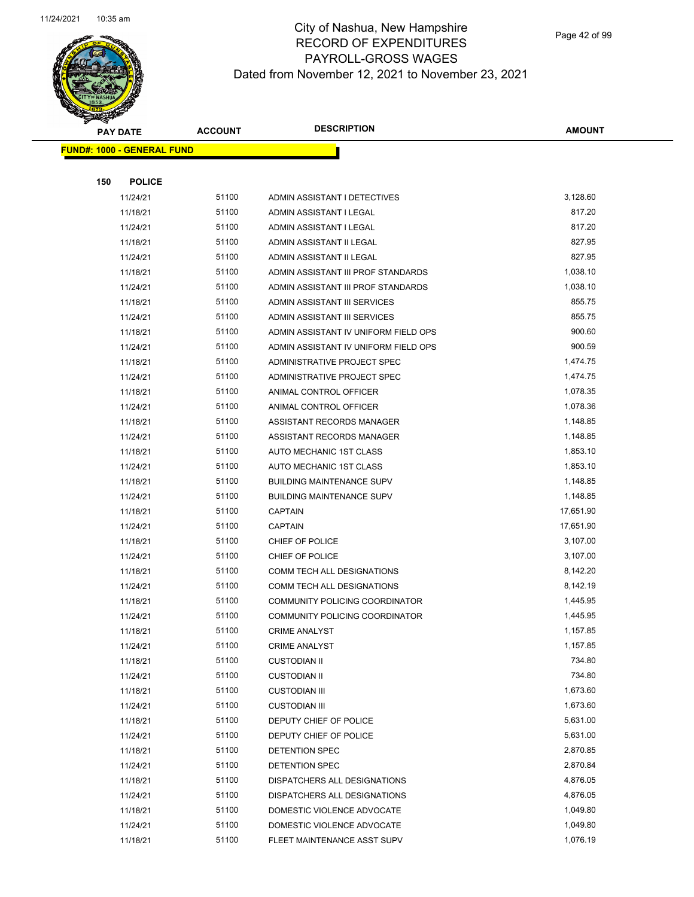City of Nashua, New Hampshire
RECORD OF EXPENDITURES
PAYROLL-GROSS WAGES
Dated from November 12, 2021 to November 23, 2021

| PAY DATE | ACCOUNT | DESCRIPTION | AMOUNT |
|---|---|---|---|
| **FUND#: 1000 - GENERAL FUND** | | | |
| **150 POLICE** | | | |
| 11/24/21 | 51100 | ADMIN ASSISTANT I DETECTIVES | 3,128.60 |
| 11/18/21 | 51100 | ADMIN ASSISTANT I LEGAL | 817.20 |
| 11/24/21 | 51100 | ADMIN ASSISTANT I LEGAL | 817.20 |
| 11/18/21 | 51100 | ADMIN ASSISTANT II LEGAL | 827.95 |
| 11/24/21 | 51100 | ADMIN ASSISTANT II LEGAL | 827.95 |
| 11/18/21 | 51100 | ADMIN ASSISTANT III PROF STANDARDS | 1,038.10 |
| 11/24/21 | 51100 | ADMIN ASSISTANT III PROF STANDARDS | 1,038.10 |
| 11/18/21 | 51100 | ADMIN ASSISTANT III SERVICES | 855.75 |
| 11/24/21 | 51100 | ADMIN ASSISTANT III SERVICES | 855.75 |
| 11/18/21 | 51100 | ADMIN ASSISTANT IV UNIFORM FIELD OPS | 900.60 |
| 11/24/21 | 51100 | ADMIN ASSISTANT IV UNIFORM FIELD OPS | 900.59 |
| 11/18/21 | 51100 | ADMINISTRATIVE PROJECT SPEC | 1,474.75 |
| 11/24/21 | 51100 | ADMINISTRATIVE PROJECT SPEC | 1,474.75 |
| 11/18/21 | 51100 | ANIMAL CONTROL OFFICER | 1,078.35 |
| 11/24/21 | 51100 | ANIMAL CONTROL OFFICER | 1,078.36 |
| 11/18/21 | 51100 | ASSISTANT RECORDS MANAGER | 1,148.85 |
| 11/24/21 | 51100 | ASSISTANT RECORDS MANAGER | 1,148.85 |
| 11/18/21 | 51100 | AUTO MECHANIC 1ST CLASS | 1,853.10 |
| 11/24/21 | 51100 | AUTO MECHANIC 1ST CLASS | 1,853.10 |
| 11/18/21 | 51100 | BUILDING MAINTENANCE SUPV | 1,148.85 |
| 11/24/21 | 51100 | BUILDING MAINTENANCE SUPV | 1,148.85 |
| 11/18/21 | 51100 | CAPTAIN | 17,651.90 |
| 11/24/21 | 51100 | CAPTAIN | 17,651.90 |
| 11/18/21 | 51100 | CHIEF OF POLICE | 3,107.00 |
| 11/24/21 | 51100 | CHIEF OF POLICE | 3,107.00 |
| 11/18/21 | 51100 | COMM TECH ALL DESIGNATIONS | 8,142.20 |
| 11/24/21 | 51100 | COMM TECH ALL DESIGNATIONS | 8,142.19 |
| 11/18/21 | 51100 | COMMUNITY POLICING COORDINATOR | 1,445.95 |
| 11/24/21 | 51100 | COMMUNITY POLICING COORDINATOR | 1,445.95 |
| 11/18/21 | 51100 | CRIME ANALYST | 1,157.85 |
| 11/24/21 | 51100 | CRIME ANALYST | 1,157.85 |
| 11/18/21 | 51100 | CUSTODIAN II | 734.80 |
| 11/24/21 | 51100 | CUSTODIAN II | 734.80 |
| 11/18/21 | 51100 | CUSTODIAN III | 1,673.60 |
| 11/24/21 | 51100 | CUSTODIAN III | 1,673.60 |
| 11/18/21 | 51100 | DEPUTY CHIEF OF POLICE | 5,631.00 |
| 11/24/21 | 51100 | DEPUTY CHIEF OF POLICE | 5,631.00 |
| 11/18/21 | 51100 | DETENTION SPEC | 2,870.85 |
| 11/24/21 | 51100 | DETENTION SPEC | 2,870.84 |
| 11/18/21 | 51100 | DISPATCHERS ALL DESIGNATIONS | 4,876.05 |
| 11/24/21 | 51100 | DISPATCHERS ALL DESIGNATIONS | 4,876.05 |
| 11/18/21 | 51100 | DOMESTIC VIOLENCE ADVOCATE | 1,049.80 |
| 11/24/21 | 51100 | DOMESTIC VIOLENCE ADVOCATE | 1,049.80 |
| 11/18/21 | 51100 | FLEET MAINTENANCE ASST SUPV | 1,076.19 |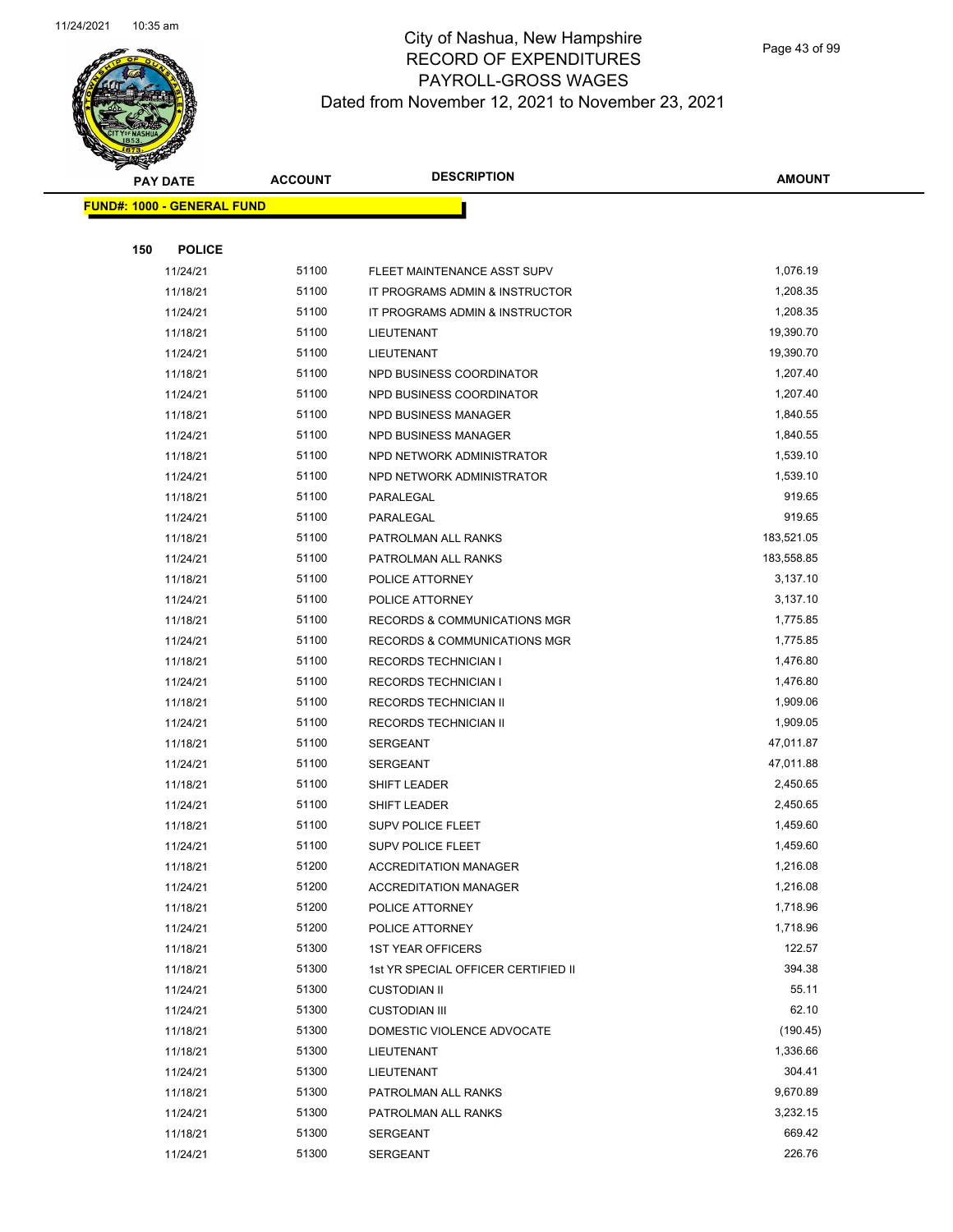# City of Nashua, New Hampshire
# RECORD OF EXPENDITURES
# PAYROLL-GROSS WAGES
## Dated from November 12, 2021 to November 23, 2021

| PAY DATE | ACCOUNT | DESCRIPTION | AMOUNT |
|---|---|---|---|
| **FUND#: 1000 - GENERAL FUND** | | | |
| **150 POLICE** | | | |
| 11/24/21 | 51100 | FLEET MAINTENANCE ASST SUPV | 1,076.19 |
| 11/18/21 | 51100 | IT PROGRAMS ADMIN & INSTRUCTOR | 1,208.35 |
| 11/24/21 | 51100 | IT PROGRAMS ADMIN & INSTRUCTOR | 1,208.35 |
| 11/18/21 | 51100 | LIEUTENANT | 19,390.70 |
| 11/24/21 | 51100 | LIEUTENANT | 19,390.70 |
| 11/18/21 | 51100 | NPD BUSINESS COORDINATOR | 1,207.40 |
| 11/24/21 | 51100 | NPD BUSINESS COORDINATOR | 1,207.40 |
| 11/18/21 | 51100 | NPD BUSINESS MANAGER | 1,840.55 |
| 11/24/21 | 51100 | NPD BUSINESS MANAGER | 1,840.55 |
| 11/18/21 | 51100 | NPD NETWORK ADMINISTRATOR | 1,539.10 |
| 11/24/21 | 51100 | NPD NETWORK ADMINISTRATOR | 1,539.10 |
| 11/18/21 | 51100 | PARALEGAL | 919.65 |
| 11/24/21 | 51100 | PARALEGAL | 919.65 |
| 11/18/21 | 51100 | PATROLMAN ALL RANKS | 183,521.05 |
| 11/24/21 | 51100 | PATROLMAN ALL RANKS | 183,558.85 |
| 11/18/21 | 51100 | POLICE ATTORNEY | 3,137.10 |
| 11/24/21 | 51100 | POLICE ATTORNEY | 3,137.10 |
| 11/18/21 | 51100 | RECORDS & COMMUNICATIONS MGR | 1,775.85 |
| 11/24/21 | 51100 | RECORDS & COMMUNICATIONS MGR | 1,775.85 |
| 11/18/21 | 51100 | RECORDS TECHNICIAN I | 1,476.80 |
| 11/24/21 | 51100 | RECORDS TECHNICIAN I | 1,476.80 |
| 11/18/21 | 51100 | RECORDS TECHNICIAN II | 1,909.06 |
| 11/24/21 | 51100 | RECORDS TECHNICIAN II | 1,909.05 |
| 11/18/21 | 51100 | SERGEANT | 47,011.87 |
| 11/24/21 | 51100 | SERGEANT | 47,011.88 |
| 11/18/21 | 51100 | SHIFT LEADER | 2,450.65 |
| 11/24/21 | 51100 | SHIFT LEADER | 2,450.65 |
| 11/18/21 | 51100 | SUPV POLICE FLEET | 1,459.60 |
| 11/24/21 | 51100 | SUPV POLICE FLEET | 1,459.60 |
| 11/18/21 | 51200 | ACCREDITATION MANAGER | 1,216.08 |
| 11/24/21 | 51200 | ACCREDITATION MANAGER | 1,216.08 |
| 11/18/21 | 51200 | POLICE ATTORNEY | 1,718.96 |
| 11/24/21 | 51200 | POLICE ATTORNEY | 1,718.96 |
| 11/18/21 | 51300 | 1ST YEAR OFFICERS | 122.57 |
| 11/18/21 | 51300 | 1st YR SPECIAL OFFICER CERTIFIED II | 394.38 |
| 11/24/21 | 51300 | CUSTODIAN II | 55.11 |
| 11/24/21 | 51300 | CUSTODIAN III | 62.10 |
| 11/18/21 | 51300 | DOMESTIC VIOLENCE ADVOCATE | (190.45) |
| 11/18/21 | 51300 | LIEUTENANT | 1,336.66 |
| 11/24/21 | 51300 | LIEUTENANT | 304.41 |
| 11/18/21 | 51300 | PATROLMAN ALL RANKS | 9,670.89 |
| 11/24/21 | 51300 | PATROLMAN ALL RANKS | 3,232.15 |
| 11/18/21 | 51300 | SERGEANT | 669.42 |
| 11/24/21 | 51300 | SERGEANT | 226.76 |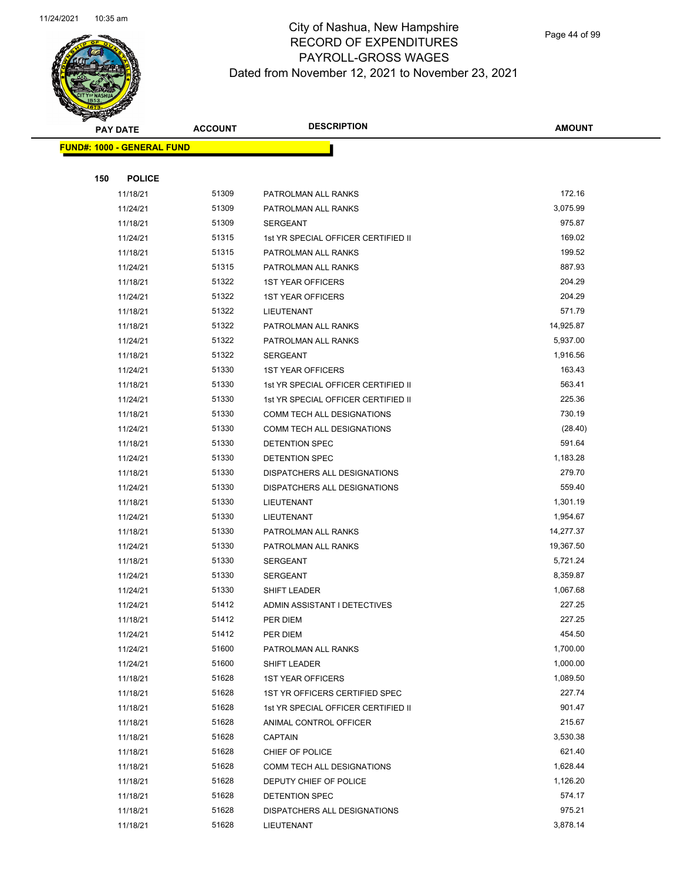# City of Nashua, New Hampshire
## RECORD OF EXPENDITURES
## PAYROLL-GROSS WAGES
## Dated from November 12, 2021 to November 23, 2021

**FUND#: 1000 - GENERAL FUND**

**150 POLICE**

| PAY DATE | ACCOUNT | DESCRIPTION | AMOUNT |
|---|---|---|---|
| 11/18/21 | 51309 | PATROLMAN ALL RANKS | 172.16 |
| 11/24/21 | 51309 | PATROLMAN ALL RANKS | 3,075.99 |
| 11/18/21 | 51309 | SERGEANT | 975.87 |
| 11/24/21 | 51315 | 1st YR SPECIAL OFFICER CERTIFIED II | 169.02 |
| 11/18/21 | 51315 | PATROLMAN ALL RANKS | 199.52 |
| 11/24/21 | 51315 | PATROLMAN ALL RANKS | 887.93 |
| 11/18/21 | 51322 | 1ST YEAR OFFICERS | 204.29 |
| 11/24/21 | 51322 | 1ST YEAR OFFICERS | 204.29 |
| 11/18/21 | 51322 | LIEUTENANT | 571.79 |
| 11/18/21 | 51322 | PATROLMAN ALL RANKS | 14,925.87 |
| 11/24/21 | 51322 | PATROLMAN ALL RANKS | 5,937.00 |
| 11/18/21 | 51322 | SERGEANT | 1,916.56 |
| 11/24/21 | 51330 | 1ST YEAR OFFICERS | 163.43 |
| 11/18/21 | 51330 | 1st YR SPECIAL OFFICER CERTIFIED II | 563.41 |
| 11/24/21 | 51330 | 1st YR SPECIAL OFFICER CERTIFIED II | 225.36 |
| 11/18/21 | 51330 | COMM TECH ALL DESIGNATIONS | 730.19 |
| 11/24/21 | 51330 | COMM TECH ALL DESIGNATIONS | (28.40) |
| 11/18/21 | 51330 | DETENTION SPEC | 591.64 |
| 11/24/21 | 51330 | DETENTION SPEC | 1,183.28 |
| 11/18/21 | 51330 | DISPATCHERS ALL DESIGNATIONS | 279.70 |
| 11/24/21 | 51330 | DISPATCHERS ALL DESIGNATIONS | 559.40 |
| 11/18/21 | 51330 | LIEUTENANT | 1,301.19 |
| 11/24/21 | 51330 | LIEUTENANT | 1,954.67 |
| 11/18/21 | 51330 | PATROLMAN ALL RANKS | 14,277.37 |
| 11/24/21 | 51330 | PATROLMAN ALL RANKS | 19,367.50 |
| 11/18/21 | 51330 | SERGEANT | 5,721.24 |
| 11/24/21 | 51330 | SERGEANT | 8,359.87 |
| 11/24/21 | 51330 | SHIFT LEADER | 1,067.68 |
| 11/24/21 | 51412 | ADMIN ASSISTANT I DETECTIVES | 227.25 |
| 11/18/21 | 51412 | PER DIEM | 227.25 |
| 11/24/21 | 51412 | PER DIEM | 454.50 |
| 11/24/21 | 51600 | PATROLMAN ALL RANKS | 1,700.00 |
| 11/24/21 | 51600 | SHIFT LEADER | 1,000.00 |
| 11/18/21 | 51628 | 1ST YEAR OFFICERS | 1,089.50 |
| 11/18/21 | 51628 | 1ST YR OFFICERS CERTIFIED SPEC | 227.74 |
| 11/18/21 | 51628 | 1st YR SPECIAL OFFICER CERTIFIED II | 901.47 |
| 11/18/21 | 51628 | ANIMAL CONTROL OFFICER | 215.67 |
| 11/18/21 | 51628 | CAPTAIN | 3,530.38 |
| 11/18/21 | 51628 | CHIEF OF POLICE | 621.40 |
| 11/18/21 | 51628 | COMM TECH ALL DESIGNATIONS | 1,628.44 |
| 11/18/21 | 51628 | DEPUTY CHIEF OF POLICE | 1,126.20 |
| 11/18/21 | 51628 | DETENTION SPEC | 574.17 |
| 11/18/21 | 51628 | DISPATCHERS ALL DESIGNATIONS | 975.21 |
| 11/18/21 | 51628 | LIEUTENANT | 3,878.14 |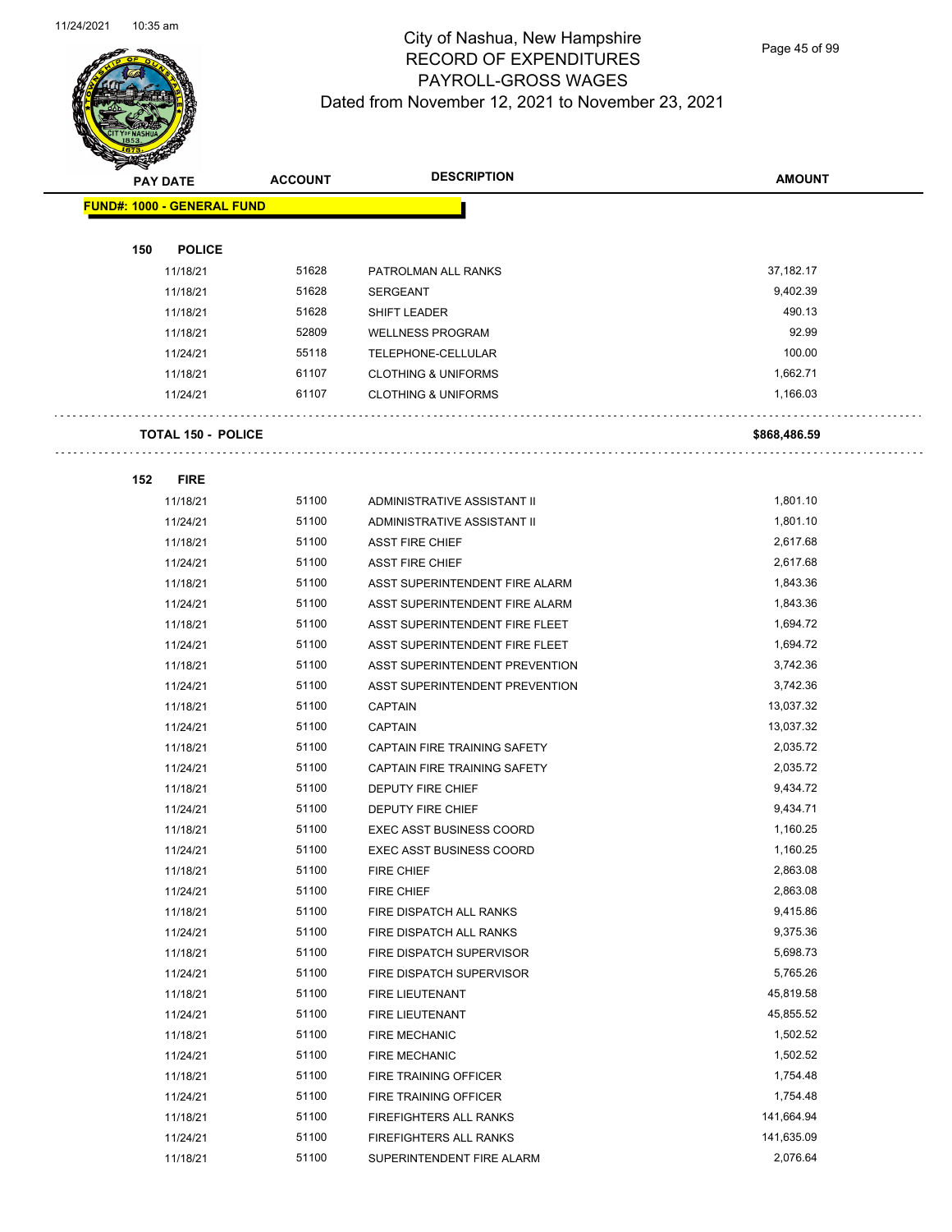City of Nashua, New Hampshire
RECORD OF EXPENDITURES
PAYROLL-GROSS WAGES
Dated from November 12, 2021 to November 23, 2021

| PAY DATE | ACCOUNT | DESCRIPTION | AMOUNT |
|---|---|---|---|
| **FUND#: 1000 - GENERAL FUND** | | | |
| **150 POLICE** | | | |
| 11/18/21 | 51628 | PATROLMAN ALL RANKS | 37,182.17 |
| 11/18/21 | 51628 | SERGEANT | 9,402.39 |
| 11/18/21 | 51628 | SHIFT LEADER | 490.13 |
| 11/18/21 | 52809 | WELLNESS PROGRAM | 92.99 |
| 11/24/21 | 55118 | TELEPHONE-CELLULAR | 100.00 |
| 11/18/21 | 61107 | CLOTHING & UNIFORMS | 1,662.71 |
| 11/24/21 | 61107 | CLOTHING & UNIFORMS | 1,166.03 |
| **TOTAL 150 - POLICE** | | | **$868,486.59** |
| **152 FIRE** | | | |
| 11/18/21 | 51100 | ADMINISTRATIVE ASSISTANT II | 1,801.10 |
| 11/24/21 | 51100 | ADMINISTRATIVE ASSISTANT II | 1,801.10 |
| 11/18/21 | 51100 | ASST FIRE CHIEF | 2,617.68 |
| 11/24/21 | 51100 | ASST FIRE CHIEF | 2,617.68 |
| 11/18/21 | 51100 | ASST SUPERINTENDENT FIRE ALARM | 1,843.36 |
| 11/24/21 | 51100 | ASST SUPERINTENDENT FIRE ALARM | 1,843.36 |
| 11/18/21 | 51100 | ASST SUPERINTENDENT FIRE FLEET | 1,694.72 |
| 11/24/21 | 51100 | ASST SUPERINTENDENT FIRE FLEET | 1,694.72 |
| 11/18/21 | 51100 | ASST SUPERINTENDENT PREVENTION | 3,742.36 |
| 11/24/21 | 51100 | ASST SUPERINTENDENT PREVENTION | 3,742.36 |
| 11/18/21 | 51100 | CAPTAIN | 13,037.32 |
| 11/24/21 | 51100 | CAPTAIN | 13,037.32 |
| 11/18/21 | 51100 | CAPTAIN FIRE TRAINING SAFETY | 2,035.72 |
| 11/24/21 | 51100 | CAPTAIN FIRE TRAINING SAFETY | 2,035.72 |
| 11/18/21 | 51100 | DEPUTY FIRE CHIEF | 9,434.72 |
| 11/24/21 | 51100 | DEPUTY FIRE CHIEF | 9,434.71 |
| 11/18/21 | 51100 | EXEC ASST BUSINESS COORD | 1,160.25 |
| 11/24/21 | 51100 | EXEC ASST BUSINESS COORD | 1,160.25 |
| 11/18/21 | 51100 | FIRE CHIEF | 2,863.08 |
| 11/24/21 | 51100 | FIRE CHIEF | 2,863.08 |
| 11/18/21 | 51100 | FIRE DISPATCH ALL RANKS | 9,415.86 |
| 11/24/21 | 51100 | FIRE DISPATCH ALL RANKS | 9,375.36 |
| 11/18/21 | 51100 | FIRE DISPATCH SUPERVISOR | 5,698.73 |
| 11/24/21 | 51100 | FIRE DISPATCH SUPERVISOR | 5,765.26 |
| 11/18/21 | 51100 | FIRE LIEUTENANT | 45,819.58 |
| 11/24/21 | 51100 | FIRE LIEUTENANT | 45,855.52 |
| 11/18/21 | 51100 | FIRE MECHANIC | 1,502.52 |
| 11/24/21 | 51100 | FIRE MECHANIC | 1,502.52 |
| 11/18/21 | 51100 | FIRE TRAINING OFFICER | 1,754.48 |
| 11/24/21 | 51100 | FIRE TRAINING OFFICER | 1,754.48 |
| 11/18/21 | 51100 | FIREFIGHTERS ALL RANKS | 141,664.94 |
| 11/24/21 | 51100 | FIREFIGHTERS ALL RANKS | 141,635.09 |
| 11/18/21 | 51100 | SUPERINTENDENT FIRE ALARM | 2,076.64 |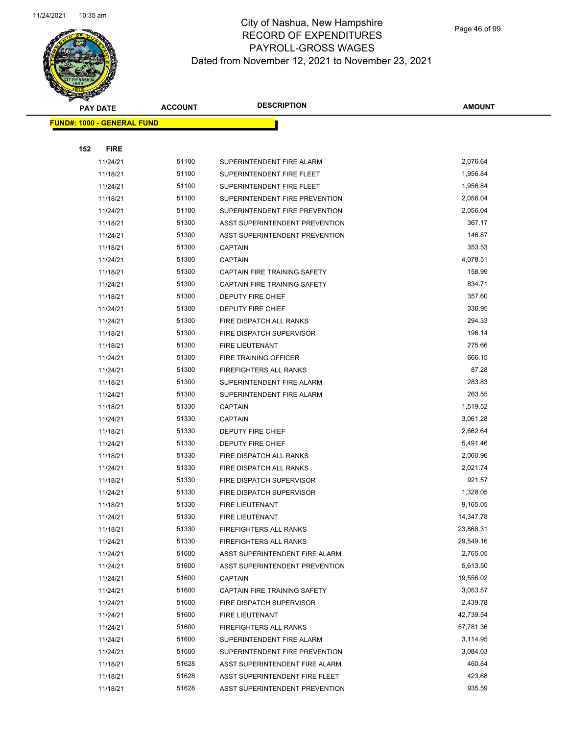# City of Nashua, New Hampshire
## RECORD OF EXPENDITURES
## PAYROLL-GROSS WAGES
## Dated from November 12, 2021 to November 23, 2021

| PAY DATE | ACCOUNT | DESCRIPTION | AMOUNT |
|---|---|---|---|
| **FUND#: 1000 - GENERAL FUND** | | | |
| **152 FIRE** | | | |
| 11/24/21 | 51100 | SUPERINTENDENT FIRE ALARM | 2,076.64 |
| 11/18/21 | 51100 | SUPERINTENDENT FIRE FLEET | 1,956.84 |
| 11/24/21 | 51100 | SUPERINTENDENT FIRE FLEET | 1,956.84 |
| 11/18/21 | 51100 | SUPERINTENDENT FIRE PREVENTION | 2,056.04 |
| 11/24/21 | 51100 | SUPERINTENDENT FIRE PREVENTION | 2,056.04 |
| 11/18/21 | 51300 | ASST SUPERINTENDENT PREVENTION | 367.17 |
| 11/24/21 | 51300 | ASST SUPERINTENDENT PREVENTION | 146.87 |
| 11/18/21 | 51300 | CAPTAIN | 353.53 |
| 11/24/21 | 51300 | CAPTAIN | 4,078.51 |
| 11/18/21 | 51300 | CAPTAIN FIRE TRAINING SAFETY | 158.99 |
| 11/24/21 | 51300 | CAPTAIN FIRE TRAINING SAFETY | 834.71 |
| 11/18/21 | 51300 | DEPUTY FIRE CHIEF | 357.60 |
| 11/24/21 | 51300 | DEPUTY FIRE CHIEF | 336.95 |
| 11/24/21 | 51300 | FIRE DISPATCH ALL RANKS | 294.33 |
| 11/18/21 | 51300 | FIRE DISPATCH SUPERVISOR | 196.14 |
| 11/18/21 | 51300 | FIRE LIEUTENANT | 275.66 |
| 11/24/21 | 51300 | FIRE TRAINING OFFICER | 666.15 |
| 11/24/21 | 51300 | FIREFIGHTERS ALL RANKS | 87.28 |
| 11/18/21 | 51300 | SUPERINTENDENT FIRE ALARM | 283.83 |
| 11/24/21 | 51300 | SUPERINTENDENT FIRE ALARM | 263.55 |
| 11/18/21 | 51330 | CAPTAIN | 1,519.52 |
| 11/24/21 | 51330 | CAPTAIN | 3,061.28 |
| 11/18/21 | 51330 | DEPUTY FIRE CHIEF | 2,662.64 |
| 11/24/21 | 51330 | DEPUTY FIRE CHIEF | 5,491.46 |
| 11/18/21 | 51330 | FIRE DISPATCH ALL RANKS | 2,060.96 |
| 11/24/21 | 51330 | FIRE DISPATCH ALL RANKS | 2,021.74 |
| 11/18/21 | 51330 | FIRE DISPATCH SUPERVISOR | 921.57 |
| 11/24/21 | 51330 | FIRE DISPATCH SUPERVISOR | 1,328.05 |
| 11/18/21 | 51330 | FIRE LIEUTENANT | 9,165.05 |
| 11/24/21 | 51330 | FIRE LIEUTENANT | 14,347.78 |
| 11/18/21 | 51330 | FIREFIGHTERS ALL RANKS | 23,868.31 |
| 11/24/21 | 51330 | FIREFIGHTERS ALL RANKS | 29,549.16 |
| 11/24/21 | 51600 | ASST SUPERINTENDENT FIRE ALARM | 2,765.05 |
| 11/24/21 | 51600 | ASST SUPERINTENDENT PREVENTION | 5,613.50 |
| 11/24/21 | 51600 | CAPTAIN | 19,556.02 |
| 11/24/21 | 51600 | CAPTAIN FIRE TRAINING SAFETY | 3,053.57 |
| 11/24/21 | 51600 | FIRE DISPATCH SUPERVISOR | 2,439.78 |
| 11/24/21 | 51600 | FIRE LIEUTENANT | 42,739.54 |
| 11/24/21 | 51600 | FIREFIGHTERS ALL RANKS | 57,781.36 |
| 11/24/21 | 51600 | SUPERINTENDENT FIRE ALARM | 3,114.95 |
| 11/24/21 | 51600 | SUPERINTENDENT FIRE PREVENTION | 3,084.03 |
| 11/18/21 | 51628 | ASST SUPERINTENDENT FIRE ALARM | 460.84 |
| 11/18/21 | 51628 | ASST SUPERINTENDENT FIRE FLEET | 423.68 |
| 11/18/21 | 51628 | ASST SUPERINTENDENT PREVENTION | 935.59 |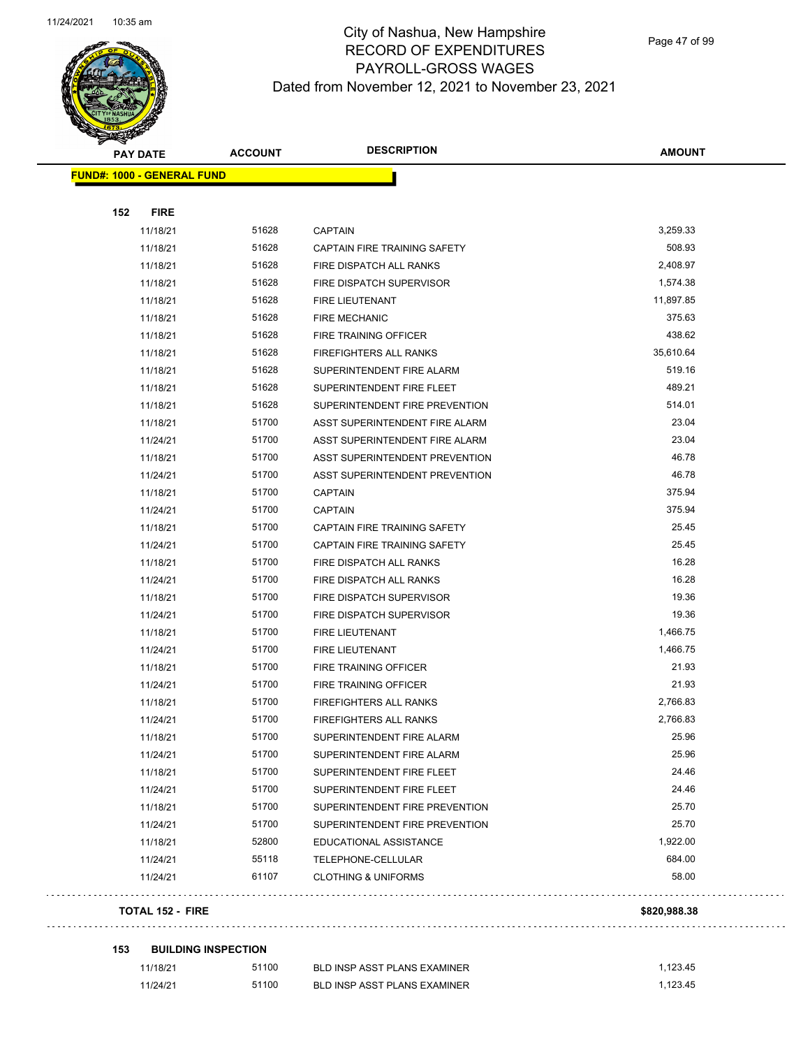# City of Nashua, New Hampshire
## RECORD OF EXPENDITURES
## PAYROLL-GROSS WAGES
### Dated from November 12, 2021 to November 23, 2021

| PAY DATE | ACCOUNT | DESCRIPTION | AMOUNT |
|---|---|---|---|
| **FUND#: 1000 - GENERAL FUND** | | | |
| **152 FIRE** | | | |
| 11/18/21 | 51628 | CAPTAIN | 3,259.33 |
| 11/18/21 | 51628 | CAPTAIN FIRE TRAINING SAFETY | 508.93 |
| 11/18/21 | 51628 | FIRE DISPATCH ALL RANKS | 2,408.97 |
| 11/18/21 | 51628 | FIRE DISPATCH SUPERVISOR | 1,574.38 |
| 11/18/21 | 51628 | FIRE LIEUTENANT | 11,897.85 |
| 11/18/21 | 51628 | FIRE MECHANIC | 375.63 |
| 11/18/21 | 51628 | FIRE TRAINING OFFICER | 438.62 |
| 11/18/21 | 51628 | FIREFIGHTERS ALL RANKS | 35,610.64 |
| 11/18/21 | 51628 | SUPERINTENDENT FIRE ALARM | 519.16 |
| 11/18/21 | 51628 | SUPERINTENDENT FIRE FLEET | 489.21 |
| 11/18/21 | 51628 | SUPERINTENDENT FIRE PREVENTION | 514.01 |
| 11/18/21 | 51700 | ASST SUPERINTENDENT FIRE ALARM | 23.04 |
| 11/24/21 | 51700 | ASST SUPERINTENDENT FIRE ALARM | 23.04 |
| 11/18/21 | 51700 | ASST SUPERINTENDENT PREVENTION | 46.78 |
| 11/24/21 | 51700 | ASST SUPERINTENDENT PREVENTION | 46.78 |
| 11/18/21 | 51700 | CAPTAIN | 375.94 |
| 11/24/21 | 51700 | CAPTAIN | 375.94 |
| 11/18/21 | 51700 | CAPTAIN FIRE TRAINING SAFETY | 25.45 |
| 11/24/21 | 51700 | CAPTAIN FIRE TRAINING SAFETY | 25.45 |
| 11/18/21 | 51700 | FIRE DISPATCH ALL RANKS | 16.28 |
| 11/24/21 | 51700 | FIRE DISPATCH ALL RANKS | 16.28 |
| 11/18/21 | 51700 | FIRE DISPATCH SUPERVISOR | 19.36 |
| 11/24/21 | 51700 | FIRE DISPATCH SUPERVISOR | 19.36 |
| 11/18/21 | 51700 | FIRE LIEUTENANT | 1,466.75 |
| 11/24/21 | 51700 | FIRE LIEUTENANT | 1,466.75 |
| 11/18/21 | 51700 | FIRE TRAINING OFFICER | 21.93 |
| 11/24/21 | 51700 | FIRE TRAINING OFFICER | 21.93 |
| 11/18/21 | 51700 | FIREFIGHTERS ALL RANKS | 2,766.83 |
| 11/24/21 | 51700 | FIREFIGHTERS ALL RANKS | 2,766.83 |
| 11/18/21 | 51700 | SUPERINTENDENT FIRE ALARM | 25.96 |
| 11/24/21 | 51700 | SUPERINTENDENT FIRE ALARM | 25.96 |
| 11/18/21 | 51700 | SUPERINTENDENT FIRE FLEET | 24.46 |
| 11/24/21 | 51700 | SUPERINTENDENT FIRE FLEET | 24.46 |
| 11/18/21 | 51700 | SUPERINTENDENT FIRE PREVENTION | 25.70 |
| 11/24/21 | 51700 | SUPERINTENDENT FIRE PREVENTION | 25.70 |
| 11/18/21 | 52800 | EDUCATIONAL ASSISTANCE | 1,922.00 |
| 11/24/21 | 55118 | TELEPHONE-CELLULAR | 684.00 |
| 11/24/21 | 61107 | CLOTHING & UNIFORMS | 58.00 |
| **TOTAL 152 - FIRE** | | | **$820,988.38** |
| **153 BUILDING INSPECTION** | | | |
| 11/18/21 | 51100 | BLD INSP ASST PLANS EXAMINER | 1,123.45 |
| 11/24/21 | 51100 | BLD INSP ASST PLANS EXAMINER | 1,123.45 |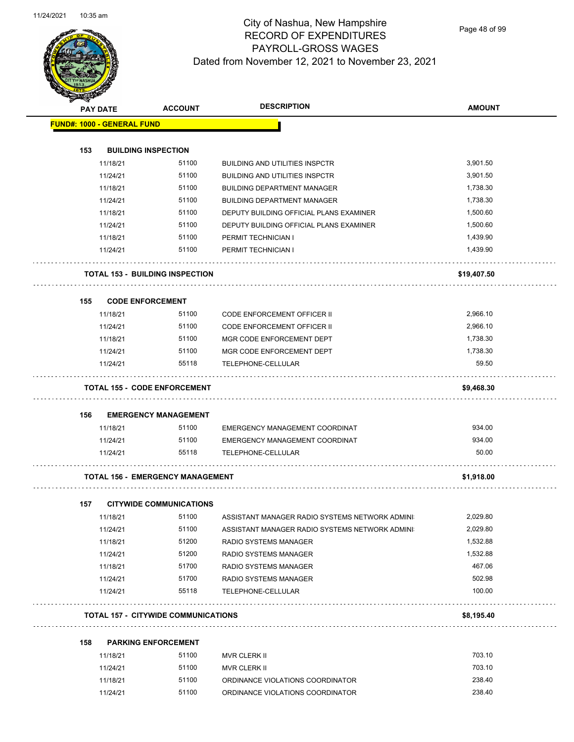# City of Nashua, New Hampshire
## RECORD OF EXPENDITURES
## PAYROLL-GROSS WAGES
### Dated from November 12, 2021 to November 23, 2021

| PAY DATE | ACCOUNT | DESCRIPTION | AMOUNT |
|---|---|---|---|
| **FUND#: 1000 - GENERAL FUND** | | | |
| **153 BUILDING INSPECTION** | | | |
| 11/18/21 | 51100 | BUILDING AND UTILITIES INSPCTR | 3,901.50 |
| 11/24/21 | 51100 | BUILDING AND UTILITIES INSPCTR | 3,901.50 |
| 11/18/21 | 51100 | BUILDING DEPARTMENT MANAGER | 1,738.30 |
| 11/24/21 | 51100 | BUILDING DEPARTMENT MANAGER | 1,738.30 |
| 11/18/21 | 51100 | DEPUTY BUILDING OFFICIAL PLANS EXAMINER | 1,500.60 |
| 11/24/21 | 51100 | DEPUTY BUILDING OFFICIAL PLANS EXAMINER | 1,500.60 |
| 11/18/21 | 51100 | PERMIT TECHNICIAN I | 1,439.90 |
| 11/24/21 | 51100 | PERMIT TECHNICIAN I | 1,439.90 |
| **TOTAL 153 - BUILDING INSPECTION** | | | **$19,407.50** |
| **155 CODE ENFORCEMENT** | | | |
| 11/18/21 | 51100 | CODE ENFORCEMENT OFFICER II | 2,966.10 |
| 11/24/21 | 51100 | CODE ENFORCEMENT OFFICER II | 2,966.10 |
| 11/18/21 | 51100 | MGR CODE ENFORCEMENT DEPT | 1,738.30 |
| 11/24/21 | 51100 | MGR CODE ENFORCEMENT DEPT | 1,738.30 |
| 11/24/21 | 55118 | TELEPHONE-CELLULAR | 59.50 |
| **TOTAL 155 - CODE ENFORCEMENT** | | | **$9,468.30** |
| **156 EMERGENCY MANAGEMENT** | | | |
| 11/18/21 | 51100 | EMERGENCY MANAGEMENT COORDINAT | 934.00 |
| 11/24/21 | 51100 | EMERGENCY MANAGEMENT COORDINAT | 934.00 |
| 11/24/21 | 55118 | TELEPHONE-CELLULAR | 50.00 |
| **TOTAL 156 - EMERGENCY MANAGEMENT** | | | **$1,918.00** |
| **157 CITYWIDE COMMUNICATIONS** | | | |
| 11/18/21 | 51100 | ASSISTANT MANAGER RADIO SYSTEMS NETWORK ADMINI | 2,029.80 |
| 11/24/21 | 51100 | ASSISTANT MANAGER RADIO SYSTEMS NETWORK ADMINI | 2,029.80 |
| 11/18/21 | 51200 | RADIO SYSTEMS MANAGER | 1,532.88 |
| 11/24/21 | 51200 | RADIO SYSTEMS MANAGER | 1,532.88 |
| 11/18/21 | 51700 | RADIO SYSTEMS MANAGER | 467.06 |
| 11/24/21 | 51700 | RADIO SYSTEMS MANAGER | 502.98 |
| 11/24/21 | 55118 | TELEPHONE-CELLULAR | 100.00 |
| **TOTAL 157 - CITYWIDE COMMUNICATIONS** | | | **$8,195.40** |
| **158 PARKING ENFORCEMENT** | | | |
| 11/18/21 | 51100 | MVR CLERK II | 703.10 |
| 11/24/21 | 51100 | MVR CLERK II | 703.10 |
| 11/18/21 | 51100 | ORDINANCE VIOLATIONS COORDINATOR | 238.40 |
| 11/24/21 | 51100 | ORDINANCE VIOLATIONS COORDINATOR | 238.40 |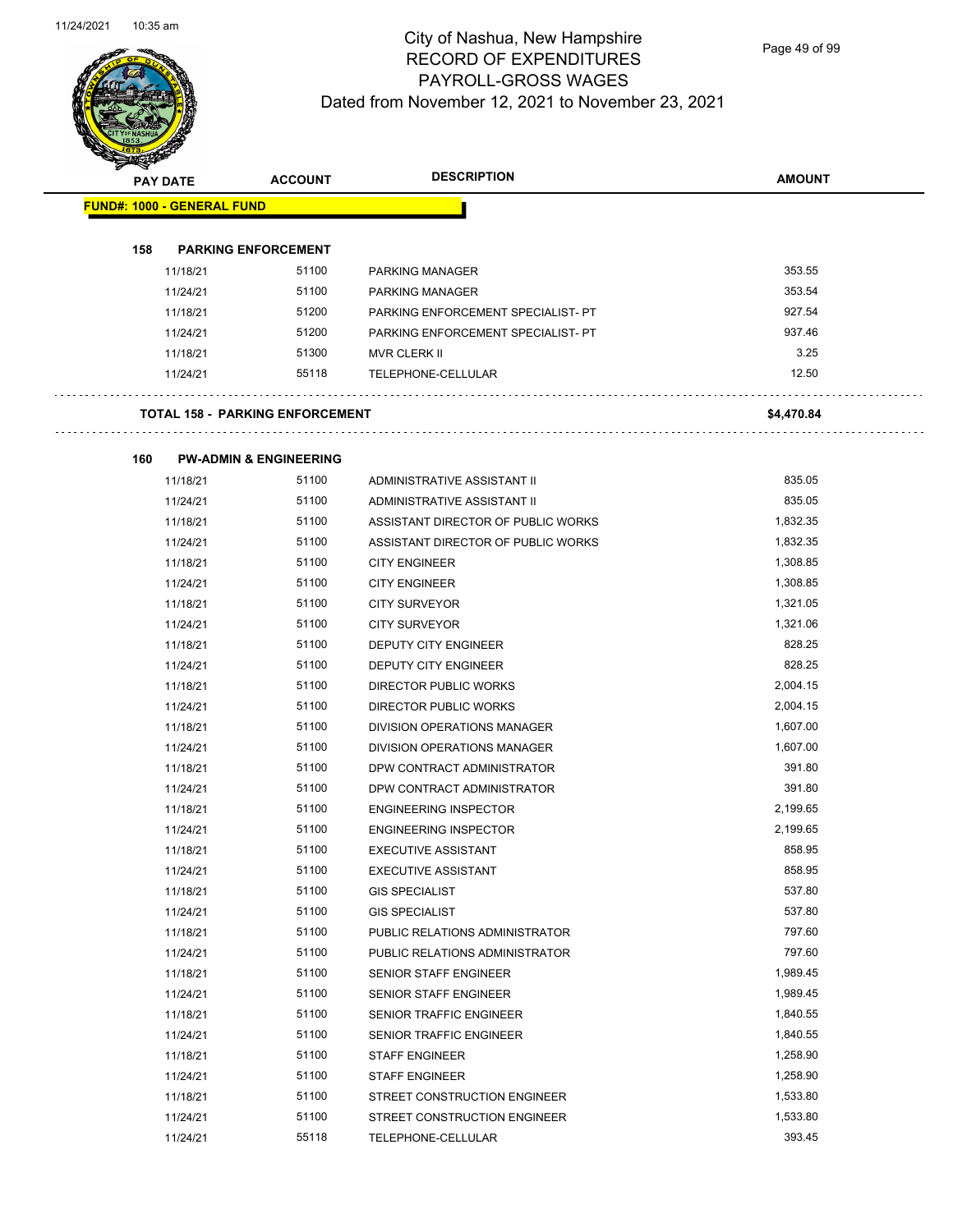# City of Nashua, New Hampshire
## RECORD OF EXPENDITURES
## PAYROLL-GROSS WAGES
### Dated from November 12, 2021 to November 23, 2021

| PAY DATE | ACCOUNT | DESCRIPTION | AMOUNT |
|---|---|---|---|
| **FUND#: 1000 - GENERAL FUND** | | | |
| **158 PARKING ENFORCEMENT** | | | |
| 11/18/21 | 51100 | PARKING MANAGER | 353.55 |
| 11/24/21 | 51100 | PARKING MANAGER | 353.54 |
| 11/18/21 | 51200 | PARKING ENFORCEMENT SPECIALIST- PT | 927.54 |
| 11/24/21 | 51200 | PARKING ENFORCEMENT SPECIALIST- PT | 937.46 |
| 11/18/21 | 51300 | MVR CLERK II | 3.25 |
| 11/24/21 | 55118 | TELEPHONE-CELLULAR | 12.50 |
| **TOTAL 158 - PARKING ENFORCEMENT** | | | **$4,470.84** |
| **160 PW-ADMIN & ENGINEERING** | | | |
| 11/18/21 | 51100 | ADMINISTRATIVE ASSISTANT II | 835.05 |
| 11/24/21 | 51100 | ADMINISTRATIVE ASSISTANT II | 835.05 |
| 11/18/21 | 51100 | ASSISTANT DIRECTOR OF PUBLIC WORKS | 1,832.35 |
| 11/24/21 | 51100 | ASSISTANT DIRECTOR OF PUBLIC WORKS | 1,832.35 |
| 11/18/21 | 51100 | CITY ENGINEER | 1,308.85 |
| 11/24/21 | 51100 | CITY ENGINEER | 1,308.85 |
| 11/18/21 | 51100 | CITY SURVEYOR | 1,321.05 |
| 11/24/21 | 51100 | CITY SURVEYOR | 1,321.06 |
| 11/18/21 | 51100 | DEPUTY CITY ENGINEER | 828.25 |
| 11/24/21 | 51100 | DEPUTY CITY ENGINEER | 828.25 |
| 11/18/21 | 51100 | DIRECTOR PUBLIC WORKS | 2,004.15 |
| 11/24/21 | 51100 | DIRECTOR PUBLIC WORKS | 2,004.15 |
| 11/18/21 | 51100 | DIVISION OPERATIONS MANAGER | 1,607.00 |
| 11/24/21 | 51100 | DIVISION OPERATIONS MANAGER | 1,607.00 |
| 11/18/21 | 51100 | DPW CONTRACT ADMINISTRATOR | 391.80 |
| 11/24/21 | 51100 | DPW CONTRACT ADMINISTRATOR | 391.80 |
| 11/18/21 | 51100 | ENGINEERING INSPECTOR | 2,199.65 |
| 11/24/21 | 51100 | ENGINEERING INSPECTOR | 2,199.65 |
| 11/18/21 | 51100 | EXECUTIVE ASSISTANT | 858.95 |
| 11/24/21 | 51100 | EXECUTIVE ASSISTANT | 858.95 |
| 11/18/21 | 51100 | GIS SPECIALIST | 537.80 |
| 11/24/21 | 51100 | GIS SPECIALIST | 537.80 |
| 11/18/21 | 51100 | PUBLIC RELATIONS ADMINISTRATOR | 797.60 |
| 11/24/21 | 51100 | PUBLIC RELATIONS ADMINISTRATOR | 797.60 |
| 11/18/21 | 51100 | SENIOR STAFF ENGINEER | 1,989.45 |
| 11/24/21 | 51100 | SENIOR STAFF ENGINEER | 1,989.45 |
| 11/18/21 | 51100 | SENIOR TRAFFIC ENGINEER | 1,840.55 |
| 11/24/21 | 51100 | SENIOR TRAFFIC ENGINEER | 1,840.55 |
| 11/18/21 | 51100 | STAFF ENGINEER | 1,258.90 |
| 11/24/21 | 51100 | STAFF ENGINEER | 1,258.90 |
| 11/18/21 | 51100 | STREET CONSTRUCTION ENGINEER | 1,533.80 |
| 11/24/21 | 51100 | STREET CONSTRUCTION ENGINEER | 1,533.80 |
| 11/24/21 | 55118 | TELEPHONE-CELLULAR | 393.45 |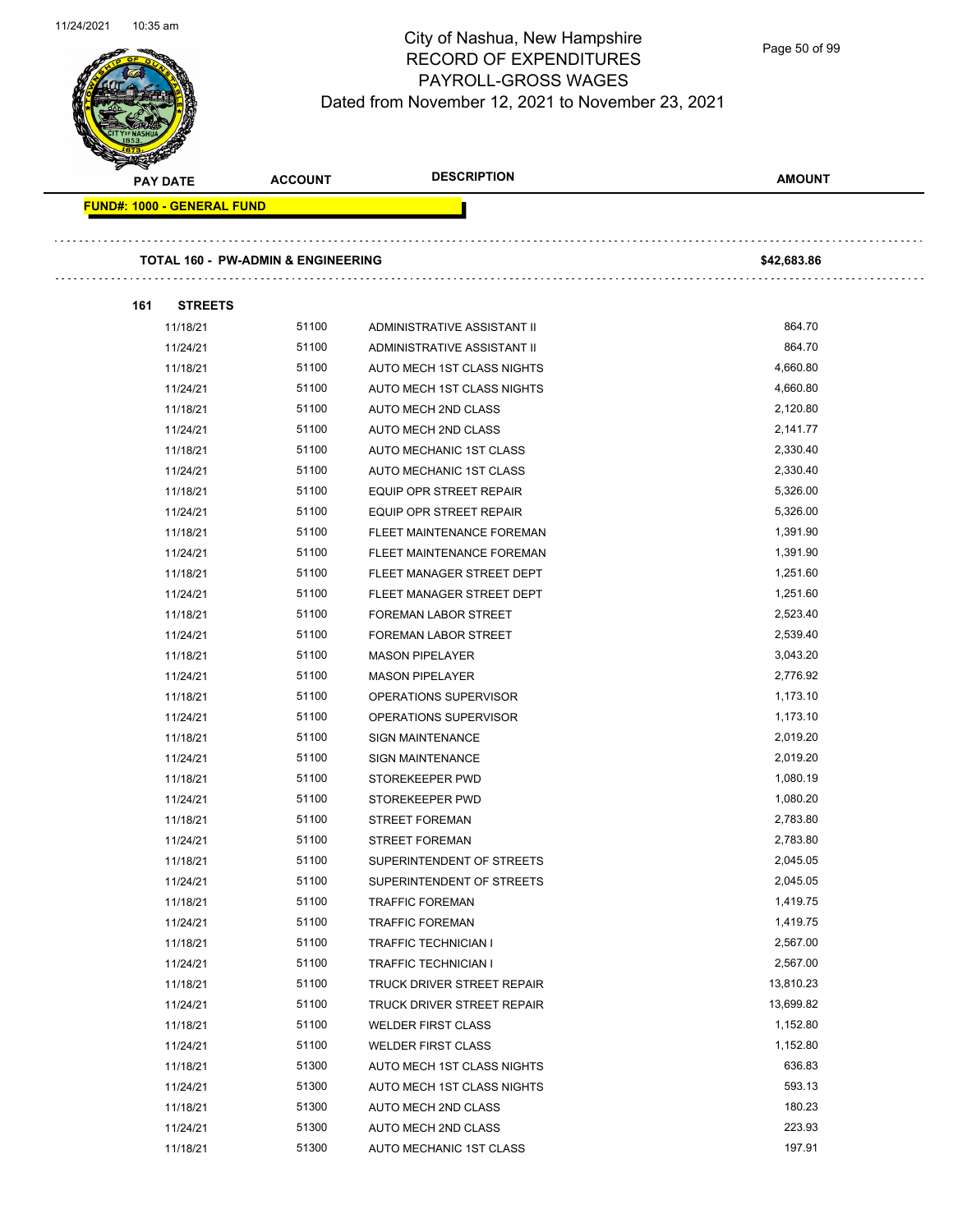City of Nashua, New Hampshire
RECORD OF EXPENDITURES
PAYROLL-GROSS WAGES
Dated from November 12, 2021 to November 23, 2021

| PAY DATE | ACCOUNT | DESCRIPTION | AMOUNT |
|---|---|---|---|

**FUND#: 1000 - GENERAL FUND**

**TOTAL 160 - PW-ADMIN & ENGINEERING** **$42,683.86**

**161 STREETS**

| PAY DATE | ACCOUNT | DESCRIPTION | AMOUNT |
|---|---|---|---|
| 11/18/21 | 51100 | ADMINISTRATIVE ASSISTANT II | 864.70 |
| 11/24/21 | 51100 | ADMINISTRATIVE ASSISTANT II | 864.70 |
| 11/18/21 | 51100 | AUTO MECH 1ST CLASS NIGHTS | 4,660.80 |
| 11/24/21 | 51100 | AUTO MECH 1ST CLASS NIGHTS | 4,660.80 |
| 11/18/21 | 51100 | AUTO MECH 2ND CLASS | 2,120.80 |
| 11/24/21 | 51100 | AUTO MECH 2ND CLASS | 2,141.77 |
| 11/18/21 | 51100 | AUTO MECHANIC 1ST CLASS | 2,330.40 |
| 11/24/21 | 51100 | AUTO MECHANIC 1ST CLASS | 2,330.40 |
| 11/18/21 | 51100 | EQUIP OPR STREET REPAIR | 5,326.00 |
| 11/24/21 | 51100 | EQUIP OPR STREET REPAIR | 5,326.00 |
| 11/18/21 | 51100 | FLEET MAINTENANCE FOREMAN | 1,391.90 |
| 11/24/21 | 51100 | FLEET MAINTENANCE FOREMAN | 1,391.90 |
| 11/18/21 | 51100 | FLEET MANAGER STREET DEPT | 1,251.60 |
| 11/24/21 | 51100 | FLEET MANAGER STREET DEPT | 1,251.60 |
| 11/18/21 | 51100 | FOREMAN LABOR STREET | 2,523.40 |
| 11/24/21 | 51100 | FOREMAN LABOR STREET | 2,539.40 |
| 11/18/21 | 51100 | MASON PIPELAYER | 3,043.20 |
| 11/24/21 | 51100 | MASON PIPELAYER | 2,776.92 |
| 11/18/21 | 51100 | OPERATIONS SUPERVISOR | 1,173.10 |
| 11/24/21 | 51100 | OPERATIONS SUPERVISOR | 1,173.10 |
| 11/18/21 | 51100 | SIGN MAINTENANCE | 2,019.20 |
| 11/24/21 | 51100 | SIGN MAINTENANCE | 2,019.20 |
| 11/18/21 | 51100 | STOREKEEPER PWD | 1,080.19 |
| 11/24/21 | 51100 | STOREKEEPER PWD | 1,080.20 |
| 11/18/21 | 51100 | STREET FOREMAN | 2,783.80 |
| 11/24/21 | 51100 | STREET FOREMAN | 2,783.80 |
| 11/18/21 | 51100 | SUPERINTENDENT OF STREETS | 2,045.05 |
| 11/24/21 | 51100 | SUPERINTENDENT OF STREETS | 2,045.05 |
| 11/18/21 | 51100 | TRAFFIC FOREMAN | 1,419.75 |
| 11/24/21 | 51100 | TRAFFIC FOREMAN | 1,419.75 |
| 11/18/21 | 51100 | TRAFFIC TECHNICIAN I | 2,567.00 |
| 11/24/21 | 51100 | TRAFFIC TECHNICIAN I | 2,567.00 |
| 11/18/21 | 51100 | TRUCK DRIVER STREET REPAIR | 13,810.23 |
| 11/24/21 | 51100 | TRUCK DRIVER STREET REPAIR | 13,699.82 |
| 11/18/21 | 51100 | WELDER FIRST CLASS | 1,152.80 |
| 11/24/21 | 51100 | WELDER FIRST CLASS | 1,152.80 |
| 11/18/21 | 51300 | AUTO MECH 1ST CLASS NIGHTS | 636.83 |
| 11/24/21 | 51300 | AUTO MECH 1ST CLASS NIGHTS | 593.13 |
| 11/18/21 | 51300 | AUTO MECH 2ND CLASS | 180.23 |
| 11/24/21 | 51300 | AUTO MECH 2ND CLASS | 223.93 |
| 11/18/21 | 51300 | AUTO MECHANIC 1ST CLASS | 197.91 |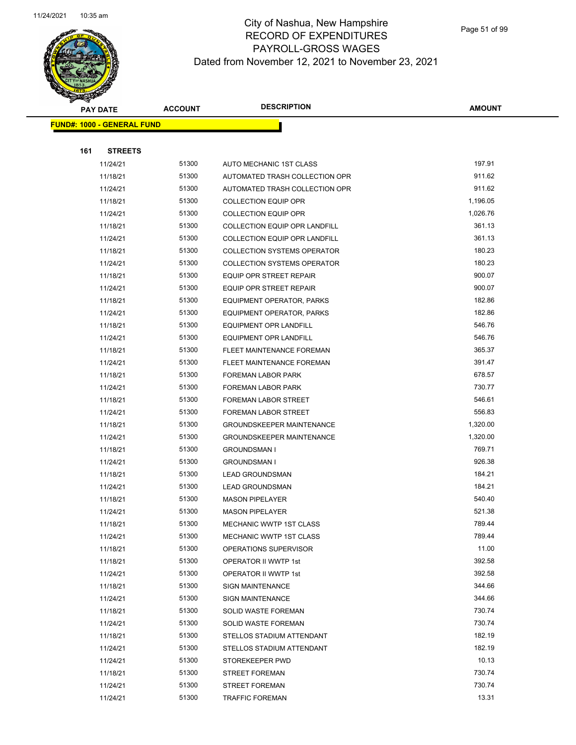# City of Nashua, New Hampshire
## RECORD OF EXPENDITURES
## PAYROLL-GROSS WAGES
## Dated from November 12, 2021 to November 23, 2021

**FUND#: 1000 - GENERAL FUND**

**161 STREETS**

| PAY DATE | ACCOUNT | DESCRIPTION | AMOUNT |
|---|---|---|---|
| 11/24/21 | 51300 | AUTO MECHANIC 1ST CLASS | 197.91 |
| 11/18/21 | 51300 | AUTOMATED TRASH COLLECTION OPR | 911.62 |
| 11/24/21 | 51300 | AUTOMATED TRASH COLLECTION OPR | 911.62 |
| 11/18/21 | 51300 | COLLECTION EQUIP OPR | 1,196.05 |
| 11/24/21 | 51300 | COLLECTION EQUIP OPR | 1,026.76 |
| 11/18/21 | 51300 | COLLECTION EQUIP OPR LANDFILL | 361.13 |
| 11/24/21 | 51300 | COLLECTION EQUIP OPR LANDFILL | 361.13 |
| 11/18/21 | 51300 | COLLECTION SYSTEMS OPERATOR | 180.23 |
| 11/24/21 | 51300 | COLLECTION SYSTEMS OPERATOR | 180.23 |
| 11/18/21 | 51300 | EQUIP OPR STREET REPAIR | 900.07 |
| 11/24/21 | 51300 | EQUIP OPR STREET REPAIR | 900.07 |
| 11/18/21 | 51300 | EQUIPMENT OPERATOR, PARKS | 182.86 |
| 11/24/21 | 51300 | EQUIPMENT OPERATOR, PARKS | 182.86 |
| 11/18/21 | 51300 | EQUIPMENT OPR LANDFILL | 546.76 |
| 11/24/21 | 51300 | EQUIPMENT OPR LANDFILL | 546.76 |
| 11/18/21 | 51300 | FLEET MAINTENANCE FOREMAN | 365.37 |
| 11/24/21 | 51300 | FLEET MAINTENANCE FOREMAN | 391.47 |
| 11/18/21 | 51300 | FOREMAN LABOR PARK | 678.57 |
| 11/24/21 | 51300 | FOREMAN LABOR PARK | 730.77 |
| 11/18/21 | 51300 | FOREMAN LABOR STREET | 546.61 |
| 11/24/21 | 51300 | FOREMAN LABOR STREET | 556.83 |
| 11/18/21 | 51300 | GROUNDSKEEPER MAINTENANCE | 1,320.00 |
| 11/24/21 | 51300 | GROUNDSKEEPER MAINTENANCE | 1,320.00 |
| 11/18/21 | 51300 | GROUNDSMAN I | 769.71 |
| 11/24/21 | 51300 | GROUNDSMAN I | 926.38 |
| 11/18/21 | 51300 | LEAD GROUNDSMAN | 184.21 |
| 11/24/21 | 51300 | LEAD GROUNDSMAN | 184.21 |
| 11/18/21 | 51300 | MASON PIPELAYER | 540.40 |
| 11/24/21 | 51300 | MASON PIPELAYER | 521.38 |
| 11/18/21 | 51300 | MECHANIC WWTP 1ST CLASS | 789.44 |
| 11/24/21 | 51300 | MECHANIC WWTP 1ST CLASS | 789.44 |
| 11/18/21 | 51300 | OPERATIONS SUPERVISOR | 11.00 |
| 11/18/21 | 51300 | OPERATOR II WWTP 1st | 392.58 |
| 11/24/21 | 51300 | OPERATOR II WWTP 1st | 392.58 |
| 11/18/21 | 51300 | SIGN MAINTENANCE | 344.66 |
| 11/24/21 | 51300 | SIGN MAINTENANCE | 344.66 |
| 11/18/21 | 51300 | SOLID WASTE FOREMAN | 730.74 |
| 11/24/21 | 51300 | SOLID WASTE FOREMAN | 730.74 |
| 11/18/21 | 51300 | STELLOS STADIUM ATTENDANT | 182.19 |
| 11/24/21 | 51300 | STELLOS STADIUM ATTENDANT | 182.19 |
| 11/24/21 | 51300 | STOREKEEPER PWD | 10.13 |
| 11/18/21 | 51300 | STREET FOREMAN | 730.74 |
| 11/24/21 | 51300 | STREET FOREMAN | 730.74 |
| 11/24/21 | 51300 | TRAFFIC FOREMAN | 13.31 |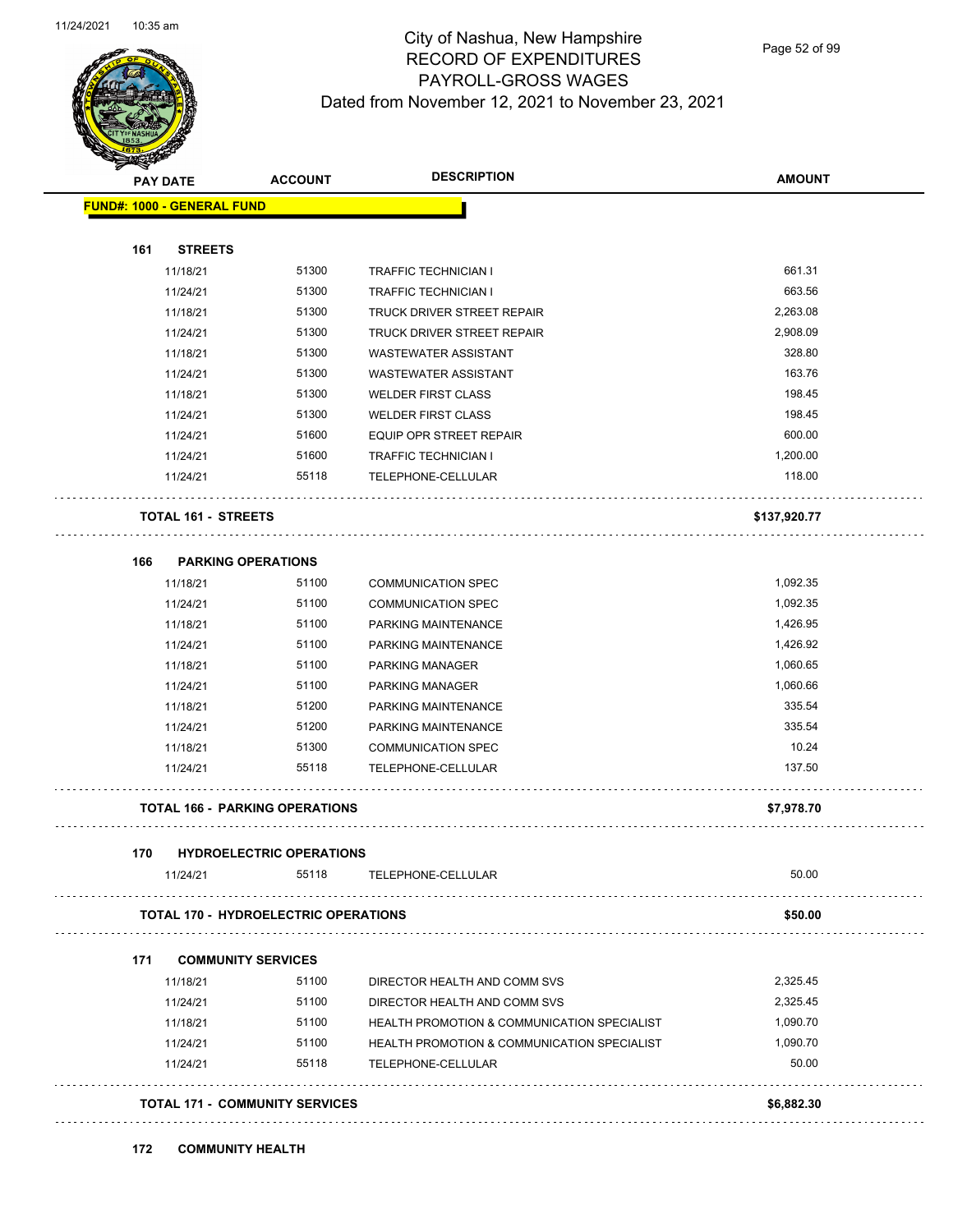# City of Nashua, New Hampshire
# RECORD OF EXPENDITURES
# PAYROLL-GROSS WAGES
## Dated from November 12, 2021 to November 23, 2021

| PAY DATE | ACCOUNT | DESCRIPTION | AMOUNT |
|---|---|---|---|
| **FUND#: 1000 - GENERAL FUND** | | | |
| **161 STREETS** | | | |
| 11/18/21 | 51300 | TRAFFIC TECHNICIAN I | 661.31 |
| 11/24/21 | 51300 | TRAFFIC TECHNICIAN I | 663.56 |
| 11/18/21 | 51300 | TRUCK DRIVER STREET REPAIR | 2,263.08 |
| 11/24/21 | 51300 | TRUCK DRIVER STREET REPAIR | 2,908.09 |
| 11/18/21 | 51300 | WASTEWATER ASSISTANT | 328.80 |
| 11/24/21 | 51300 | WASTEWATER ASSISTANT | 163.76 |
| 11/18/21 | 51300 | WELDER FIRST CLASS | 198.45 |
| 11/24/21 | 51300 | WELDER FIRST CLASS | 198.45 |
| 11/24/21 | 51600 | EQUIP OPR STREET REPAIR | 600.00 |
| 11/24/21 | 51600 | TRAFFIC TECHNICIAN I | 1,200.00 |
| 11/24/21 | 55118 | TELEPHONE-CELLULAR | 118.00 |
| **TOTAL 161 - STREETS** | | | **$137,920.77** |
| **166 PARKING OPERATIONS** | | | |
| 11/18/21 | 51100 | COMMUNICATION SPEC | 1,092.35 |
| 11/24/21 | 51100 | COMMUNICATION SPEC | 1,092.35 |
| 11/18/21 | 51100 | PARKING MAINTENANCE | 1,426.95 |
| 11/24/21 | 51100 | PARKING MAINTENANCE | 1,426.92 |
| 11/18/21 | 51100 | PARKING MANAGER | 1,060.65 |
| 11/24/21 | 51100 | PARKING MANAGER | 1,060.66 |
| 11/18/21 | 51200 | PARKING MAINTENANCE | 335.54 |
| 11/24/21 | 51200 | PARKING MAINTENANCE | 335.54 |
| 11/18/21 | 51300 | COMMUNICATION SPEC | 10.24 |
| 11/24/21 | 55118 | TELEPHONE-CELLULAR | 137.50 |
| **TOTAL 166 - PARKING OPERATIONS** | | | **$7,978.70** |
| **170 HYDROELECTRIC OPERATIONS** | | | |
| 11/24/21 | 55118 | TELEPHONE-CELLULAR | 50.00 |
| **TOTAL 170 - HYDROELECTRIC OPERATIONS** | | | **$50.00** |
| **171 COMMUNITY SERVICES** | | | |
| 11/18/21 | 51100 | DIRECTOR HEALTH AND COMM SVS | 2,325.45 |
| 11/24/21 | 51100 | DIRECTOR HEALTH AND COMM SVS | 2,325.45 |
| 11/18/21 | 51100 | HEALTH PROMOTION & COMMUNICATION SPECIALIST | 1,090.70 |
| 11/24/21 | 51100 | HEALTH PROMOTION & COMMUNICATION SPECIALIST | 1,090.70 |
| 11/24/21 | 55118 | TELEPHONE-CELLULAR | 50.00 |
| **TOTAL 171 - COMMUNITY SERVICES** | | | **$6,882.30** |
| **172 COMMUNITY HEALTH** | | | |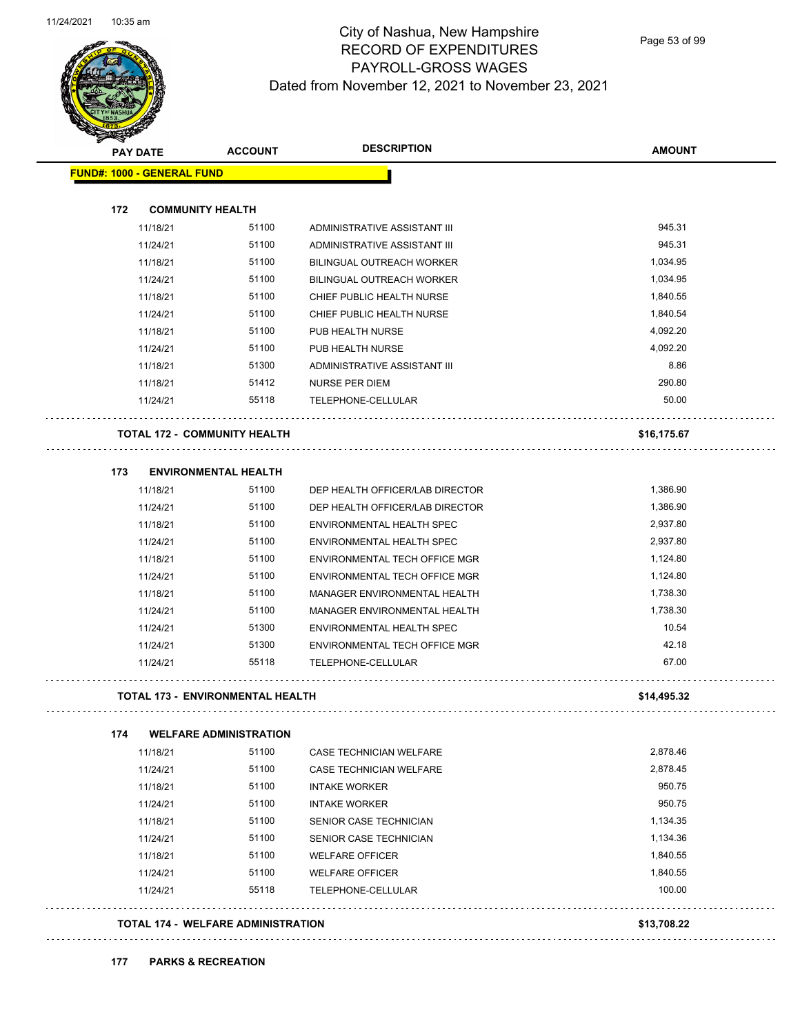# City of Nashua, New Hampshire
## RECORD OF EXPENDITURES
## PAYROLL-GROSS WAGES
### Dated from November 12, 2021 to November 23, 2021

| PAY DATE | ACCOUNT | DESCRIPTION | AMOUNT |
|---|---|---|---|
| **FUND#: 1000 - GENERAL FUND** | | | |
| **172 COMMUNITY HEALTH** | | | |
| 11/18/21 | 51100 | ADMINISTRATIVE ASSISTANT III | 945.31 |
| 11/24/21 | 51100 | ADMINISTRATIVE ASSISTANT III | 945.31 |
| 11/18/21 | 51100 | BILINGUAL OUTREACH WORKER | 1,034.95 |
| 11/24/21 | 51100 | BILINGUAL OUTREACH WORKER | 1,034.95 |
| 11/18/21 | 51100 | CHIEF PUBLIC HEALTH NURSE | 1,840.55 |
| 11/24/21 | 51100 | CHIEF PUBLIC HEALTH NURSE | 1,840.54 |
| 11/18/21 | 51100 | PUB HEALTH NURSE | 4,092.20 |
| 11/24/21 | 51100 | PUB HEALTH NURSE | 4,092.20 |
| 11/18/21 | 51300 | ADMINISTRATIVE ASSISTANT III | 8.86 |
| 11/18/21 | 51412 | NURSE PER DIEM | 290.80 |
| 11/24/21 | 55118 | TELEPHONE-CELLULAR | 50.00 |
| **TOTAL 172 - COMMUNITY HEALTH** | | | **$16,175.67** |
| **173 ENVIRONMENTAL HEALTH** | | | |
| 11/18/21 | 51100 | DEP HEALTH OFFICER/LAB DIRECTOR | 1,386.90 |
| 11/24/21 | 51100 | DEP HEALTH OFFICER/LAB DIRECTOR | 1,386.90 |
| 11/18/21 | 51100 | ENVIRONMENTAL HEALTH SPEC | 2,937.80 |
| 11/24/21 | 51100 | ENVIRONMENTAL HEALTH SPEC | 2,937.80 |
| 11/18/21 | 51100 | ENVIRONMENTAL TECH OFFICE MGR | 1,124.80 |
| 11/24/21 | 51100 | ENVIRONMENTAL TECH OFFICE MGR | 1,124.80 |
| 11/18/21 | 51100 | MANAGER ENVIRONMENTAL HEALTH | 1,738.30 |
| 11/24/21 | 51100 | MANAGER ENVIRONMENTAL HEALTH | 1,738.30 |
| 11/24/21 | 51300 | ENVIRONMENTAL HEALTH SPEC | 10.54 |
| 11/24/21 | 51300 | ENVIRONMENTAL TECH OFFICE MGR | 42.18 |
| 11/24/21 | 55118 | TELEPHONE-CELLULAR | 67.00 |
| **TOTAL 173 - ENVIRONMENTAL HEALTH** | | | **$14,495.32** |
| **174 WELFARE ADMINISTRATION** | | | |
| 11/18/21 | 51100 | CASE TECHNICIAN WELFARE | 2,878.46 |
| 11/24/21 | 51100 | CASE TECHNICIAN WELFARE | 2,878.45 |
| 11/18/21 | 51100 | INTAKE WORKER | 950.75 |
| 11/24/21 | 51100 | INTAKE WORKER | 950.75 |
| 11/18/21 | 51100 | SENIOR CASE TECHNICIAN | 1,134.35 |
| 11/24/21 | 51100 | SENIOR CASE TECHNICIAN | 1,134.36 |
| 11/18/21 | 51100 | WELFARE OFFICER | 1,840.55 |
| 11/24/21 | 51100 | WELFARE OFFICER | 1,840.55 |
| 11/24/21 | 55118 | TELEPHONE-CELLULAR | 100.00 |
| **TOTAL 174 - WELFARE ADMINISTRATION** | | | **$13,708.22** |
| **177 PARKS & RECREATION** | | | |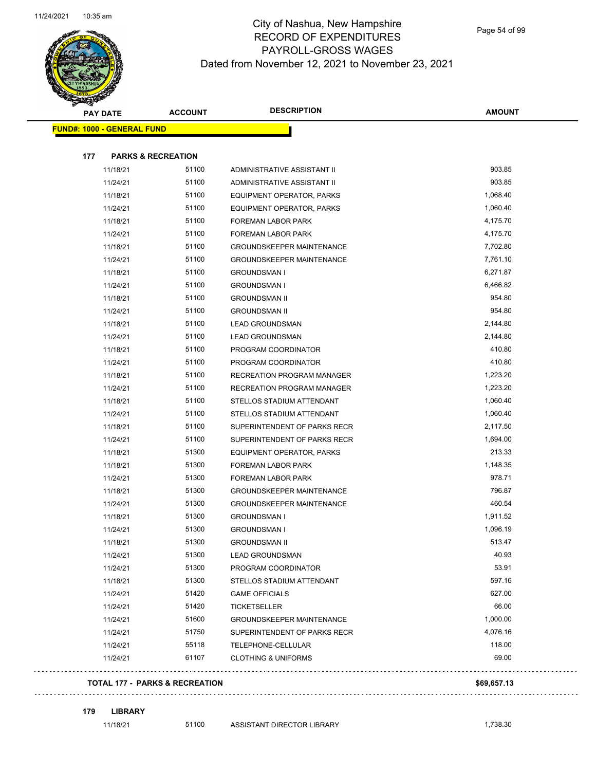# City of Nashua, New Hampshire
## RECORD OF EXPENDITURES
## PAYROLL-GROSS WAGES
## Dated from November 12, 2021 to November 23, 2021

| PAY DATE | ACCOUNT | DESCRIPTION | AMOUNT |
|---|---|---|---|

**FUND#: 1000 - GENERAL FUND**

**177 PARKS & RECREATION**

| PAY DATE | ACCOUNT | DESCRIPTION | AMOUNT |
|---|---|---|---|
| 11/18/21 | 51100 | ADMINISTRATIVE ASSISTANT II | 903.85 |
| 11/24/21 | 51100 | ADMINISTRATIVE ASSISTANT II | 903.85 |
| 11/18/21 | 51100 | EQUIPMENT OPERATOR, PARKS | 1,068.40 |
| 11/24/21 | 51100 | EQUIPMENT OPERATOR, PARKS | 1,060.40 |
| 11/18/21 | 51100 | FOREMAN LABOR PARK | 4,175.70 |
| 11/24/21 | 51100 | FOREMAN LABOR PARK | 4,175.70 |
| 11/18/21 | 51100 | GROUNDSKEEPER MAINTENANCE | 7,702.80 |
| 11/24/21 | 51100 | GROUNDSKEEPER MAINTENANCE | 7,761.10 |
| 11/18/21 | 51100 | GROUNDSMAN I | 6,271.87 |
| 11/24/21 | 51100 | GROUNDSMAN I | 6,466.82 |
| 11/18/21 | 51100 | GROUNDSMAN II | 954.80 |
| 11/24/21 | 51100 | GROUNDSMAN II | 954.80 |
| 11/18/21 | 51100 | LEAD GROUNDSMAN | 2,144.80 |
| 11/24/21 | 51100 | LEAD GROUNDSMAN | 2,144.80 |
| 11/18/21 | 51100 | PROGRAM COORDINATOR | 410.80 |
| 11/24/21 | 51100 | PROGRAM COORDINATOR | 410.80 |
| 11/18/21 | 51100 | RECREATION PROGRAM MANAGER | 1,223.20 |
| 11/24/21 | 51100 | RECREATION PROGRAM MANAGER | 1,223.20 |
| 11/18/21 | 51100 | STELLOS STADIUM ATTENDANT | 1,060.40 |
| 11/24/21 | 51100 | STELLOS STADIUM ATTENDANT | 1,060.40 |
| 11/18/21 | 51100 | SUPERINTENDENT OF PARKS RECR | 2,117.50 |
| 11/24/21 | 51100 | SUPERINTENDENT OF PARKS RECR | 1,694.00 |
| 11/18/21 | 51300 | EQUIPMENT OPERATOR, PARKS | 213.33 |
| 11/18/21 | 51300 | FOREMAN LABOR PARK | 1,148.35 |
| 11/24/21 | 51300 | FOREMAN LABOR PARK | 978.71 |
| 11/18/21 | 51300 | GROUNDSKEEPER MAINTENANCE | 796.87 |
| 11/24/21 | 51300 | GROUNDSKEEPER MAINTENANCE | 460.54 |
| 11/18/21 | 51300 | GROUNDSMAN I | 1,911.52 |
| 11/24/21 | 51300 | GROUNDSMAN I | 1,096.19 |
| 11/18/21 | 51300 | GROUNDSMAN II | 513.47 |
| 11/24/21 | 51300 | LEAD GROUNDSMAN | 40.93 |
| 11/24/21 | 51300 | PROGRAM COORDINATOR | 53.91 |
| 11/18/21 | 51300 | STELLOS STADIUM ATTENDANT | 597.16 |
| 11/24/21 | 51420 | GAME OFFICIALS | 627.00 |
| 11/24/21 | 51420 | TICKETSELLER | 66.00 |
| 11/24/21 | 51600 | GROUNDSKEEPER MAINTENANCE | 1,000.00 |
| 11/24/21 | 51750 | SUPERINTENDENT OF PARKS RECR | 4,076.16 |
| 11/24/21 | 55118 | TELEPHONE-CELLULAR | 118.00 |
| 11/24/21 | 61107 | CLOTHING & UNIFORMS | 69.00 |

**TOTAL 177 - PARKS & RECREATION** **$69,657.13**

**179 LIBRARY**

| PAY DATE | ACCOUNT | DESCRIPTION | AMOUNT |
|---|---|---|---|
| 11/18/21 | 51100 | ASSISTANT DIRECTOR LIBRARY | 1,738.30 |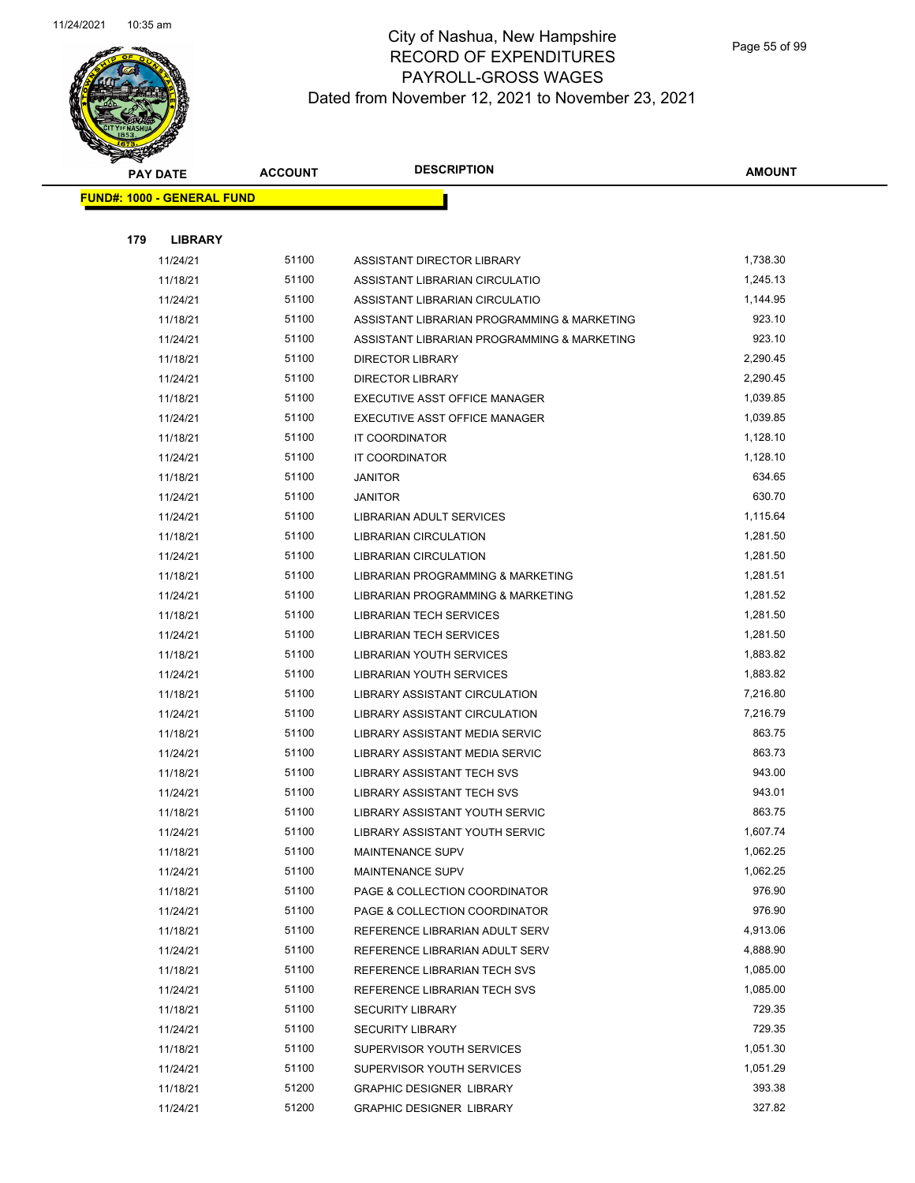# City of Nashua, New Hampshire
## RECORD OF EXPENDITURES
## PAYROLL-GROSS WAGES
## Dated from November 12, 2021 to November 23, 2021

| PAY DATE | ACCOUNT | DESCRIPTION | AMOUNT |
|---|---|---|---|
| **FUND#: 1000 - GENERAL FUND** | | | |
| **179 LIBRARY** | | | |
| 11/24/21 | 51100 | ASSISTANT DIRECTOR LIBRARY | 1,738.30 |
| 11/18/21 | 51100 | ASSISTANT LIBRARIAN CIRCULATIO | 1,245.13 |
| 11/24/21 | 51100 | ASSISTANT LIBRARIAN CIRCULATIO | 1,144.95 |
| 11/18/21 | 51100 | ASSISTANT LIBRARIAN PROGRAMMING & MARKETING | 923.10 |
| 11/24/21 | 51100 | ASSISTANT LIBRARIAN PROGRAMMING & MARKETING | 923.10 |
| 11/18/21 | 51100 | DIRECTOR LIBRARY | 2,290.45 |
| 11/24/21 | 51100 | DIRECTOR LIBRARY | 2,290.45 |
| 11/18/21 | 51100 | EXECUTIVE ASST OFFICE MANAGER | 1,039.85 |
| 11/24/21 | 51100 | EXECUTIVE ASST OFFICE MANAGER | 1,039.85 |
| 11/18/21 | 51100 | IT COORDINATOR | 1,128.10 |
| 11/24/21 | 51100 | IT COORDINATOR | 1,128.10 |
| 11/18/21 | 51100 | JANITOR | 634.65 |
| 11/24/21 | 51100 | JANITOR | 630.70 |
| 11/24/21 | 51100 | LIBRARIAN ADULT SERVICES | 1,115.64 |
| 11/18/21 | 51100 | LIBRARIAN CIRCULATION | 1,281.50 |
| 11/24/21 | 51100 | LIBRARIAN CIRCULATION | 1,281.50 |
| 11/18/21 | 51100 | LIBRARIAN PROGRAMMING & MARKETING | 1,281.51 |
| 11/24/21 | 51100 | LIBRARIAN PROGRAMMING & MARKETING | 1,281.52 |
| 11/18/21 | 51100 | LIBRARIAN TECH SERVICES | 1,281.50 |
| 11/24/21 | 51100 | LIBRARIAN TECH SERVICES | 1,281.50 |
| 11/18/21 | 51100 | LIBRARIAN YOUTH SERVICES | 1,883.82 |
| 11/24/21 | 51100 | LIBRARIAN YOUTH SERVICES | 1,883.82 |
| 11/18/21 | 51100 | LIBRARY ASSISTANT CIRCULATION | 7,216.80 |
| 11/24/21 | 51100 | LIBRARY ASSISTANT CIRCULATION | 7,216.79 |
| 11/18/21 | 51100 | LIBRARY ASSISTANT MEDIA SERVIC | 863.75 |
| 11/24/21 | 51100 | LIBRARY ASSISTANT MEDIA SERVIC | 863.73 |
| 11/18/21 | 51100 | LIBRARY ASSISTANT TECH SVS | 943.00 |
| 11/24/21 | 51100 | LIBRARY ASSISTANT TECH SVS | 943.01 |
| 11/18/21 | 51100 | LIBRARY ASSISTANT YOUTH SERVIC | 863.75 |
| 11/24/21 | 51100 | LIBRARY ASSISTANT YOUTH SERVIC | 1,607.74 |
| 11/18/21 | 51100 | MAINTENANCE SUPV | 1,062.25 |
| 11/24/21 | 51100 | MAINTENANCE SUPV | 1,062.25 |
| 11/18/21 | 51100 | PAGE & COLLECTION COORDINATOR | 976.90 |
| 11/24/21 | 51100 | PAGE & COLLECTION COORDINATOR | 976.90 |
| 11/18/21 | 51100 | REFERENCE LIBRARIAN ADULT SERV | 4,913.06 |
| 11/24/21 | 51100 | REFERENCE LIBRARIAN ADULT SERV | 4,888.90 |
| 11/18/21 | 51100 | REFERENCE LIBRARIAN TECH SVS | 1,085.00 |
| 11/24/21 | 51100 | REFERENCE LIBRARIAN TECH SVS | 1,085.00 |
| 11/18/21 | 51100 | SECURITY LIBRARY | 729.35 |
| 11/24/21 | 51100 | SECURITY LIBRARY | 729.35 |
| 11/18/21 | 51100 | SUPERVISOR YOUTH SERVICES | 1,051.30 |
| 11/24/21 | 51100 | SUPERVISOR YOUTH SERVICES | 1,051.29 |
| 11/18/21 | 51200 | GRAPHIC DESIGNER LIBRARY | 393.38 |
| 11/24/21 | 51200 | GRAPHIC DESIGNER LIBRARY | 327.82 |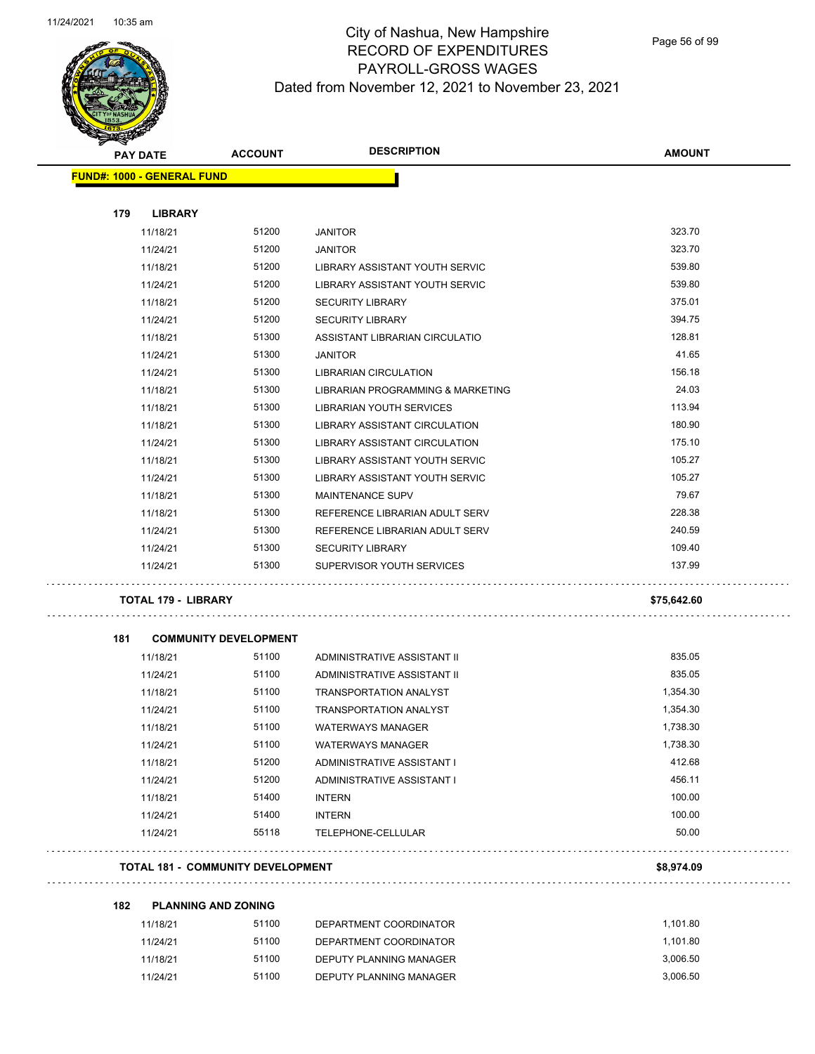# City of Nashua, New Hampshire
## RECORD OF EXPENDITURES
## PAYROLL-GROSS WAGES
## Dated from November 12, 2021 to November 23, 2021

**FUND#: 1000 - GENERAL FUND**

### 179 LIBRARY

| PAY DATE | ACCOUNT | DESCRIPTION | AMOUNT |
|---|---|---|---|
| 11/18/21 | 51200 | JANITOR | 323.70 |
| 11/24/21 | 51200 | JANITOR | 323.70 |
| 11/18/21 | 51200 | LIBRARY ASSISTANT YOUTH SERVIC | 539.80 |
| 11/24/21 | 51200 | LIBRARY ASSISTANT YOUTH SERVIC | 539.80 |
| 11/18/21 | 51200 | SECURITY LIBRARY | 375.01 |
| 11/24/21 | 51200 | SECURITY LIBRARY | 394.75 |
| 11/18/21 | 51300 | ASSISTANT LIBRARIAN CIRCULATIO | 128.81 |
| 11/24/21 | 51300 | JANITOR | 41.65 |
| 11/24/21 | 51300 | LIBRARIAN CIRCULATION | 156.18 |
| 11/18/21 | 51300 | LIBRARIAN PROGRAMMING & MARKETING | 24.03 |
| 11/18/21 | 51300 | LIBRARIAN YOUTH SERVICES | 113.94 |
| 11/18/21 | 51300 | LIBRARY ASSISTANT CIRCULATION | 180.90 |
| 11/24/21 | 51300 | LIBRARY ASSISTANT CIRCULATION | 175.10 |
| 11/18/21 | 51300 | LIBRARY ASSISTANT YOUTH SERVIC | 105.27 |
| 11/24/21 | 51300 | LIBRARY ASSISTANT YOUTH SERVIC | 105.27 |
| 11/18/21 | 51300 | MAINTENANCE SUPV | 79.67 |
| 11/18/21 | 51300 | REFERENCE LIBRARIAN ADULT SERV | 228.38 |
| 11/24/21 | 51300 | REFERENCE LIBRARIAN ADULT SERV | 240.59 |
| 11/24/21 | 51300 | SECURITY LIBRARY | 109.40 |
| 11/24/21 | 51300 | SUPERVISOR YOUTH SERVICES | 137.99 |
| **TOTAL 179 - LIBRARY** | | | **$75,642.60** |

### 181 COMMUNITY DEVELOPMENT

| PAY DATE | ACCOUNT | DESCRIPTION | AMOUNT |
|---|---|---|---|
| 11/18/21 | 51100 | ADMINISTRATIVE ASSISTANT II | 835.05 |
| 11/24/21 | 51100 | ADMINISTRATIVE ASSISTANT II | 835.05 |
| 11/18/21 | 51100 | TRANSPORTATION ANALYST | 1,354.30 |
| 11/24/21 | 51100 | TRANSPORTATION ANALYST | 1,354.30 |
| 11/18/21 | 51100 | WATERWAYS MANAGER | 1,738.30 |
| 11/24/21 | 51100 | WATERWAYS MANAGER | 1,738.30 |
| 11/18/21 | 51200 | ADMINISTRATIVE ASSISTANT I | 412.68 |
| 11/24/21 | 51200 | ADMINISTRATIVE ASSISTANT I | 456.11 |
| 11/18/21 | 51400 | INTERN | 100.00 |
| 11/24/21 | 51400 | INTERN | 100.00 |
| 11/24/21 | 55118 | TELEPHONE-CELLULAR | 50.00 |
| **TOTAL 181 - COMMUNITY DEVELOPMENT** | | | **$8,974.09** |

### 182 PLANNING AND ZONING

| PAY DATE | ACCOUNT | DESCRIPTION | AMOUNT |
|---|---|---|---|
| 11/18/21 | 51100 | DEPARTMENT COORDINATOR | 1,101.80 |
| 11/24/21 | 51100 | DEPARTMENT COORDINATOR | 1,101.80 |
| 11/18/21 | 51100 | DEPUTY PLANNING MANAGER | 3,006.50 |
| 11/24/21 | 51100 | DEPUTY PLANNING MANAGER | 3,006.50 |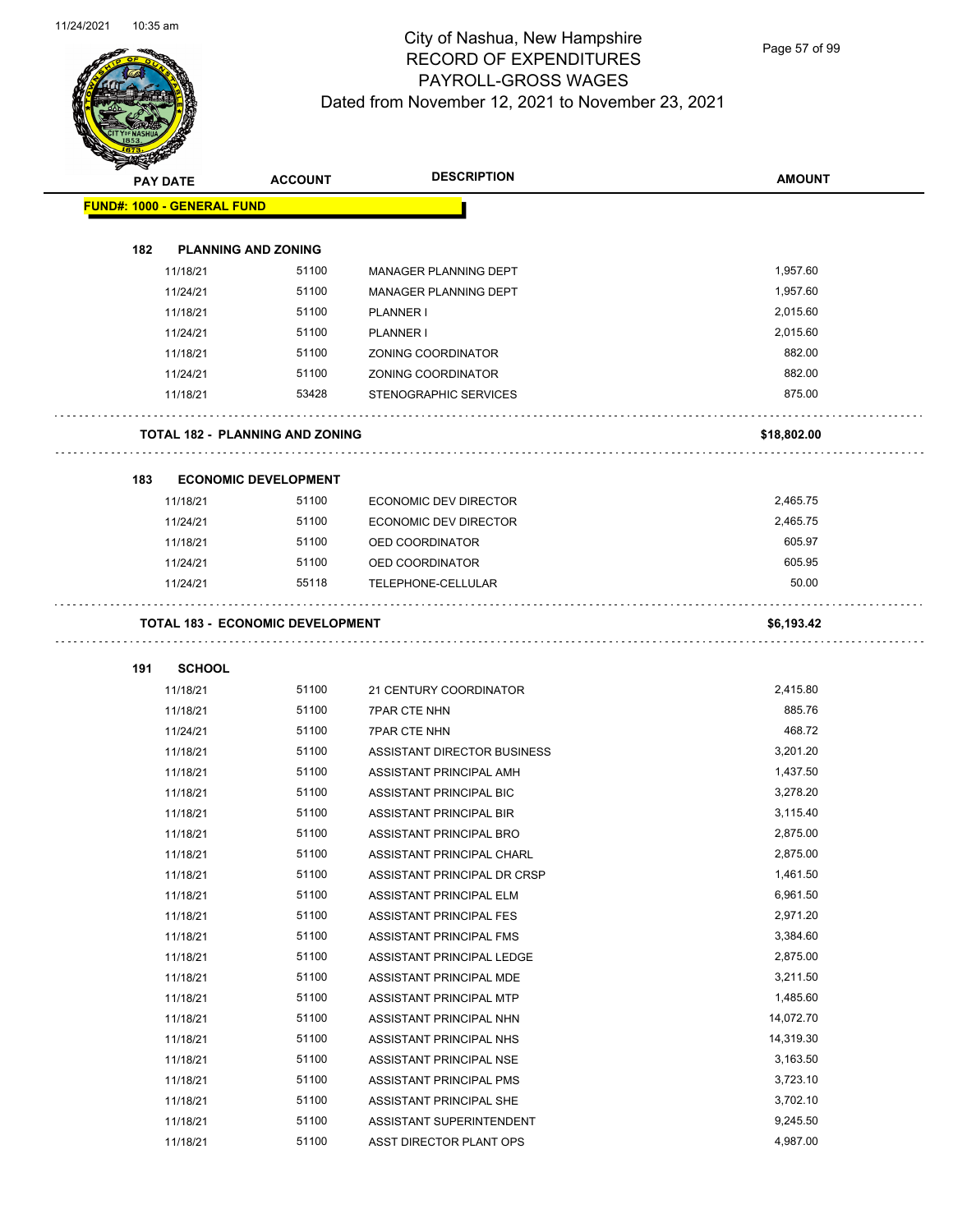# City of Nashua, New Hampshire
## RECORD OF EXPENDITURES
## PAYROLL-GROSS WAGES
### Dated from November 12, 2021 to November 23, 2021

| PAY DATE | ACCOUNT | DESCRIPTION | AMOUNT |
|---|---|---|---|
| **FUND#: 1000 - GENERAL FUND** | | | |
| **182 PLANNING AND ZONING** | | | |
| 11/18/21 | 51100 | MANAGER PLANNING DEPT | 1,957.60 |
| 11/24/21 | 51100 | MANAGER PLANNING DEPT | 1,957.60 |
| 11/18/21 | 51100 | PLANNER I | 2,015.60 |
| 11/24/21 | 51100 | PLANNER I | 2,015.60 |
| 11/18/21 | 51100 | ZONING COORDINATOR | 882.00 |
| 11/24/21 | 51100 | ZONING COORDINATOR | 882.00 |
| 11/18/21 | 53428 | STENOGRAPHIC SERVICES | 875.00 |
| **TOTAL 182 - PLANNING AND ZONING** | | | **$18,802.00** |
| **183 ECONOMIC DEVELOPMENT** | | | |
| 11/18/21 | 51100 | ECONOMIC DEV DIRECTOR | 2,465.75 |
| 11/24/21 | 51100 | ECONOMIC DEV DIRECTOR | 2,465.75 |
| 11/18/21 | 51100 | OED COORDINATOR | 605.97 |
| 11/24/21 | 51100 | OED COORDINATOR | 605.95 |
| 11/24/21 | 55118 | TELEPHONE-CELLULAR | 50.00 |
| **TOTAL 183 - ECONOMIC DEVELOPMENT** | | | **$6,193.42** |
| **191 SCHOOL** | | | |
| 11/18/21 | 51100 | 21 CENTURY COORDINATOR | 2,415.80 |
| 11/18/21 | 51100 | 7PAR CTE NHN | 885.76 |
| 11/24/21 | 51100 | 7PAR CTE NHN | 468.72 |
| 11/18/21 | 51100 | ASSISTANT DIRECTOR BUSINESS | 3,201.20 |
| 11/18/21 | 51100 | ASSISTANT PRINCIPAL AMH | 1,437.50 |
| 11/18/21 | 51100 | ASSISTANT PRINCIPAL BIC | 3,278.20 |
| 11/18/21 | 51100 | ASSISTANT PRINCIPAL BIR | 3,115.40 |
| 11/18/21 | 51100 | ASSISTANT PRINCIPAL BRO | 2,875.00 |
| 11/18/21 | 51100 | ASSISTANT PRINCIPAL CHARL | 2,875.00 |
| 11/18/21 | 51100 | ASSISTANT PRINCIPAL DR CRSP | 1,461.50 |
| 11/18/21 | 51100 | ASSISTANT PRINCIPAL ELM | 6,961.50 |
| 11/18/21 | 51100 | ASSISTANT PRINCIPAL FES | 2,971.20 |
| 11/18/21 | 51100 | ASSISTANT PRINCIPAL FMS | 3,384.60 |
| 11/18/21 | 51100 | ASSISTANT PRINCIPAL LEDGE | 2,875.00 |
| 11/18/21 | 51100 | ASSISTANT PRINCIPAL MDE | 3,211.50 |
| 11/18/21 | 51100 | ASSISTANT PRINCIPAL MTP | 1,485.60 |
| 11/18/21 | 51100 | ASSISTANT PRINCIPAL NHN | 14,072.70 |
| 11/18/21 | 51100 | ASSISTANT PRINCIPAL NHS | 14,319.30 |
| 11/18/21 | 51100 | ASSISTANT PRINCIPAL NSE | 3,163.50 |
| 11/18/21 | 51100 | ASSISTANT PRINCIPAL PMS | 3,723.10 |
| 11/18/21 | 51100 | ASSISTANT PRINCIPAL SHE | 3,702.10 |
| 11/18/21 | 51100 | ASSISTANT SUPERINTENDENT | 9,245.50 |
| 11/18/21 | 51100 | ASST DIRECTOR PLANT OPS | 4,987.00 |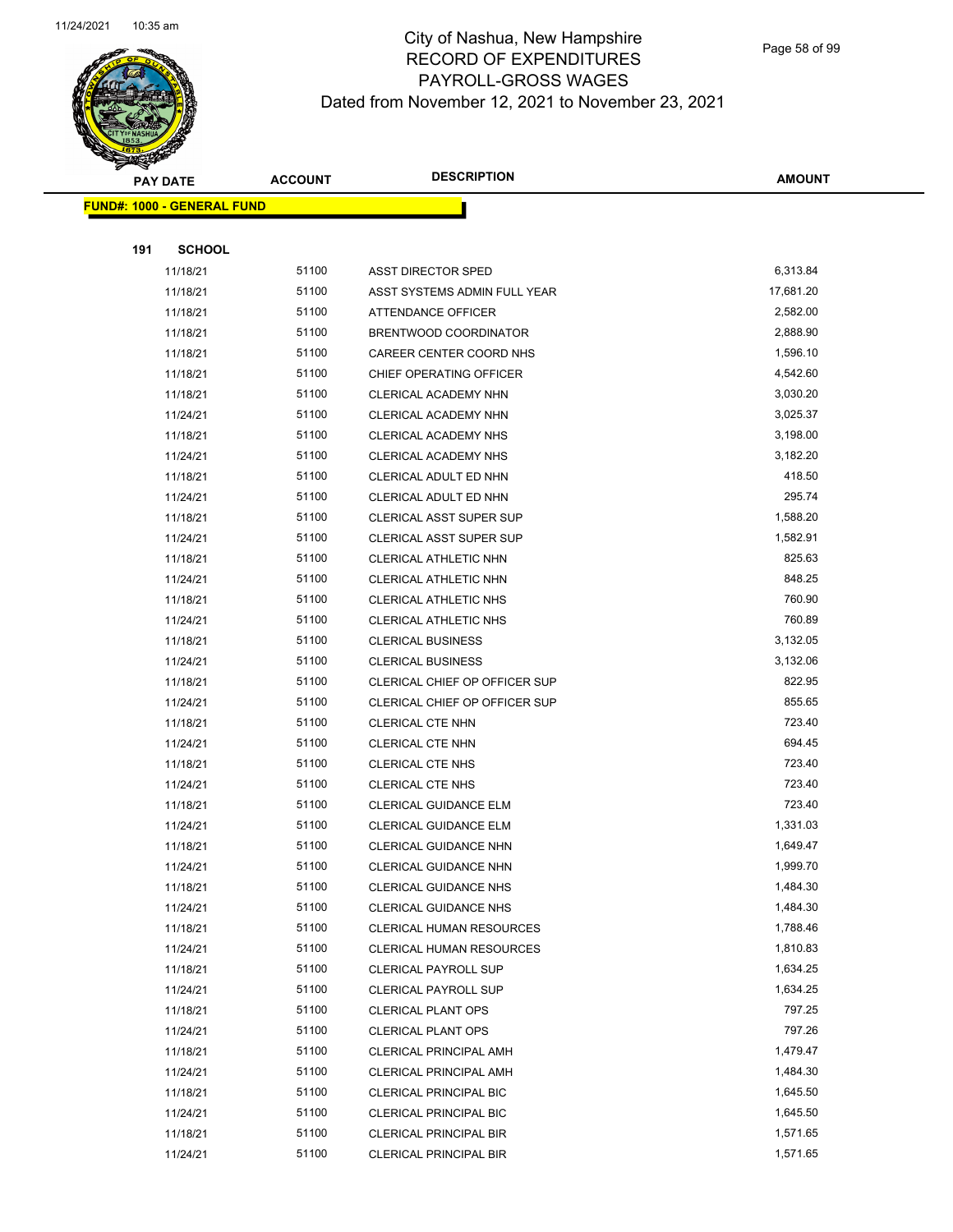# City of Nashua, New Hampshire
# RECORD OF EXPENDITURES
# PAYROLL-GROSS WAGES
Dated from November 12, 2021 to November 23, 2021

| PAY DATE | ACCOUNT | DESCRIPTION | AMOUNT |
|---|---|---|---|
| **FUND#: 1000 - GENERAL FUND** | | | |
| **191 SCHOOL** | | | |
| 11/18/21 | 51100 | ASST DIRECTOR SPED | 6,313.84 |
| 11/18/21 | 51100 | ASST SYSTEMS ADMIN FULL YEAR | 17,681.20 |
| 11/18/21 | 51100 | ATTENDANCE OFFICER | 2,582.00 |
| 11/18/21 | 51100 | BRENTWOOD COORDINATOR | 2,888.90 |
| 11/18/21 | 51100 | CAREER CENTER COORD NHS | 1,596.10 |
| 11/18/21 | 51100 | CHIEF OPERATING OFFICER | 4,542.60 |
| 11/18/21 | 51100 | CLERICAL ACADEMY NHN | 3,030.20 |
| 11/24/21 | 51100 | CLERICAL ACADEMY NHN | 3,025.37 |
| 11/18/21 | 51100 | CLERICAL ACADEMY NHS | 3,198.00 |
| 11/24/21 | 51100 | CLERICAL ACADEMY NHS | 3,182.20 |
| 11/18/21 | 51100 | CLERICAL ADULT ED NHN | 418.50 |
| 11/24/21 | 51100 | CLERICAL ADULT ED NHN | 295.74 |
| 11/18/21 | 51100 | CLERICAL ASST SUPER SUP | 1,588.20 |
| 11/24/21 | 51100 | CLERICAL ASST SUPER SUP | 1,582.91 |
| 11/18/21 | 51100 | CLERICAL ATHLETIC NHN | 825.63 |
| 11/24/21 | 51100 | CLERICAL ATHLETIC NHN | 848.25 |
| 11/18/21 | 51100 | CLERICAL ATHLETIC NHS | 760.90 |
| 11/24/21 | 51100 | CLERICAL ATHLETIC NHS | 760.89 |
| 11/18/21 | 51100 | CLERICAL BUSINESS | 3,132.05 |
| 11/24/21 | 51100 | CLERICAL BUSINESS | 3,132.06 |
| 11/18/21 | 51100 | CLERICAL CHIEF OP OFFICER SUP | 822.95 |
| 11/24/21 | 51100 | CLERICAL CHIEF OP OFFICER SUP | 855.65 |
| 11/18/21 | 51100 | CLERICAL CTE NHN | 723.40 |
| 11/24/21 | 51100 | CLERICAL CTE NHN | 694.45 |
| 11/18/21 | 51100 | CLERICAL CTE NHS | 723.40 |
| 11/24/21 | 51100 | CLERICAL CTE NHS | 723.40 |
| 11/18/21 | 51100 | CLERICAL GUIDANCE ELM | 723.40 |
| 11/24/21 | 51100 | CLERICAL GUIDANCE ELM | 1,331.03 |
| 11/18/21 | 51100 | CLERICAL GUIDANCE NHN | 1,649.47 |
| 11/24/21 | 51100 | CLERICAL GUIDANCE NHN | 1,999.70 |
| 11/18/21 | 51100 | CLERICAL GUIDANCE NHS | 1,484.30 |
| 11/24/21 | 51100 | CLERICAL GUIDANCE NHS | 1,484.30 |
| 11/18/21 | 51100 | CLERICAL HUMAN RESOURCES | 1,788.46 |
| 11/24/21 | 51100 | CLERICAL HUMAN RESOURCES | 1,810.83 |
| 11/18/21 | 51100 | CLERICAL PAYROLL SUP | 1,634.25 |
| 11/24/21 | 51100 | CLERICAL PAYROLL SUP | 1,634.25 |
| 11/18/21 | 51100 | CLERICAL PLANT OPS | 797.25 |
| 11/24/21 | 51100 | CLERICAL PLANT OPS | 797.26 |
| 11/18/21 | 51100 | CLERICAL PRINCIPAL AMH | 1,479.47 |
| 11/24/21 | 51100 | CLERICAL PRINCIPAL AMH | 1,484.30 |
| 11/18/21 | 51100 | CLERICAL PRINCIPAL BIC | 1,645.50 |
| 11/24/21 | 51100 | CLERICAL PRINCIPAL BIC | 1,645.50 |
| 11/18/21 | 51100 | CLERICAL PRINCIPAL BIR | 1,571.65 |
| 11/24/21 | 51100 | CLERICAL PRINCIPAL BIR | 1,571.65 |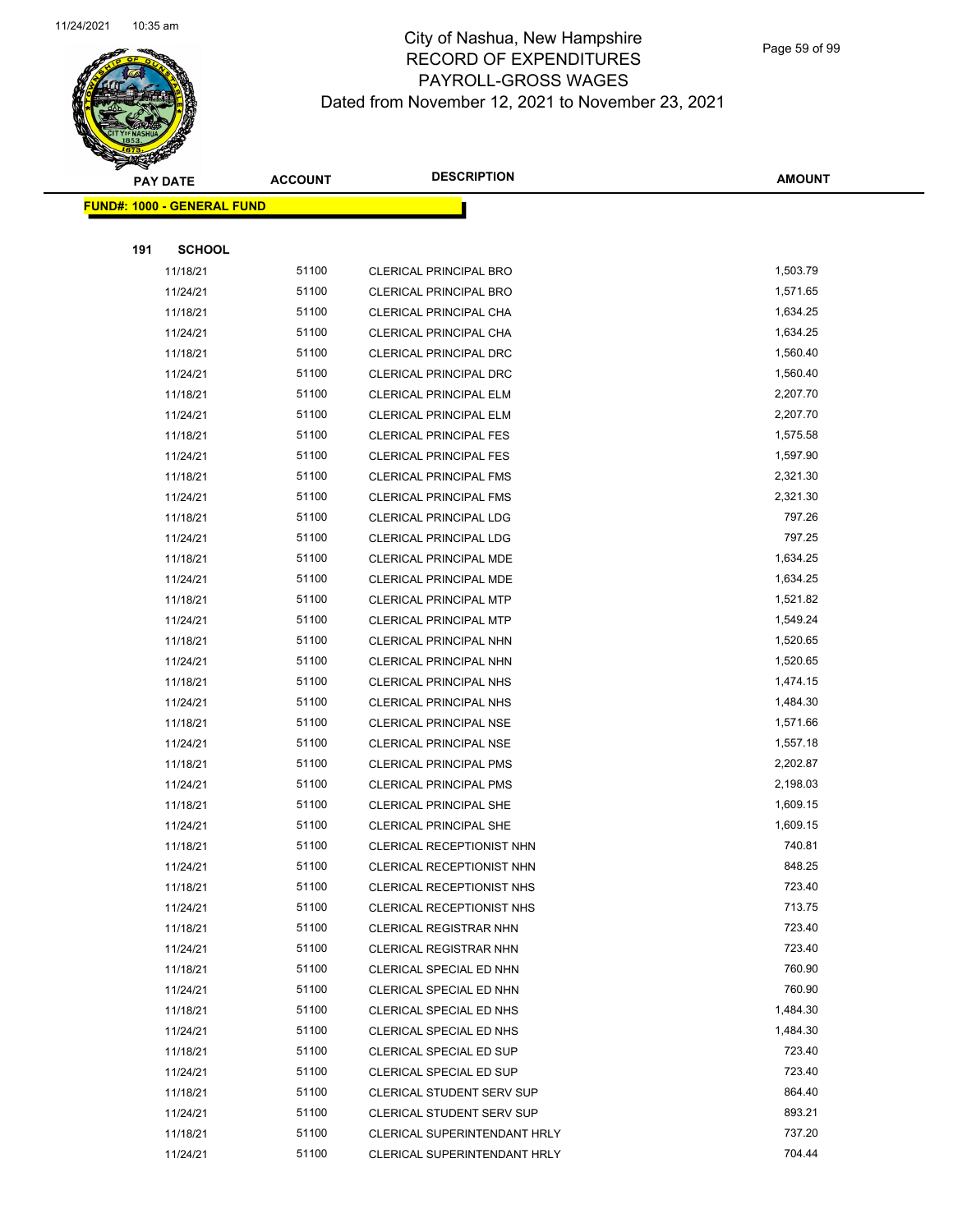# City of Nashua, New Hampshire
## RECORD OF EXPENDITURES
## PAYROLL-GROSS WAGES
### Dated from November 12, 2021 to November 23, 2021

| PAY DATE | ACCOUNT | DESCRIPTION | AMOUNT |
|---|---|---|---|
| **FUND#: 1000 - GENERAL FUND** | | | |
| **191 SCHOOL** | | | |
| 11/18/21 | 51100 | CLERICAL PRINCIPAL BRO | 1,503.79 |
| 11/24/21 | 51100 | CLERICAL PRINCIPAL BRO | 1,571.65 |
| 11/18/21 | 51100 | CLERICAL PRINCIPAL CHA | 1,634.25 |
| 11/24/21 | 51100 | CLERICAL PRINCIPAL CHA | 1,634.25 |
| 11/18/21 | 51100 | CLERICAL PRINCIPAL DRC | 1,560.40 |
| 11/24/21 | 51100 | CLERICAL PRINCIPAL DRC | 1,560.40 |
| 11/18/21 | 51100 | CLERICAL PRINCIPAL ELM | 2,207.70 |
| 11/24/21 | 51100 | CLERICAL PRINCIPAL ELM | 2,207.70 |
| 11/18/21 | 51100 | CLERICAL PRINCIPAL FES | 1,575.58 |
| 11/24/21 | 51100 | CLERICAL PRINCIPAL FES | 1,597.90 |
| 11/18/21 | 51100 | CLERICAL PRINCIPAL FMS | 2,321.30 |
| 11/24/21 | 51100 | CLERICAL PRINCIPAL FMS | 2,321.30 |
| 11/18/21 | 51100 | CLERICAL PRINCIPAL LDG | 797.26 |
| 11/24/21 | 51100 | CLERICAL PRINCIPAL LDG | 797.25 |
| 11/18/21 | 51100 | CLERICAL PRINCIPAL MDE | 1,634.25 |
| 11/24/21 | 51100 | CLERICAL PRINCIPAL MDE | 1,634.25 |
| 11/18/21 | 51100 | CLERICAL PRINCIPAL MTP | 1,521.82 |
| 11/24/21 | 51100 | CLERICAL PRINCIPAL MTP | 1,549.24 |
| 11/18/21 | 51100 | CLERICAL PRINCIPAL NHN | 1,520.65 |
| 11/24/21 | 51100 | CLERICAL PRINCIPAL NHN | 1,520.65 |
| 11/18/21 | 51100 | CLERICAL PRINCIPAL NHS | 1,474.15 |
| 11/24/21 | 51100 | CLERICAL PRINCIPAL NHS | 1,484.30 |
| 11/18/21 | 51100 | CLERICAL PRINCIPAL NSE | 1,571.66 |
| 11/24/21 | 51100 | CLERICAL PRINCIPAL NSE | 1,557.18 |
| 11/18/21 | 51100 | CLERICAL PRINCIPAL PMS | 2,202.87 |
| 11/24/21 | 51100 | CLERICAL PRINCIPAL PMS | 2,198.03 |
| 11/18/21 | 51100 | CLERICAL PRINCIPAL SHE | 1,609.15 |
| 11/24/21 | 51100 | CLERICAL PRINCIPAL SHE | 1,609.15 |
| 11/18/21 | 51100 | CLERICAL RECEPTIONIST NHN | 740.81 |
| 11/24/21 | 51100 | CLERICAL RECEPTIONIST NHN | 848.25 |
| 11/18/21 | 51100 | CLERICAL RECEPTIONIST NHS | 723.40 |
| 11/24/21 | 51100 | CLERICAL RECEPTIONIST NHS | 713.75 |
| 11/18/21 | 51100 | CLERICAL REGISTRAR NHN | 723.40 |
| 11/24/21 | 51100 | CLERICAL REGISTRAR NHN | 723.40 |
| 11/18/21 | 51100 | CLERICAL SPECIAL ED NHN | 760.90 |
| 11/24/21 | 51100 | CLERICAL SPECIAL ED NHN | 760.90 |
| 11/18/21 | 51100 | CLERICAL SPECIAL ED NHS | 1,484.30 |
| 11/24/21 | 51100 | CLERICAL SPECIAL ED NHS | 1,484.30 |
| 11/18/21 | 51100 | CLERICAL SPECIAL ED SUP | 723.40 |
| 11/24/21 | 51100 | CLERICAL SPECIAL ED SUP | 723.40 |
| 11/18/21 | 51100 | CLERICAL STUDENT SERV SUP | 864.40 |
| 11/24/21 | 51100 | CLERICAL STUDENT SERV SUP | 893.21 |
| 11/18/21 | 51100 | CLERICAL SUPERINTENDANT HRLY | 737.20 |
| 11/24/21 | 51100 | CLERICAL SUPERINTENDANT HRLY | 704.44 |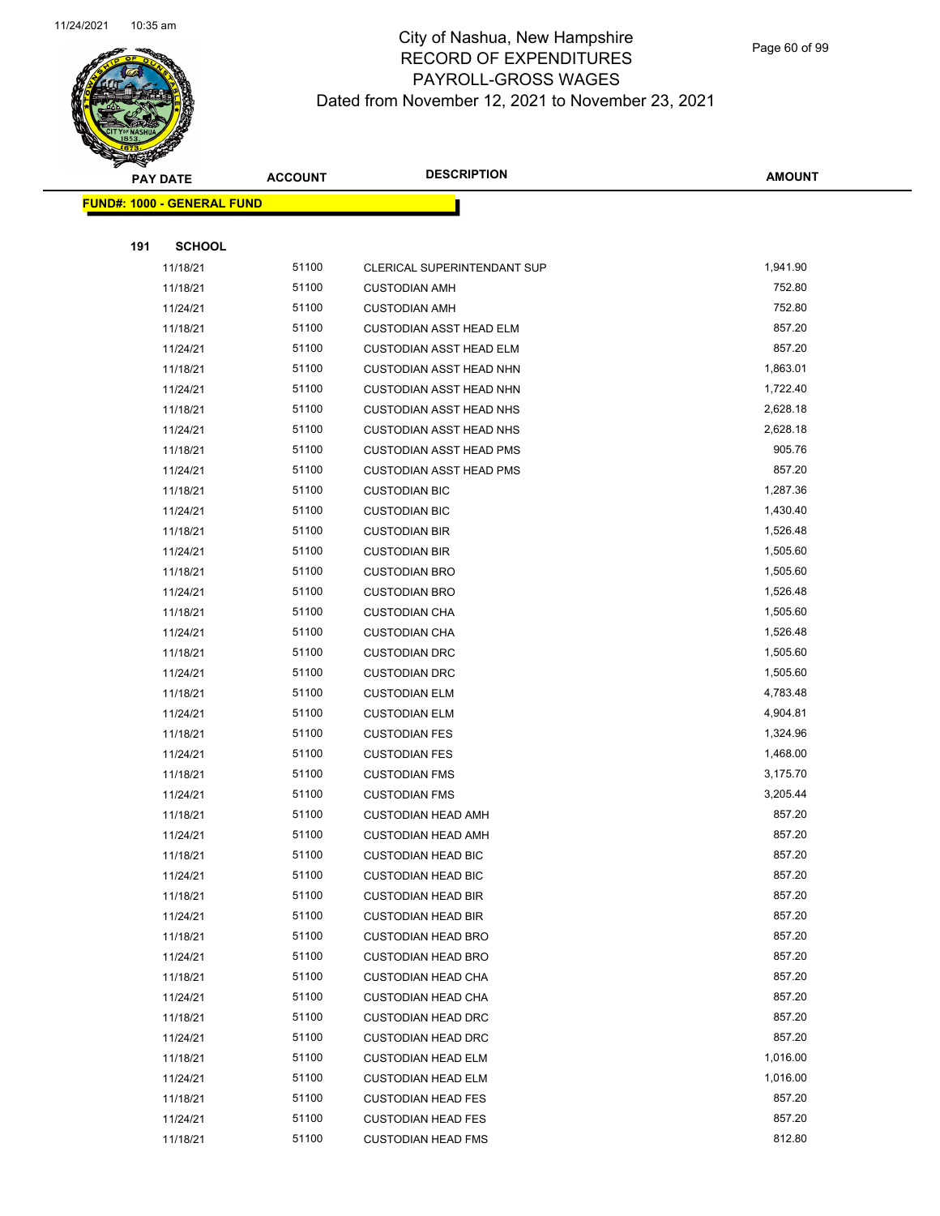City of Nashua, New Hampshire
RECORD OF EXPENDITURES
PAYROLL-GROSS WAGES
Dated from November 12, 2021 to November 23, 2021

| PAY DATE | ACCOUNT | DESCRIPTION | AMOUNT |
|---|---|---|---|
| **FUND#: 1000 - GENERAL FUND** | | | |
| **191 SCHOOL** | | | |
| 11/18/21 | 51100 | CLERICAL SUPERINTENDANT SUP | 1,941.90 |
| 11/18/21 | 51100 | CUSTODIAN AMH | 752.80 |
| 11/24/21 | 51100 | CUSTODIAN AMH | 752.80 |
| 11/18/21 | 51100 | CUSTODIAN ASST HEAD ELM | 857.20 |
| 11/24/21 | 51100 | CUSTODIAN ASST HEAD ELM | 857.20 |
| 11/18/21 | 51100 | CUSTODIAN ASST HEAD NHN | 1,863.01 |
| 11/24/21 | 51100 | CUSTODIAN ASST HEAD NHN | 1,722.40 |
| 11/18/21 | 51100 | CUSTODIAN ASST HEAD NHS | 2,628.18 |
| 11/24/21 | 51100 | CUSTODIAN ASST HEAD NHS | 2,628.18 |
| 11/18/21 | 51100 | CUSTODIAN ASST HEAD PMS | 905.76 |
| 11/24/21 | 51100 | CUSTODIAN ASST HEAD PMS | 857.20 |
| 11/18/21 | 51100 | CUSTODIAN BIC | 1,287.36 |
| 11/24/21 | 51100 | CUSTODIAN BIC | 1,430.40 |
| 11/18/21 | 51100 | CUSTODIAN BIR | 1,526.48 |
| 11/24/21 | 51100 | CUSTODIAN BIR | 1,505.60 |
| 11/18/21 | 51100 | CUSTODIAN BRO | 1,505.60 |
| 11/24/21 | 51100 | CUSTODIAN BRO | 1,526.48 |
| 11/18/21 | 51100 | CUSTODIAN CHA | 1,505.60 |
| 11/24/21 | 51100 | CUSTODIAN CHA | 1,526.48 |
| 11/18/21 | 51100 | CUSTODIAN DRC | 1,505.60 |
| 11/24/21 | 51100 | CUSTODIAN DRC | 1,505.60 |
| 11/18/21 | 51100 | CUSTODIAN ELM | 4,783.48 |
| 11/24/21 | 51100 | CUSTODIAN ELM | 4,904.81 |
| 11/18/21 | 51100 | CUSTODIAN FES | 1,324.96 |
| 11/24/21 | 51100 | CUSTODIAN FES | 1,468.00 |
| 11/18/21 | 51100 | CUSTODIAN FMS | 3,175.70 |
| 11/24/21 | 51100 | CUSTODIAN FMS | 3,205.44 |
| 11/18/21 | 51100 | CUSTODIAN HEAD AMH | 857.20 |
| 11/24/21 | 51100 | CUSTODIAN HEAD AMH | 857.20 |
| 11/18/21 | 51100 | CUSTODIAN HEAD BIC | 857.20 |
| 11/24/21 | 51100 | CUSTODIAN HEAD BIC | 857.20 |
| 11/18/21 | 51100 | CUSTODIAN HEAD BIR | 857.20 |
| 11/24/21 | 51100 | CUSTODIAN HEAD BIR | 857.20 |
| 11/18/21 | 51100 | CUSTODIAN HEAD BRO | 857.20 |
| 11/24/21 | 51100 | CUSTODIAN HEAD BRO | 857.20 |
| 11/18/21 | 51100 | CUSTODIAN HEAD CHA | 857.20 |
| 11/24/21 | 51100 | CUSTODIAN HEAD CHA | 857.20 |
| 11/18/21 | 51100 | CUSTODIAN HEAD DRC | 857.20 |
| 11/24/21 | 51100 | CUSTODIAN HEAD DRC | 857.20 |
| 11/18/21 | 51100 | CUSTODIAN HEAD ELM | 1,016.00 |
| 11/24/21 | 51100 | CUSTODIAN HEAD ELM | 1,016.00 |
| 11/18/21 | 51100 | CUSTODIAN HEAD FES | 857.20 |
| 11/24/21 | 51100 | CUSTODIAN HEAD FES | 857.20 |
| 11/18/21 | 51100 | CUSTODIAN HEAD FMS | 812.80 |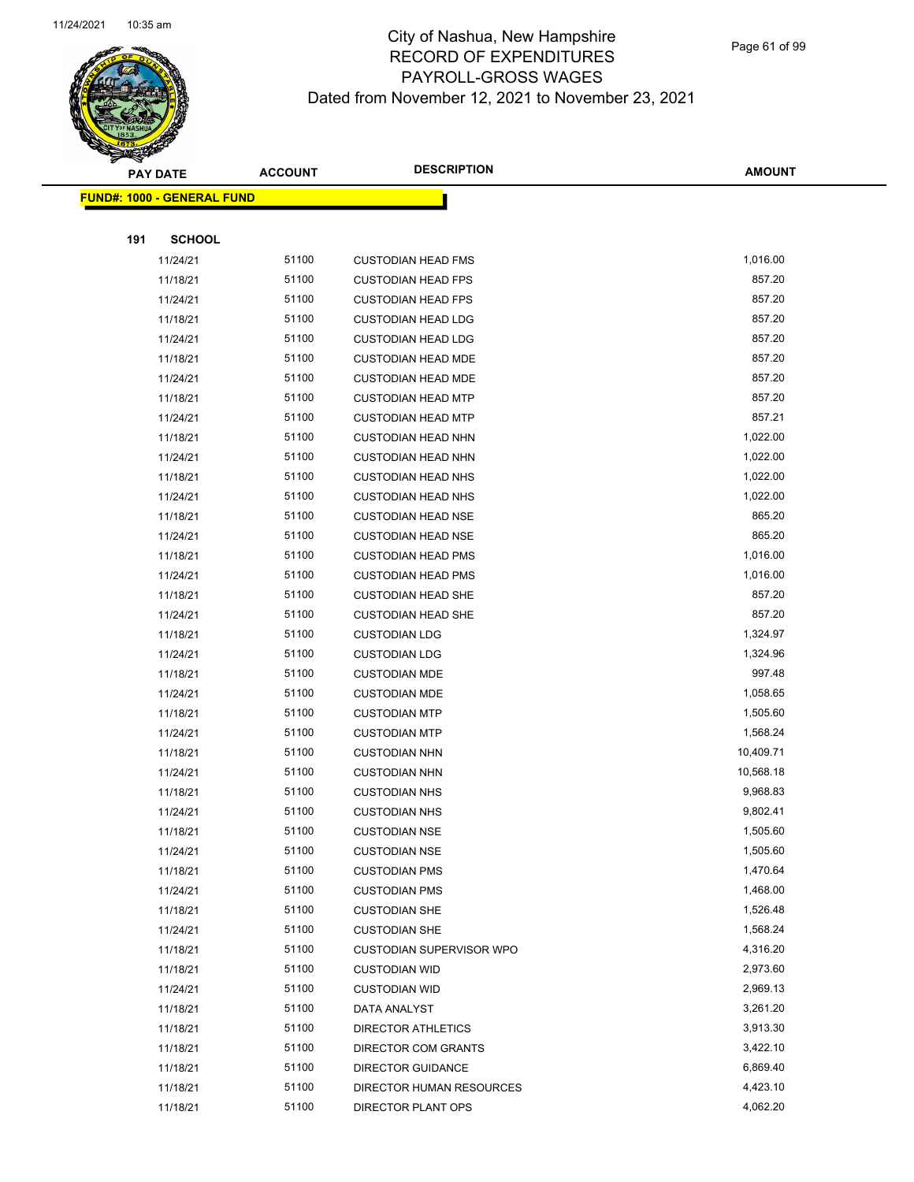# City of Nashua, New Hampshire
## RECORD OF EXPENDITURES
## PAYROLL-GROSS WAGES
### Dated from November 12, 2021 to November 23, 2021

| PAY DATE | ACCOUNT | DESCRIPTION | AMOUNT |
|---|---|---|---|
| **FUND#: 1000 - GENERAL FUND** | | | |
| **191 SCHOOL** | | | |
| 11/24/21 | 51100 | CUSTODIAN HEAD FMS | 1,016.00 |
| 11/18/21 | 51100 | CUSTODIAN HEAD FPS | 857.20 |
| 11/24/21 | 51100 | CUSTODIAN HEAD FPS | 857.20 |
| 11/18/21 | 51100 | CUSTODIAN HEAD LDG | 857.20 |
| 11/24/21 | 51100 | CUSTODIAN HEAD LDG | 857.20 |
| 11/18/21 | 51100 | CUSTODIAN HEAD MDE | 857.20 |
| 11/24/21 | 51100 | CUSTODIAN HEAD MDE | 857.20 |
| 11/18/21 | 51100 | CUSTODIAN HEAD MTP | 857.20 |
| 11/24/21 | 51100 | CUSTODIAN HEAD MTP | 857.21 |
| 11/18/21 | 51100 | CUSTODIAN HEAD NHN | 1,022.00 |
| 11/24/21 | 51100 | CUSTODIAN HEAD NHN | 1,022.00 |
| 11/18/21 | 51100 | CUSTODIAN HEAD NHS | 1,022.00 |
| 11/24/21 | 51100 | CUSTODIAN HEAD NHS | 1,022.00 |
| 11/18/21 | 51100 | CUSTODIAN HEAD NSE | 865.20 |
| 11/24/21 | 51100 | CUSTODIAN HEAD NSE | 865.20 |
| 11/18/21 | 51100 | CUSTODIAN HEAD PMS | 1,016.00 |
| 11/24/21 | 51100 | CUSTODIAN HEAD PMS | 1,016.00 |
| 11/18/21 | 51100 | CUSTODIAN HEAD SHE | 857.20 |
| 11/24/21 | 51100 | CUSTODIAN HEAD SHE | 857.20 |
| 11/18/21 | 51100 | CUSTODIAN LDG | 1,324.97 |
| 11/24/21 | 51100 | CUSTODIAN LDG | 1,324.96 |
| 11/18/21 | 51100 | CUSTODIAN MDE | 997.48 |
| 11/24/21 | 51100 | CUSTODIAN MDE | 1,058.65 |
| 11/18/21 | 51100 | CUSTODIAN MTP | 1,505.60 |
| 11/24/21 | 51100 | CUSTODIAN MTP | 1,568.24 |
| 11/18/21 | 51100 | CUSTODIAN NHN | 10,409.71 |
| 11/24/21 | 51100 | CUSTODIAN NHN | 10,568.18 |
| 11/18/21 | 51100 | CUSTODIAN NHS | 9,968.83 |
| 11/24/21 | 51100 | CUSTODIAN NHS | 9,802.41 |
| 11/18/21 | 51100 | CUSTODIAN NSE | 1,505.60 |
| 11/24/21 | 51100 | CUSTODIAN NSE | 1,505.60 |
| 11/18/21 | 51100 | CUSTODIAN PMS | 1,470.64 |
| 11/24/21 | 51100 | CUSTODIAN PMS | 1,468.00 |
| 11/18/21 | 51100 | CUSTODIAN SHE | 1,526.48 |
| 11/24/21 | 51100 | CUSTODIAN SHE | 1,568.24 |
| 11/18/21 | 51100 | CUSTODIAN SUPERVISOR WPO | 4,316.20 |
| 11/18/21 | 51100 | CUSTODIAN WID | 2,973.60 |
| 11/24/21 | 51100 | CUSTODIAN WID | 2,969.13 |
| 11/18/21 | 51100 | DATA ANALYST | 3,261.20 |
| 11/18/21 | 51100 | DIRECTOR ATHLETICS | 3,913.30 |
| 11/18/21 | 51100 | DIRECTOR COM GRANTS | 3,422.10 |
| 11/18/21 | 51100 | DIRECTOR GUIDANCE | 6,869.40 |
| 11/18/21 | 51100 | DIRECTOR HUMAN RESOURCES | 4,423.10 |
| 11/18/21 | 51100 | DIRECTOR PLANT OPS | 4,062.20 |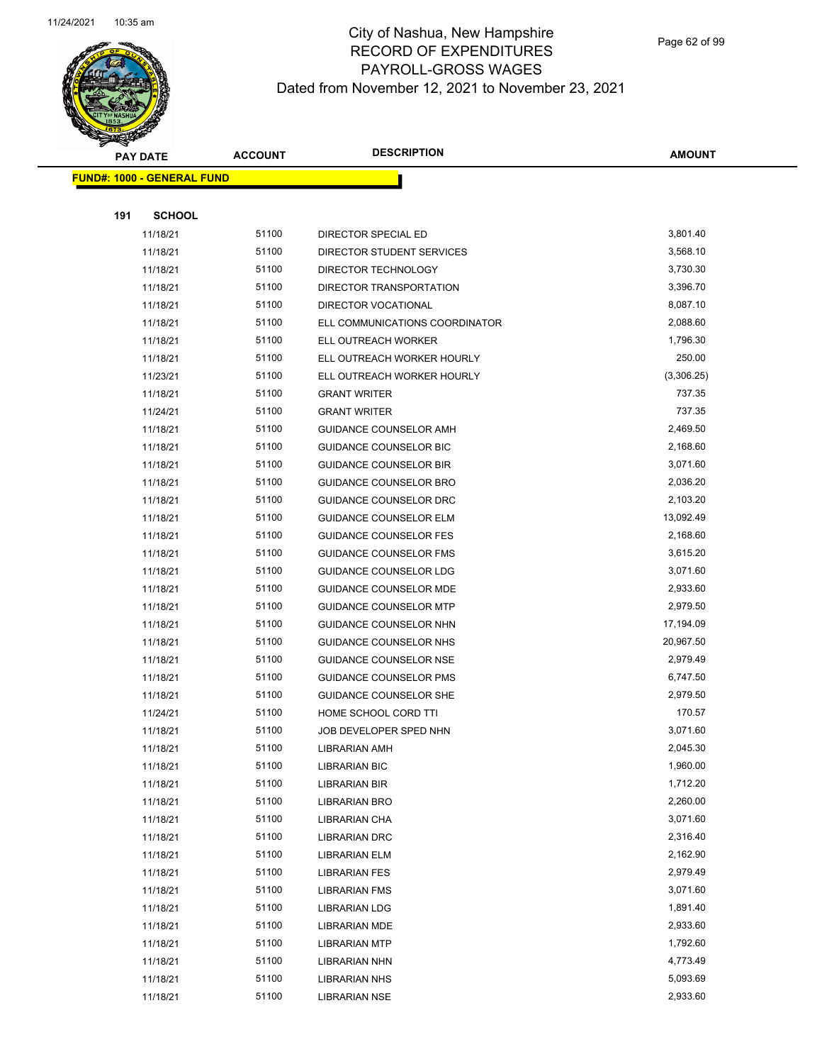# City of Nashua, New Hampshire
## RECORD OF EXPENDITURES
## PAYROLL-GROSS WAGES
### Dated from November 12, 2021 to November 23, 2021

| PAY DATE | ACCOUNT | DESCRIPTION | AMOUNT |
|---|---|---|---|
| **FUND#: 1000 - GENERAL FUND** | | | |
| **191 SCHOOL** | | | |
| 11/18/21 | 51100 | DIRECTOR SPECIAL ED | 3,801.40 |
| 11/18/21 | 51100 | DIRECTOR STUDENT SERVICES | 3,568.10 |
| 11/18/21 | 51100 | DIRECTOR TECHNOLOGY | 3,730.30 |
| 11/18/21 | 51100 | DIRECTOR TRANSPORTATION | 3,396.70 |
| 11/18/21 | 51100 | DIRECTOR VOCATIONAL | 8,087.10 |
| 11/18/21 | 51100 | ELL COMMUNICATIONS COORDINATOR | 2,088.60 |
| 11/18/21 | 51100 | ELL OUTREACH WORKER | 1,796.30 |
| 11/18/21 | 51100 | ELL OUTREACH WORKER HOURLY | 250.00 |
| 11/23/21 | 51100 | ELL OUTREACH WORKER HOURLY | (3,306.25) |
| 11/18/21 | 51100 | GRANT WRITER | 737.35 |
| 11/24/21 | 51100 | GRANT WRITER | 737.35 |
| 11/18/21 | 51100 | GUIDANCE COUNSELOR AMH | 2,469.50 |
| 11/18/21 | 51100 | GUIDANCE COUNSELOR BIC | 2,168.60 |
| 11/18/21 | 51100 | GUIDANCE COUNSELOR BIR | 3,071.60 |
| 11/18/21 | 51100 | GUIDANCE COUNSELOR BRO | 2,036.20 |
| 11/18/21 | 51100 | GUIDANCE COUNSELOR DRC | 2,103.20 |
| 11/18/21 | 51100 | GUIDANCE COUNSELOR ELM | 13,092.49 |
| 11/18/21 | 51100 | GUIDANCE COUNSELOR FES | 2,168.60 |
| 11/18/21 | 51100 | GUIDANCE COUNSELOR FMS | 3,615.20 |
| 11/18/21 | 51100 | GUIDANCE COUNSELOR LDG | 3,071.60 |
| 11/18/21 | 51100 | GUIDANCE COUNSELOR MDE | 2,933.60 |
| 11/18/21 | 51100 | GUIDANCE COUNSELOR MTP | 2,979.50 |
| 11/18/21 | 51100 | GUIDANCE COUNSELOR NHN | 17,194.09 |
| 11/18/21 | 51100 | GUIDANCE COUNSELOR NHS | 20,967.50 |
| 11/18/21 | 51100 | GUIDANCE COUNSELOR NSE | 2,979.49 |
| 11/18/21 | 51100 | GUIDANCE COUNSELOR PMS | 6,747.50 |
| 11/18/21 | 51100 | GUIDANCE COUNSELOR SHE | 2,979.50 |
| 11/24/21 | 51100 | HOME SCHOOL CORD TTI | 170.57 |
| 11/18/21 | 51100 | JOB DEVELOPER SPED NHN | 3,071.60 |
| 11/18/21 | 51100 | LIBRARIAN AMH | 2,045.30 |
| 11/18/21 | 51100 | LIBRARIAN BIC | 1,960.00 |
| 11/18/21 | 51100 | LIBRARIAN BIR | 1,712.20 |
| 11/18/21 | 51100 | LIBRARIAN BRO | 2,260.00 |
| 11/18/21 | 51100 | LIBRARIAN CHA | 3,071.60 |
| 11/18/21 | 51100 | LIBRARIAN DRC | 2,316.40 |
| 11/18/21 | 51100 | LIBRARIAN ELM | 2,162.90 |
| 11/18/21 | 51100 | LIBRARIAN FES | 2,979.49 |
| 11/18/21 | 51100 | LIBRARIAN FMS | 3,071.60 |
| 11/18/21 | 51100 | LIBRARIAN LDG | 1,891.40 |
| 11/18/21 | 51100 | LIBRARIAN MDE | 2,933.60 |
| 11/18/21 | 51100 | LIBRARIAN MTP | 1,792.60 |
| 11/18/21 | 51100 | LIBRARIAN NHN | 4,773.49 |
| 11/18/21 | 51100 | LIBRARIAN NHS | 5,093.69 |
| 11/18/21 | 51100 | LIBRARIAN NSE | 2,933.60 |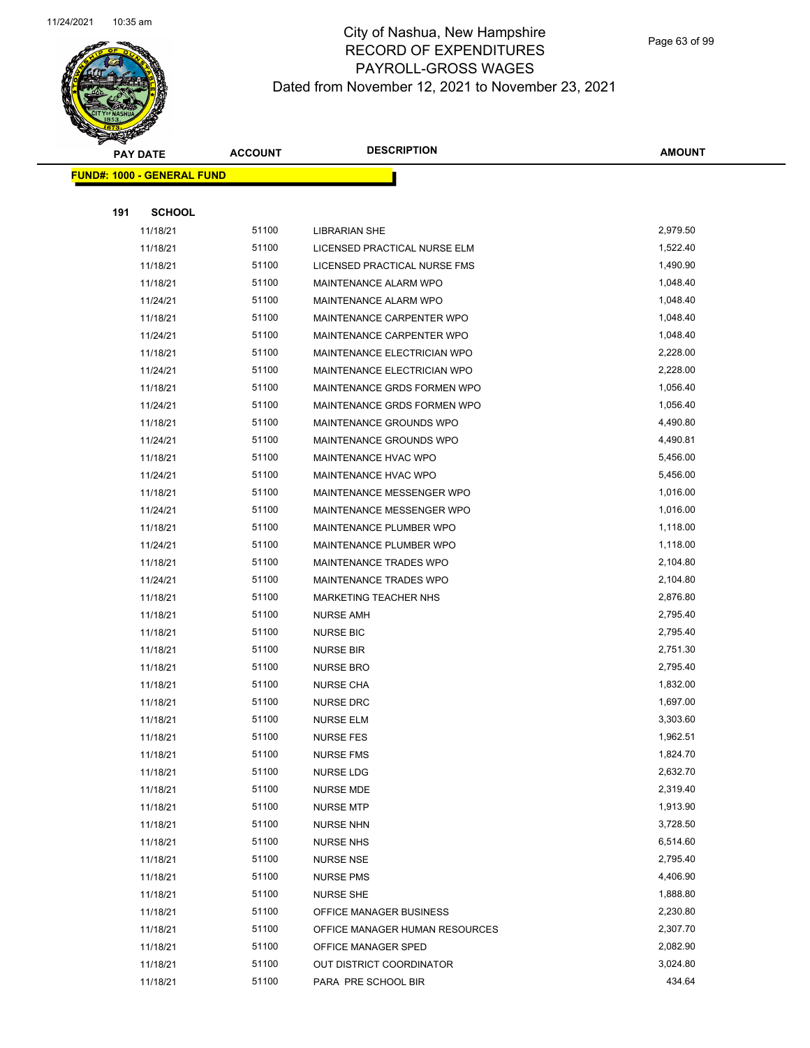# City of Nashua, New Hampshire
## RECORD OF EXPENDITURES
## PAYROLL-GROSS WAGES
## Dated from November 12, 2021 to November 23, 2021

| PAY DATE | ACCOUNT | DESCRIPTION | AMOUNT |
|---|---|---|---|
| **FUND#: 1000 - GENERAL FUND** | | | |
| **191 SCHOOL** | | | |
| 11/18/21 | 51100 | LIBRARIAN SHE | 2,979.50 |
| 11/18/21 | 51100 | LICENSED PRACTICAL NURSE ELM | 1,522.40 |
| 11/18/21 | 51100 | LICENSED PRACTICAL NURSE FMS | 1,490.90 |
| 11/18/21 | 51100 | MAINTENANCE ALARM WPO | 1,048.40 |
| 11/24/21 | 51100 | MAINTENANCE ALARM WPO | 1,048.40 |
| 11/18/21 | 51100 | MAINTENANCE CARPENTER WPO | 1,048.40 |
| 11/24/21 | 51100 | MAINTENANCE CARPENTER WPO | 1,048.40 |
| 11/18/21 | 51100 | MAINTENANCE ELECTRICIAN WPO | 2,228.00 |
| 11/24/21 | 51100 | MAINTENANCE ELECTRICIAN WPO | 2,228.00 |
| 11/18/21 | 51100 | MAINTENANCE GRDS FORMEN WPO | 1,056.40 |
| 11/24/21 | 51100 | MAINTENANCE GRDS FORMEN WPO | 1,056.40 |
| 11/18/21 | 51100 | MAINTENANCE GROUNDS WPO | 4,490.80 |
| 11/24/21 | 51100 | MAINTENANCE GROUNDS WPO | 4,490.81 |
| 11/18/21 | 51100 | MAINTENANCE HVAC WPO | 5,456.00 |
| 11/24/21 | 51100 | MAINTENANCE HVAC WPO | 5,456.00 |
| 11/18/21 | 51100 | MAINTENANCE MESSENGER WPO | 1,016.00 |
| 11/24/21 | 51100 | MAINTENANCE MESSENGER WPO | 1,016.00 |
| 11/18/21 | 51100 | MAINTENANCE PLUMBER WPO | 1,118.00 |
| 11/24/21 | 51100 | MAINTENANCE PLUMBER WPO | 1,118.00 |
| 11/18/21 | 51100 | MAINTENANCE TRADES WPO | 2,104.80 |
| 11/24/21 | 51100 | MAINTENANCE TRADES WPO | 2,104.80 |
| 11/18/21 | 51100 | MARKETING TEACHER NHS | 2,876.80 |
| 11/18/21 | 51100 | NURSE AMH | 2,795.40 |
| 11/18/21 | 51100 | NURSE BIC | 2,795.40 |
| 11/18/21 | 51100 | NURSE BIR | 2,751.30 |
| 11/18/21 | 51100 | NURSE BRO | 2,795.40 |
| 11/18/21 | 51100 | NURSE CHA | 1,832.00 |
| 11/18/21 | 51100 | NURSE DRC | 1,697.00 |
| 11/18/21 | 51100 | NURSE ELM | 3,303.60 |
| 11/18/21 | 51100 | NURSE FES | 1,962.51 |
| 11/18/21 | 51100 | NURSE FMS | 1,824.70 |
| 11/18/21 | 51100 | NURSE LDG | 2,632.70 |
| 11/18/21 | 51100 | NURSE MDE | 2,319.40 |
| 11/18/21 | 51100 | NURSE MTP | 1,913.90 |
| 11/18/21 | 51100 | NURSE NHN | 3,728.50 |
| 11/18/21 | 51100 | NURSE NHS | 6,514.60 |
| 11/18/21 | 51100 | NURSE NSE | 2,795.40 |
| 11/18/21 | 51100 | NURSE PMS | 4,406.90 |
| 11/18/21 | 51100 | NURSE SHE | 1,888.80 |
| 11/18/21 | 51100 | OFFICE MANAGER BUSINESS | 2,230.80 |
| 11/18/21 | 51100 | OFFICE MANAGER HUMAN RESOURCES | 2,307.70 |
| 11/18/21 | 51100 | OFFICE MANAGER SPED | 2,082.90 |
| 11/18/21 | 51100 | OUT DISTRICT COORDINATOR | 3,024.80 |
| 11/18/21 | 51100 | PARA PRE SCHOOL BIR | 434.64 |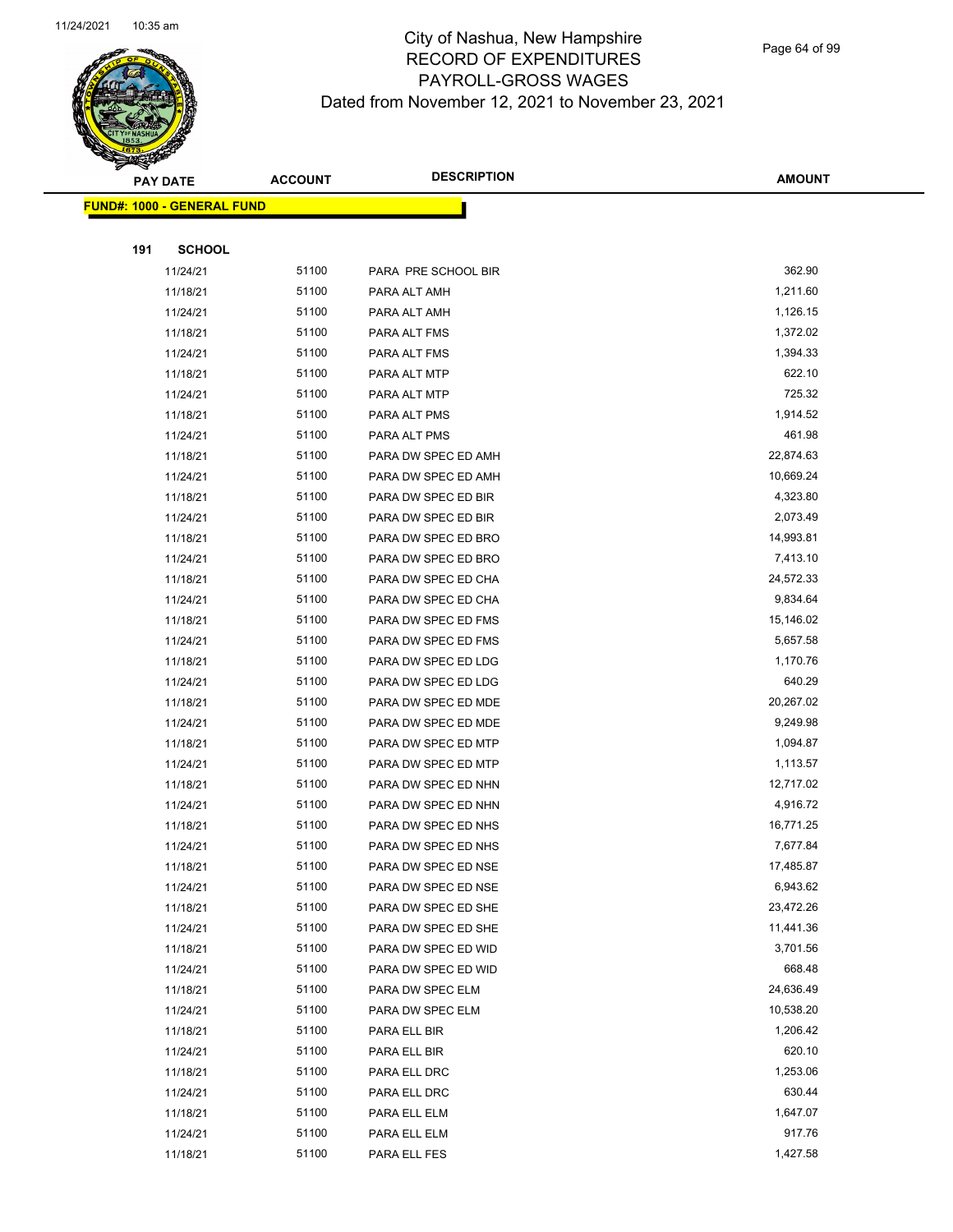# City of Nashua, New Hampshire
## RECORD OF EXPENDITURES
## PAYROLL-GROSS WAGES
### Dated from November 12, 2021 to November 23, 2021

| PAY DATE | ACCOUNT | DESCRIPTION | AMOUNT |
|---|---|---|---|
| **FUND#: 1000 - GENERAL FUND** | | | |
| **191 SCHOOL** | | | |
| 11/24/21 | 51100 | PARA PRE SCHOOL BIR | 362.90 |
| 11/18/21 | 51100 | PARA ALT AMH | 1,211.60 |
| 11/24/21 | 51100 | PARA ALT AMH | 1,126.15 |
| 11/18/21 | 51100 | PARA ALT FMS | 1,372.02 |
| 11/24/21 | 51100 | PARA ALT FMS | 1,394.33 |
| 11/18/21 | 51100 | PARA ALT MTP | 622.10 |
| 11/24/21 | 51100 | PARA ALT MTP | 725.32 |
| 11/18/21 | 51100 | PARA ALT PMS | 1,914.52 |
| 11/24/21 | 51100 | PARA ALT PMS | 461.98 |
| 11/18/21 | 51100 | PARA DW SPEC ED AMH | 22,874.63 |
| 11/24/21 | 51100 | PARA DW SPEC ED AMH | 10,669.24 |
| 11/18/21 | 51100 | PARA DW SPEC ED BIR | 4,323.80 |
| 11/24/21 | 51100 | PARA DW SPEC ED BIR | 2,073.49 |
| 11/18/21 | 51100 | PARA DW SPEC ED BRO | 14,993.81 |
| 11/24/21 | 51100 | PARA DW SPEC ED BRO | 7,413.10 |
| 11/18/21 | 51100 | PARA DW SPEC ED CHA | 24,572.33 |
| 11/24/21 | 51100 | PARA DW SPEC ED CHA | 9,834.64 |
| 11/18/21 | 51100 | PARA DW SPEC ED FMS | 15,146.02 |
| 11/24/21 | 51100 | PARA DW SPEC ED FMS | 5,657.58 |
| 11/18/21 | 51100 | PARA DW SPEC ED LDG | 1,170.76 |
| 11/24/21 | 51100 | PARA DW SPEC ED LDG | 640.29 |
| 11/18/21 | 51100 | PARA DW SPEC ED MDE | 20,267.02 |
| 11/24/21 | 51100 | PARA DW SPEC ED MDE | 9,249.98 |
| 11/18/21 | 51100 | PARA DW SPEC ED MTP | 1,094.87 |
| 11/24/21 | 51100 | PARA DW SPEC ED MTP | 1,113.57 |
| 11/18/21 | 51100 | PARA DW SPEC ED NHN | 12,717.02 |
| 11/24/21 | 51100 | PARA DW SPEC ED NHN | 4,916.72 |
| 11/18/21 | 51100 | PARA DW SPEC ED NHS | 16,771.25 |
| 11/24/21 | 51100 | PARA DW SPEC ED NHS | 7,677.84 |
| 11/18/21 | 51100 | PARA DW SPEC ED NSE | 17,485.87 |
| 11/24/21 | 51100 | PARA DW SPEC ED NSE | 6,943.62 |
| 11/18/21 | 51100 | PARA DW SPEC ED SHE | 23,472.26 |
| 11/24/21 | 51100 | PARA DW SPEC ED SHE | 11,441.36 |
| 11/18/21 | 51100 | PARA DW SPEC ED WID | 3,701.56 |
| 11/24/21 | 51100 | PARA DW SPEC ED WID | 668.48 |
| 11/18/21 | 51100 | PARA DW SPEC ELM | 24,636.49 |
| 11/24/21 | 51100 | PARA DW SPEC ELM | 10,538.20 |
| 11/18/21 | 51100 | PARA ELL BIR | 1,206.42 |
| 11/24/21 | 51100 | PARA ELL BIR | 620.10 |
| 11/18/21 | 51100 | PARA ELL DRC | 1,253.06 |
| 11/24/21 | 51100 | PARA ELL DRC | 630.44 |
| 11/18/21 | 51100 | PARA ELL ELM | 1,647.07 |
| 11/24/21 | 51100 | PARA ELL ELM | 917.76 |
| 11/18/21 | 51100 | PARA ELL FES | 1,427.58 |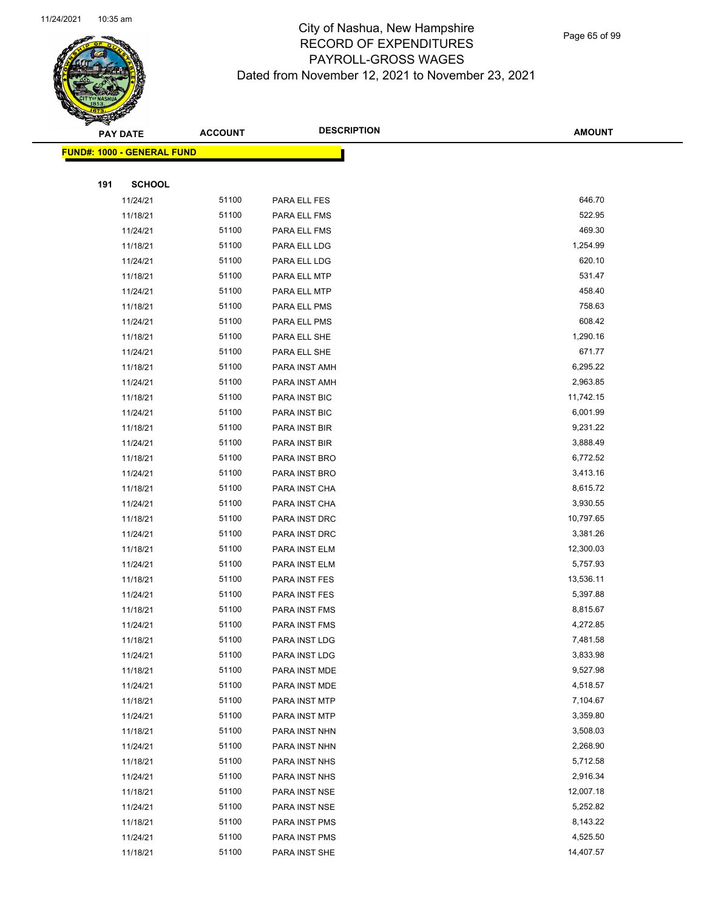# City of Nashua, New Hampshire
# RECORD OF EXPENDITURES
# PAYROLL-GROSS WAGES
# Dated from November 12, 2021 to November 23, 2021

| PAY DATE | ACCOUNT | DESCRIPTION | AMOUNT |
|---|---|---|---|
| **FUND#: 1000 - GENERAL FUND** | | | |
| **191 SCHOOL** | | | |
| 11/24/21 | 51100 | PARA ELL FES | 646.70 |
| 11/18/21 | 51100 | PARA ELL FMS | 522.95 |
| 11/24/21 | 51100 | PARA ELL FMS | 469.30 |
| 11/18/21 | 51100 | PARA ELL LDG | 1,254.99 |
| 11/24/21 | 51100 | PARA ELL LDG | 620.10 |
| 11/18/21 | 51100 | PARA ELL MTP | 531.47 |
| 11/24/21 | 51100 | PARA ELL MTP | 458.40 |
| 11/18/21 | 51100 | PARA ELL PMS | 758.63 |
| 11/24/21 | 51100 | PARA ELL PMS | 608.42 |
| 11/18/21 | 51100 | PARA ELL SHE | 1,290.16 |
| 11/24/21 | 51100 | PARA ELL SHE | 671.77 |
| 11/18/21 | 51100 | PARA INST AMH | 6,295.22 |
| 11/24/21 | 51100 | PARA INST AMH | 2,963.85 |
| 11/18/21 | 51100 | PARA INST BIC | 11,742.15 |
| 11/24/21 | 51100 | PARA INST BIC | 6,001.99 |
| 11/18/21 | 51100 | PARA INST BIR | 9,231.22 |
| 11/24/21 | 51100 | PARA INST BIR | 3,888.49 |
| 11/18/21 | 51100 | PARA INST BRO | 6,772.52 |
| 11/24/21 | 51100 | PARA INST BRO | 3,413.16 |
| 11/18/21 | 51100 | PARA INST CHA | 8,615.72 |
| 11/24/21 | 51100 | PARA INST CHA | 3,930.55 |
| 11/18/21 | 51100 | PARA INST DRC | 10,797.65 |
| 11/24/21 | 51100 | PARA INST DRC | 3,381.26 |
| 11/18/21 | 51100 | PARA INST ELM | 12,300.03 |
| 11/24/21 | 51100 | PARA INST ELM | 5,757.93 |
| 11/18/21 | 51100 | PARA INST FES | 13,536.11 |
| 11/24/21 | 51100 | PARA INST FES | 5,397.88 |
| 11/18/21 | 51100 | PARA INST FMS | 8,815.67 |
| 11/24/21 | 51100 | PARA INST FMS | 4,272.85 |
| 11/18/21 | 51100 | PARA INST LDG | 7,481.58 |
| 11/24/21 | 51100 | PARA INST LDG | 3,833.98 |
| 11/18/21 | 51100 | PARA INST MDE | 9,527.98 |
| 11/24/21 | 51100 | PARA INST MDE | 4,518.57 |
| 11/18/21 | 51100 | PARA INST MTP | 7,104.67 |
| 11/24/21 | 51100 | PARA INST MTP | 3,359.80 |
| 11/18/21 | 51100 | PARA INST NHN | 3,508.03 |
| 11/24/21 | 51100 | PARA INST NHN | 2,268.90 |
| 11/18/21 | 51100 | PARA INST NHS | 5,712.58 |
| 11/24/21 | 51100 | PARA INST NHS | 2,916.34 |
| 11/18/21 | 51100 | PARA INST NSE | 12,007.18 |
| 11/24/21 | 51100 | PARA INST NSE | 5,252.82 |
| 11/18/21 | 51100 | PARA INST PMS | 8,143.22 |
| 11/24/21 | 51100 | PARA INST PMS | 4,525.50 |
| 11/18/21 | 51100 | PARA INST SHE | 14,407.57 |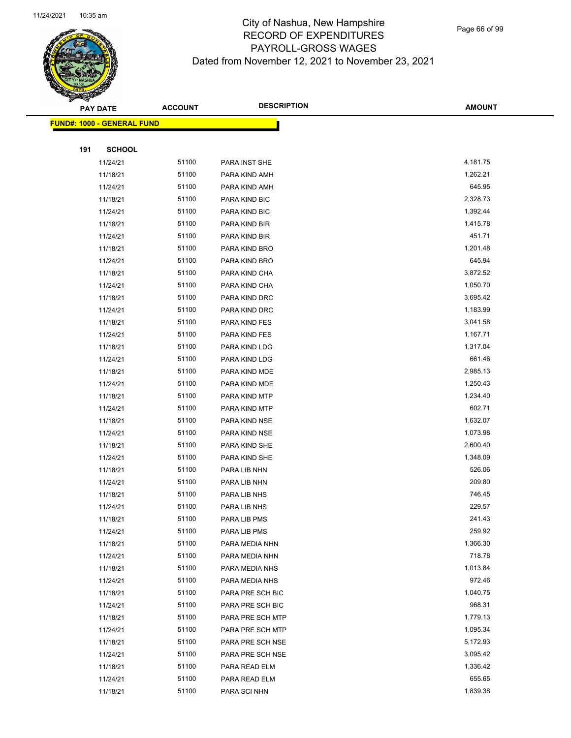# City of Nashua, New Hampshire
# RECORD OF EXPENDITURES
# PAYROLL-GROSS WAGES
# Dated from November 12, 2021 to November 23, 2021

| PAY DATE | ACCOUNT | DESCRIPTION | AMOUNT |
|---|---|---|---|
| **FUND#: 1000 - GENERAL FUND** | | | |
| **191 SCHOOL** | | | |
| 11/24/21 | 51100 | PARA INST SHE | 4,181.75 |
| 11/18/21 | 51100 | PARA KIND AMH | 1,262.21 |
| 11/24/21 | 51100 | PARA KIND AMH | 645.95 |
| 11/18/21 | 51100 | PARA KIND BIC | 2,328.73 |
| 11/24/21 | 51100 | PARA KIND BIC | 1,392.44 |
| 11/18/21 | 51100 | PARA KIND BIR | 1,415.78 |
| 11/24/21 | 51100 | PARA KIND BIR | 451.71 |
| 11/18/21 | 51100 | PARA KIND BRO | 1,201.48 |
| 11/24/21 | 51100 | PARA KIND BRO | 645.94 |
| 11/18/21 | 51100 | PARA KIND CHA | 3,872.52 |
| 11/24/21 | 51100 | PARA KIND CHA | 1,050.70 |
| 11/18/21 | 51100 | PARA KIND DRC | 3,695.42 |
| 11/24/21 | 51100 | PARA KIND DRC | 1,183.99 |
| 11/18/21 | 51100 | PARA KIND FES | 3,041.58 |
| 11/24/21 | 51100 | PARA KIND FES | 1,167.71 |
| 11/18/21 | 51100 | PARA KIND LDG | 1,317.04 |
| 11/24/21 | 51100 | PARA KIND LDG | 661.46 |
| 11/18/21 | 51100 | PARA KIND MDE | 2,985.13 |
| 11/24/21 | 51100 | PARA KIND MDE | 1,250.43 |
| 11/18/21 | 51100 | PARA KIND MTP | 1,234.40 |
| 11/24/21 | 51100 | PARA KIND MTP | 602.71 |
| 11/18/21 | 51100 | PARA KIND NSE | 1,632.07 |
| 11/24/21 | 51100 | PARA KIND NSE | 1,073.98 |
| 11/18/21 | 51100 | PARA KIND SHE | 2,600.40 |
| 11/24/21 | 51100 | PARA KIND SHE | 1,348.09 |
| 11/18/21 | 51100 | PARA LIB NHN | 526.06 |
| 11/24/21 | 51100 | PARA LIB NHN | 209.80 |
| 11/18/21 | 51100 | PARA LIB NHS | 746.45 |
| 11/24/21 | 51100 | PARA LIB NHS | 229.57 |
| 11/18/21 | 51100 | PARA LIB PMS | 241.43 |
| 11/24/21 | 51100 | PARA LIB PMS | 259.92 |
| 11/18/21 | 51100 | PARA MEDIA NHN | 1,366.30 |
| 11/24/21 | 51100 | PARA MEDIA NHN | 718.78 |
| 11/18/21 | 51100 | PARA MEDIA NHS | 1,013.84 |
| 11/24/21 | 51100 | PARA MEDIA NHS | 972.46 |
| 11/18/21 | 51100 | PARA PRE SCH BIC | 1,040.75 |
| 11/24/21 | 51100 | PARA PRE SCH BIC | 968.31 |
| 11/18/21 | 51100 | PARA PRE SCH MTP | 1,779.13 |
| 11/24/21 | 51100 | PARA PRE SCH MTP | 1,095.34 |
| 11/18/21 | 51100 | PARA PRE SCH NSE | 5,172.93 |
| 11/24/21 | 51100 | PARA PRE SCH NSE | 3,095.42 |
| 11/18/21 | 51100 | PARA READ ELM | 1,336.42 |
| 11/24/21 | 51100 | PARA READ ELM | 655.65 |
| 11/18/21 | 51100 | PARA SCI NHN | 1,839.38 |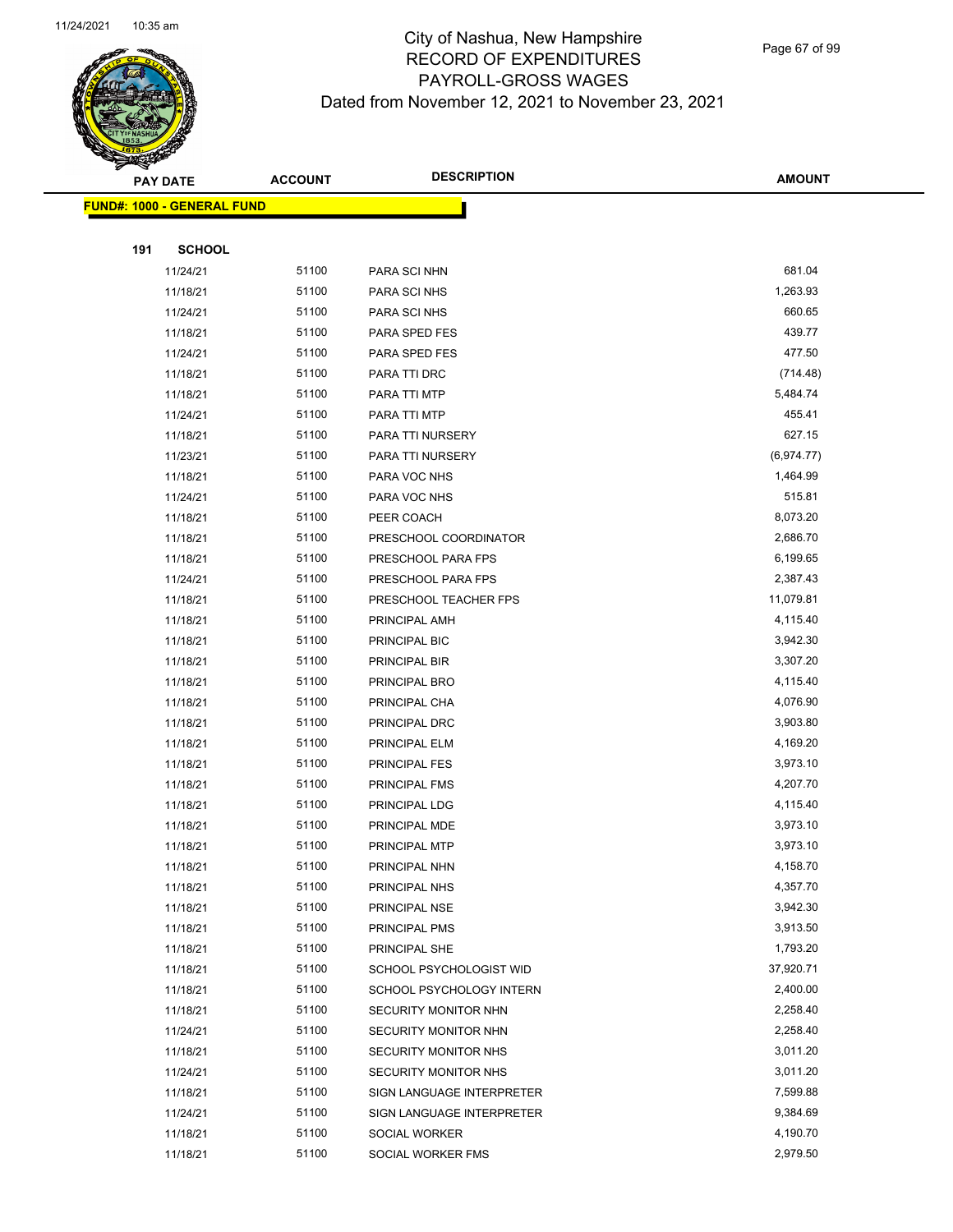# City of Nashua, New Hampshire
## RECORD OF EXPENDITURES
## PAYROLL-GROSS WAGES
## Dated from November 12, 2021 to November 23, 2021

| PAY DATE | ACCOUNT | DESCRIPTION | AMOUNT |
|---|---|---|---|
| **FUND#: 1000 - GENERAL FUND** | | | |
| **191 SCHOOL** | | | |
| 11/24/21 | 51100 | PARA SCI NHN | 681.04 |
| 11/18/21 | 51100 | PARA SCI NHS | 1,263.93 |
| 11/24/21 | 51100 | PARA SCI NHS | 660.65 |
| 11/18/21 | 51100 | PARA SPED FES | 439.77 |
| 11/24/21 | 51100 | PARA SPED FES | 477.50 |
| 11/18/21 | 51100 | PARA TTI DRC | (714.48) |
| 11/18/21 | 51100 | PARA TTI MTP | 5,484.74 |
| 11/24/21 | 51100 | PARA TTI MTP | 455.41 |
| 11/18/21 | 51100 | PARA TTI NURSERY | 627.15 |
| 11/23/21 | 51100 | PARA TTI NURSERY | (6,974.77) |
| 11/18/21 | 51100 | PARA VOC NHS | 1,464.99 |
| 11/24/21 | 51100 | PARA VOC NHS | 515.81 |
| 11/18/21 | 51100 | PEER COACH | 8,073.20 |
| 11/18/21 | 51100 | PRESCHOOL COORDINATOR | 2,686.70 |
| 11/18/21 | 51100 | PRESCHOOL PARA FPS | 6,199.65 |
| 11/24/21 | 51100 | PRESCHOOL PARA FPS | 2,387.43 |
| 11/18/21 | 51100 | PRESCHOOL TEACHER FPS | 11,079.81 |
| 11/18/21 | 51100 | PRINCIPAL AMH | 4,115.40 |
| 11/18/21 | 51100 | PRINCIPAL BIC | 3,942.30 |
| 11/18/21 | 51100 | PRINCIPAL BIR | 3,307.20 |
| 11/18/21 | 51100 | PRINCIPAL BRO | 4,115.40 |
| 11/18/21 | 51100 | PRINCIPAL CHA | 4,076.90 |
| 11/18/21 | 51100 | PRINCIPAL DRC | 3,903.80 |
| 11/18/21 | 51100 | PRINCIPAL ELM | 4,169.20 |
| 11/18/21 | 51100 | PRINCIPAL FES | 3,973.10 |
| 11/18/21 | 51100 | PRINCIPAL FMS | 4,207.70 |
| 11/18/21 | 51100 | PRINCIPAL LDG | 4,115.40 |
| 11/18/21 | 51100 | PRINCIPAL MDE | 3,973.10 |
| 11/18/21 | 51100 | PRINCIPAL MTP | 3,973.10 |
| 11/18/21 | 51100 | PRINCIPAL NHN | 4,158.70 |
| 11/18/21 | 51100 | PRINCIPAL NHS | 4,357.70 |
| 11/18/21 | 51100 | PRINCIPAL NSE | 3,942.30 |
| 11/18/21 | 51100 | PRINCIPAL PMS | 3,913.50 |
| 11/18/21 | 51100 | PRINCIPAL SHE | 1,793.20 |
| 11/18/21 | 51100 | SCHOOL PSYCHOLOGIST WID | 37,920.71 |
| 11/18/21 | 51100 | SCHOOL PSYCHOLOGY INTERN | 2,400.00 |
| 11/18/21 | 51100 | SECURITY MONITOR NHN | 2,258.40 |
| 11/24/21 | 51100 | SECURITY MONITOR NHN | 2,258.40 |
| 11/18/21 | 51100 | SECURITY MONITOR NHS | 3,011.20 |
| 11/24/21 | 51100 | SECURITY MONITOR NHS | 3,011.20 |
| 11/18/21 | 51100 | SIGN LANGUAGE INTERPRETER | 7,599.88 |
| 11/24/21 | 51100 | SIGN LANGUAGE INTERPRETER | 9,384.69 |
| 11/18/21 | 51100 | SOCIAL WORKER | 4,190.70 |
| 11/18/21 | 51100 | SOCIAL WORKER FMS | 2,979.50 |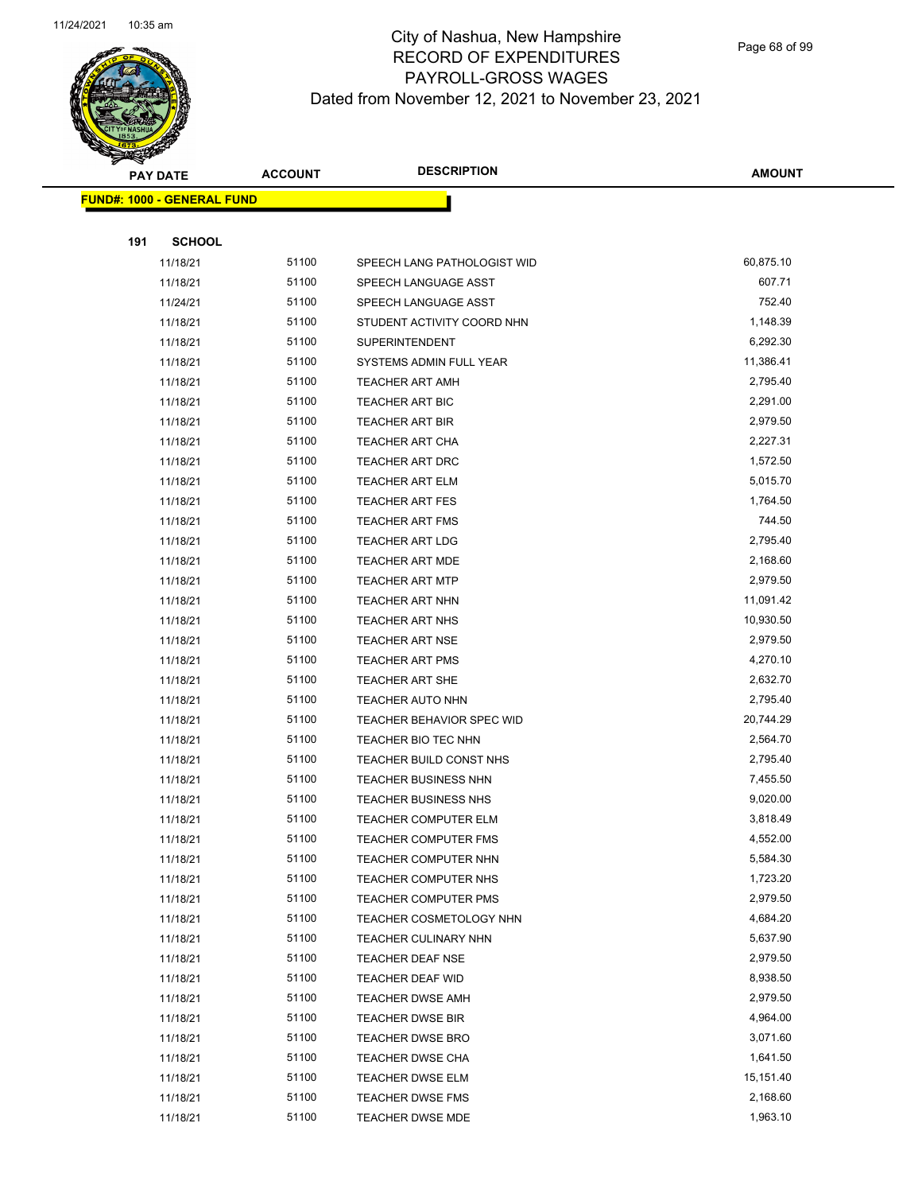# City of Nashua, New Hampshire
## RECORD OF EXPENDITURES
## PAYROLL-GROSS WAGES
### Dated from November 12, 2021 to November 23, 2021

| PAY DATE | ACCOUNT | DESCRIPTION | AMOUNT |
|---|---|---|---|
| **FUND#: 1000 - GENERAL FUND** | | | |
| **191 SCHOOL** | | | |
| 11/18/21 | 51100 | SPEECH LANG PATHOLOGIST WID | 60,875.10 |
| 11/18/21 | 51100 | SPEECH LANGUAGE ASST | 607.71 |
| 11/24/21 | 51100 | SPEECH LANGUAGE ASST | 752.40 |
| 11/18/21 | 51100 | STUDENT ACTIVITY COORD NHN | 1,148.39 |
| 11/18/21 | 51100 | SUPERINTENDENT | 6,292.30 |
| 11/18/21 | 51100 | SYSTEMS ADMIN FULL YEAR | 11,386.41 |
| 11/18/21 | 51100 | TEACHER ART AMH | 2,795.40 |
| 11/18/21 | 51100 | TEACHER ART BIC | 2,291.00 |
| 11/18/21 | 51100 | TEACHER ART BIR | 2,979.50 |
| 11/18/21 | 51100 | TEACHER ART CHA | 2,227.31 |
| 11/18/21 | 51100 | TEACHER ART DRC | 1,572.50 |
| 11/18/21 | 51100 | TEACHER ART ELM | 5,015.70 |
| 11/18/21 | 51100 | TEACHER ART FES | 1,764.50 |
| 11/18/21 | 51100 | TEACHER ART FMS | 744.50 |
| 11/18/21 | 51100 | TEACHER ART LDG | 2,795.40 |
| 11/18/21 | 51100 | TEACHER ART MDE | 2,168.60 |
| 11/18/21 | 51100 | TEACHER ART MTP | 2,979.50 |
| 11/18/21 | 51100 | TEACHER ART NHN | 11,091.42 |
| 11/18/21 | 51100 | TEACHER ART NHS | 10,930.50 |
| 11/18/21 | 51100 | TEACHER ART NSE | 2,979.50 |
| 11/18/21 | 51100 | TEACHER ART PMS | 4,270.10 |
| 11/18/21 | 51100 | TEACHER ART SHE | 2,632.70 |
| 11/18/21 | 51100 | TEACHER AUTO NHN | 2,795.40 |
| 11/18/21 | 51100 | TEACHER BEHAVIOR SPEC WID | 20,744.29 |
| 11/18/21 | 51100 | TEACHER BIO TEC NHN | 2,564.70 |
| 11/18/21 | 51100 | TEACHER BUILD CONST NHS | 2,795.40 |
| 11/18/21 | 51100 | TEACHER BUSINESS NHN | 7,455.50 |
| 11/18/21 | 51100 | TEACHER BUSINESS NHS | 9,020.00 |
| 11/18/21 | 51100 | TEACHER COMPUTER ELM | 3,818.49 |
| 11/18/21 | 51100 | TEACHER COMPUTER FMS | 4,552.00 |
| 11/18/21 | 51100 | TEACHER COMPUTER NHN | 5,584.30 |
| 11/18/21 | 51100 | TEACHER COMPUTER NHS | 1,723.20 |
| 11/18/21 | 51100 | TEACHER COMPUTER PMS | 2,979.50 |
| 11/18/21 | 51100 | TEACHER COSMETOLOGY NHN | 4,684.20 |
| 11/18/21 | 51100 | TEACHER CULINARY NHN | 5,637.90 |
| 11/18/21 | 51100 | TEACHER DEAF NSE | 2,979.50 |
| 11/18/21 | 51100 | TEACHER DEAF WID | 8,938.50 |
| 11/18/21 | 51100 | TEACHER DWSE AMH | 2,979.50 |
| 11/18/21 | 51100 | TEACHER DWSE BIR | 4,964.00 |
| 11/18/21 | 51100 | TEACHER DWSE BRO | 3,071.60 |
| 11/18/21 | 51100 | TEACHER DWSE CHA | 1,641.50 |
| 11/18/21 | 51100 | TEACHER DWSE ELM | 15,151.40 |
| 11/18/21 | 51100 | TEACHER DWSE FMS | 2,168.60 |
| 11/18/21 | 51100 | TEACHER DWSE MDE | 1,963.10 |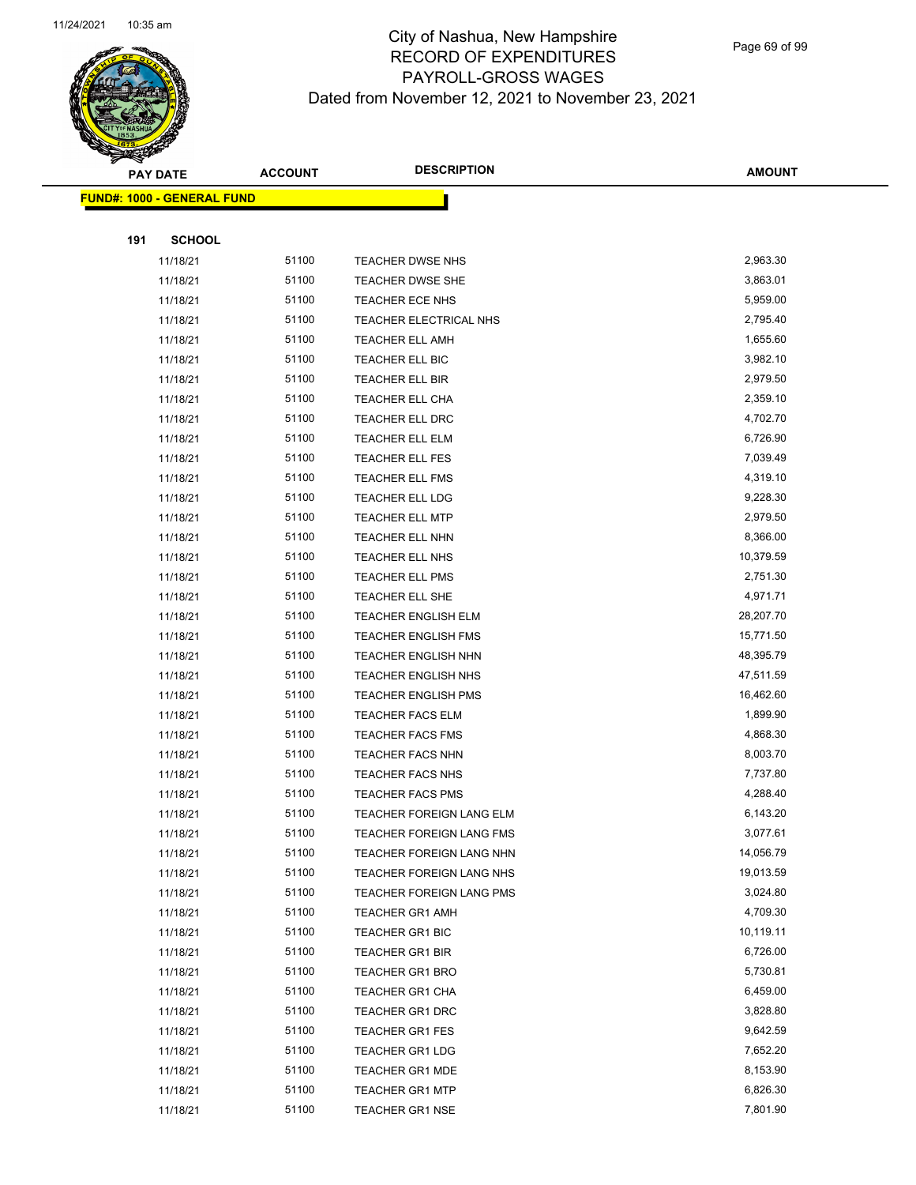# City of Nashua, New Hampshire
## RECORD OF EXPENDITURES
## PAYROLL-GROSS WAGES
## Dated from November 12, 2021 to November 23, 2021

| PAY DATE | ACCOUNT | DESCRIPTION | AMOUNT |
|---|---|---|---|
| **FUND#: 1000 - GENERAL FUND** | | | |
| **191 SCHOOL** | | | |
| 11/18/21 | 51100 | TEACHER DWSE NHS | 2,963.30 |
| 11/18/21 | 51100 | TEACHER DWSE SHE | 3,863.01 |
| 11/18/21 | 51100 | TEACHER ECE NHS | 5,959.00 |
| 11/18/21 | 51100 | TEACHER ELECTRICAL NHS | 2,795.40 |
| 11/18/21 | 51100 | TEACHER ELL AMH | 1,655.60 |
| 11/18/21 | 51100 | TEACHER ELL BIC | 3,982.10 |
| 11/18/21 | 51100 | TEACHER ELL BIR | 2,979.50 |
| 11/18/21 | 51100 | TEACHER ELL CHA | 2,359.10 |
| 11/18/21 | 51100 | TEACHER ELL DRC | 4,702.70 |
| 11/18/21 | 51100 | TEACHER ELL ELM | 6,726.90 |
| 11/18/21 | 51100 | TEACHER ELL FES | 7,039.49 |
| 11/18/21 | 51100 | TEACHER ELL FMS | 4,319.10 |
| 11/18/21 | 51100 | TEACHER ELL LDG | 9,228.30 |
| 11/18/21 | 51100 | TEACHER ELL MTP | 2,979.50 |
| 11/18/21 | 51100 | TEACHER ELL NHN | 8,366.00 |
| 11/18/21 | 51100 | TEACHER ELL NHS | 10,379.59 |
| 11/18/21 | 51100 | TEACHER ELL PMS | 2,751.30 |
| 11/18/21 | 51100 | TEACHER ELL SHE | 4,971.71 |
| 11/18/21 | 51100 | TEACHER ENGLISH ELM | 28,207.70 |
| 11/18/21 | 51100 | TEACHER ENGLISH FMS | 15,771.50 |
| 11/18/21 | 51100 | TEACHER ENGLISH NHN | 48,395.79 |
| 11/18/21 | 51100 | TEACHER ENGLISH NHS | 47,511.59 |
| 11/18/21 | 51100 | TEACHER ENGLISH PMS | 16,462.60 |
| 11/18/21 | 51100 | TEACHER FACS ELM | 1,899.90 |
| 11/18/21 | 51100 | TEACHER FACS FMS | 4,868.30 |
| 11/18/21 | 51100 | TEACHER FACS NHN | 8,003.70 |
| 11/18/21 | 51100 | TEACHER FACS NHS | 7,737.80 |
| 11/18/21 | 51100 | TEACHER FACS PMS | 4,288.40 |
| 11/18/21 | 51100 | TEACHER FOREIGN LANG ELM | 6,143.20 |
| 11/18/21 | 51100 | TEACHER FOREIGN LANG FMS | 3,077.61 |
| 11/18/21 | 51100 | TEACHER FOREIGN LANG NHN | 14,056.79 |
| 11/18/21 | 51100 | TEACHER FOREIGN LANG NHS | 19,013.59 |
| 11/18/21 | 51100 | TEACHER FOREIGN LANG PMS | 3,024.80 |
| 11/18/21 | 51100 | TEACHER GR1 AMH | 4,709.30 |
| 11/18/21 | 51100 | TEACHER GR1 BIC | 10,119.11 |
| 11/18/21 | 51100 | TEACHER GR1 BIR | 6,726.00 |
| 11/18/21 | 51100 | TEACHER GR1 BRO | 5,730.81 |
| 11/18/21 | 51100 | TEACHER GR1 CHA | 6,459.00 |
| 11/18/21 | 51100 | TEACHER GR1 DRC | 3,828.80 |
| 11/18/21 | 51100 | TEACHER GR1 FES | 9,642.59 |
| 11/18/21 | 51100 | TEACHER GR1 LDG | 7,652.20 |
| 11/18/21 | 51100 | TEACHER GR1 MDE | 8,153.90 |
| 11/18/21 | 51100 | TEACHER GR1 MTP | 6,826.30 |
| 11/18/21 | 51100 | TEACHER GR1 NSE | 7,801.90 |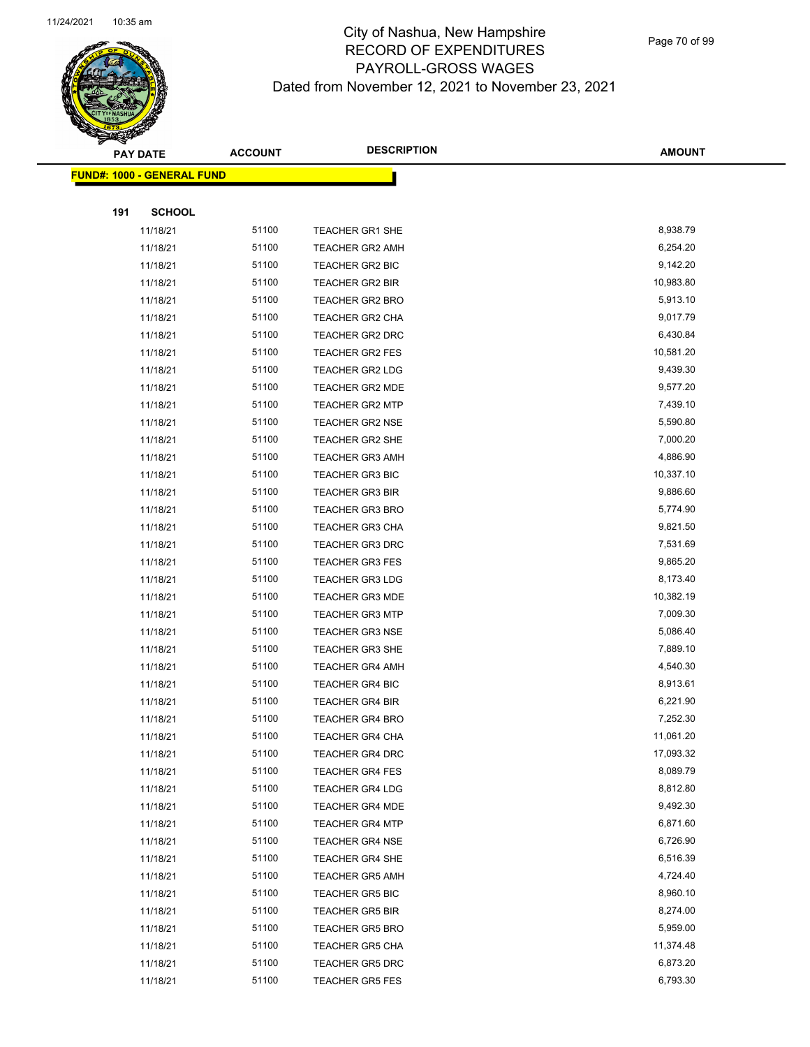# City of Nashua, New Hampshire
# RECORD OF EXPENDITURES
# PAYROLL-GROSS WAGES
# Dated from November 12, 2021 to November 23, 2021

| PAY DATE | ACCOUNT | DESCRIPTION | AMOUNT |
|---|---|---|---|

**FUND#: 1000 - GENERAL FUND**

**191 SCHOOL**

| PAY DATE | ACCOUNT | DESCRIPTION | AMOUNT |
|---|---|---|---|
| 11/18/21 | 51100 | TEACHER GR1 SHE | 8,938.79 |
| 11/18/21 | 51100 | TEACHER GR2 AMH | 6,254.20 |
| 11/18/21 | 51100 | TEACHER GR2 BIC | 9,142.20 |
| 11/18/21 | 51100 | TEACHER GR2 BIR | 10,983.80 |
| 11/18/21 | 51100 | TEACHER GR2 BRO | 5,913.10 |
| 11/18/21 | 51100 | TEACHER GR2 CHA | 9,017.79 |
| 11/18/21 | 51100 | TEACHER GR2 DRC | 6,430.84 |
| 11/18/21 | 51100 | TEACHER GR2 FES | 10,581.20 |
| 11/18/21 | 51100 | TEACHER GR2 LDG | 9,439.30 |
| 11/18/21 | 51100 | TEACHER GR2 MDE | 9,577.20 |
| 11/18/21 | 51100 | TEACHER GR2 MTP | 7,439.10 |
| 11/18/21 | 51100 | TEACHER GR2 NSE | 5,590.80 |
| 11/18/21 | 51100 | TEACHER GR2 SHE | 7,000.20 |
| 11/18/21 | 51100 | TEACHER GR3 AMH | 4,886.90 |
| 11/18/21 | 51100 | TEACHER GR3 BIC | 10,337.10 |
| 11/18/21 | 51100 | TEACHER GR3 BIR | 9,886.60 |
| 11/18/21 | 51100 | TEACHER GR3 BRO | 5,774.90 |
| 11/18/21 | 51100 | TEACHER GR3 CHA | 9,821.50 |
| 11/18/21 | 51100 | TEACHER GR3 DRC | 7,531.69 |
| 11/18/21 | 51100 | TEACHER GR3 FES | 9,865.20 |
| 11/18/21 | 51100 | TEACHER GR3 LDG | 8,173.40 |
| 11/18/21 | 51100 | TEACHER GR3 MDE | 10,382.19 |
| 11/18/21 | 51100 | TEACHER GR3 MTP | 7,009.30 |
| 11/18/21 | 51100 | TEACHER GR3 NSE | 5,086.40 |
| 11/18/21 | 51100 | TEACHER GR3 SHE | 7,889.10 |
| 11/18/21 | 51100 | TEACHER GR4 AMH | 4,540.30 |
| 11/18/21 | 51100 | TEACHER GR4 BIC | 8,913.61 |
| 11/18/21 | 51100 | TEACHER GR4 BIR | 6,221.90 |
| 11/18/21 | 51100 | TEACHER GR4 BRO | 7,252.30 |
| 11/18/21 | 51100 | TEACHER GR4 CHA | 11,061.20 |
| 11/18/21 | 51100 | TEACHER GR4 DRC | 17,093.32 |
| 11/18/21 | 51100 | TEACHER GR4 FES | 8,089.79 |
| 11/18/21 | 51100 | TEACHER GR4 LDG | 8,812.80 |
| 11/18/21 | 51100 | TEACHER GR4 MDE | 9,492.30 |
| 11/18/21 | 51100 | TEACHER GR4 MTP | 6,871.60 |
| 11/18/21 | 51100 | TEACHER GR4 NSE | 6,726.90 |
| 11/18/21 | 51100 | TEACHER GR4 SHE | 6,516.39 |
| 11/18/21 | 51100 | TEACHER GR5 AMH | 4,724.40 |
| 11/18/21 | 51100 | TEACHER GR5 BIC | 8,960.10 |
| 11/18/21 | 51100 | TEACHER GR5 BIR | 8,274.00 |
| 11/18/21 | 51100 | TEACHER GR5 BRO | 5,959.00 |
| 11/18/21 | 51100 | TEACHER GR5 CHA | 11,374.48 |
| 11/18/21 | 51100 | TEACHER GR5 DRC | 6,873.20 |
| 11/18/21 | 51100 | TEACHER GR5 FES | 6,793.30 |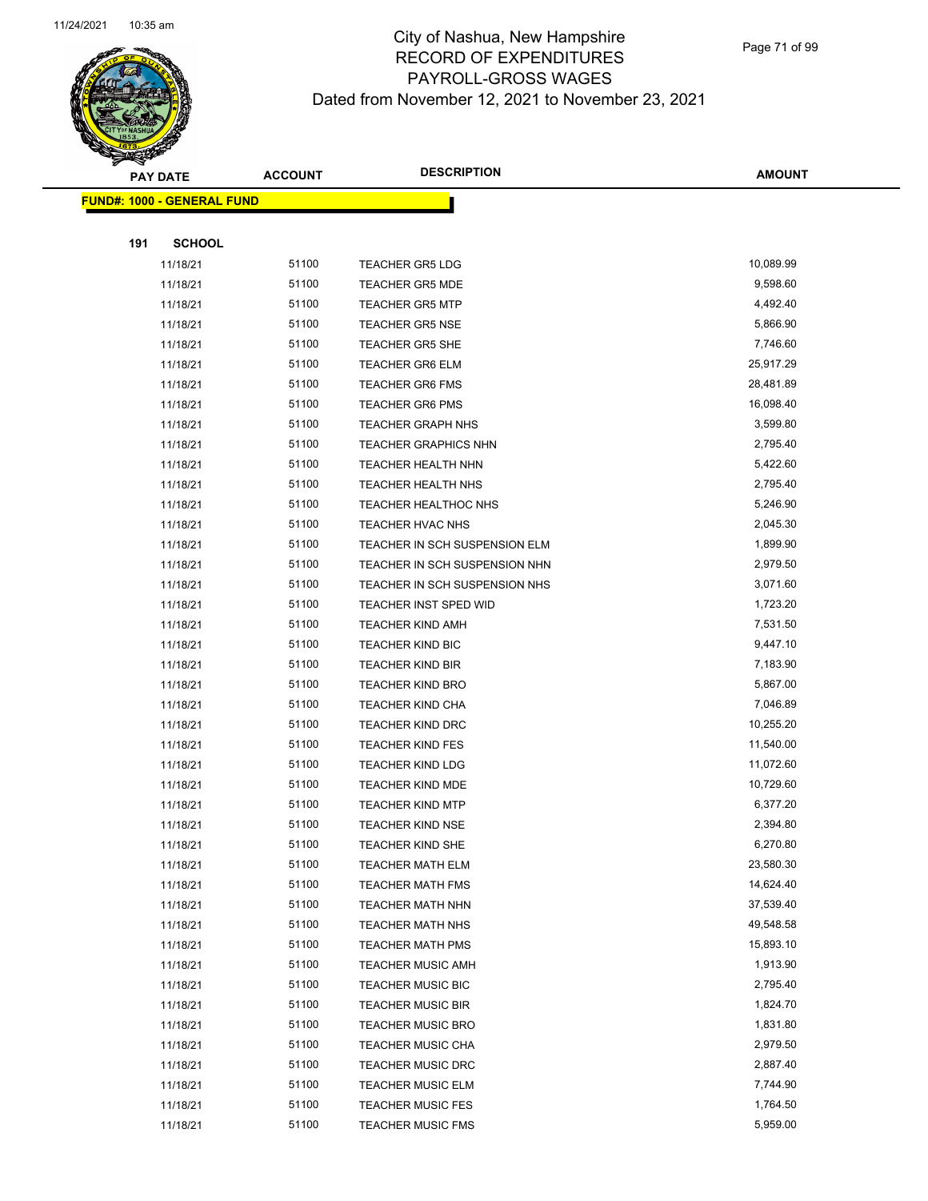City of Nashua, New Hampshire
RECORD OF EXPENDITURES
PAYROLL-GROSS WAGES
Dated from November 12, 2021 to November 23, 2021

| PAY DATE | ACCOUNT | DESCRIPTION | AMOUNT |
|---|---|---|---|
| **FUND#: 1000 - GENERAL FUND** | | | |
| **191 SCHOOL** | | | |
| 11/18/21 | 51100 | TEACHER GR5 LDG | 10,089.99 |
| 11/18/21 | 51100 | TEACHER GR5 MDE | 9,598.60 |
| 11/18/21 | 51100 | TEACHER GR5 MTP | 4,492.40 |
| 11/18/21 | 51100 | TEACHER GR5 NSE | 5,866.90 |
| 11/18/21 | 51100 | TEACHER GR5 SHE | 7,746.60 |
| 11/18/21 | 51100 | TEACHER GR6 ELM | 25,917.29 |
| 11/18/21 | 51100 | TEACHER GR6 FMS | 28,481.89 |
| 11/18/21 | 51100 | TEACHER GR6 PMS | 16,098.40 |
| 11/18/21 | 51100 | TEACHER GRAPH NHS | 3,599.80 |
| 11/18/21 | 51100 | TEACHER GRAPHICS NHN | 2,795.40 |
| 11/18/21 | 51100 | TEACHER HEALTH NHN | 5,422.60 |
| 11/18/21 | 51100 | TEACHER HEALTH NHS | 2,795.40 |
| 11/18/21 | 51100 | TEACHER HEALTHOC NHS | 5,246.90 |
| 11/18/21 | 51100 | TEACHER HVAC NHS | 2,045.30 |
| 11/18/21 | 51100 | TEACHER IN SCH SUSPENSION ELM | 1,899.90 |
| 11/18/21 | 51100 | TEACHER IN SCH SUSPENSION NHN | 2,979.50 |
| 11/18/21 | 51100 | TEACHER IN SCH SUSPENSION NHS | 3,071.60 |
| 11/18/21 | 51100 | TEACHER INST SPED WID | 1,723.20 |
| 11/18/21 | 51100 | TEACHER KIND AMH | 7,531.50 |
| 11/18/21 | 51100 | TEACHER KIND BIC | 9,447.10 |
| 11/18/21 | 51100 | TEACHER KIND BIR | 7,183.90 |
| 11/18/21 | 51100 | TEACHER KIND BRO | 5,867.00 |
| 11/18/21 | 51100 | TEACHER KIND CHA | 7,046.89 |
| 11/18/21 | 51100 | TEACHER KIND DRC | 10,255.20 |
| 11/18/21 | 51100 | TEACHER KIND FES | 11,540.00 |
| 11/18/21 | 51100 | TEACHER KIND LDG | 11,072.60 |
| 11/18/21 | 51100 | TEACHER KIND MDE | 10,729.60 |
| 11/18/21 | 51100 | TEACHER KIND MTP | 6,377.20 |
| 11/18/21 | 51100 | TEACHER KIND NSE | 2,394.80 |
| 11/18/21 | 51100 | TEACHER KIND SHE | 6,270.80 |
| 11/18/21 | 51100 | TEACHER MATH ELM | 23,580.30 |
| 11/18/21 | 51100 | TEACHER MATH FMS | 14,624.40 |
| 11/18/21 | 51100 | TEACHER MATH NHN | 37,539.40 |
| 11/18/21 | 51100 | TEACHER MATH NHS | 49,548.58 |
| 11/18/21 | 51100 | TEACHER MATH PMS | 15,893.10 |
| 11/18/21 | 51100 | TEACHER MUSIC AMH | 1,913.90 |
| 11/18/21 | 51100 | TEACHER MUSIC BIC | 2,795.40 |
| 11/18/21 | 51100 | TEACHER MUSIC BIR | 1,824.70 |
| 11/18/21 | 51100 | TEACHER MUSIC BRO | 1,831.80 |
| 11/18/21 | 51100 | TEACHER MUSIC CHA | 2,979.50 |
| 11/18/21 | 51100 | TEACHER MUSIC DRC | 2,887.40 |
| 11/18/21 | 51100 | TEACHER MUSIC ELM | 7,744.90 |
| 11/18/21 | 51100 | TEACHER MUSIC FES | 1,764.50 |
| 11/18/21 | 51100 | TEACHER MUSIC FMS | 5,959.00 |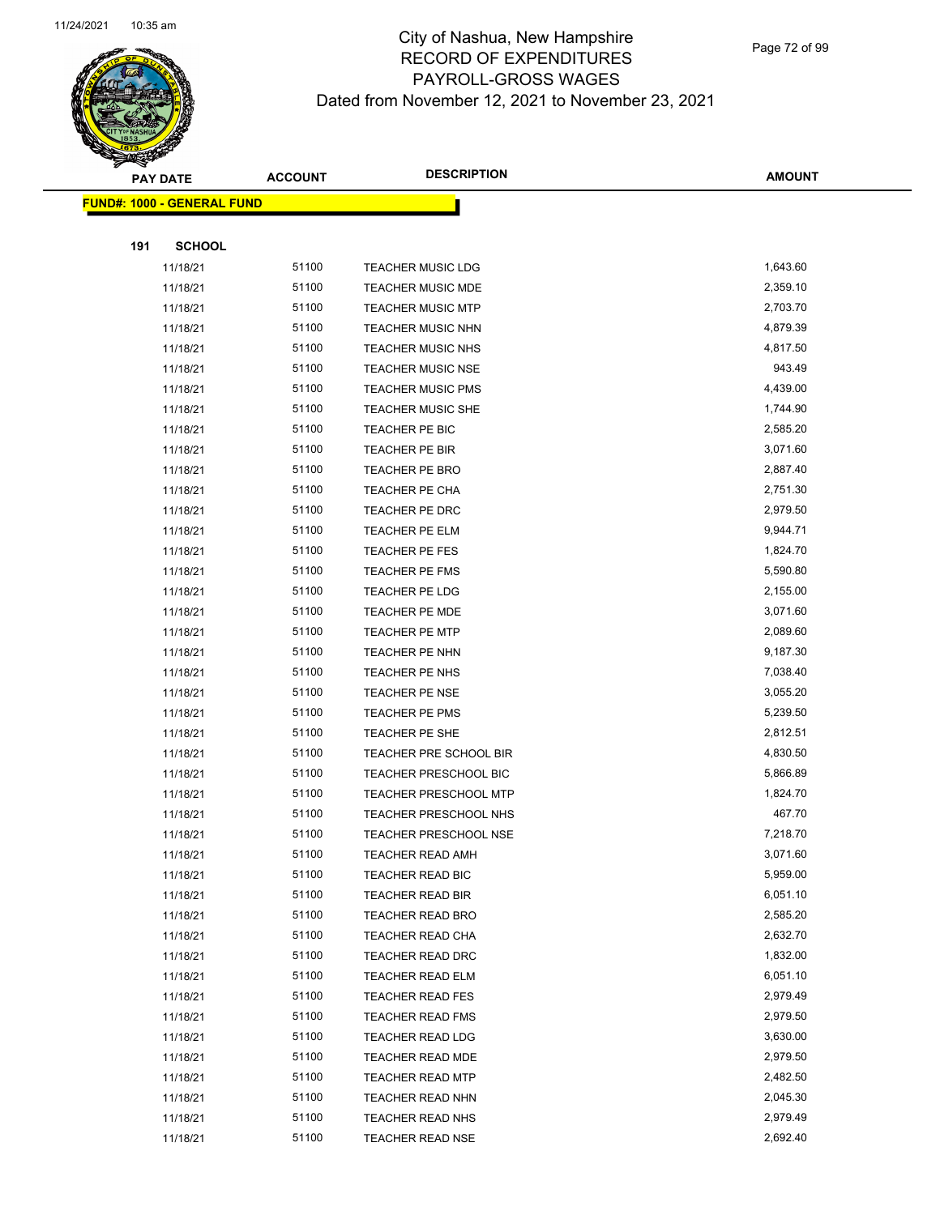# City of Nashua, New Hampshire
## RECORD OF EXPENDITURES
## PAYROLL-GROSS WAGES
## Dated from November 12, 2021 to November 23, 2021

| PAY DATE | ACCOUNT | DESCRIPTION | AMOUNT |
|---|---|---|---|
| **FUND#: 1000 - GENERAL FUND** | | | |
| **191 SCHOOL** | | | |
| 11/18/21 | 51100 | TEACHER MUSIC LDG | 1,643.60 |
| 11/18/21 | 51100 | TEACHER MUSIC MDE | 2,359.10 |
| 11/18/21 | 51100 | TEACHER MUSIC MTP | 2,703.70 |
| 11/18/21 | 51100 | TEACHER MUSIC NHN | 4,879.39 |
| 11/18/21 | 51100 | TEACHER MUSIC NHS | 4,817.50 |
| 11/18/21 | 51100 | TEACHER MUSIC NSE | 943.49 |
| 11/18/21 | 51100 | TEACHER MUSIC PMS | 4,439.00 |
| 11/18/21 | 51100 | TEACHER MUSIC SHE | 1,744.90 |
| 11/18/21 | 51100 | TEACHER PE BIC | 2,585.20 |
| 11/18/21 | 51100 | TEACHER PE BIR | 3,071.60 |
| 11/18/21 | 51100 | TEACHER PE BRO | 2,887.40 |
| 11/18/21 | 51100 | TEACHER PE CHA | 2,751.30 |
| 11/18/21 | 51100 | TEACHER PE DRC | 2,979.50 |
| 11/18/21 | 51100 | TEACHER PE ELM | 9,944.71 |
| 11/18/21 | 51100 | TEACHER PE FES | 1,824.70 |
| 11/18/21 | 51100 | TEACHER PE FMS | 5,590.80 |
| 11/18/21 | 51100 | TEACHER PE LDG | 2,155.00 |
| 11/18/21 | 51100 | TEACHER PE MDE | 3,071.60 |
| 11/18/21 | 51100 | TEACHER PE MTP | 2,089.60 |
| 11/18/21 | 51100 | TEACHER PE NHN | 9,187.30 |
| 11/18/21 | 51100 | TEACHER PE NHS | 7,038.40 |
| 11/18/21 | 51100 | TEACHER PE NSE | 3,055.20 |
| 11/18/21 | 51100 | TEACHER PE PMS | 5,239.50 |
| 11/18/21 | 51100 | TEACHER PE SHE | 2,812.51 |
| 11/18/21 | 51100 | TEACHER PRE SCHOOL BIR | 4,830.50 |
| 11/18/21 | 51100 | TEACHER PRESCHOOL BIC | 5,866.89 |
| 11/18/21 | 51100 | TEACHER PRESCHOOL MTP | 1,824.70 |
| 11/18/21 | 51100 | TEACHER PRESCHOOL NHS | 467.70 |
| 11/18/21 | 51100 | TEACHER PRESCHOOL NSE | 7,218.70 |
| 11/18/21 | 51100 | TEACHER READ AMH | 3,071.60 |
| 11/18/21 | 51100 | TEACHER READ BIC | 5,959.00 |
| 11/18/21 | 51100 | TEACHER READ BIR | 6,051.10 |
| 11/18/21 | 51100 | TEACHER READ BRO | 2,585.20 |
| 11/18/21 | 51100 | TEACHER READ CHA | 2,632.70 |
| 11/18/21 | 51100 | TEACHER READ DRC | 1,832.00 |
| 11/18/21 | 51100 | TEACHER READ ELM | 6,051.10 |
| 11/18/21 | 51100 | TEACHER READ FES | 2,979.49 |
| 11/18/21 | 51100 | TEACHER READ FMS | 2,979.50 |
| 11/18/21 | 51100 | TEACHER READ LDG | 3,630.00 |
| 11/18/21 | 51100 | TEACHER READ MDE | 2,979.50 |
| 11/18/21 | 51100 | TEACHER READ MTP | 2,482.50 |
| 11/18/21 | 51100 | TEACHER READ NHN | 2,045.30 |
| 11/18/21 | 51100 | TEACHER READ NHS | 2,979.49 |
| 11/18/21 | 51100 | TEACHER READ NSE | 2,692.40 |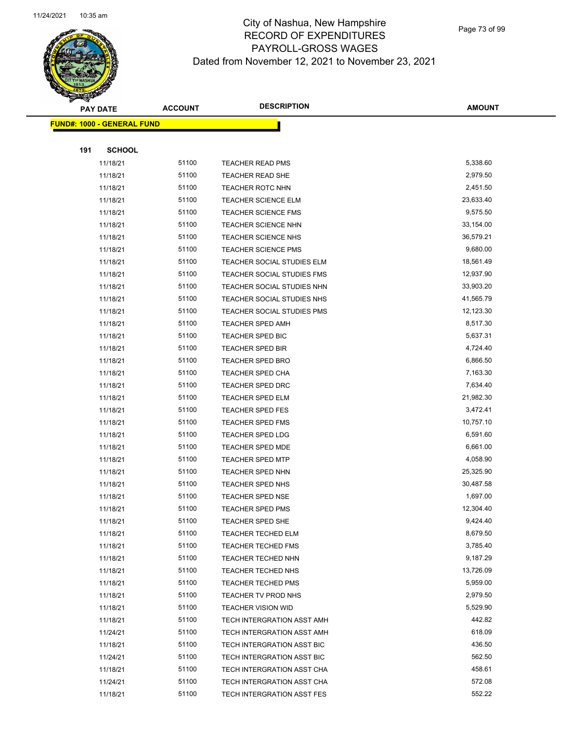# City of Nashua, New Hampshire
## RECORD OF EXPENDITURES
## PAYROLL-GROSS WAGES
### Dated from November 12, 2021 to November 23, 2021

| PAY DATE | ACCOUNT | DESCRIPTION | AMOUNT |
|---|---|---|---|
| **FUND#: 1000 - GENERAL FUND** | | | |
| **191 SCHOOL** | | | |
| 11/18/21 | 51100 | TEACHER READ PMS | 5,338.60 |
| 11/18/21 | 51100 | TEACHER READ SHE | 2,979.50 |
| 11/18/21 | 51100 | TEACHER ROTC NHN | 2,451.50 |
| 11/18/21 | 51100 | TEACHER SCIENCE ELM | 23,633.40 |
| 11/18/21 | 51100 | TEACHER SCIENCE FMS | 9,575.50 |
| 11/18/21 | 51100 | TEACHER SCIENCE NHN | 33,154.00 |
| 11/18/21 | 51100 | TEACHER SCIENCE NHS | 36,579.21 |
| 11/18/21 | 51100 | TEACHER SCIENCE PMS | 9,680.00 |
| 11/18/21 | 51100 | TEACHER SOCIAL STUDIES ELM | 18,561.49 |
| 11/18/21 | 51100 | TEACHER SOCIAL STUDIES FMS | 12,937.90 |
| 11/18/21 | 51100 | TEACHER SOCIAL STUDIES NHN | 33,903.20 |
| 11/18/21 | 51100 | TEACHER SOCIAL STUDIES NHS | 41,565.79 |
| 11/18/21 | 51100 | TEACHER SOCIAL STUDIES PMS | 12,123.30 |
| 11/18/21 | 51100 | TEACHER SPED AMH | 8,517.30 |
| 11/18/21 | 51100 | TEACHER SPED BIC | 5,637.31 |
| 11/18/21 | 51100 | TEACHER SPED BIR | 4,724.40 |
| 11/18/21 | 51100 | TEACHER SPED BRO | 6,866.50 |
| 11/18/21 | 51100 | TEACHER SPED CHA | 7,163.30 |
| 11/18/21 | 51100 | TEACHER SPED DRC | 7,634.40 |
| 11/18/21 | 51100 | TEACHER SPED ELM | 21,982.30 |
| 11/18/21 | 51100 | TEACHER SPED FES | 3,472.41 |
| 11/18/21 | 51100 | TEACHER SPED FMS | 10,757.10 |
| 11/18/21 | 51100 | TEACHER SPED LDG | 6,591.60 |
| 11/18/21 | 51100 | TEACHER SPED MDE | 6,661.00 |
| 11/18/21 | 51100 | TEACHER SPED MTP | 4,058.90 |
| 11/18/21 | 51100 | TEACHER SPED NHN | 25,325.90 |
| 11/18/21 | 51100 | TEACHER SPED NHS | 30,487.58 |
| 11/18/21 | 51100 | TEACHER SPED NSE | 1,697.00 |
| 11/18/21 | 51100 | TEACHER SPED PMS | 12,304.40 |
| 11/18/21 | 51100 | TEACHER SPED SHE | 9,424.40 |
| 11/18/21 | 51100 | TEACHER TECHED ELM | 8,679.50 |
| 11/18/21 | 51100 | TEACHER TECHED FMS | 3,785.40 |
| 11/18/21 | 51100 | TEACHER TECHED NHN | 9,187.29 |
| 11/18/21 | 51100 | TEACHER TECHED NHS | 13,726.09 |
| 11/18/21 | 51100 | TEACHER TECHED PMS | 5,959.00 |
| 11/18/21 | 51100 | TEACHER TV PROD NHS | 2,979.50 |
| 11/18/21 | 51100 | TEACHER VISION WID | 5,529.90 |
| 11/18/21 | 51100 | TECH INTERGRATION ASST AMH | 442.82 |
| 11/24/21 | 51100 | TECH INTERGRATION ASST AMH | 618.09 |
| 11/18/21 | 51100 | TECH INTERGRATION ASST BIC | 436.50 |
| 11/24/21 | 51100 | TECH INTERGRATION ASST BIC | 562.50 |
| 11/18/21 | 51100 | TECH INTERGRATION ASST CHA | 458.61 |
| 11/24/21 | 51100 | TECH INTERGRATION ASST CHA | 572.08 |
| 11/18/21 | 51100 | TECH INTERGRATION ASST FES | 552.22 |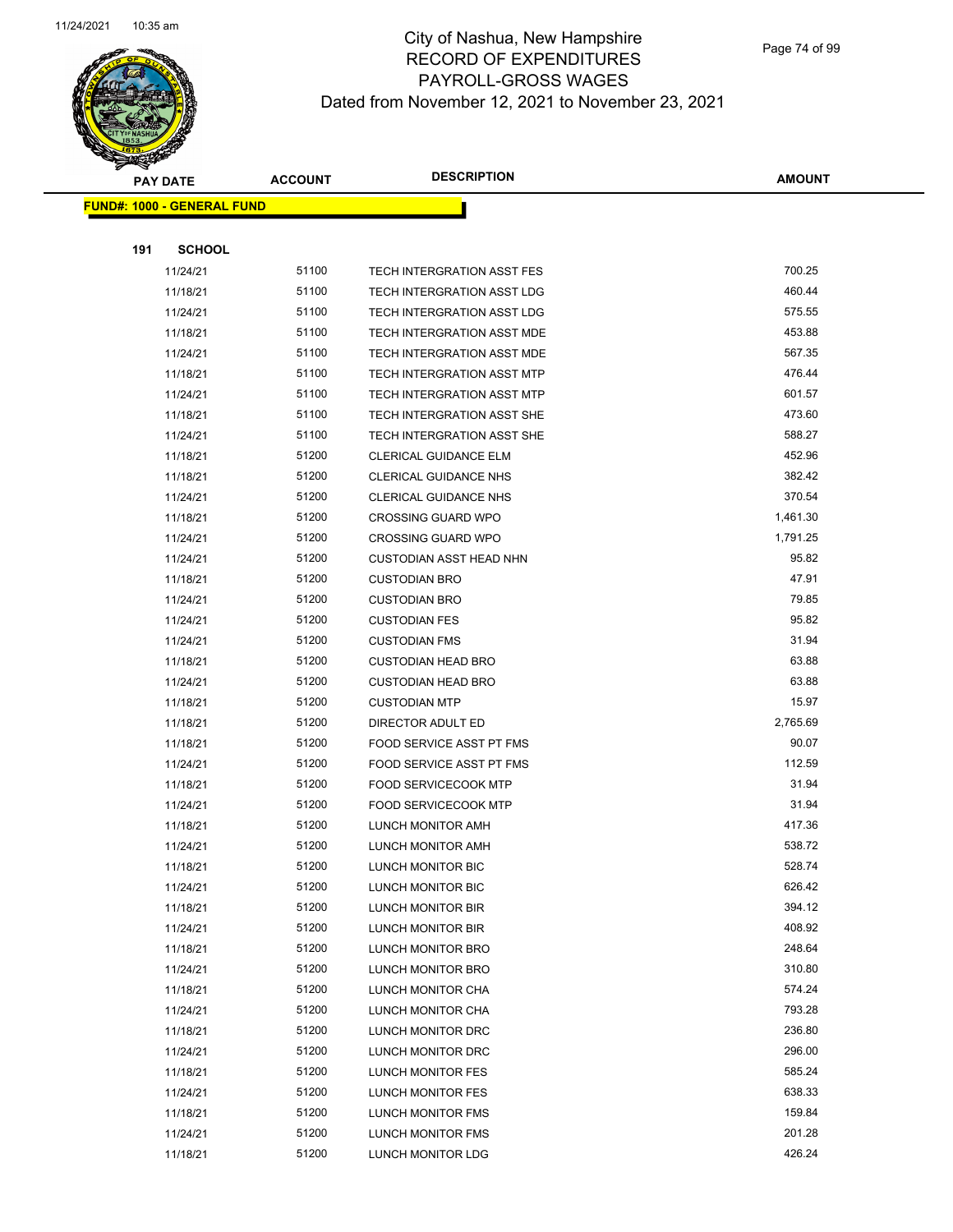# City of Nashua, New Hampshire
## RECORD OF EXPENDITURES
## PAYROLL-GROSS WAGES
### Dated from November 12, 2021 to November 23, 2021

| PAY DATE | ACCOUNT | DESCRIPTION | AMOUNT |
|---|---|---|---|
| **FUND#: 1000 - GENERAL FUND** | | | |
| **191 SCHOOL** | | | |
| 11/24/21 | 51100 | TECH INTERGRATION ASST FES | 700.25 |
| 11/18/21 | 51100 | TECH INTERGRATION ASST LDG | 460.44 |
| 11/24/21 | 51100 | TECH INTERGRATION ASST LDG | 575.55 |
| 11/18/21 | 51100 | TECH INTERGRATION ASST MDE | 453.88 |
| 11/24/21 | 51100 | TECH INTERGRATION ASST MDE | 567.35 |
| 11/18/21 | 51100 | TECH INTERGRATION ASST MTP | 476.44 |
| 11/24/21 | 51100 | TECH INTERGRATION ASST MTP | 601.57 |
| 11/18/21 | 51100 | TECH INTERGRATION ASST SHE | 473.60 |
| 11/24/21 | 51100 | TECH INTERGRATION ASST SHE | 588.27 |
| 11/18/21 | 51200 | CLERICAL GUIDANCE ELM | 452.96 |
| 11/18/21 | 51200 | CLERICAL GUIDANCE NHS | 382.42 |
| 11/24/21 | 51200 | CLERICAL GUIDANCE NHS | 370.54 |
| 11/18/21 | 51200 | CROSSING GUARD WPO | 1,461.30 |
| 11/24/21 | 51200 | CROSSING GUARD WPO | 1,791.25 |
| 11/24/21 | 51200 | CUSTODIAN ASST HEAD NHN | 95.82 |
| 11/18/21 | 51200 | CUSTODIAN BRO | 47.91 |
| 11/24/21 | 51200 | CUSTODIAN BRO | 79.85 |
| 11/24/21 | 51200 | CUSTODIAN FES | 95.82 |
| 11/24/21 | 51200 | CUSTODIAN FMS | 31.94 |
| 11/18/21 | 51200 | CUSTODIAN HEAD BRO | 63.88 |
| 11/24/21 | 51200 | CUSTODIAN HEAD BRO | 63.88 |
| 11/18/21 | 51200 | CUSTODIAN MTP | 15.97 |
| 11/18/21 | 51200 | DIRECTOR ADULT ED | 2,765.69 |
| 11/18/21 | 51200 | FOOD SERVICE ASST PT FMS | 90.07 |
| 11/24/21 | 51200 | FOOD SERVICE ASST PT FMS | 112.59 |
| 11/18/21 | 51200 | FOOD SERVICECOOK MTP | 31.94 |
| 11/24/21 | 51200 | FOOD SERVICECOOK MTP | 31.94 |
| 11/18/21 | 51200 | LUNCH MONITOR AMH | 417.36 |
| 11/24/21 | 51200 | LUNCH MONITOR AMH | 538.72 |
| 11/18/21 | 51200 | LUNCH MONITOR BIC | 528.74 |
| 11/24/21 | 51200 | LUNCH MONITOR BIC | 626.42 |
| 11/18/21 | 51200 | LUNCH MONITOR BIR | 394.12 |
| 11/24/21 | 51200 | LUNCH MONITOR BIR | 408.92 |
| 11/18/21 | 51200 | LUNCH MONITOR BRO | 248.64 |
| 11/24/21 | 51200 | LUNCH MONITOR BRO | 310.80 |
| 11/18/21 | 51200 | LUNCH MONITOR CHA | 574.24 |
| 11/24/21 | 51200 | LUNCH MONITOR CHA | 793.28 |
| 11/18/21 | 51200 | LUNCH MONITOR DRC | 236.80 |
| 11/24/21 | 51200 | LUNCH MONITOR DRC | 296.00 |
| 11/18/21 | 51200 | LUNCH MONITOR FES | 585.24 |
| 11/24/21 | 51200 | LUNCH MONITOR FES | 638.33 |
| 11/18/21 | 51200 | LUNCH MONITOR FMS | 159.84 |
| 11/24/21 | 51200 | LUNCH MONITOR FMS | 201.28 |
| 11/18/21 | 51200 | LUNCH MONITOR LDG | 426.24 |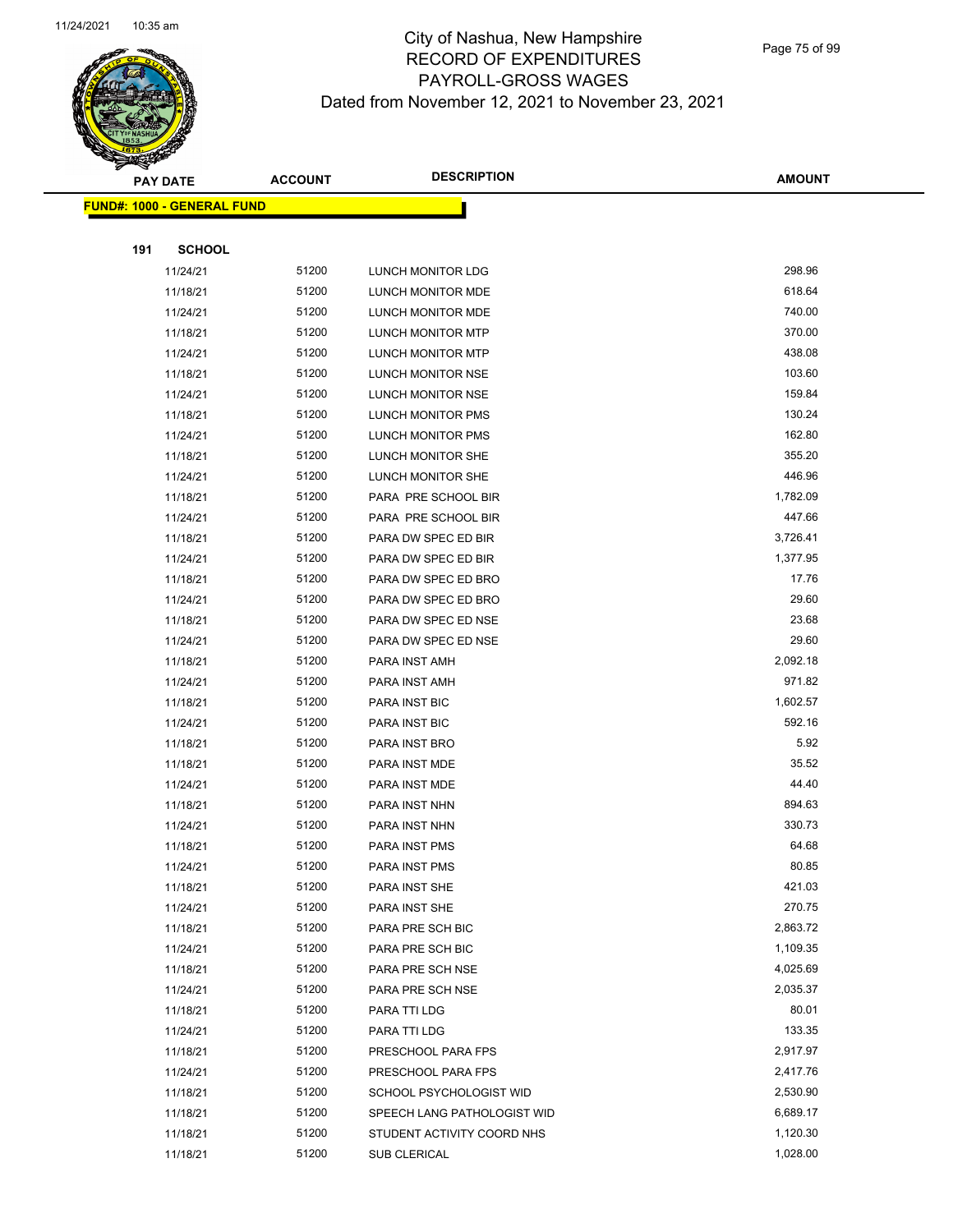# City of Nashua, New Hampshire
## RECORD OF EXPENDITURES
## PAYROLL-GROSS WAGES
## Dated from November 12, 2021 to November 23, 2021

| PAY DATE | ACCOUNT | DESCRIPTION | AMOUNT |
|---|---|---|---|
| **FUND#: 1000 - GENERAL FUND** | | | |
| **191 SCHOOL** | | | |
| 11/24/21 | 51200 | LUNCH MONITOR LDG | 298.96 |
| 11/18/21 | 51200 | LUNCH MONITOR MDE | 618.64 |
| 11/24/21 | 51200 | LUNCH MONITOR MDE | 740.00 |
| 11/18/21 | 51200 | LUNCH MONITOR MTP | 370.00 |
| 11/24/21 | 51200 | LUNCH MONITOR MTP | 438.08 |
| 11/18/21 | 51200 | LUNCH MONITOR NSE | 103.60 |
| 11/24/21 | 51200 | LUNCH MONITOR NSE | 159.84 |
| 11/18/21 | 51200 | LUNCH MONITOR PMS | 130.24 |
| 11/24/21 | 51200 | LUNCH MONITOR PMS | 162.80 |
| 11/18/21 | 51200 | LUNCH MONITOR SHE | 355.20 |
| 11/24/21 | 51200 | LUNCH MONITOR SHE | 446.96 |
| 11/18/21 | 51200 | PARA PRE SCHOOL BIR | 1,782.09 |
| 11/24/21 | 51200 | PARA PRE SCHOOL BIR | 447.66 |
| 11/18/21 | 51200 | PARA DW SPEC ED BIR | 3,726.41 |
| 11/24/21 | 51200 | PARA DW SPEC ED BIR | 1,377.95 |
| 11/18/21 | 51200 | PARA DW SPEC ED BRO | 17.76 |
| 11/24/21 | 51200 | PARA DW SPEC ED BRO | 29.60 |
| 11/18/21 | 51200 | PARA DW SPEC ED NSE | 23.68 |
| 11/24/21 | 51200 | PARA DW SPEC ED NSE | 29.60 |
| 11/18/21 | 51200 | PARA INST AMH | 2,092.18 |
| 11/24/21 | 51200 | PARA INST AMH | 971.82 |
| 11/18/21 | 51200 | PARA INST BIC | 1,602.57 |
| 11/24/21 | 51200 | PARA INST BIC | 592.16 |
| 11/18/21 | 51200 | PARA INST BRO | 5.92 |
| 11/18/21 | 51200 | PARA INST MDE | 35.52 |
| 11/24/21 | 51200 | PARA INST MDE | 44.40 |
| 11/18/21 | 51200 | PARA INST NHN | 894.63 |
| 11/24/21 | 51200 | PARA INST NHN | 330.73 |
| 11/18/21 | 51200 | PARA INST PMS | 64.68 |
| 11/24/21 | 51200 | PARA INST PMS | 80.85 |
| 11/18/21 | 51200 | PARA INST SHE | 421.03 |
| 11/24/21 | 51200 | PARA INST SHE | 270.75 |
| 11/18/21 | 51200 | PARA PRE SCH BIC | 2,863.72 |
| 11/24/21 | 51200 | PARA PRE SCH BIC | 1,109.35 |
| 11/18/21 | 51200 | PARA PRE SCH NSE | 4,025.69 |
| 11/24/21 | 51200 | PARA PRE SCH NSE | 2,035.37 |
| 11/18/21 | 51200 | PARA TTI LDG | 80.01 |
| 11/24/21 | 51200 | PARA TTI LDG | 133.35 |
| 11/18/21 | 51200 | PRESCHOOL PARA FPS | 2,917.97 |
| 11/24/21 | 51200 | PRESCHOOL PARA FPS | 2,417.76 |
| 11/18/21 | 51200 | SCHOOL PSYCHOLOGIST WID | 2,530.90 |
| 11/18/21 | 51200 | SPEECH LANG PATHOLOGIST WID | 6,689.17 |
| 11/18/21 | 51200 | STUDENT ACTIVITY COORD NHS | 1,120.30 |
| 11/18/21 | 51200 | SUB CLERICAL | 1,028.00 |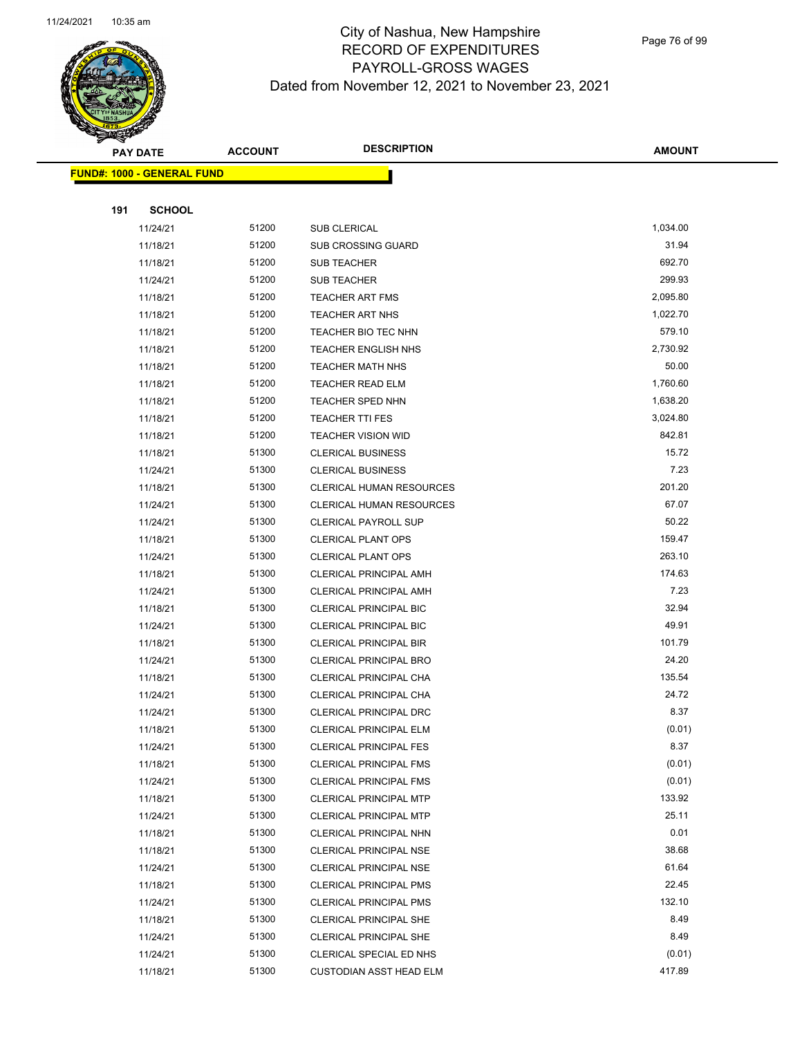# City of Nashua, New Hampshire
## RECORD OF EXPENDITURES
## PAYROLL-GROSS WAGES
## Dated from November 12, 2021 to November 23, 2021

| PAY DATE | ACCOUNT | DESCRIPTION | AMOUNT |
|---|---|---|---|
| **FUND#: 1000 - GENERAL FUND** | | | |
| **191 SCHOOL** | | | |
| 11/24/21 | 51200 | SUB CLERICAL | 1,034.00 |
| 11/18/21 | 51200 | SUB CROSSING GUARD | 31.94 |
| 11/18/21 | 51200 | SUB TEACHER | 692.70 |
| 11/24/21 | 51200 | SUB TEACHER | 299.93 |
| 11/18/21 | 51200 | TEACHER ART FMS | 2,095.80 |
| 11/18/21 | 51200 | TEACHER ART NHS | 1,022.70 |
| 11/18/21 | 51200 | TEACHER BIO TEC NHN | 579.10 |
| 11/18/21 | 51200 | TEACHER ENGLISH NHS | 2,730.92 |
| 11/18/21 | 51200 | TEACHER MATH NHS | 50.00 |
| 11/18/21 | 51200 | TEACHER READ ELM | 1,760.60 |
| 11/18/21 | 51200 | TEACHER SPED NHN | 1,638.20 |
| 11/18/21 | 51200 | TEACHER TTI FES | 3,024.80 |
| 11/18/21 | 51200 | TEACHER VISION WID | 842.81 |
| 11/18/21 | 51300 | CLERICAL BUSINESS | 15.72 |
| 11/24/21 | 51300 | CLERICAL BUSINESS | 7.23 |
| 11/18/21 | 51300 | CLERICAL HUMAN RESOURCES | 201.20 |
| 11/24/21 | 51300 | CLERICAL HUMAN RESOURCES | 67.07 |
| 11/24/21 | 51300 | CLERICAL PAYROLL SUP | 50.22 |
| 11/18/21 | 51300 | CLERICAL PLANT OPS | 159.47 |
| 11/24/21 | 51300 | CLERICAL PLANT OPS | 263.10 |
| 11/18/21 | 51300 | CLERICAL PRINCIPAL AMH | 174.63 |
| 11/24/21 | 51300 | CLERICAL PRINCIPAL AMH | 7.23 |
| 11/18/21 | 51300 | CLERICAL PRINCIPAL BIC | 32.94 |
| 11/24/21 | 51300 | CLERICAL PRINCIPAL BIC | 49.91 |
| 11/18/21 | 51300 | CLERICAL PRINCIPAL BIR | 101.79 |
| 11/24/21 | 51300 | CLERICAL PRINCIPAL BRO | 24.20 |
| 11/18/21 | 51300 | CLERICAL PRINCIPAL CHA | 135.54 |
| 11/24/21 | 51300 | CLERICAL PRINCIPAL CHA | 24.72 |
| 11/24/21 | 51300 | CLERICAL PRINCIPAL DRC | 8.37 |
| 11/18/21 | 51300 | CLERICAL PRINCIPAL ELM | (0.01) |
| 11/24/21 | 51300 | CLERICAL PRINCIPAL FES | 8.37 |
| 11/18/21 | 51300 | CLERICAL PRINCIPAL FMS | (0.01) |
| 11/24/21 | 51300 | CLERICAL PRINCIPAL FMS | (0.01) |
| 11/18/21 | 51300 | CLERICAL PRINCIPAL MTP | 133.92 |
| 11/24/21 | 51300 | CLERICAL PRINCIPAL MTP | 25.11 |
| 11/18/21 | 51300 | CLERICAL PRINCIPAL NHN | 0.01 |
| 11/18/21 | 51300 | CLERICAL PRINCIPAL NSE | 38.68 |
| 11/24/21 | 51300 | CLERICAL PRINCIPAL NSE | 61.64 |
| 11/18/21 | 51300 | CLERICAL PRINCIPAL PMS | 22.45 |
| 11/24/21 | 51300 | CLERICAL PRINCIPAL PMS | 132.10 |
| 11/18/21 | 51300 | CLERICAL PRINCIPAL SHE | 8.49 |
| 11/24/21 | 51300 | CLERICAL PRINCIPAL SHE | 8.49 |
| 11/24/21 | 51300 | CLERICAL SPECIAL ED NHS | (0.01) |
| 11/18/21 | 51300 | CUSTODIAN ASST HEAD ELM | 417.89 |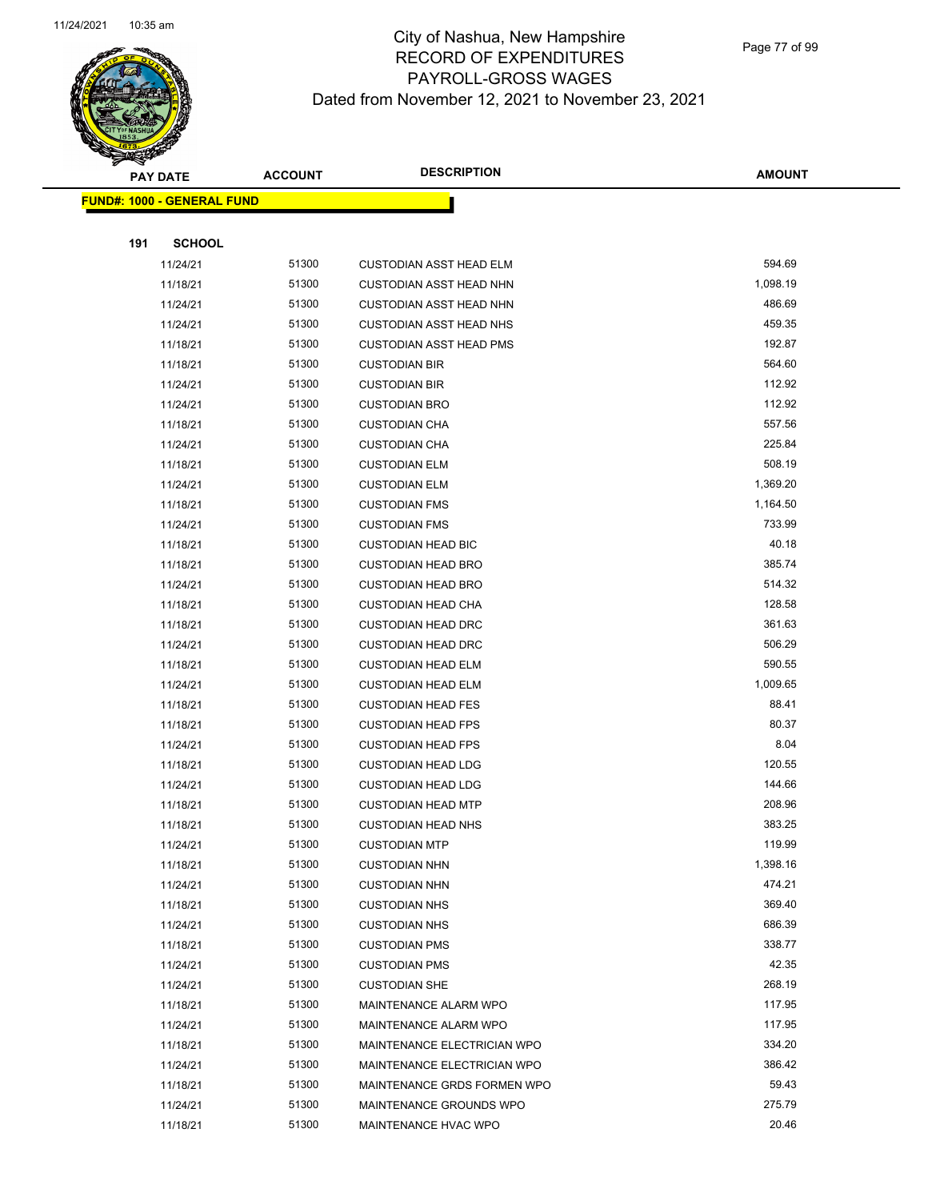# City of Nashua, New Hampshire
# RECORD OF EXPENDITURES
# PAYROLL-GROSS WAGES
# Dated from November 12, 2021 to November 23, 2021

**FUND#: 1000 - GENERAL FUND**

**191 SCHOOL**

| PAY DATE | ACCOUNT | DESCRIPTION | AMOUNT |
|---|---|---|---|
| 11/24/21 | 51300 | CUSTODIAN ASST HEAD ELM | 594.69 |
| 11/18/21 | 51300 | CUSTODIAN ASST HEAD NHN | 1,098.19 |
| 11/24/21 | 51300 | CUSTODIAN ASST HEAD NHN | 486.69 |
| 11/24/21 | 51300 | CUSTODIAN ASST HEAD NHS | 459.35 |
| 11/18/21 | 51300 | CUSTODIAN ASST HEAD PMS | 192.87 |
| 11/18/21 | 51300 | CUSTODIAN BIR | 564.60 |
| 11/24/21 | 51300 | CUSTODIAN BIR | 112.92 |
| 11/24/21 | 51300 | CUSTODIAN BRO | 112.92 |
| 11/18/21 | 51300 | CUSTODIAN CHA | 557.56 |
| 11/24/21 | 51300 | CUSTODIAN CHA | 225.84 |
| 11/18/21 | 51300 | CUSTODIAN ELM | 508.19 |
| 11/24/21 | 51300 | CUSTODIAN ELM | 1,369.20 |
| 11/18/21 | 51300 | CUSTODIAN FMS | 1,164.50 |
| 11/24/21 | 51300 | CUSTODIAN FMS | 733.99 |
| 11/18/21 | 51300 | CUSTODIAN HEAD BIC | 40.18 |
| 11/18/21 | 51300 | CUSTODIAN HEAD BRO | 385.74 |
| 11/24/21 | 51300 | CUSTODIAN HEAD BRO | 514.32 |
| 11/18/21 | 51300 | CUSTODIAN HEAD CHA | 128.58 |
| 11/18/21 | 51300 | CUSTODIAN HEAD DRC | 361.63 |
| 11/24/21 | 51300 | CUSTODIAN HEAD DRC | 506.29 |
| 11/18/21 | 51300 | CUSTODIAN HEAD ELM | 590.55 |
| 11/24/21 | 51300 | CUSTODIAN HEAD ELM | 1,009.65 |
| 11/18/21 | 51300 | CUSTODIAN HEAD FES | 88.41 |
| 11/18/21 | 51300 | CUSTODIAN HEAD FPS | 80.37 |
| 11/24/21 | 51300 | CUSTODIAN HEAD FPS | 8.04 |
| 11/18/21 | 51300 | CUSTODIAN HEAD LDG | 120.55 |
| 11/24/21 | 51300 | CUSTODIAN HEAD LDG | 144.66 |
| 11/18/21 | 51300 | CUSTODIAN HEAD MTP | 208.96 |
| 11/18/21 | 51300 | CUSTODIAN HEAD NHS | 383.25 |
| 11/24/21 | 51300 | CUSTODIAN MTP | 119.99 |
| 11/18/21 | 51300 | CUSTODIAN NHN | 1,398.16 |
| 11/24/21 | 51300 | CUSTODIAN NHN | 474.21 |
| 11/18/21 | 51300 | CUSTODIAN NHS | 369.40 |
| 11/24/21 | 51300 | CUSTODIAN NHS | 686.39 |
| 11/18/21 | 51300 | CUSTODIAN PMS | 338.77 |
| 11/24/21 | 51300 | CUSTODIAN PMS | 42.35 |
| 11/24/21 | 51300 | CUSTODIAN SHE | 268.19 |
| 11/18/21 | 51300 | MAINTENANCE ALARM WPO | 117.95 |
| 11/24/21 | 51300 | MAINTENANCE ALARM WPO | 117.95 |
| 11/18/21 | 51300 | MAINTENANCE ELECTRICIAN WPO | 334.20 |
| 11/24/21 | 51300 | MAINTENANCE ELECTRICIAN WPO | 386.42 |
| 11/18/21 | 51300 | MAINTENANCE GRDS FORMEN WPO | 59.43 |
| 11/24/21 | 51300 | MAINTENANCE GROUNDS WPO | 275.79 |
| 11/18/21 | 51300 | MAINTENANCE HVAC WPO | 20.46 |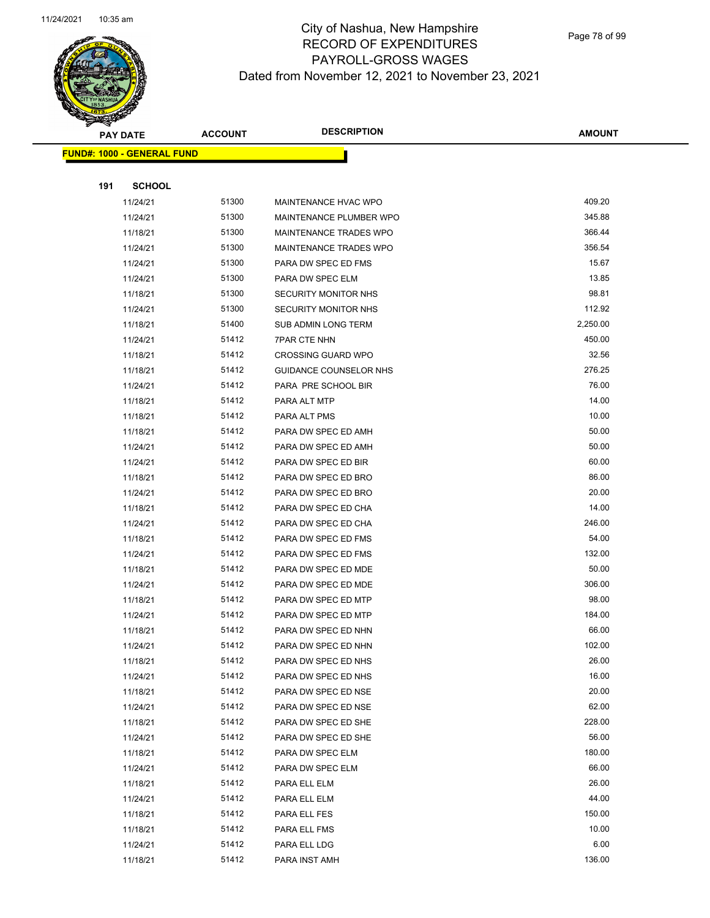City of Nashua, New Hampshire
RECORD OF EXPENDITURES
PAYROLL-GROSS WAGES
Dated from November 12, 2021 to November 23, 2021

| PAY DATE | ACCOUNT | DESCRIPTION | AMOUNT |
|---|---|---|---|
| **FUND#: 1000 - GENERAL FUND** | | | |
| **191 SCHOOL** | | | |
| 11/24/21 | 51300 | MAINTENANCE HVAC WPO | 409.20 |
| 11/24/21 | 51300 | MAINTENANCE PLUMBER WPO | 345.88 |
| 11/18/21 | 51300 | MAINTENANCE TRADES WPO | 366.44 |
| 11/24/21 | 51300 | MAINTENANCE TRADES WPO | 356.54 |
| 11/24/21 | 51300 | PARA DW SPEC ED FMS | 15.67 |
| 11/24/21 | 51300 | PARA DW SPEC ELM | 13.85 |
| 11/18/21 | 51300 | SECURITY MONITOR NHS | 98.81 |
| 11/24/21 | 51300 | SECURITY MONITOR NHS | 112.92 |
| 11/18/21 | 51400 | SUB ADMIN LONG TERM | 2,250.00 |
| 11/24/21 | 51412 | 7PAR CTE NHN | 450.00 |
| 11/18/21 | 51412 | CROSSING GUARD WPO | 32.56 |
| 11/18/21 | 51412 | GUIDANCE COUNSELOR NHS | 276.25 |
| 11/24/21 | 51412 | PARA PRE SCHOOL BIR | 76.00 |
| 11/18/21 | 51412 | PARA ALT MTP | 14.00 |
| 11/18/21 | 51412 | PARA ALT PMS | 10.00 |
| 11/18/21 | 51412 | PARA DW SPEC ED AMH | 50.00 |
| 11/24/21 | 51412 | PARA DW SPEC ED AMH | 50.00 |
| 11/24/21 | 51412 | PARA DW SPEC ED BIR | 60.00 |
| 11/18/21 | 51412 | PARA DW SPEC ED BRO | 86.00 |
| 11/24/21 | 51412 | PARA DW SPEC ED BRO | 20.00 |
| 11/18/21 | 51412 | PARA DW SPEC ED CHA | 14.00 |
| 11/24/21 | 51412 | PARA DW SPEC ED CHA | 246.00 |
| 11/18/21 | 51412 | PARA DW SPEC ED FMS | 54.00 |
| 11/24/21 | 51412 | PARA DW SPEC ED FMS | 132.00 |
| 11/18/21 | 51412 | PARA DW SPEC ED MDE | 50.00 |
| 11/24/21 | 51412 | PARA DW SPEC ED MDE | 306.00 |
| 11/18/21 | 51412 | PARA DW SPEC ED MTP | 98.00 |
| 11/24/21 | 51412 | PARA DW SPEC ED MTP | 184.00 |
| 11/18/21 | 51412 | PARA DW SPEC ED NHN | 66.00 |
| 11/24/21 | 51412 | PARA DW SPEC ED NHN | 102.00 |
| 11/18/21 | 51412 | PARA DW SPEC ED NHS | 26.00 |
| 11/24/21 | 51412 | PARA DW SPEC ED NHS | 16.00 |
| 11/18/21 | 51412 | PARA DW SPEC ED NSE | 20.00 |
| 11/24/21 | 51412 | PARA DW SPEC ED NSE | 62.00 |
| 11/18/21 | 51412 | PARA DW SPEC ED SHE | 228.00 |
| 11/24/21 | 51412 | PARA DW SPEC ED SHE | 56.00 |
| 11/18/21 | 51412 | PARA DW SPEC ELM | 180.00 |
| 11/24/21 | 51412 | PARA DW SPEC ELM | 66.00 |
| 11/18/21 | 51412 | PARA ELL ELM | 26.00 |
| 11/24/21 | 51412 | PARA ELL ELM | 44.00 |
| 11/18/21 | 51412 | PARA ELL FES | 150.00 |
| 11/18/21 | 51412 | PARA ELL FMS | 10.00 |
| 11/24/21 | 51412 | PARA ELL LDG | 6.00 |
| 11/18/21 | 51412 | PARA INST AMH | 136.00 |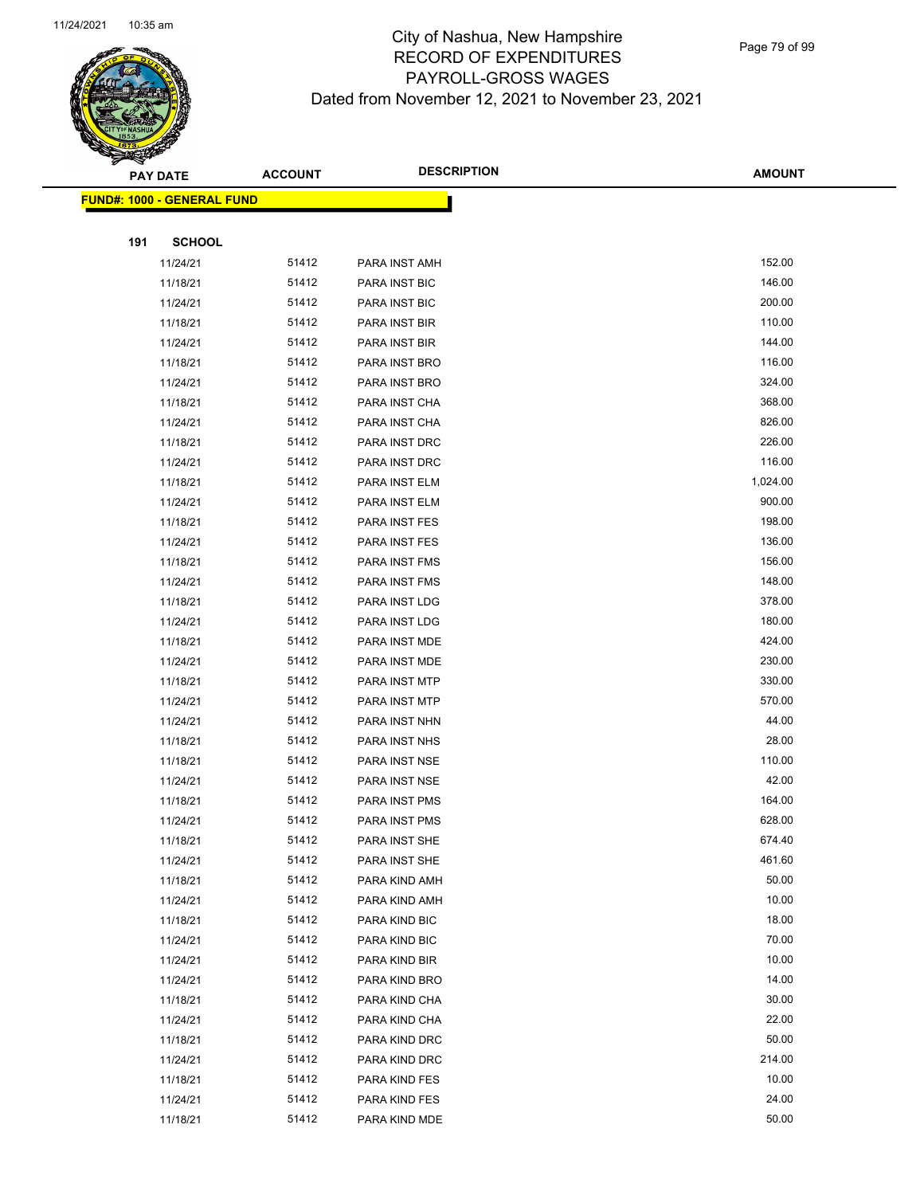# City of Nashua, New Hampshire
## RECORD OF EXPENDITURES
## PAYROLL-GROSS WAGES
### Dated from November 12, 2021 to November 23, 2021

| PAY DATE | ACCOUNT | DESCRIPTION | AMOUNT |
|---|---|---|---|
| **FUND#: 1000 - GENERAL FUND** | | | |
| **191 SCHOOL** | | | |
| 11/24/21 | 51412 | PARA INST AMH | 152.00 |
| 11/18/21 | 51412 | PARA INST BIC | 146.00 |
| 11/24/21 | 51412 | PARA INST BIC | 200.00 |
| 11/18/21 | 51412 | PARA INST BIR | 110.00 |
| 11/24/21 | 51412 | PARA INST BIR | 144.00 |
| 11/18/21 | 51412 | PARA INST BRO | 116.00 |
| 11/24/21 | 51412 | PARA INST BRO | 324.00 |
| 11/18/21 | 51412 | PARA INST CHA | 368.00 |
| 11/24/21 | 51412 | PARA INST CHA | 826.00 |
| 11/18/21 | 51412 | PARA INST DRC | 226.00 |
| 11/24/21 | 51412 | PARA INST DRC | 116.00 |
| 11/18/21 | 51412 | PARA INST ELM | 1,024.00 |
| 11/24/21 | 51412 | PARA INST ELM | 900.00 |
| 11/18/21 | 51412 | PARA INST FES | 198.00 |
| 11/24/21 | 51412 | PARA INST FES | 136.00 |
| 11/18/21 | 51412 | PARA INST FMS | 156.00 |
| 11/24/21 | 51412 | PARA INST FMS | 148.00 |
| 11/18/21 | 51412 | PARA INST LDG | 378.00 |
| 11/24/21 | 51412 | PARA INST LDG | 180.00 |
| 11/18/21 | 51412 | PARA INST MDE | 424.00 |
| 11/24/21 | 51412 | PARA INST MDE | 230.00 |
| 11/18/21 | 51412 | PARA INST MTP | 330.00 |
| 11/24/21 | 51412 | PARA INST MTP | 570.00 |
| 11/24/21 | 51412 | PARA INST NHN | 44.00 |
| 11/18/21 | 51412 | PARA INST NHS | 28.00 |
| 11/18/21 | 51412 | PARA INST NSE | 110.00 |
| 11/24/21 | 51412 | PARA INST NSE | 42.00 |
| 11/18/21 | 51412 | PARA INST PMS | 164.00 |
| 11/24/21 | 51412 | PARA INST PMS | 628.00 |
| 11/18/21 | 51412 | PARA INST SHE | 674.40 |
| 11/24/21 | 51412 | PARA INST SHE | 461.60 |
| 11/18/21 | 51412 | PARA KIND AMH | 50.00 |
| 11/24/21 | 51412 | PARA KIND AMH | 10.00 |
| 11/18/21 | 51412 | PARA KIND BIC | 18.00 |
| 11/24/21 | 51412 | PARA KIND BIC | 70.00 |
| 11/24/21 | 51412 | PARA KIND BIR | 10.00 |
| 11/24/21 | 51412 | PARA KIND BRO | 14.00 |
| 11/18/21 | 51412 | PARA KIND CHA | 30.00 |
| 11/24/21 | 51412 | PARA KIND CHA | 22.00 |
| 11/18/21 | 51412 | PARA KIND DRC | 50.00 |
| 11/24/21 | 51412 | PARA KIND DRC | 214.00 |
| 11/18/21 | 51412 | PARA KIND FES | 10.00 |
| 11/24/21 | 51412 | PARA KIND FES | 24.00 |
| 11/18/21 | 51412 | PARA KIND MDE | 50.00 |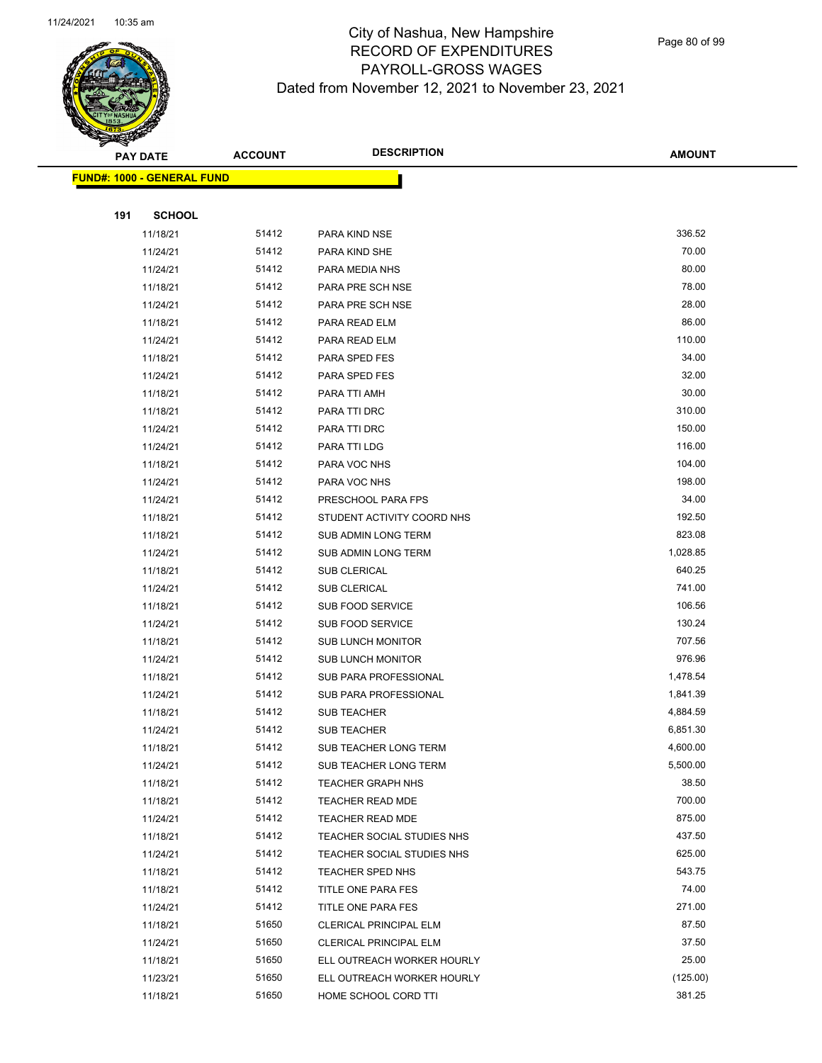City of Nashua, New Hampshire
RECORD OF EXPENDITURES
PAYROLL-GROSS WAGES
Dated from November 12, 2021 to November 23, 2021

| PAY DATE | ACCOUNT | DESCRIPTION | AMOUNT |
|---|---|---|---|
| **FUND#: 1000 - GENERAL FUND** | | | |
| **191 SCHOOL** | | | |
| 11/18/21 | 51412 | PARA KIND NSE | 336.52 |
| 11/24/21 | 51412 | PARA KIND SHE | 70.00 |
| 11/24/21 | 51412 | PARA MEDIA NHS | 80.00 |
| 11/18/21 | 51412 | PARA PRE SCH NSE | 78.00 |
| 11/24/21 | 51412 | PARA PRE SCH NSE | 28.00 |
| 11/18/21 | 51412 | PARA READ ELM | 86.00 |
| 11/24/21 | 51412 | PARA READ ELM | 110.00 |
| 11/18/21 | 51412 | PARA SPED FES | 34.00 |
| 11/24/21 | 51412 | PARA SPED FES | 32.00 |
| 11/18/21 | 51412 | PARA TTI AMH | 30.00 |
| 11/18/21 | 51412 | PARA TTI DRC | 310.00 |
| 11/24/21 | 51412 | PARA TTI DRC | 150.00 |
| 11/24/21 | 51412 | PARA TTI LDG | 116.00 |
| 11/18/21 | 51412 | PARA VOC NHS | 104.00 |
| 11/24/21 | 51412 | PARA VOC NHS | 198.00 |
| 11/24/21 | 51412 | PRESCHOOL PARA FPS | 34.00 |
| 11/18/21 | 51412 | STUDENT ACTIVITY COORD NHS | 192.50 |
| 11/18/21 | 51412 | SUB ADMIN LONG TERM | 823.08 |
| 11/24/21 | 51412 | SUB ADMIN LONG TERM | 1,028.85 |
| 11/18/21 | 51412 | SUB CLERICAL | 640.25 |
| 11/24/21 | 51412 | SUB CLERICAL | 741.00 |
| 11/18/21 | 51412 | SUB FOOD SERVICE | 106.56 |
| 11/24/21 | 51412 | SUB FOOD SERVICE | 130.24 |
| 11/18/21 | 51412 | SUB LUNCH MONITOR | 707.56 |
| 11/24/21 | 51412 | SUB LUNCH MONITOR | 976.96 |
| 11/18/21 | 51412 | SUB PARA PROFESSIONAL | 1,478.54 |
| 11/24/21 | 51412 | SUB PARA PROFESSIONAL | 1,841.39 |
| 11/18/21 | 51412 | SUB TEACHER | 4,884.59 |
| 11/24/21 | 51412 | SUB TEACHER | 6,851.30 |
| 11/18/21 | 51412 | SUB TEACHER LONG TERM | 4,600.00 |
| 11/24/21 | 51412 | SUB TEACHER LONG TERM | 5,500.00 |
| 11/18/21 | 51412 | TEACHER GRAPH NHS | 38.50 |
| 11/18/21 | 51412 | TEACHER READ MDE | 700.00 |
| 11/24/21 | 51412 | TEACHER READ MDE | 875.00 |
| 11/18/21 | 51412 | TEACHER SOCIAL STUDIES NHS | 437.50 |
| 11/24/21 | 51412 | TEACHER SOCIAL STUDIES NHS | 625.00 |
| 11/18/21 | 51412 | TEACHER SPED NHS | 543.75 |
| 11/18/21 | 51412 | TITLE ONE PARA FES | 74.00 |
| 11/24/21 | 51412 | TITLE ONE PARA FES | 271.00 |
| 11/18/21 | 51650 | CLERICAL PRINCIPAL ELM | 87.50 |
| 11/24/21 | 51650 | CLERICAL PRINCIPAL ELM | 37.50 |
| 11/18/21 | 51650 | ELL OUTREACH WORKER HOURLY | 25.00 |
| 11/23/21 | 51650 | ELL OUTREACH WORKER HOURLY | (125.00) |
| 11/18/21 | 51650 | HOME SCHOOL CORD TTI | 381.25 |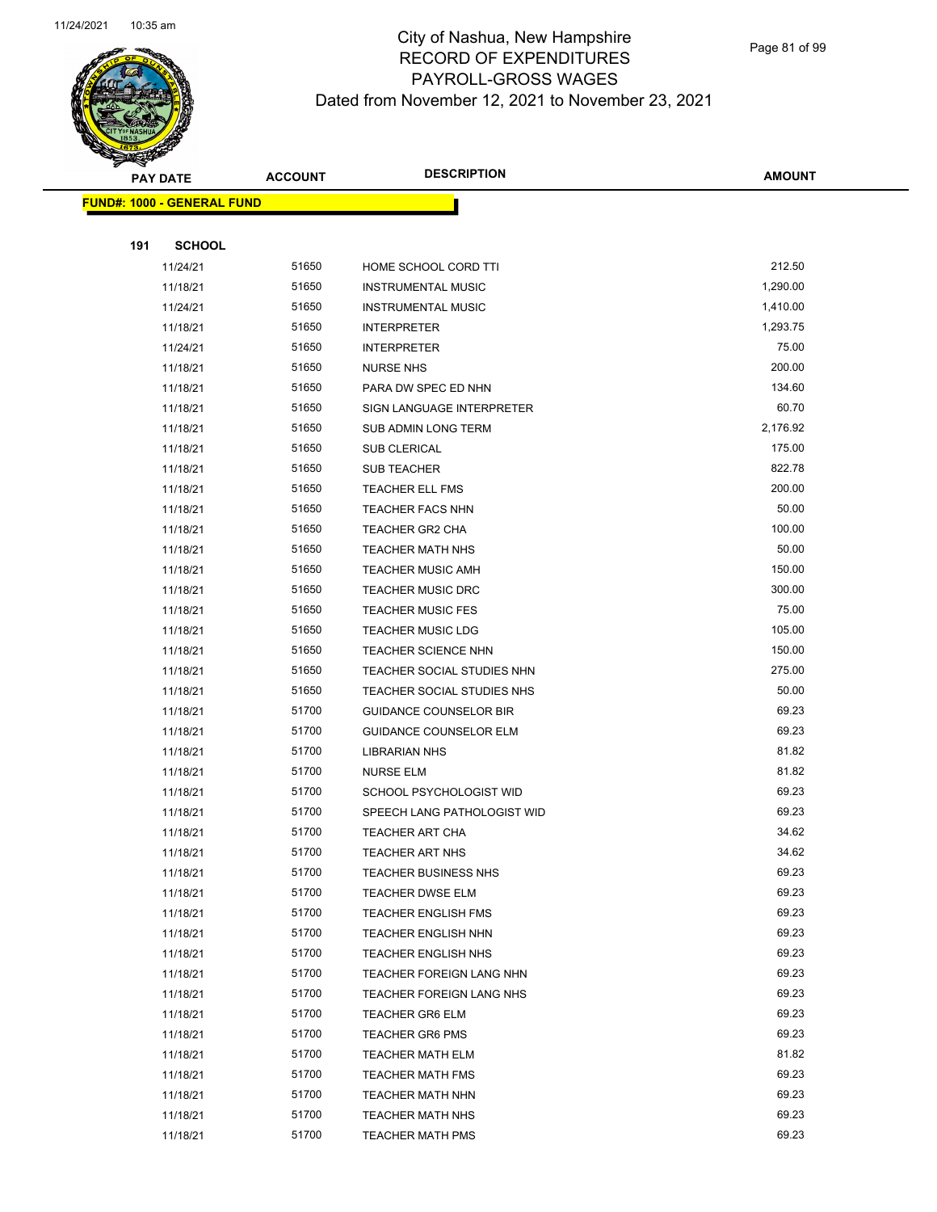# City of Nashua, New Hampshire
## RECORD OF EXPENDITURES
## PAYROLL-GROSS WAGES
## Dated from November 12, 2021 to November 23, 2021

| PAY DATE | ACCOUNT | DESCRIPTION | AMOUNT |
|---|---|---|---|
| **FUND#: 1000 - GENERAL FUND** | | | |
| **191 SCHOOL** | | | |
| 11/24/21 | 51650 | HOME SCHOOL CORD TTI | 212.50 |
| 11/18/21 | 51650 | INSTRUMENTAL MUSIC | 1,290.00 |
| 11/24/21 | 51650 | INSTRUMENTAL MUSIC | 1,410.00 |
| 11/18/21 | 51650 | INTERPRETER | 1,293.75 |
| 11/24/21 | 51650 | INTERPRETER | 75.00 |
| 11/18/21 | 51650 | NURSE NHS | 200.00 |
| 11/18/21 | 51650 | PARA DW SPEC ED NHN | 134.60 |
| 11/18/21 | 51650 | SIGN LANGUAGE INTERPRETER | 60.70 |
| 11/18/21 | 51650 | SUB ADMIN LONG TERM | 2,176.92 |
| 11/18/21 | 51650 | SUB CLERICAL | 175.00 |
| 11/18/21 | 51650 | SUB TEACHER | 822.78 |
| 11/18/21 | 51650 | TEACHER ELL FMS | 200.00 |
| 11/18/21 | 51650 | TEACHER FACS NHN | 50.00 |
| 11/18/21 | 51650 | TEACHER GR2 CHA | 100.00 |
| 11/18/21 | 51650 | TEACHER MATH NHS | 50.00 |
| 11/18/21 | 51650 | TEACHER MUSIC AMH | 150.00 |
| 11/18/21 | 51650 | TEACHER MUSIC DRC | 300.00 |
| 11/18/21 | 51650 | TEACHER MUSIC FES | 75.00 |
| 11/18/21 | 51650 | TEACHER MUSIC LDG | 105.00 |
| 11/18/21 | 51650 | TEACHER SCIENCE NHN | 150.00 |
| 11/18/21 | 51650 | TEACHER SOCIAL STUDIES NHN | 275.00 |
| 11/18/21 | 51650 | TEACHER SOCIAL STUDIES NHS | 50.00 |
| 11/18/21 | 51700 | GUIDANCE COUNSELOR BIR | 69.23 |
| 11/18/21 | 51700 | GUIDANCE COUNSELOR ELM | 69.23 |
| 11/18/21 | 51700 | LIBRARIAN NHS | 81.82 |
| 11/18/21 | 51700 | NURSE ELM | 81.82 |
| 11/18/21 | 51700 | SCHOOL PSYCHOLOGIST WID | 69.23 |
| 11/18/21 | 51700 | SPEECH LANG PATHOLOGIST WID | 69.23 |
| 11/18/21 | 51700 | TEACHER ART CHA | 34.62 |
| 11/18/21 | 51700 | TEACHER ART NHS | 34.62 |
| 11/18/21 | 51700 | TEACHER BUSINESS NHS | 69.23 |
| 11/18/21 | 51700 | TEACHER DWSE ELM | 69.23 |
| 11/18/21 | 51700 | TEACHER ENGLISH FMS | 69.23 |
| 11/18/21 | 51700 | TEACHER ENGLISH NHN | 69.23 |
| 11/18/21 | 51700 | TEACHER ENGLISH NHS | 69.23 |
| 11/18/21 | 51700 | TEACHER FOREIGN LANG NHN | 69.23 |
| 11/18/21 | 51700 | TEACHER FOREIGN LANG NHS | 69.23 |
| 11/18/21 | 51700 | TEACHER GR6 ELM | 69.23 |
| 11/18/21 | 51700 | TEACHER GR6 PMS | 69.23 |
| 11/18/21 | 51700 | TEACHER MATH ELM | 81.82 |
| 11/18/21 | 51700 | TEACHER MATH FMS | 69.23 |
| 11/18/21 | 51700 | TEACHER MATH NHN | 69.23 |
| 11/18/21 | 51700 | TEACHER MATH NHS | 69.23 |
| 11/18/21 | 51700 | TEACHER MATH PMS | 69.23 |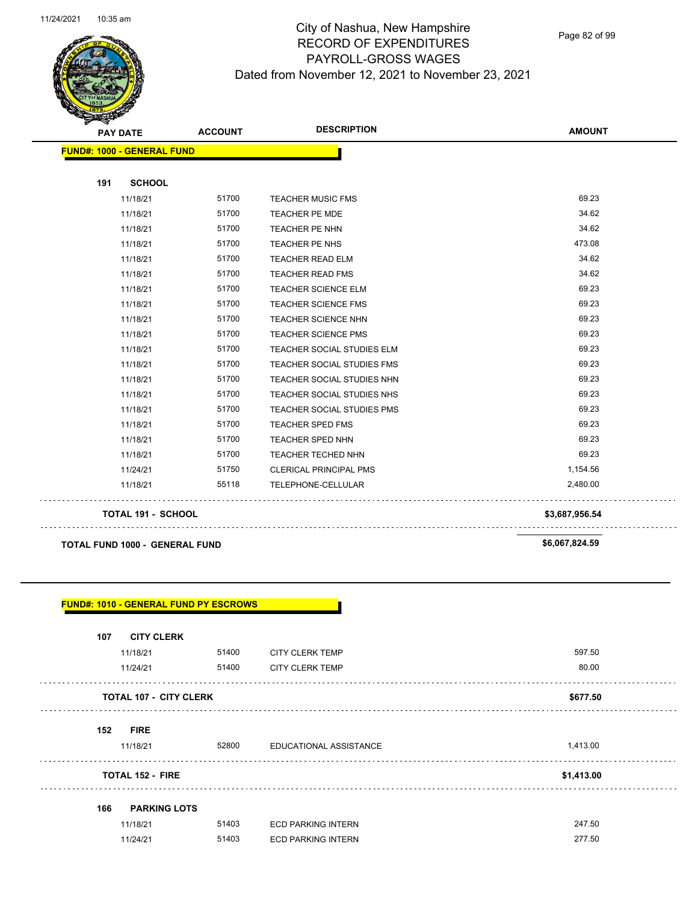City of Nashua, New Hampshire
RECORD OF EXPENDITURES
PAYROLL-GROSS WAGES
Dated from November 12, 2021 to November 23, 2021

| PAY DATE | ACCOUNT | DESCRIPTION | AMOUNT |
|---|---|---|---|
| **FUND#: 1000 - GENERAL FUND** | | | |
| **191 SCHOOL** | | | |
| 11/18/21 | 51700 | TEACHER MUSIC FMS | 69.23 |
| 11/18/21 | 51700 | TEACHER PE MDE | 34.62 |
| 11/18/21 | 51700 | TEACHER PE NHN | 34.62 |
| 11/18/21 | 51700 | TEACHER PE NHS | 473.08 |
| 11/18/21 | 51700 | TEACHER READ ELM | 34.62 |
| 11/18/21 | 51700 | TEACHER READ FMS | 34.62 |
| 11/18/21 | 51700 | TEACHER SCIENCE ELM | 69.23 |
| 11/18/21 | 51700 | TEACHER SCIENCE FMS | 69.23 |
| 11/18/21 | 51700 | TEACHER SCIENCE NHN | 69.23 |
| 11/18/21 | 51700 | TEACHER SCIENCE PMS | 69.23 |
| 11/18/21 | 51700 | TEACHER SOCIAL STUDIES ELM | 69.23 |
| 11/18/21 | 51700 | TEACHER SOCIAL STUDIES FMS | 69.23 |
| 11/18/21 | 51700 | TEACHER SOCIAL STUDIES NHN | 69.23 |
| 11/18/21 | 51700 | TEACHER SOCIAL STUDIES NHS | 69.23 |
| 11/18/21 | 51700 | TEACHER SOCIAL STUDIES PMS | 69.23 |
| 11/18/21 | 51700 | TEACHER SPED FMS | 69.23 |
| 11/18/21 | 51700 | TEACHER SPED NHN | 69.23 |
| 11/18/21 | 51700 | TEACHER TECHED NHN | 69.23 |
| 11/24/21 | 51750 | CLERICAL PRINCIPAL PMS | 1,154.56 |
| 11/18/21 | 55118 | TELEPHONE-CELLULAR | 2,480.00 |
| **TOTAL 191 - SCHOOL** | | | **$3,687,956.54** |
| **TOTAL FUND 1000 - GENERAL FUND** | | | **$6,067,824.59** |

| PAY DATE | ACCOUNT | DESCRIPTION | AMOUNT |
|---|---|---|---|
| **FUND#: 1010 - GENERAL FUND PY ESCROWS** | | | |
| **107 CITY CLERK** | | | |
| 11/18/21 | 51400 | CITY CLERK TEMP | 597.50 |
| 11/24/21 | 51400 | CITY CLERK TEMP | 80.00 |
| **TOTAL 107 - CITY CLERK** | | | **$677.50** |
| **152 FIRE** | | | |
| 11/18/21 | 52800 | EDUCATIONAL ASSISTANCE | 1,413.00 |
| **TOTAL 152 - FIRE** | | | **$1,413.00** |
| **166 PARKING LOTS** | | | |
| 11/18/21 | 51403 | ECD PARKING INTERN | 247.50 |
| 11/24/21 | 51403 | ECD PARKING INTERN | 277.50 |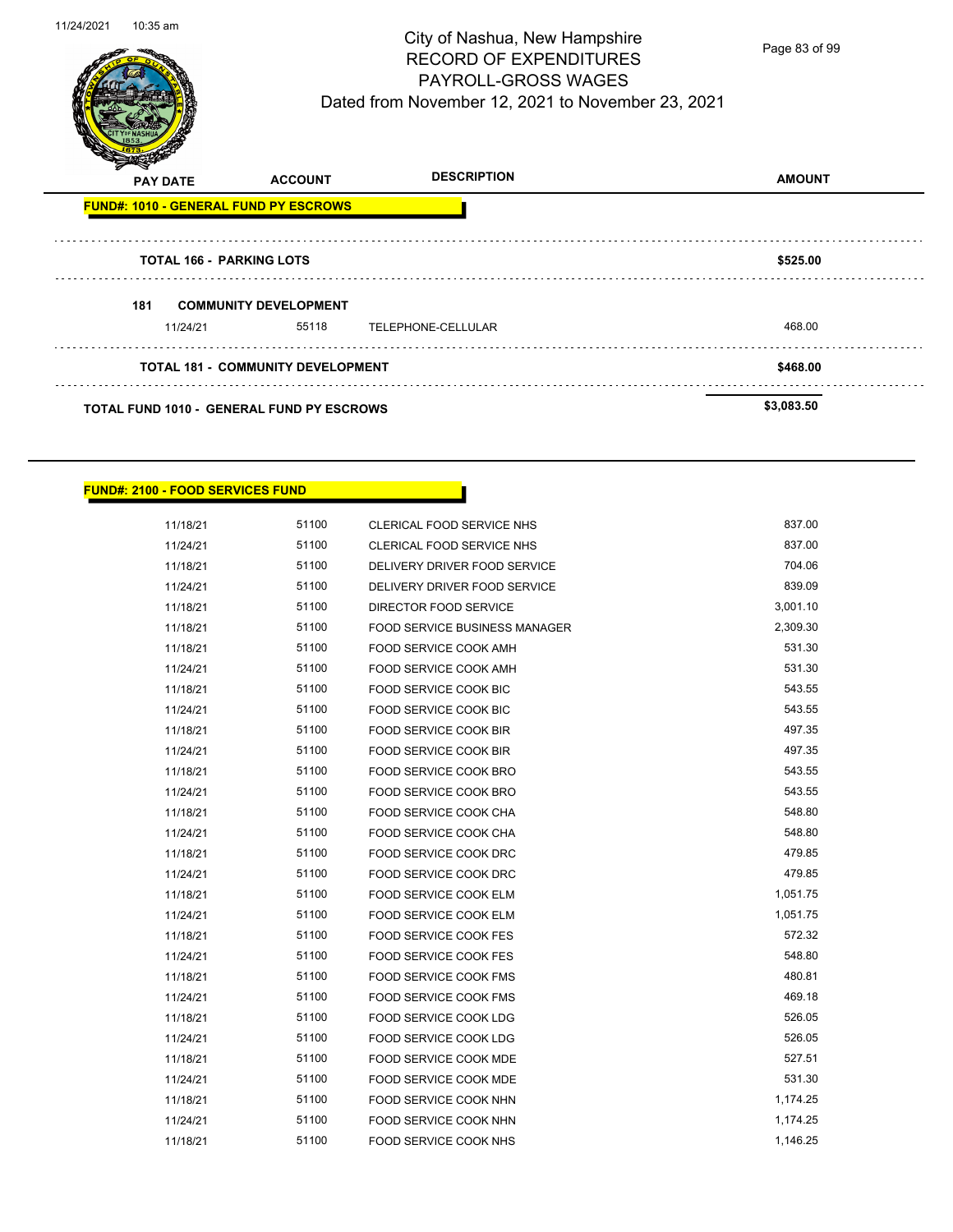| PAY DATE | ACCOUNT | DESCRIPTION | AMOUNT |
|---|---|---|---|

**FUND#: 1010 - GENERAL FUND PY ESCROWS**

| | | | |
|---|---|---|---|
| **TOTAL 166 - PARKING LOTS** | | | **$525.00** |
| **181 COMMUNITY DEVELOPMENT** | | | |
| 11/24/21 | 55118 | TELEPHONE-CELLULAR | 468.00 |
| **TOTAL 181 - COMMUNITY DEVELOPMENT** | | | **$468.00** |
| **TOTAL FUND 1010 - GENERAL FUND PY ESCROWS** | | | **$3,083.50** |

**FUND#: 2100 - FOOD SERVICES FUND**

| PAY DATE | ACCOUNT | DESCRIPTION | AMOUNT |
|---|---|---|---|
| 11/18/21 | 51100 | CLERICAL FOOD SERVICE NHS | 837.00 |
| 11/24/21 | 51100 | CLERICAL FOOD SERVICE NHS | 837.00 |
| 11/18/21 | 51100 | DELIVERY DRIVER FOOD SERVICE | 704.06 |
| 11/24/21 | 51100 | DELIVERY DRIVER FOOD SERVICE | 839.09 |
| 11/18/21 | 51100 | DIRECTOR FOOD SERVICE | 3,001.10 |
| 11/18/21 | 51100 | FOOD SERVICE BUSINESS MANAGER | 2,309.30 |
| 11/18/21 | 51100 | FOOD SERVICE COOK AMH | 531.30 |
| 11/24/21 | 51100 | FOOD SERVICE COOK AMH | 531.30 |
| 11/18/21 | 51100 | FOOD SERVICE COOK BIC | 543.55 |
| 11/24/21 | 51100 | FOOD SERVICE COOK BIC | 543.55 |
| 11/18/21 | 51100 | FOOD SERVICE COOK BIR | 497.35 |
| 11/24/21 | 51100 | FOOD SERVICE COOK BIR | 497.35 |
| 11/18/21 | 51100 | FOOD SERVICE COOK BRO | 543.55 |
| 11/24/21 | 51100 | FOOD SERVICE COOK BRO | 543.55 |
| 11/18/21 | 51100 | FOOD SERVICE COOK CHA | 548.80 |
| 11/24/21 | 51100 | FOOD SERVICE COOK CHA | 548.80 |
| 11/18/21 | 51100 | FOOD SERVICE COOK DRC | 479.85 |
| 11/24/21 | 51100 | FOOD SERVICE COOK DRC | 479.85 |
| 11/18/21 | 51100 | FOOD SERVICE COOK ELM | 1,051.75 |
| 11/24/21 | 51100 | FOOD SERVICE COOK ELM | 1,051.75 |
| 11/18/21 | 51100 | FOOD SERVICE COOK FES | 572.32 |
| 11/24/21 | 51100 | FOOD SERVICE COOK FES | 548.80 |
| 11/18/21 | 51100 | FOOD SERVICE COOK FMS | 480.81 |
| 11/24/21 | 51100 | FOOD SERVICE COOK FMS | 469.18 |
| 11/18/21 | 51100 | FOOD SERVICE COOK LDG | 526.05 |
| 11/24/21 | 51100 | FOOD SERVICE COOK LDG | 526.05 |
| 11/18/21 | 51100 | FOOD SERVICE COOK MDE | 527.51 |
| 11/24/21 | 51100 | FOOD SERVICE COOK MDE | 531.30 |
| 11/18/21 | 51100 | FOOD SERVICE COOK NHN | 1,174.25 |
| 11/24/21 | 51100 | FOOD SERVICE COOK NHN | 1,174.25 |
| 11/18/21 | 51100 | FOOD SERVICE COOK NHS | 1,146.25 |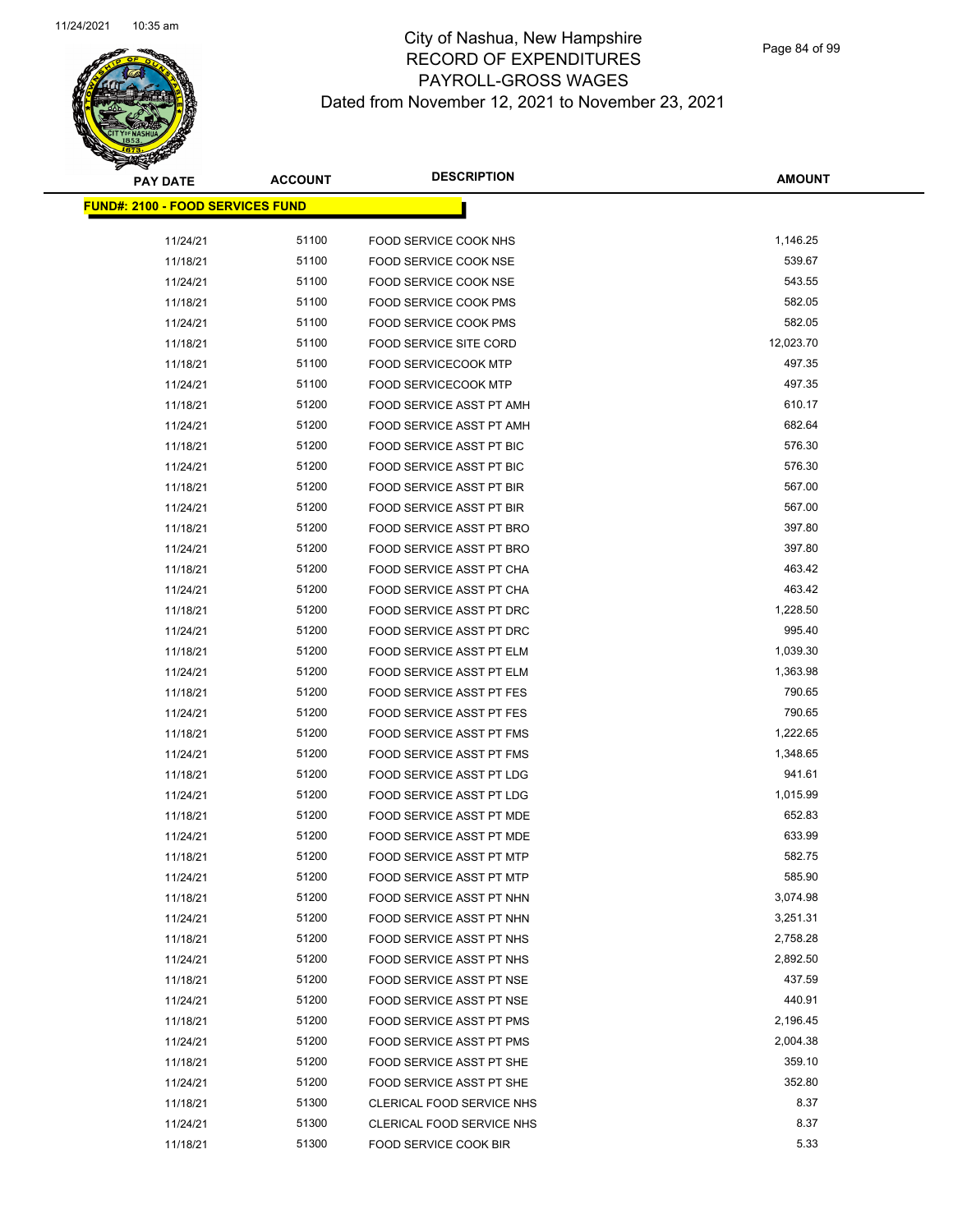# City of Nashua, New Hampshire
## RECORD OF EXPENDITURES
## PAYROLL-GROSS WAGES
## Dated from November 12, 2021 to November 23, 2021

**FUND#: 2100 - FOOD SERVICES FUND**

| PAY DATE | ACCOUNT | DESCRIPTION | AMOUNT |
|---|---|---|---|
| 11/24/21 | 51100 | FOOD SERVICE COOK NHS | 1,146.25 |
| 11/18/21 | 51100 | FOOD SERVICE COOK NSE | 539.67 |
| 11/24/21 | 51100 | FOOD SERVICE COOK NSE | 543.55 |
| 11/18/21 | 51100 | FOOD SERVICE COOK PMS | 582.05 |
| 11/24/21 | 51100 | FOOD SERVICE COOK PMS | 582.05 |
| 11/18/21 | 51100 | FOOD SERVICE SITE CORD | 12,023.70 |
| 11/18/21 | 51100 | FOOD SERVICECOOK MTP | 497.35 |
| 11/24/21 | 51100 | FOOD SERVICECOOK MTP | 497.35 |
| 11/18/21 | 51200 | FOOD SERVICE ASST PT AMH | 610.17 |
| 11/24/21 | 51200 | FOOD SERVICE ASST PT AMH | 682.64 |
| 11/18/21 | 51200 | FOOD SERVICE ASST PT BIC | 576.30 |
| 11/24/21 | 51200 | FOOD SERVICE ASST PT BIC | 576.30 |
| 11/18/21 | 51200 | FOOD SERVICE ASST PT BIR | 567.00 |
| 11/24/21 | 51200 | FOOD SERVICE ASST PT BIR | 567.00 |
| 11/18/21 | 51200 | FOOD SERVICE ASST PT BRO | 397.80 |
| 11/24/21 | 51200 | FOOD SERVICE ASST PT BRO | 397.80 |
| 11/18/21 | 51200 | FOOD SERVICE ASST PT CHA | 463.42 |
| 11/24/21 | 51200 | FOOD SERVICE ASST PT CHA | 463.42 |
| 11/18/21 | 51200 | FOOD SERVICE ASST PT DRC | 1,228.50 |
| 11/24/21 | 51200 | FOOD SERVICE ASST PT DRC | 995.40 |
| 11/18/21 | 51200 | FOOD SERVICE ASST PT ELM | 1,039.30 |
| 11/24/21 | 51200 | FOOD SERVICE ASST PT ELM | 1,363.98 |
| 11/18/21 | 51200 | FOOD SERVICE ASST PT FES | 790.65 |
| 11/24/21 | 51200 | FOOD SERVICE ASST PT FES | 790.65 |
| 11/18/21 | 51200 | FOOD SERVICE ASST PT FMS | 1,222.65 |
| 11/24/21 | 51200 | FOOD SERVICE ASST PT FMS | 1,348.65 |
| 11/18/21 | 51200 | FOOD SERVICE ASST PT LDG | 941.61 |
| 11/24/21 | 51200 | FOOD SERVICE ASST PT LDG | 1,015.99 |
| 11/18/21 | 51200 | FOOD SERVICE ASST PT MDE | 652.83 |
| 11/24/21 | 51200 | FOOD SERVICE ASST PT MDE | 633.99 |
| 11/18/21 | 51200 | FOOD SERVICE ASST PT MTP | 582.75 |
| 11/24/21 | 51200 | FOOD SERVICE ASST PT MTP | 585.90 |
| 11/18/21 | 51200 | FOOD SERVICE ASST PT NHN | 3,074.98 |
| 11/24/21 | 51200 | FOOD SERVICE ASST PT NHN | 3,251.31 |
| 11/18/21 | 51200 | FOOD SERVICE ASST PT NHS | 2,758.28 |
| 11/24/21 | 51200 | FOOD SERVICE ASST PT NHS | 2,892.50 |
| 11/18/21 | 51200 | FOOD SERVICE ASST PT NSE | 437.59 |
| 11/24/21 | 51200 | FOOD SERVICE ASST PT NSE | 440.91 |
| 11/18/21 | 51200 | FOOD SERVICE ASST PT PMS | 2,196.45 |
| 11/24/21 | 51200 | FOOD SERVICE ASST PT PMS | 2,004.38 |
| 11/18/21 | 51200 | FOOD SERVICE ASST PT SHE | 359.10 |
| 11/24/21 | 51200 | FOOD SERVICE ASST PT SHE | 352.80 |
| 11/18/21 | 51300 | CLERICAL FOOD SERVICE NHS | 8.37 |
| 11/24/21 | 51300 | CLERICAL FOOD SERVICE NHS | 8.37 |
| 11/18/21 | 51300 | FOOD SERVICE COOK BIR | 5.33 |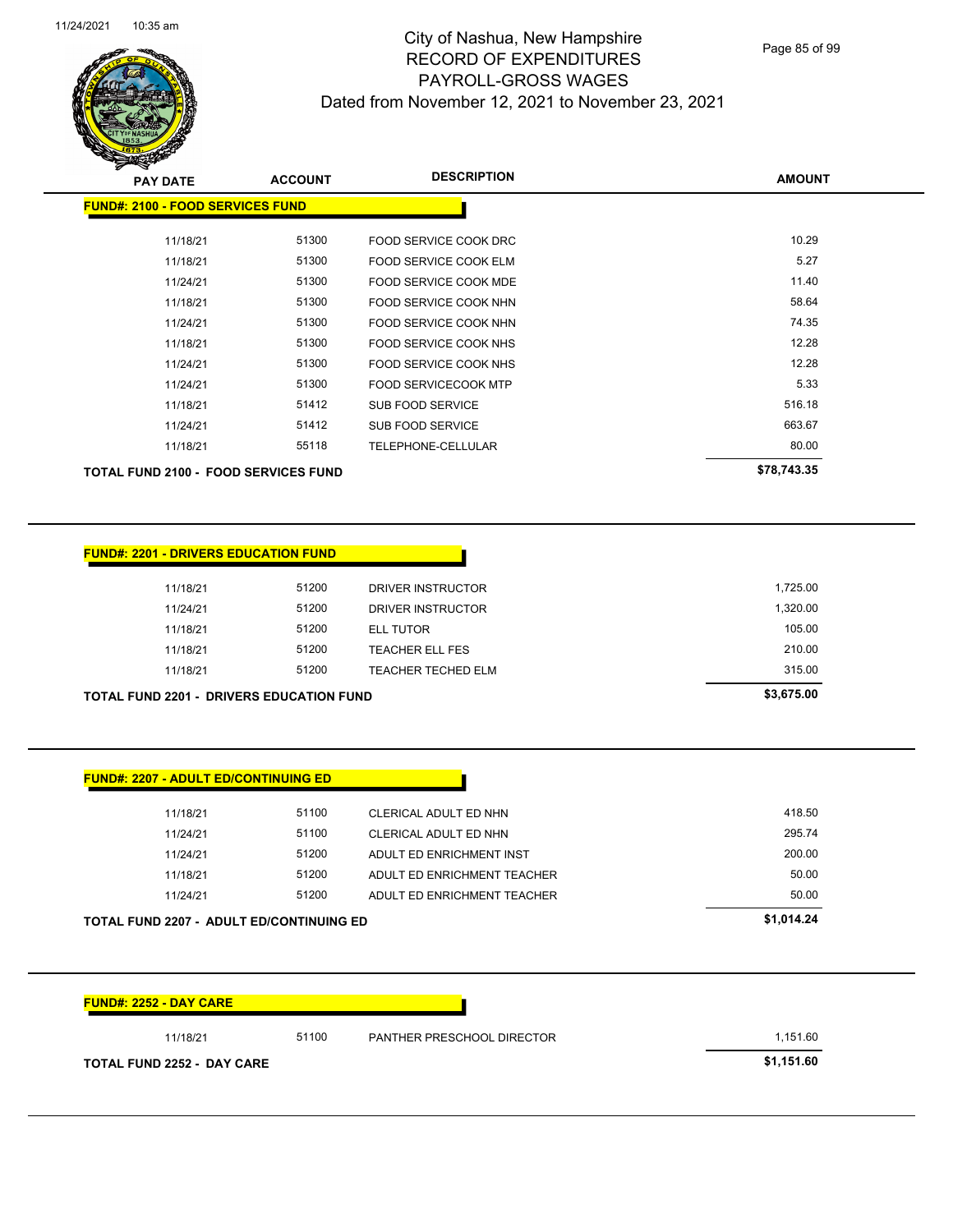# City of Nashua, New Hampshire
## RECORD OF EXPENDITURES
## PAYROLL-GROSS WAGES
## Dated from November 12, 2021 to November 23, 2021

| PAY DATE | ACCOUNT | DESCRIPTION | AMOUNT |
|---|---|---|---|
| **FUND#: 2100 - FOOD SERVICES FUND** | | | |
| 11/18/21 | 51300 | FOOD SERVICE COOK DRC | 10.29 |
| 11/18/21 | 51300 | FOOD SERVICE COOK ELM | 5.27 |
| 11/24/21 | 51300 | FOOD SERVICE COOK MDE | 11.40 |
| 11/18/21 | 51300 | FOOD SERVICE COOK NHN | 58.64 |
| 11/24/21 | 51300 | FOOD SERVICE COOK NHN | 74.35 |
| 11/18/21 | 51300 | FOOD SERVICE COOK NHS | 12.28 |
| 11/24/21 | 51300 | FOOD SERVICE COOK NHS | 12.28 |
| 11/24/21 | 51300 | FOOD SERVICECOOK MTP | 5.33 |
| 11/18/21 | 51412 | SUB FOOD SERVICE | 516.18 |
| 11/24/21 | 51412 | SUB FOOD SERVICE | 663.67 |
| 11/18/21 | 55118 | TELEPHONE-CELLULAR | 80.00 |
| **TOTAL FUND 2100 - FOOD SERVICES FUND** | | | **$78,743.35** |

| PAY DATE | ACCOUNT | DESCRIPTION | AMOUNT |
|---|---|---|---|
| **FUND#: 2201 - DRIVERS EDUCATION FUND** | | | |
| 11/18/21 | 51200 | DRIVER INSTRUCTOR | 1,725.00 |
| 11/24/21 | 51200 | DRIVER INSTRUCTOR | 1,320.00 |
| 11/18/21 | 51200 | ELL TUTOR | 105.00 |
| 11/18/21 | 51200 | TEACHER ELL FES | 210.00 |
| 11/18/21 | 51200 | TEACHER TECHED ELM | 315.00 |
| **TOTAL FUND 2201 - DRIVERS EDUCATION FUND** | | | **$3,675.00** |

| PAY DATE | ACCOUNT | DESCRIPTION | AMOUNT |
|---|---|---|---|
| **FUND#: 2207 - ADULT ED/CONTINUING ED** | | | |
| 11/18/21 | 51100 | CLERICAL ADULT ED NHN | 418.50 |
| 11/24/21 | 51100 | CLERICAL ADULT ED NHN | 295.74 |
| 11/24/21 | 51200 | ADULT ED ENRICHMENT INST | 200.00 |
| 11/18/21 | 51200 | ADULT ED ENRICHMENT TEACHER | 50.00 |
| 11/24/21 | 51200 | ADULT ED ENRICHMENT TEACHER | 50.00 |
| **TOTAL FUND 2207 - ADULT ED/CONTINUING ED** | | | **$1,014.24** |

| PAY DATE | ACCOUNT | DESCRIPTION | AMOUNT |
|---|---|---|---|
| **FUND#: 2252 - DAY CARE** | | | |
| 11/18/21 | 51100 | PANTHER PRESCHOOL DIRECTOR | 1,151.60 |
| **TOTAL FUND 2252 - DAY CARE** | | | **$1,151.60** |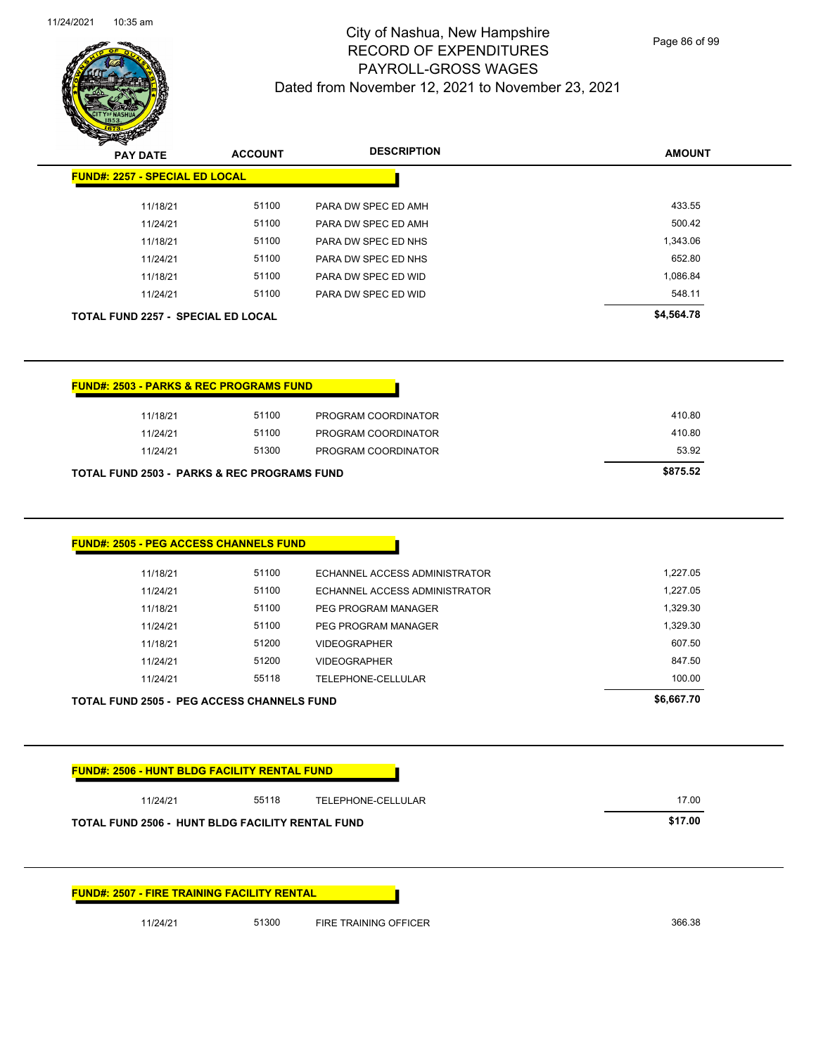# City of Nashua, New Hampshire
## RECORD OF EXPENDITURES
## PAYROLL-GROSS WAGES
### Dated from November 12, 2021 to November 23, 2021

| PAY DATE | ACCOUNT | DESCRIPTION | AMOUNT |
|---|---|---|---|
| **FUND#: 2257 - SPECIAL ED LOCAL** | | | |
| 11/18/21 | 51100 | PARA DW SPEC ED AMH | 433.55 |
| 11/24/21 | 51100 | PARA DW SPEC ED AMH | 500.42 |
| 11/18/21 | 51100 | PARA DW SPEC ED NHS | 1,343.06 |
| 11/24/21 | 51100 | PARA DW SPEC ED NHS | 652.80 |
| 11/18/21 | 51100 | PARA DW SPEC ED WID | 1,086.84 |
| 11/24/21 | 51100 | PARA DW SPEC ED WID | 548.11 |
| **TOTAL FUND 2257 - SPECIAL ED LOCAL** | | | **$4,564.78** |

| PAY DATE | ACCOUNT | DESCRIPTION | AMOUNT |
|---|---|---|---|
| **FUND#: 2503 - PARKS & REC PROGRAMS FUND** | | | |
| 11/18/21 | 51100 | PROGRAM COORDINATOR | 410.80 |
| 11/24/21 | 51100 | PROGRAM COORDINATOR | 410.80 |
| 11/24/21 | 51300 | PROGRAM COORDINATOR | 53.92 |
| **TOTAL FUND 2503 - PARKS & REC PROGRAMS FUND** | | | **$875.52** |

| PAY DATE | ACCOUNT | DESCRIPTION | AMOUNT |
|---|---|---|---|
| **FUND#: 2505 - PEG ACCESS CHANNELS FUND** | | | |
| 11/18/21 | 51100 | ECHANNEL ACCESS ADMINISTRATOR | 1,227.05 |
| 11/24/21 | 51100 | ECHANNEL ACCESS ADMINISTRATOR | 1,227.05 |
| 11/18/21 | 51100 | PEG PROGRAM MANAGER | 1,329.30 |
| 11/24/21 | 51100 | PEG PROGRAM MANAGER | 1,329.30 |
| 11/18/21 | 51200 | VIDEOGRAPHER | 607.50 |
| 11/24/21 | 51200 | VIDEOGRAPHER | 847.50 |
| 11/24/21 | 55118 | TELEPHONE-CELLULAR | 100.00 |
| **TOTAL FUND 2505 - PEG ACCESS CHANNELS FUND** | | | **$6,667.70** |

| PAY DATE | ACCOUNT | DESCRIPTION | AMOUNT |
|---|---|---|---|
| **FUND#: 2506 - HUNT BLDG FACILITY RENTAL FUND** | | | |
| 11/24/21 | 55118 | TELEPHONE-CELLULAR | 17.00 |
| **TOTAL FUND 2506 - HUNT BLDG FACILITY RENTAL FUND** | | | **$17.00** |

| PAY DATE | ACCOUNT | DESCRIPTION | AMOUNT |
|---|---|---|---|
| **FUND#: 2507 - FIRE TRAINING FACILITY RENTAL** | | | |
| 11/24/21 | 51300 | FIRE TRAINING OFFICER | 366.38 |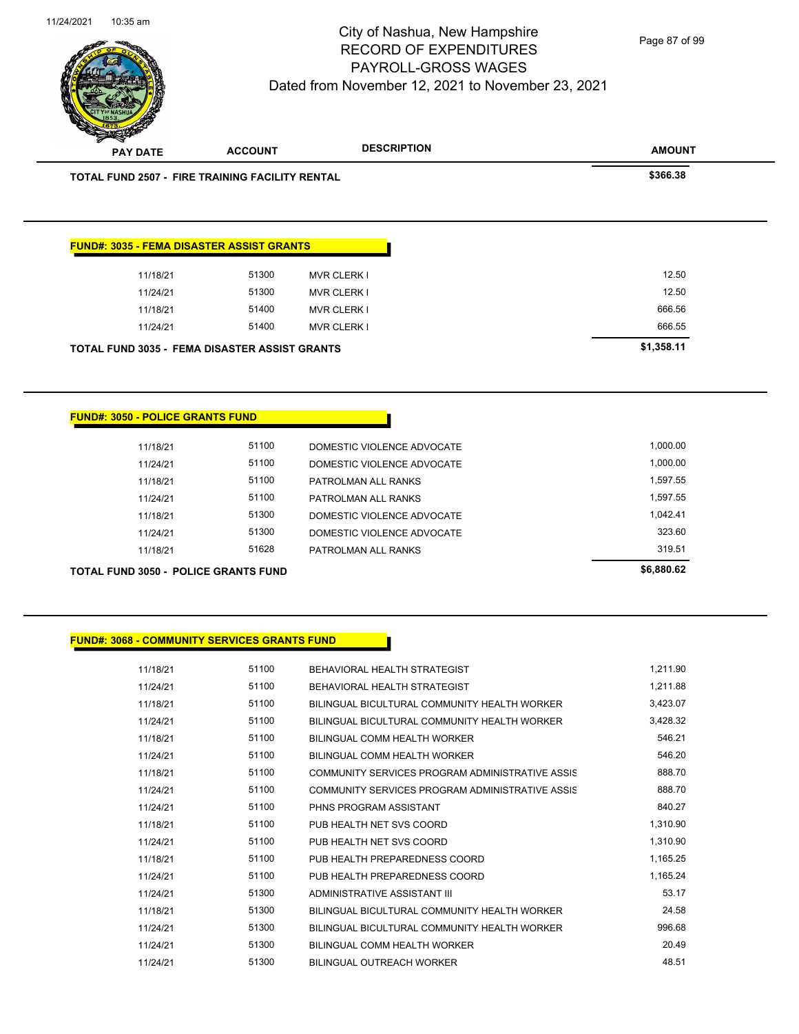| PAY DATE | ACCOUNT | DESCRIPTION | AMOUNT |
|---|---|---|---|
| **TOTAL FUND 2507 - FIRE TRAINING FACILITY RENTAL** | | | **$366.38** |

**FUND#: 3035 - FEMA DISASTER ASSIST GRANTS**

| PAY DATE | ACCOUNT | DESCRIPTION | AMOUNT |
|---|---|---|---|
| 11/18/21 | 51300 | MVR CLERK I | 12.50 |
| 11/24/21 | 51300 | MVR CLERK I | 12.50 |
| 11/18/21 | 51400 | MVR CLERK I | 666.56 |
| 11/24/21 | 51400 | MVR CLERK I | 666.55 |
| **TOTAL FUND 3035 - FEMA DISASTER ASSIST GRANTS** | | | **$1,358.11** |

**FUND#: 3050 - POLICE GRANTS FUND**

| PAY DATE | ACCOUNT | DESCRIPTION | AMOUNT |
|---|---|---|---|
| 11/18/21 | 51100 | DOMESTIC VIOLENCE ADVOCATE | 1,000.00 |
| 11/24/21 | 51100 | DOMESTIC VIOLENCE ADVOCATE | 1,000.00 |
| 11/18/21 | 51100 | PATROLMAN ALL RANKS | 1,597.55 |
| 11/24/21 | 51100 | PATROLMAN ALL RANKS | 1,597.55 |
| 11/18/21 | 51300 | DOMESTIC VIOLENCE ADVOCATE | 1,042.41 |
| 11/24/21 | 51300 | DOMESTIC VIOLENCE ADVOCATE | 323.60 |
| 11/18/21 | 51628 | PATROLMAN ALL RANKS | 319.51 |
| **TOTAL FUND 3050 - POLICE GRANTS FUND** | | | **$6,880.62** |

**FUND#: 3068 - COMMUNITY SERVICES GRANTS FUND**

| PAY DATE | ACCOUNT | DESCRIPTION | AMOUNT |
|---|---|---|---|
| 11/18/21 | 51100 | BEHAVIORAL HEALTH STRATEGIST | 1,211.90 |
| 11/24/21 | 51100 | BEHAVIORAL HEALTH STRATEGIST | 1,211.88 |
| 11/18/21 | 51100 | BILINGUAL BICULTURAL COMMUNITY HEALTH WORKER | 3,423.07 |
| 11/24/21 | 51100 | BILINGUAL BICULTURAL COMMUNITY HEALTH WORKER | 3,428.32 |
| 11/18/21 | 51100 | BILINGUAL COMM HEALTH WORKER | 546.21 |
| 11/24/21 | 51100 | BILINGUAL COMM HEALTH WORKER | 546.20 |
| 11/18/21 | 51100 | COMMUNITY SERVICES PROGRAM ADMINISTRATIVE ASSIS | 888.70 |
| 11/24/21 | 51100 | COMMUNITY SERVICES PROGRAM ADMINISTRATIVE ASSIS | 888.70 |
| 11/24/21 | 51100 | PHNS PROGRAM ASSISTANT | 840.27 |
| 11/18/21 | 51100 | PUB HEALTH NET SVS COORD | 1,310.90 |
| 11/24/21 | 51100 | PUB HEALTH NET SVS COORD | 1,310.90 |
| 11/18/21 | 51100 | PUB HEALTH PREPAREDNESS COORD | 1,165.25 |
| 11/24/21 | 51100 | PUB HEALTH PREPAREDNESS COORD | 1,165.24 |
| 11/24/21 | 51300 | ADMINISTRATIVE ASSISTANT III | 53.17 |
| 11/18/21 | 51300 | BILINGUAL BICULTURAL COMMUNITY HEALTH WORKER | 24.58 |
| 11/24/21 | 51300 | BILINGUAL BICULTURAL COMMUNITY HEALTH WORKER | 996.68 |
| 11/24/21 | 51300 | BILINGUAL COMM HEALTH WORKER | 20.49 |
| 11/24/21 | 51300 | BILINGUAL OUTREACH WORKER | 48.51 |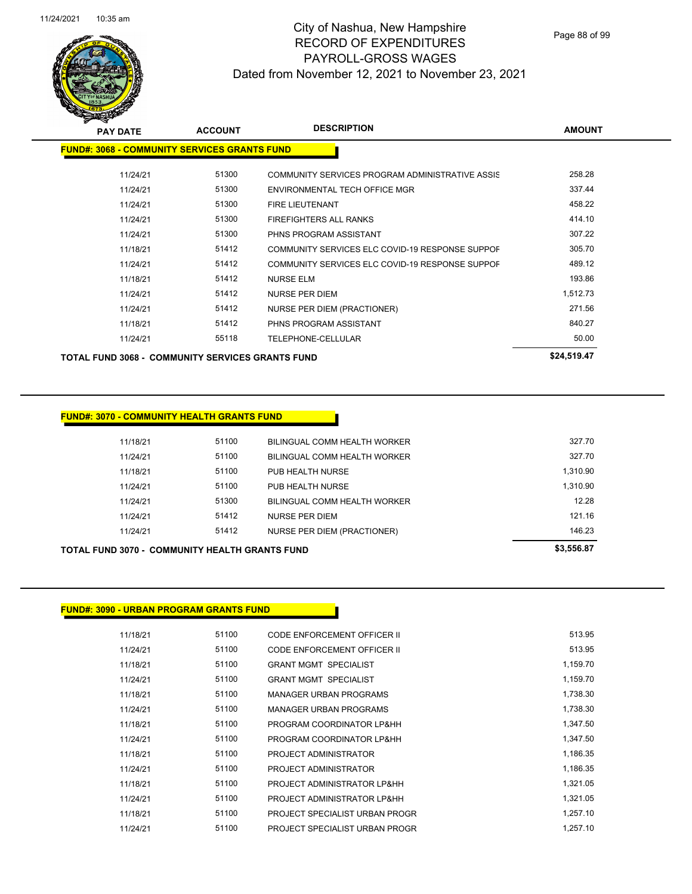# City of Nashua, New Hampshire
## RECORD OF EXPENDITURES
## PAYROLL-GROSS WAGES
## Dated from November 12, 2021 to November 23, 2021

### FUND#: 3068 - COMMUNITY SERVICES GRANTS FUND

| PAY DATE | ACCOUNT | DESCRIPTION | AMOUNT |
|---|---|---|---|
| 11/24/21 | 51300 | COMMUNITY SERVICES PROGRAM ADMINISTRATIVE ASSIS | 258.28 |
| 11/24/21 | 51300 | ENVIRONMENTAL TECH OFFICE MGR | 337.44 |
| 11/24/21 | 51300 | FIRE LIEUTENANT | 458.22 |
| 11/24/21 | 51300 | FIREFIGHTERS ALL RANKS | 414.10 |
| 11/24/21 | 51300 | PHNS PROGRAM ASSISTANT | 307.22 |
| 11/18/21 | 51412 | COMMUNITY SERVICES ELC COVID-19 RESPONSE SUPPOF | 305.70 |
| 11/24/21 | 51412 | COMMUNITY SERVICES ELC COVID-19 RESPONSE SUPPOF | 489.12 |
| 11/18/21 | 51412 | NURSE ELM | 193.86 |
| 11/24/21 | 51412 | NURSE PER DIEM | 1,512.73 |
| 11/24/21 | 51412 | NURSE PER DIEM (PRACTIONER) | 271.56 |
| 11/18/21 | 51412 | PHNS PROGRAM ASSISTANT | 840.27 |
| 11/24/21 | 55118 | TELEPHONE-CELLULAR | 50.00 |
| **TOTAL FUND 3068 - COMMUNITY SERVICES GRANTS FUND** | | | **$24,519.47** |

### FUND#: 3070 - COMMUNITY HEALTH GRANTS FUND

| PAY DATE | ACCOUNT | DESCRIPTION | AMOUNT |
|---|---|---|---|
| 11/18/21 | 51100 | BILINGUAL COMM HEALTH WORKER | 327.70 |
| 11/24/21 | 51100 | BILINGUAL COMM HEALTH WORKER | 327.70 |
| 11/18/21 | 51100 | PUB HEALTH NURSE | 1,310.90 |
| 11/24/21 | 51100 | PUB HEALTH NURSE | 1,310.90 |
| 11/24/21 | 51300 | BILINGUAL COMM HEALTH WORKER | 12.28 |
| 11/24/21 | 51412 | NURSE PER DIEM | 121.16 |
| 11/24/21 | 51412 | NURSE PER DIEM (PRACTIONER) | 146.23 |
| **TOTAL FUND 3070 - COMMUNITY HEALTH GRANTS FUND** | | | **$3,556.87** |

### FUND#: 3090 - URBAN PROGRAM GRANTS FUND

| PAY DATE | ACCOUNT | DESCRIPTION | AMOUNT |
|---|---|---|---|
| 11/18/21 | 51100 | CODE ENFORCEMENT OFFICER II | 513.95 |
| 11/24/21 | 51100 | CODE ENFORCEMENT OFFICER II | 513.95 |
| 11/18/21 | 51100 | GRANT MGMT SPECIALIST | 1,159.70 |
| 11/24/21 | 51100 | GRANT MGMT SPECIALIST | 1,159.70 |
| 11/18/21 | 51100 | MANAGER URBAN PROGRAMS | 1,738.30 |
| 11/24/21 | 51100 | MANAGER URBAN PROGRAMS | 1,738.30 |
| 11/18/21 | 51100 | PROGRAM COORDINATOR LP&HH | 1,347.50 |
| 11/24/21 | 51100 | PROGRAM COORDINATOR LP&HH | 1,347.50 |
| 11/18/21 | 51100 | PROJECT ADMINISTRATOR | 1,186.35 |
| 11/24/21 | 51100 | PROJECT ADMINISTRATOR | 1,186.35 |
| 11/18/21 | 51100 | PROJECT ADMINISTRATOR LP&HH | 1,321.05 |
| 11/24/21 | 51100 | PROJECT ADMINISTRATOR LP&HH | 1,321.05 |
| 11/18/21 | 51100 | PROJECT SPECIALIST URBAN PROGR | 1,257.10 |
| 11/24/21 | 51100 | PROJECT SPECIALIST URBAN PROGR | 1,257.10 |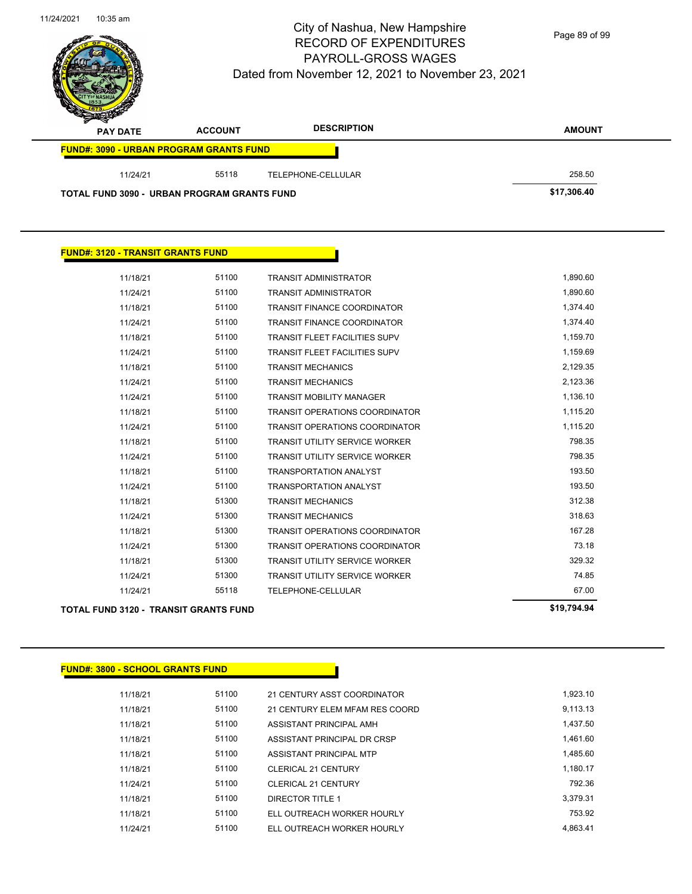# City of Nashua, New Hampshire
## RECORD OF EXPENDITURES
## PAYROLL-GROSS WAGES
### Dated from November 12, 2021 to November 23, 2021

| PAY DATE | ACCOUNT | DESCRIPTION | AMOUNT |
|---|---|---|---|
| **FUND#: 3090 - URBAN PROGRAM GRANTS FUND** | | | |
| 11/24/21 | 55118 | TELEPHONE-CELLULAR | 258.50 |
| **TOTAL FUND 3090 - URBAN PROGRAM GRANTS FUND** | | | **$17,306.40** |

**FUND#: 3120 - TRANSIT GRANTS FUND**

| PAY DATE | ACCOUNT | DESCRIPTION | AMOUNT |
|---|---|---|---|
| 11/18/21 | 51100 | TRANSIT ADMINISTRATOR | 1,890.60 |
| 11/24/21 | 51100 | TRANSIT ADMINISTRATOR | 1,890.60 |
| 11/18/21 | 51100 | TRANSIT FINANCE COORDINATOR | 1,374.40 |
| 11/24/21 | 51100 | TRANSIT FINANCE COORDINATOR | 1,374.40 |
| 11/18/21 | 51100 | TRANSIT FLEET FACILITIES SUPV | 1,159.70 |
| 11/24/21 | 51100 | TRANSIT FLEET FACILITIES SUPV | 1,159.69 |
| 11/18/21 | 51100 | TRANSIT MECHANICS | 2,129.35 |
| 11/24/21 | 51100 | TRANSIT MECHANICS | 2,123.36 |
| 11/24/21 | 51100 | TRANSIT MOBILITY MANAGER | 1,136.10 |
| 11/18/21 | 51100 | TRANSIT OPERATIONS COORDINATOR | 1,115.20 |
| 11/24/21 | 51100 | TRANSIT OPERATIONS COORDINATOR | 1,115.20 |
| 11/18/21 | 51100 | TRANSIT UTILITY SERVICE WORKER | 798.35 |
| 11/24/21 | 51100 | TRANSIT UTILITY SERVICE WORKER | 798.35 |
| 11/18/21 | 51100 | TRANSPORTATION ANALYST | 193.50 |
| 11/24/21 | 51100 | TRANSPORTATION ANALYST | 193.50 |
| 11/18/21 | 51300 | TRANSIT MECHANICS | 312.38 |
| 11/24/21 | 51300 | TRANSIT MECHANICS | 318.63 |
| 11/18/21 | 51300 | TRANSIT OPERATIONS COORDINATOR | 167.28 |
| 11/24/21 | 51300 | TRANSIT OPERATIONS COORDINATOR | 73.18 |
| 11/18/21 | 51300 | TRANSIT UTILITY SERVICE WORKER | 329.32 |
| 11/24/21 | 51300 | TRANSIT UTILITY SERVICE WORKER | 74.85 |
| 11/24/21 | 55118 | TELEPHONE-CELLULAR | 67.00 |
| **TOTAL FUND 3120 - TRANSIT GRANTS FUND** | | | **$19,794.94** |

**FUND#: 3800 - SCHOOL GRANTS FUND**

| PAY DATE | ACCOUNT | DESCRIPTION | AMOUNT |
|---|---|---|---|
| 11/18/21 | 51100 | 21 CENTURY ASST COORDINATOR | 1,923.10 |
| 11/18/21 | 51100 | 21 CENTURY ELEM MFAM RES COORD | 9,113.13 |
| 11/18/21 | 51100 | ASSISTANT PRINCIPAL AMH | 1,437.50 |
| 11/18/21 | 51100 | ASSISTANT PRINCIPAL DR CRSP | 1,461.60 |
| 11/18/21 | 51100 | ASSISTANT PRINCIPAL MTP | 1,485.60 |
| 11/18/21 | 51100 | CLERICAL 21 CENTURY | 1,180.17 |
| 11/24/21 | 51100 | CLERICAL 21 CENTURY | 792.36 |
| 11/18/21 | 51100 | DIRECTOR TITLE 1 | 3,379.31 |
| 11/18/21 | 51100 | ELL OUTREACH WORKER HOURLY | 753.92 |
| 11/24/21 | 51100 | ELL OUTREACH WORKER HOURLY | 4,863.41 |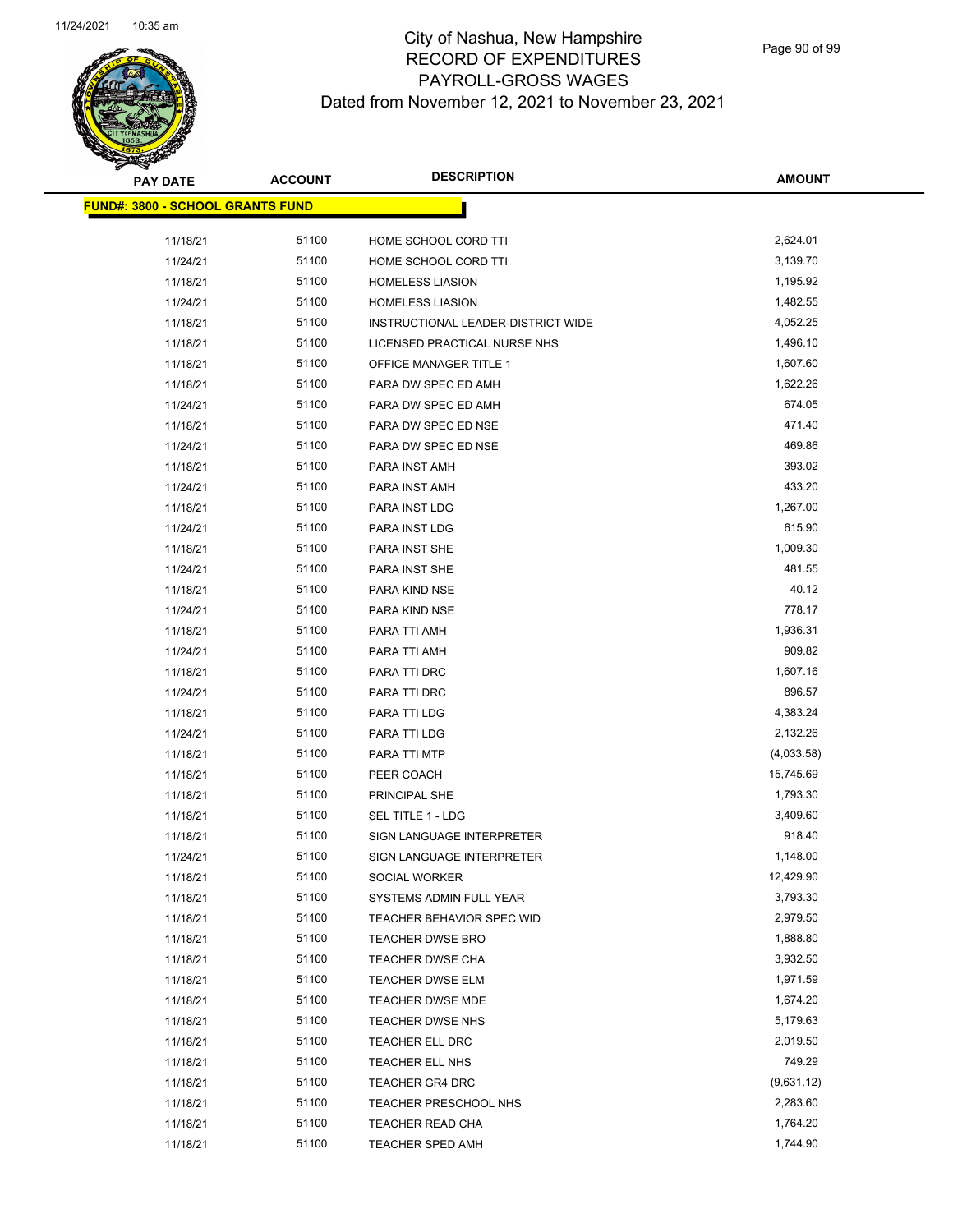# City of Nashua, New Hampshire
## RECORD OF EXPENDITURES
## PAYROLL-GROSS WAGES
## Dated from November 12, 2021 to November 23, 2021

| PAY DATE | ACCOUNT | DESCRIPTION | AMOUNT |
|---|---|---|---|
| **FUND#: 3800 - SCHOOL GRANTS FUND** | | | |
| 11/18/21 | 51100 | HOME SCHOOL CORD TTI | 2,624.01 |
| 11/24/21 | 51100 | HOME SCHOOL CORD TTI | 3,139.70 |
| 11/18/21 | 51100 | HOMELESS LIASION | 1,195.92 |
| 11/24/21 | 51100 | HOMELESS LIASION | 1,482.55 |
| 11/18/21 | 51100 | INSTRUCTIONAL LEADER-DISTRICT WIDE | 4,052.25 |
| 11/18/21 | 51100 | LICENSED PRACTICAL NURSE NHS | 1,496.10 |
| 11/18/21 | 51100 | OFFICE MANAGER TITLE 1 | 1,607.60 |
| 11/18/21 | 51100 | PARA DW SPEC ED AMH | 1,622.26 |
| 11/24/21 | 51100 | PARA DW SPEC ED AMH | 674.05 |
| 11/18/21 | 51100 | PARA DW SPEC ED NSE | 471.40 |
| 11/24/21 | 51100 | PARA DW SPEC ED NSE | 469.86 |
| 11/18/21 | 51100 | PARA INST AMH | 393.02 |
| 11/24/21 | 51100 | PARA INST AMH | 433.20 |
| 11/18/21 | 51100 | PARA INST LDG | 1,267.00 |
| 11/24/21 | 51100 | PARA INST LDG | 615.90 |
| 11/18/21 | 51100 | PARA INST SHE | 1,009.30 |
| 11/24/21 | 51100 | PARA INST SHE | 481.55 |
| 11/18/21 | 51100 | PARA KIND NSE | 40.12 |
| 11/24/21 | 51100 | PARA KIND NSE | 778.17 |
| 11/18/21 | 51100 | PARA TTI AMH | 1,936.31 |
| 11/24/21 | 51100 | PARA TTI AMH | 909.82 |
| 11/18/21 | 51100 | PARA TTI DRC | 1,607.16 |
| 11/24/21 | 51100 | PARA TTI DRC | 896.57 |
| 11/18/21 | 51100 | PARA TTI LDG | 4,383.24 |
| 11/24/21 | 51100 | PARA TTI LDG | 2,132.26 |
| 11/18/21 | 51100 | PARA TTI MTP | (4,033.58) |
| 11/18/21 | 51100 | PEER COACH | 15,745.69 |
| 11/18/21 | 51100 | PRINCIPAL SHE | 1,793.30 |
| 11/18/21 | 51100 | SEL TITLE 1 - LDG | 3,409.60 |
| 11/18/21 | 51100 | SIGN LANGUAGE INTERPRETER | 918.40 |
| 11/24/21 | 51100 | SIGN LANGUAGE INTERPRETER | 1,148.00 |
| 11/18/21 | 51100 | SOCIAL WORKER | 12,429.90 |
| 11/18/21 | 51100 | SYSTEMS ADMIN FULL YEAR | 3,793.30 |
| 11/18/21 | 51100 | TEACHER BEHAVIOR SPEC WID | 2,979.50 |
| 11/18/21 | 51100 | TEACHER DWSE BRO | 1,888.80 |
| 11/18/21 | 51100 | TEACHER DWSE CHA | 3,932.50 |
| 11/18/21 | 51100 | TEACHER DWSE ELM | 1,971.59 |
| 11/18/21 | 51100 | TEACHER DWSE MDE | 1,674.20 |
| 11/18/21 | 51100 | TEACHER DWSE NHS | 5,179.63 |
| 11/18/21 | 51100 | TEACHER ELL DRC | 2,019.50 |
| 11/18/21 | 51100 | TEACHER ELL NHS | 749.29 |
| 11/18/21 | 51100 | TEACHER GR4 DRC | (9,631.12) |
| 11/18/21 | 51100 | TEACHER PRESCHOOL NHS | 2,283.60 |
| 11/18/21 | 51100 | TEACHER READ CHA | 1,764.20 |
| 11/18/21 | 51100 | TEACHER SPED AMH | 1,744.90 |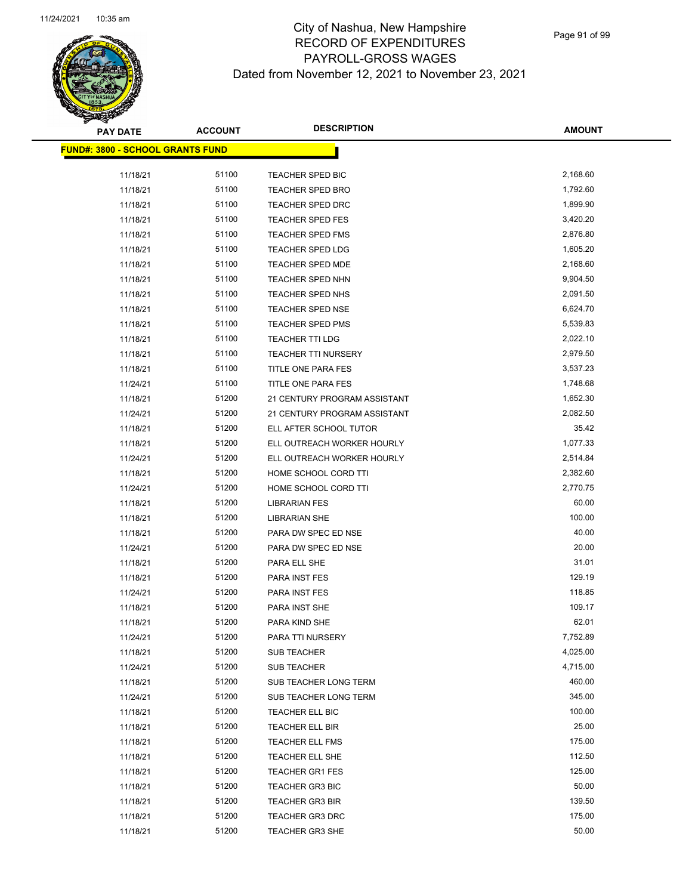# City of Nashua, New Hampshire
## RECORD OF EXPENDITURES
## PAYROLL-GROSS WAGES
## Dated from November 12, 2021 to November 23, 2021

| PAY DATE | ACCOUNT | DESCRIPTION | AMOUNT |
|---|---|---|---|
| **FUND#: 3800 - SCHOOL GRANTS FUND** | | | |
| 11/18/21 | 51100 | TEACHER SPED BIC | 2,168.60 |
| 11/18/21 | 51100 | TEACHER SPED BRO | 1,792.60 |
| 11/18/21 | 51100 | TEACHER SPED DRC | 1,899.90 |
| 11/18/21 | 51100 | TEACHER SPED FES | 3,420.20 |
| 11/18/21 | 51100 | TEACHER SPED FMS | 2,876.80 |
| 11/18/21 | 51100 | TEACHER SPED LDG | 1,605.20 |
| 11/18/21 | 51100 | TEACHER SPED MDE | 2,168.60 |
| 11/18/21 | 51100 | TEACHER SPED NHN | 9,904.50 |
| 11/18/21 | 51100 | TEACHER SPED NHS | 2,091.50 |
| 11/18/21 | 51100 | TEACHER SPED NSE | 6,624.70 |
| 11/18/21 | 51100 | TEACHER SPED PMS | 5,539.83 |
| 11/18/21 | 51100 | TEACHER TTI LDG | 2,022.10 |
| 11/18/21 | 51100 | TEACHER TTI NURSERY | 2,979.50 |
| 11/18/21 | 51100 | TITLE ONE PARA FES | 3,537.23 |
| 11/24/21 | 51100 | TITLE ONE PARA FES | 1,748.68 |
| 11/18/21 | 51200 | 21 CENTURY PROGRAM ASSISTANT | 1,652.30 |
| 11/24/21 | 51200 | 21 CENTURY PROGRAM ASSISTANT | 2,082.50 |
| 11/18/21 | 51200 | ELL AFTER SCHOOL TUTOR | 35.42 |
| 11/18/21 | 51200 | ELL OUTREACH WORKER HOURLY | 1,077.33 |
| 11/24/21 | 51200 | ELL OUTREACH WORKER HOURLY | 2,514.84 |
| 11/18/21 | 51200 | HOME SCHOOL CORD TTI | 2,382.60 |
| 11/24/21 | 51200 | HOME SCHOOL CORD TTI | 2,770.75 |
| 11/18/21 | 51200 | LIBRARIAN FES | 60.00 |
| 11/18/21 | 51200 | LIBRARIAN SHE | 100.00 |
| 11/18/21 | 51200 | PARA DW SPEC ED NSE | 40.00 |
| 11/24/21 | 51200 | PARA DW SPEC ED NSE | 20.00 |
| 11/18/21 | 51200 | PARA ELL SHE | 31.01 |
| 11/18/21 | 51200 | PARA INST FES | 129.19 |
| 11/24/21 | 51200 | PARA INST FES | 118.85 |
| 11/18/21 | 51200 | PARA INST SHE | 109.17 |
| 11/18/21 | 51200 | PARA KIND SHE | 62.01 |
| 11/24/21 | 51200 | PARA TTI NURSERY | 7,752.89 |
| 11/18/21 | 51200 | SUB TEACHER | 4,025.00 |
| 11/24/21 | 51200 | SUB TEACHER | 4,715.00 |
| 11/18/21 | 51200 | SUB TEACHER LONG TERM | 460.00 |
| 11/24/21 | 51200 | SUB TEACHER LONG TERM | 345.00 |
| 11/18/21 | 51200 | TEACHER ELL BIC | 100.00 |
| 11/18/21 | 51200 | TEACHER ELL BIR | 25.00 |
| 11/18/21 | 51200 | TEACHER ELL FMS | 175.00 |
| 11/18/21 | 51200 | TEACHER ELL SHE | 112.50 |
| 11/18/21 | 51200 | TEACHER GR1 FES | 125.00 |
| 11/18/21 | 51200 | TEACHER GR3 BIC | 50.00 |
| 11/18/21 | 51200 | TEACHER GR3 BIR | 139.50 |
| 11/18/21 | 51200 | TEACHER GR3 DRC | 175.00 |
| 11/18/21 | 51200 | TEACHER GR3 SHE | 50.00 |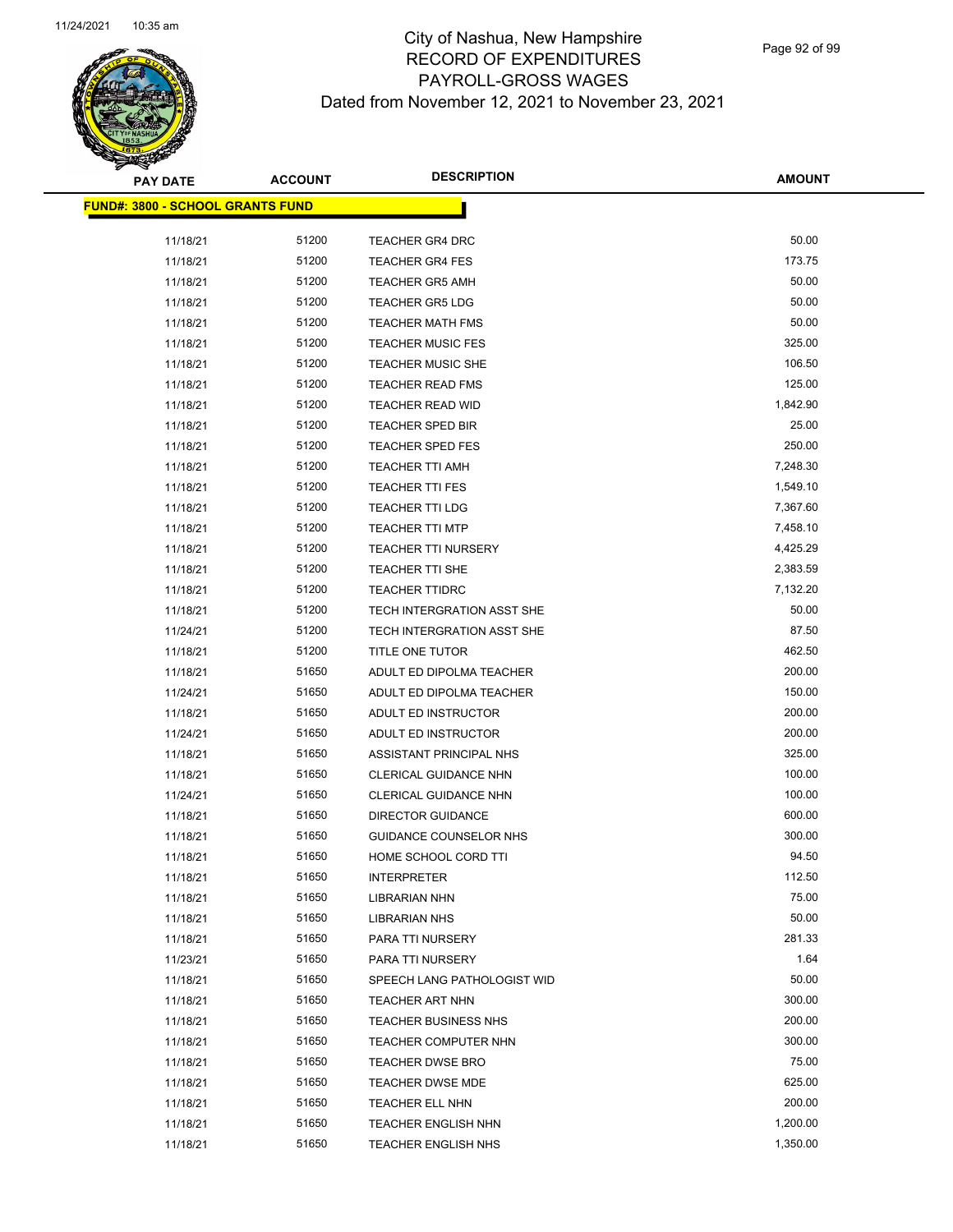# City of Nashua, New Hampshire
# RECORD OF EXPENDITURES
# PAYROLL-GROSS WAGES
# Dated from November 12, 2021 to November 23, 2021

| PAY DATE | ACCOUNT | DESCRIPTION | AMOUNT |
|---|---|---|---|
| **FUND#: 3800 - SCHOOL GRANTS FUND** | | | |
| 11/18/21 | 51200 | TEACHER GR4 DRC | 50.00 |
| 11/18/21 | 51200 | TEACHER GR4 FES | 173.75 |
| 11/18/21 | 51200 | TEACHER GR5 AMH | 50.00 |
| 11/18/21 | 51200 | TEACHER GR5 LDG | 50.00 |
| 11/18/21 | 51200 | TEACHER MATH FMS | 50.00 |
| 11/18/21 | 51200 | TEACHER MUSIC FES | 325.00 |
| 11/18/21 | 51200 | TEACHER MUSIC SHE | 106.50 |
| 11/18/21 | 51200 | TEACHER READ FMS | 125.00 |
| 11/18/21 | 51200 | TEACHER READ WID | 1,842.90 |
| 11/18/21 | 51200 | TEACHER SPED BIR | 25.00 |
| 11/18/21 | 51200 | TEACHER SPED FES | 250.00 |
| 11/18/21 | 51200 | TEACHER TTI AMH | 7,248.30 |
| 11/18/21 | 51200 | TEACHER TTI FES | 1,549.10 |
| 11/18/21 | 51200 | TEACHER TTI LDG | 7,367.60 |
| 11/18/21 | 51200 | TEACHER TTI MTP | 7,458.10 |
| 11/18/21 | 51200 | TEACHER TTI NURSERY | 4,425.29 |
| 11/18/21 | 51200 | TEACHER TTI SHE | 2,383.59 |
| 11/18/21 | 51200 | TEACHER TTIDRC | 7,132.20 |
| 11/18/21 | 51200 | TECH INTERGRATION ASST SHE | 50.00 |
| 11/24/21 | 51200 | TECH INTERGRATION ASST SHE | 87.50 |
| 11/18/21 | 51200 | TITLE ONE TUTOR | 462.50 |
| 11/18/21 | 51650 | ADULT ED DIPOLMA TEACHER | 200.00 |
| 11/24/21 | 51650 | ADULT ED DIPOLMA TEACHER | 150.00 |
| 11/18/21 | 51650 | ADULT ED INSTRUCTOR | 200.00 |
| 11/24/21 | 51650 | ADULT ED INSTRUCTOR | 200.00 |
| 11/18/21 | 51650 | ASSISTANT PRINCIPAL NHS | 325.00 |
| 11/18/21 | 51650 | CLERICAL GUIDANCE NHN | 100.00 |
| 11/24/21 | 51650 | CLERICAL GUIDANCE NHN | 100.00 |
| 11/18/21 | 51650 | DIRECTOR GUIDANCE | 600.00 |
| 11/18/21 | 51650 | GUIDANCE COUNSELOR NHS | 300.00 |
| 11/18/21 | 51650 | HOME SCHOOL CORD TTI | 94.50 |
| 11/18/21 | 51650 | INTERPRETER | 112.50 |
| 11/18/21 | 51650 | LIBRARIAN NHN | 75.00 |
| 11/18/21 | 51650 | LIBRARIAN NHS | 50.00 |
| 11/18/21 | 51650 | PARA TTI NURSERY | 281.33 |
| 11/23/21 | 51650 | PARA TTI NURSERY | 1.64 |
| 11/18/21 | 51650 | SPEECH LANG PATHOLOGIST WID | 50.00 |
| 11/18/21 | 51650 | TEACHER ART NHN | 300.00 |
| 11/18/21 | 51650 | TEACHER BUSINESS NHS | 200.00 |
| 11/18/21 | 51650 | TEACHER COMPUTER NHN | 300.00 |
| 11/18/21 | 51650 | TEACHER DWSE BRO | 75.00 |
| 11/18/21 | 51650 | TEACHER DWSE MDE | 625.00 |
| 11/18/21 | 51650 | TEACHER ELL NHN | 200.00 |
| 11/18/21 | 51650 | TEACHER ENGLISH NHN | 1,200.00 |
| 11/18/21 | 51650 | TEACHER ENGLISH NHS | 1,350.00 |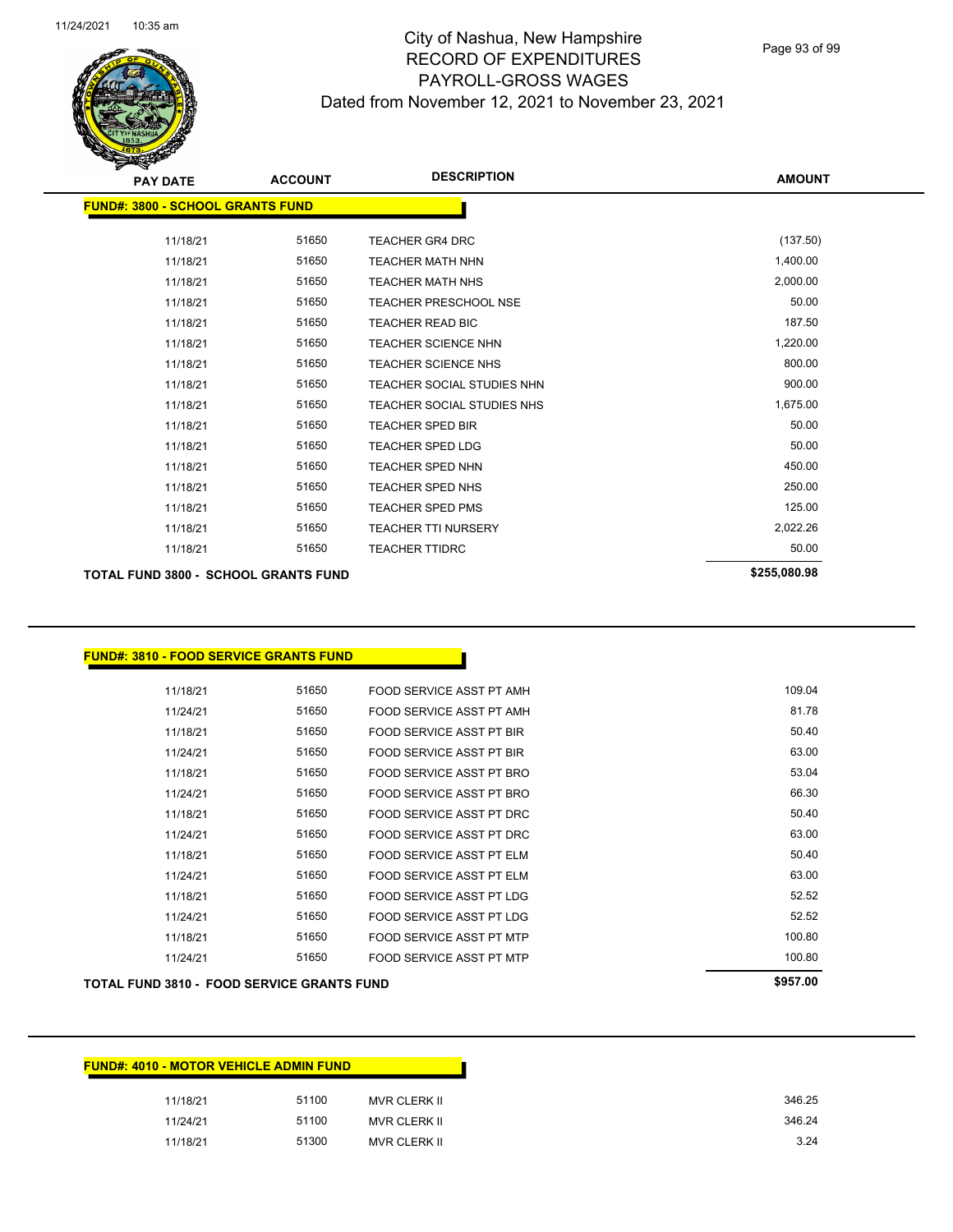# City of Nashua, New Hampshire
## RECORD OF EXPENDITURES
## PAYROLL-GROSS WAGES
## Dated from November 12, 2021 to November 23, 2021

| PAY DATE | ACCOUNT | DESCRIPTION | AMOUNT |
|---|---|---|---|
| **FUND#: 3800 - SCHOOL GRANTS FUND** | | | |
| 11/18/21 | 51650 | TEACHER GR4 DRC | (137.50) |
| 11/18/21 | 51650 | TEACHER MATH NHN | 1,400.00 |
| 11/18/21 | 51650 | TEACHER MATH NHS | 2,000.00 |
| 11/18/21 | 51650 | TEACHER PRESCHOOL NSE | 50.00 |
| 11/18/21 | 51650 | TEACHER READ BIC | 187.50 |
| 11/18/21 | 51650 | TEACHER SCIENCE NHN | 1,220.00 |
| 11/18/21 | 51650 | TEACHER SCIENCE NHS | 800.00 |
| 11/18/21 | 51650 | TEACHER SOCIAL STUDIES NHN | 900.00 |
| 11/18/21 | 51650 | TEACHER SOCIAL STUDIES NHS | 1,675.00 |
| 11/18/21 | 51650 | TEACHER SPED BIR | 50.00 |
| 11/18/21 | 51650 | TEACHER SPED LDG | 50.00 |
| 11/18/21 | 51650 | TEACHER SPED NHN | 450.00 |
| 11/18/21 | 51650 | TEACHER SPED NHS | 250.00 |
| 11/18/21 | 51650 | TEACHER SPED PMS | 125.00 |
| 11/18/21 | 51650 | TEACHER TTI NURSERY | 2,022.26 |
| 11/18/21 | 51650 | TEACHER TTIDRC | 50.00 |
| **TOTAL FUND 3800 - SCHOOL GRANTS FUND** | | | **$255,080.98** |

| PAY DATE | ACCOUNT | DESCRIPTION | AMOUNT |
|---|---|---|---|
| **FUND#: 3810 - FOOD SERVICE GRANTS FUND** | | | |
| 11/18/21 | 51650 | FOOD SERVICE ASST PT AMH | 109.04 |
| 11/24/21 | 51650 | FOOD SERVICE ASST PT AMH | 81.78 |
| 11/18/21 | 51650 | FOOD SERVICE ASST PT BIR | 50.40 |
| 11/24/21 | 51650 | FOOD SERVICE ASST PT BIR | 63.00 |
| 11/18/21 | 51650 | FOOD SERVICE ASST PT BRO | 53.04 |
| 11/24/21 | 51650 | FOOD SERVICE ASST PT BRO | 66.30 |
| 11/18/21 | 51650 | FOOD SERVICE ASST PT DRC | 50.40 |
| 11/24/21 | 51650 | FOOD SERVICE ASST PT DRC | 63.00 |
| 11/18/21 | 51650 | FOOD SERVICE ASST PT ELM | 50.40 |
| 11/24/21 | 51650 | FOOD SERVICE ASST PT ELM | 63.00 |
| 11/18/21 | 51650 | FOOD SERVICE ASST PT LDG | 52.52 |
| 11/24/21 | 51650 | FOOD SERVICE ASST PT LDG | 52.52 |
| 11/18/21 | 51650 | FOOD SERVICE ASST PT MTP | 100.80 |
| 11/24/21 | 51650 | FOOD SERVICE ASST PT MTP | 100.80 |
| **TOTAL FUND 3810 - FOOD SERVICE GRANTS FUND** | | | **$957.00** |

| PAY DATE | ACCOUNT | DESCRIPTION | AMOUNT |
|---|---|---|---|
| **FUND#: 4010 - MOTOR VEHICLE ADMIN FUND** | | | |
| 11/18/21 | 51100 | MVR CLERK II | 346.25 |
| 11/24/21 | 51100 | MVR CLERK II | 346.24 |
| 11/18/21 | 51300 | MVR CLERK II | 3.24 |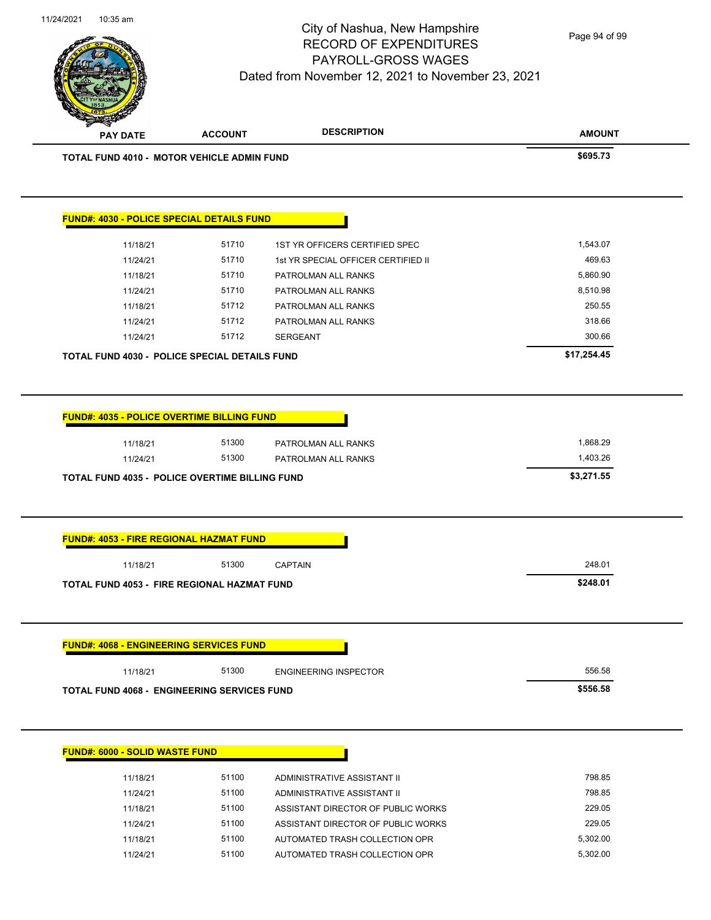| PAY DATE | ACCOUNT | DESCRIPTION | AMOUNT |
|---|---|---|---|
| **TOTAL FUND 4010 - MOTOR VEHICLE ADMIN FUND** | | | **$695.73** |

**FUND#: 4030 - POLICE SPECIAL DETAILS FUND**

| PAY DATE | ACCOUNT | DESCRIPTION | AMOUNT |
|---|---|---|---|
| 11/18/21 | 51710 | 1ST YR OFFICERS CERTIFIED SPEC | 1,543.07 |
| 11/24/21 | 51710 | 1st YR SPECIAL OFFICER CERTIFIED II | 469.63 |
| 11/18/21 | 51710 | PATROLMAN ALL RANKS | 5,860.90 |
| 11/24/21 | 51710 | PATROLMAN ALL RANKS | 8,510.98 |
| 11/18/21 | 51712 | PATROLMAN ALL RANKS | 250.55 |
| 11/24/21 | 51712 | PATROLMAN ALL RANKS | 318.66 |
| 11/24/21 | 51712 | SERGEANT | 300.66 |
| **TOTAL FUND 4030 - POLICE SPECIAL DETAILS FUND** | | | **$17,254.45** |

**FUND#: 4035 - POLICE OVERTIME BILLING FUND**

| PAY DATE | ACCOUNT | DESCRIPTION | AMOUNT |
|---|---|---|---|
| 11/18/21 | 51300 | PATROLMAN ALL RANKS | 1,868.29 |
| 11/24/21 | 51300 | PATROLMAN ALL RANKS | 1,403.26 |
| **TOTAL FUND 4035 - POLICE OVERTIME BILLING FUND** | | | **$3,271.55** |

**FUND#: 4053 - FIRE REGIONAL HAZMAT FUND**

| PAY DATE | ACCOUNT | DESCRIPTION | AMOUNT |
|---|---|---|---|
| 11/18/21 | 51300 | CAPTAIN | 248.01 |
| **TOTAL FUND 4053 - FIRE REGIONAL HAZMAT FUND** | | | **$248.01** |

**FUND#: 4068 - ENGINEERING SERVICES FUND**

| PAY DATE | ACCOUNT | DESCRIPTION | AMOUNT |
|---|---|---|---|
| 11/18/21 | 51300 | ENGINEERING INSPECTOR | 556.58 |
| **TOTAL FUND 4068 - ENGINEERING SERVICES FUND** | | | **$556.58** |

**FUND#: 6000 - SOLID WASTE FUND**

| PAY DATE | ACCOUNT | DESCRIPTION | AMOUNT |
|---|---|---|---|
| 11/18/21 | 51100 | ADMINISTRATIVE ASSISTANT II | 798.85 |
| 11/24/21 | 51100 | ADMINISTRATIVE ASSISTANT II | 798.85 |
| 11/18/21 | 51100 | ASSISTANT DIRECTOR OF PUBLIC WORKS | 229.05 |
| 11/24/21 | 51100 | ASSISTANT DIRECTOR OF PUBLIC WORKS | 229.05 |
| 11/18/21 | 51100 | AUTOMATED TRASH COLLECTION OPR | 5,302.00 |
| 11/24/21 | 51100 | AUTOMATED TRASH COLLECTION OPR | 5,302.00 |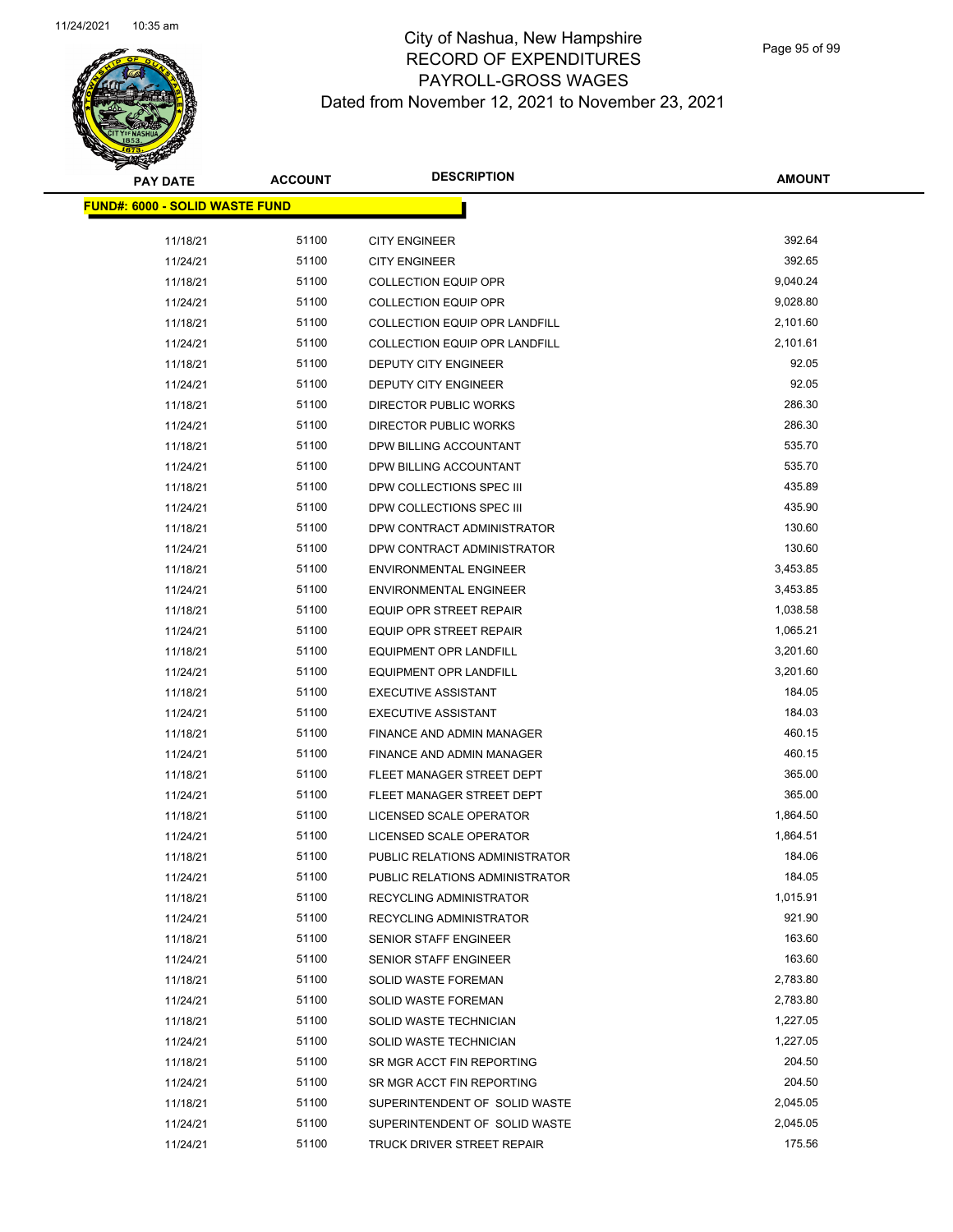City of Nashua, New Hampshire
RECORD OF EXPENDITURES
PAYROLL-GROSS WAGES
Dated from November 12, 2021 to November 23, 2021

| PAY DATE | ACCOUNT | DESCRIPTION | AMOUNT |
|---|---|---|---|
| **FUND#: 6000 - SOLID WASTE FUND** | | | |
| 11/18/21 | 51100 | CITY ENGINEER | 392.64 |
| 11/24/21 | 51100 | CITY ENGINEER | 392.65 |
| 11/18/21 | 51100 | COLLECTION EQUIP OPR | 9,040.24 |
| 11/24/21 | 51100 | COLLECTION EQUIP OPR | 9,028.80 |
| 11/18/21 | 51100 | COLLECTION EQUIP OPR LANDFILL | 2,101.60 |
| 11/24/21 | 51100 | COLLECTION EQUIP OPR LANDFILL | 2,101.61 |
| 11/18/21 | 51100 | DEPUTY CITY ENGINEER | 92.05 |
| 11/24/21 | 51100 | DEPUTY CITY ENGINEER | 92.05 |
| 11/18/21 | 51100 | DIRECTOR PUBLIC WORKS | 286.30 |
| 11/24/21 | 51100 | DIRECTOR PUBLIC WORKS | 286.30 |
| 11/18/21 | 51100 | DPW BILLING ACCOUNTANT | 535.70 |
| 11/24/21 | 51100 | DPW BILLING ACCOUNTANT | 535.70 |
| 11/18/21 | 51100 | DPW COLLECTIONS SPEC III | 435.89 |
| 11/24/21 | 51100 | DPW COLLECTIONS SPEC III | 435.90 |
| 11/18/21 | 51100 | DPW CONTRACT ADMINISTRATOR | 130.60 |
| 11/24/21 | 51100 | DPW CONTRACT ADMINISTRATOR | 130.60 |
| 11/18/21 | 51100 | ENVIRONMENTAL ENGINEER | 3,453.85 |
| 11/24/21 | 51100 | ENVIRONMENTAL ENGINEER | 3,453.85 |
| 11/18/21 | 51100 | EQUIP OPR STREET REPAIR | 1,038.58 |
| 11/24/21 | 51100 | EQUIP OPR STREET REPAIR | 1,065.21 |
| 11/18/21 | 51100 | EQUIPMENT OPR LANDFILL | 3,201.60 |
| 11/24/21 | 51100 | EQUIPMENT OPR LANDFILL | 3,201.60 |
| 11/18/21 | 51100 | EXECUTIVE ASSISTANT | 184.05 |
| 11/24/21 | 51100 | EXECUTIVE ASSISTANT | 184.03 |
| 11/18/21 | 51100 | FINANCE AND ADMIN MANAGER | 460.15 |
| 11/24/21 | 51100 | FINANCE AND ADMIN MANAGER | 460.15 |
| 11/18/21 | 51100 | FLEET MANAGER STREET DEPT | 365.00 |
| 11/24/21 | 51100 | FLEET MANAGER STREET DEPT | 365.00 |
| 11/18/21 | 51100 | LICENSED SCALE OPERATOR | 1,864.50 |
| 11/24/21 | 51100 | LICENSED SCALE OPERATOR | 1,864.51 |
| 11/18/21 | 51100 | PUBLIC RELATIONS ADMINISTRATOR | 184.06 |
| 11/24/21 | 51100 | PUBLIC RELATIONS ADMINISTRATOR | 184.05 |
| 11/18/21 | 51100 | RECYCLING ADMINISTRATOR | 1,015.91 |
| 11/24/21 | 51100 | RECYCLING ADMINISTRATOR | 921.90 |
| 11/18/21 | 51100 | SENIOR STAFF ENGINEER | 163.60 |
| 11/24/21 | 51100 | SENIOR STAFF ENGINEER | 163.60 |
| 11/18/21 | 51100 | SOLID WASTE FOREMAN | 2,783.80 |
| 11/24/21 | 51100 | SOLID WASTE FOREMAN | 2,783.80 |
| 11/18/21 | 51100 | SOLID WASTE TECHNICIAN | 1,227.05 |
| 11/24/21 | 51100 | SOLID WASTE TECHNICIAN | 1,227.05 |
| 11/18/21 | 51100 | SR MGR ACCT FIN REPORTING | 204.50 |
| 11/24/21 | 51100 | SR MGR ACCT FIN REPORTING | 204.50 |
| 11/18/21 | 51100 | SUPERINTENDENT OF SOLID WASTE | 2,045.05 |
| 11/24/21 | 51100 | SUPERINTENDENT OF SOLID WASTE | 2,045.05 |
| 11/24/21 | 51100 | TRUCK DRIVER STREET REPAIR | 175.56 |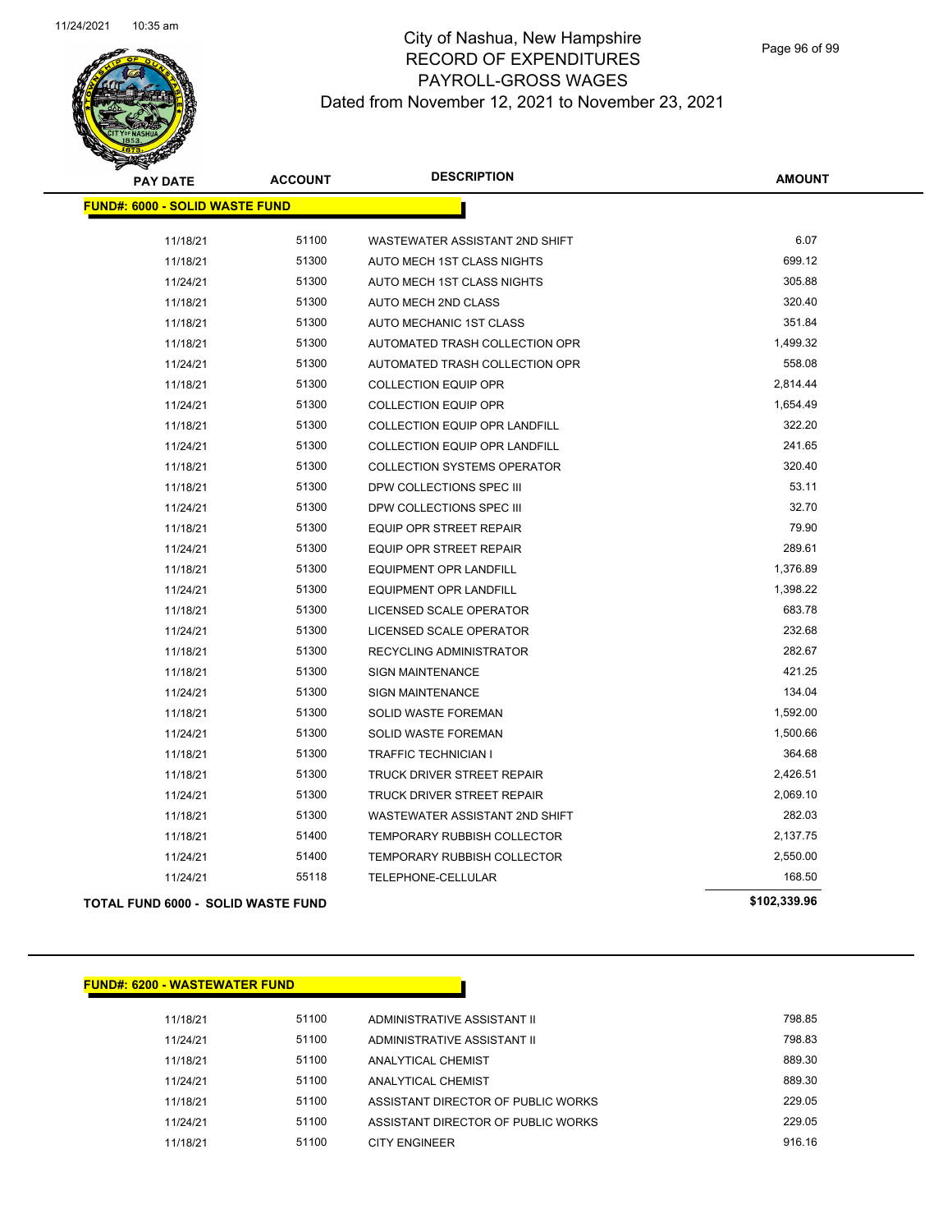# City of Nashua, New Hampshire
## RECORD OF EXPENDITURES
## PAYROLL-GROSS WAGES
## Dated from November 12, 2021 to November 23, 2021

**FUND#: 6000 - SOLID WASTE FUND**

| PAY DATE | ACCOUNT | DESCRIPTION | AMOUNT |
|---|---|---|---|
| 11/18/21 | 51100 | WASTEWATER ASSISTANT 2ND SHIFT | 6.07 |
| 11/18/21 | 51300 | AUTO MECH 1ST CLASS NIGHTS | 699.12 |
| 11/24/21 | 51300 | AUTO MECH 1ST CLASS NIGHTS | 305.88 |
| 11/18/21 | 51300 | AUTO MECH 2ND CLASS | 320.40 |
| 11/18/21 | 51300 | AUTO MECHANIC 1ST CLASS | 351.84 |
| 11/18/21 | 51300 | AUTOMATED TRASH COLLECTION OPR | 1,499.32 |
| 11/24/21 | 51300 | AUTOMATED TRASH COLLECTION OPR | 558.08 |
| 11/18/21 | 51300 | COLLECTION EQUIP OPR | 2,814.44 |
| 11/24/21 | 51300 | COLLECTION EQUIP OPR | 1,654.49 |
| 11/18/21 | 51300 | COLLECTION EQUIP OPR LANDFILL | 322.20 |
| 11/24/21 | 51300 | COLLECTION EQUIP OPR LANDFILL | 241.65 |
| 11/18/21 | 51300 | COLLECTION SYSTEMS OPERATOR | 320.40 |
| 11/18/21 | 51300 | DPW COLLECTIONS SPEC III | 53.11 |
| 11/24/21 | 51300 | DPW COLLECTIONS SPEC III | 32.70 |
| 11/18/21 | 51300 | EQUIP OPR STREET REPAIR | 79.90 |
| 11/24/21 | 51300 | EQUIP OPR STREET REPAIR | 289.61 |
| 11/18/21 | 51300 | EQUIPMENT OPR LANDFILL | 1,376.89 |
| 11/24/21 | 51300 | EQUIPMENT OPR LANDFILL | 1,398.22 |
| 11/18/21 | 51300 | LICENSED SCALE OPERATOR | 683.78 |
| 11/24/21 | 51300 | LICENSED SCALE OPERATOR | 232.68 |
| 11/18/21 | 51300 | RECYCLING ADMINISTRATOR | 282.67 |
| 11/18/21 | 51300 | SIGN MAINTENANCE | 421.25 |
| 11/24/21 | 51300 | SIGN MAINTENANCE | 134.04 |
| 11/18/21 | 51300 | SOLID WASTE FOREMAN | 1,592.00 |
| 11/24/21 | 51300 | SOLID WASTE FOREMAN | 1,500.66 |
| 11/18/21 | 51300 | TRAFFIC TECHNICIAN I | 364.68 |
| 11/18/21 | 51300 | TRUCK DRIVER STREET REPAIR | 2,426.51 |
| 11/24/21 | 51300 | TRUCK DRIVER STREET REPAIR | 2,069.10 |
| 11/18/21 | 51300 | WASTEWATER ASSISTANT 2ND SHIFT | 282.03 |
| 11/18/21 | 51400 | TEMPORARY RUBBISH COLLECTOR | 2,137.75 |
| 11/24/21 | 51400 | TEMPORARY RUBBISH COLLECTOR | 2,550.00 |
| 11/24/21 | 55118 | TELEPHONE-CELLULAR | 168.50 |

**TOTAL FUND 6000 - SOLID WASTE FUND** **$102,339.96**

**FUND#: 6200 - WASTEWATER FUND**

| PAY DATE | ACCOUNT | DESCRIPTION | AMOUNT |
|---|---|---|---|
| 11/18/21 | 51100 | ADMINISTRATIVE ASSISTANT II | 798.85 |
| 11/24/21 | 51100 | ADMINISTRATIVE ASSISTANT II | 798.83 |
| 11/18/21 | 51100 | ANALYTICAL CHEMIST | 889.30 |
| 11/24/21 | 51100 | ANALYTICAL CHEMIST | 889.30 |
| 11/18/21 | 51100 | ASSISTANT DIRECTOR OF PUBLIC WORKS | 229.05 |
| 11/24/21 | 51100 | ASSISTANT DIRECTOR OF PUBLIC WORKS | 229.05 |
| 11/18/21 | 51100 | CITY ENGINEER | 916.16 |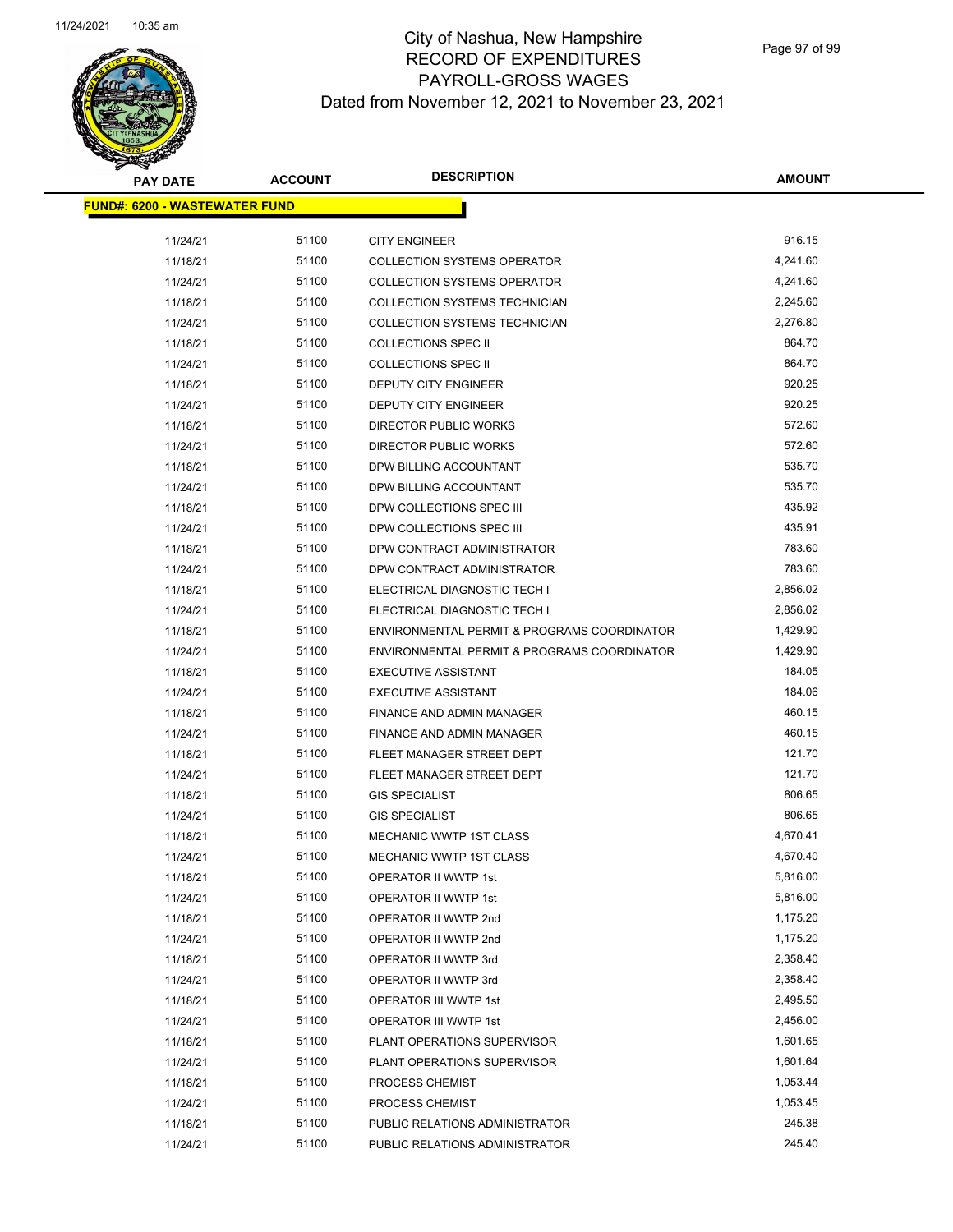# City of Nashua, New Hampshire
## RECORD OF EXPENDITURES
## PAYROLL-GROSS WAGES
## Dated from November 12, 2021 to November 23, 2021

**FUND#: 6200 - WASTEWATER FUND**

| PAY DATE | ACCOUNT | DESCRIPTION | AMOUNT |
|---|---|---|---|
| 11/24/21 | 51100 | CITY ENGINEER | 916.15 |
| 11/18/21 | 51100 | COLLECTION SYSTEMS OPERATOR | 4,241.60 |
| 11/24/21 | 51100 | COLLECTION SYSTEMS OPERATOR | 4,241.60 |
| 11/18/21 | 51100 | COLLECTION SYSTEMS TECHNICIAN | 2,245.60 |
| 11/24/21 | 51100 | COLLECTION SYSTEMS TECHNICIAN | 2,276.80 |
| 11/18/21 | 51100 | COLLECTIONS SPEC II | 864.70 |
| 11/24/21 | 51100 | COLLECTIONS SPEC II | 864.70 |
| 11/18/21 | 51100 | DEPUTY CITY ENGINEER | 920.25 |
| 11/24/21 | 51100 | DEPUTY CITY ENGINEER | 920.25 |
| 11/18/21 | 51100 | DIRECTOR PUBLIC WORKS | 572.60 |
| 11/24/21 | 51100 | DIRECTOR PUBLIC WORKS | 572.60 |
| 11/18/21 | 51100 | DPW BILLING ACCOUNTANT | 535.70 |
| 11/24/21 | 51100 | DPW BILLING ACCOUNTANT | 535.70 |
| 11/18/21 | 51100 | DPW COLLECTIONS SPEC III | 435.92 |
| 11/24/21 | 51100 | DPW COLLECTIONS SPEC III | 435.91 |
| 11/18/21 | 51100 | DPW CONTRACT ADMINISTRATOR | 783.60 |
| 11/24/21 | 51100 | DPW CONTRACT ADMINISTRATOR | 783.60 |
| 11/18/21 | 51100 | ELECTRICAL DIAGNOSTIC TECH I | 2,856.02 |
| 11/24/21 | 51100 | ELECTRICAL DIAGNOSTIC TECH I | 2,856.02 |
| 11/18/21 | 51100 | ENVIRONMENTAL PERMIT & PROGRAMS COORDINATOR | 1,429.90 |
| 11/24/21 | 51100 | ENVIRONMENTAL PERMIT & PROGRAMS COORDINATOR | 1,429.90 |
| 11/18/21 | 51100 | EXECUTIVE ASSISTANT | 184.05 |
| 11/24/21 | 51100 | EXECUTIVE ASSISTANT | 184.06 |
| 11/18/21 | 51100 | FINANCE AND ADMIN MANAGER | 460.15 |
| 11/24/21 | 51100 | FINANCE AND ADMIN MANAGER | 460.15 |
| 11/18/21 | 51100 | FLEET MANAGER STREET DEPT | 121.70 |
| 11/24/21 | 51100 | FLEET MANAGER STREET DEPT | 121.70 |
| 11/18/21 | 51100 | GIS SPECIALIST | 806.65 |
| 11/24/21 | 51100 | GIS SPECIALIST | 806.65 |
| 11/18/21 | 51100 | MECHANIC WWTP 1ST CLASS | 4,670.41 |
| 11/24/21 | 51100 | MECHANIC WWTP 1ST CLASS | 4,670.40 |
| 11/18/21 | 51100 | OPERATOR II WWTP 1st | 5,816.00 |
| 11/24/21 | 51100 | OPERATOR II WWTP 1st | 5,816.00 |
| 11/18/21 | 51100 | OPERATOR II WWTP 2nd | 1,175.20 |
| 11/24/21 | 51100 | OPERATOR II WWTP 2nd | 1,175.20 |
| 11/18/21 | 51100 | OPERATOR II WWTP 3rd | 2,358.40 |
| 11/24/21 | 51100 | OPERATOR II WWTP 3rd | 2,358.40 |
| 11/18/21 | 51100 | OPERATOR III WWTP 1st | 2,495.50 |
| 11/24/21 | 51100 | OPERATOR III WWTP 1st | 2,456.00 |
| 11/18/21 | 51100 | PLANT OPERATIONS SUPERVISOR | 1,601.65 |
| 11/24/21 | 51100 | PLANT OPERATIONS SUPERVISOR | 1,601.64 |
| 11/18/21 | 51100 | PROCESS CHEMIST | 1,053.44 |
| 11/24/21 | 51100 | PROCESS CHEMIST | 1,053.45 |
| 11/18/21 | 51100 | PUBLIC RELATIONS ADMINISTRATOR | 245.38 |
| 11/24/21 | 51100 | PUBLIC RELATIONS ADMINISTRATOR | 245.40 |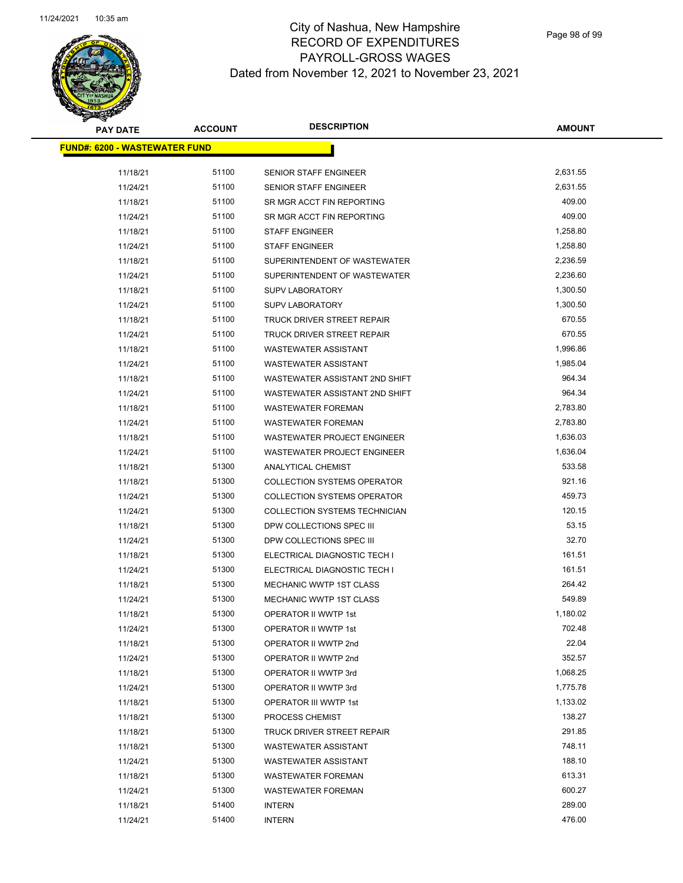# City of Nashua, New Hampshire
## RECORD OF EXPENDITURES
## PAYROLL-GROSS WAGES
## Dated from November 12, 2021 to November 23, 2021

| PAY DATE | ACCOUNT | DESCRIPTION | AMOUNT |
|---|---|---|---|
| **FUND#: 6200 - WASTEWATER FUND** | | | |
| 11/18/21 | 51100 | SENIOR STAFF ENGINEER | 2,631.55 |
| 11/24/21 | 51100 | SENIOR STAFF ENGINEER | 2,631.55 |
| 11/18/21 | 51100 | SR MGR ACCT FIN REPORTING | 409.00 |
| 11/24/21 | 51100 | SR MGR ACCT FIN REPORTING | 409.00 |
| 11/18/21 | 51100 | STAFF ENGINEER | 1,258.80 |
| 11/24/21 | 51100 | STAFF ENGINEER | 1,258.80 |
| 11/18/21 | 51100 | SUPERINTENDENT OF WASTEWATER | 2,236.59 |
| 11/24/21 | 51100 | SUPERINTENDENT OF WASTEWATER | 2,236.60 |
| 11/18/21 | 51100 | SUPV LABORATORY | 1,300.50 |
| 11/24/21 | 51100 | SUPV LABORATORY | 1,300.50 |
| 11/18/21 | 51100 | TRUCK DRIVER STREET REPAIR | 670.55 |
| 11/24/21 | 51100 | TRUCK DRIVER STREET REPAIR | 670.55 |
| 11/18/21 | 51100 | WASTEWATER ASSISTANT | 1,996.86 |
| 11/24/21 | 51100 | WASTEWATER ASSISTANT | 1,985.04 |
| 11/18/21 | 51100 | WASTEWATER ASSISTANT 2ND SHIFT | 964.34 |
| 11/24/21 | 51100 | WASTEWATER ASSISTANT 2ND SHIFT | 964.34 |
| 11/18/21 | 51100 | WASTEWATER FOREMAN | 2,783.80 |
| 11/24/21 | 51100 | WASTEWATER FOREMAN | 2,783.80 |
| 11/18/21 | 51100 | WASTEWATER PROJECT ENGINEER | 1,636.03 |
| 11/24/21 | 51100 | WASTEWATER PROJECT ENGINEER | 1,636.04 |
| 11/18/21 | 51300 | ANALYTICAL CHEMIST | 533.58 |
| 11/18/21 | 51300 | COLLECTION SYSTEMS OPERATOR | 921.16 |
| 11/24/21 | 51300 | COLLECTION SYSTEMS OPERATOR | 459.73 |
| 11/24/21 | 51300 | COLLECTION SYSTEMS TECHNICIAN | 120.15 |
| 11/18/21 | 51300 | DPW COLLECTIONS SPEC III | 53.15 |
| 11/24/21 | 51300 | DPW COLLECTIONS SPEC III | 32.70 |
| 11/18/21 | 51300 | ELECTRICAL DIAGNOSTIC TECH I | 161.51 |
| 11/24/21 | 51300 | ELECTRICAL DIAGNOSTIC TECH I | 161.51 |
| 11/18/21 | 51300 | MECHANIC WWTP 1ST CLASS | 264.42 |
| 11/24/21 | 51300 | MECHANIC WWTP 1ST CLASS | 549.89 |
| 11/18/21 | 51300 | OPERATOR II WWTP 1st | 1,180.02 |
| 11/24/21 | 51300 | OPERATOR II WWTP 1st | 702.48 |
| 11/18/21 | 51300 | OPERATOR II WWTP 2nd | 22.04 |
| 11/24/21 | 51300 | OPERATOR II WWTP 2nd | 352.57 |
| 11/18/21 | 51300 | OPERATOR II WWTP 3rd | 1,068.25 |
| 11/24/21 | 51300 | OPERATOR II WWTP 3rd | 1,775.78 |
| 11/18/21 | 51300 | OPERATOR III WWTP 1st | 1,133.02 |
| 11/18/21 | 51300 | PROCESS CHEMIST | 138.27 |
| 11/18/21 | 51300 | TRUCK DRIVER STREET REPAIR | 291.85 |
| 11/18/21 | 51300 | WASTEWATER ASSISTANT | 748.11 |
| 11/24/21 | 51300 | WASTEWATER ASSISTANT | 188.10 |
| 11/18/21 | 51300 | WASTEWATER FOREMAN | 613.31 |
| 11/24/21 | 51300 | WASTEWATER FOREMAN | 600.27 |
| 11/18/21 | 51400 | INTERN | 289.00 |
| 11/24/21 | 51400 | INTERN | 476.00 |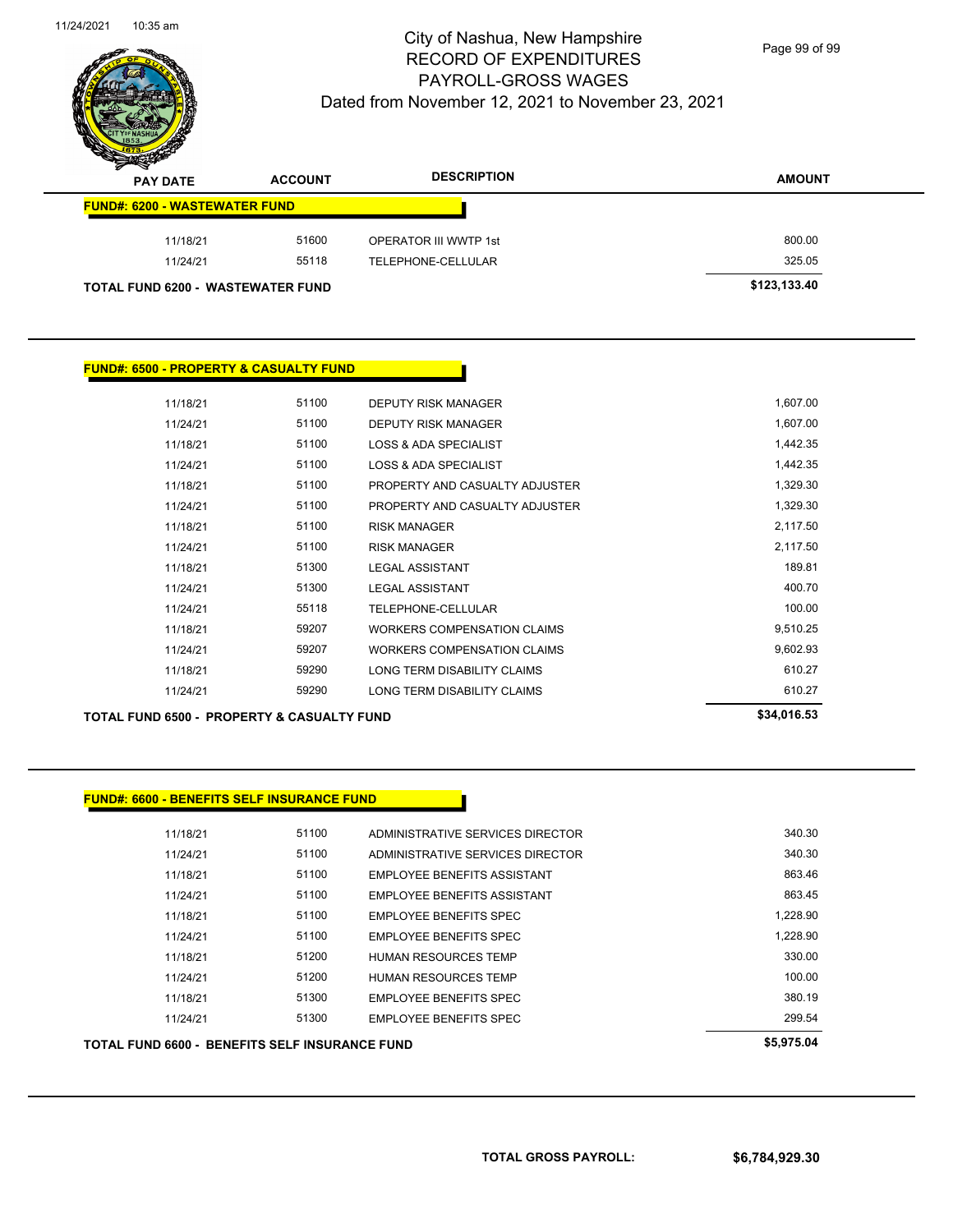# City of Nashua, New Hampshire
## RECORD OF EXPENDITURES
## PAYROLL-GROSS WAGES
### Dated from November 12, 2021 to November 23, 2021

| PAY DATE | ACCOUNT | DESCRIPTION | AMOUNT |
|---|---|---|---|
| **FUND#: 6200 - WASTEWATER FUND** | | | |
| 11/18/21 | 51600 | OPERATOR III WWTP 1st | 800.00 |
| 11/24/21 | 55118 | TELEPHONE-CELLULAR | 325.05 |
| **TOTAL FUND 6200 - WASTEWATER FUND** | | | **$123,133.40** |

| PAY DATE | ACCOUNT | DESCRIPTION | AMOUNT |
|---|---|---|---|
| **FUND#: 6500 - PROPERTY & CASUALTY FUND** | | | |
| 11/18/21 | 51100 | DEPUTY RISK MANAGER | 1,607.00 |
| 11/24/21 | 51100 | DEPUTY RISK MANAGER | 1,607.00 |
| 11/18/21 | 51100 | LOSS & ADA SPECIALIST | 1,442.35 |
| 11/24/21 | 51100 | LOSS & ADA SPECIALIST | 1,442.35 |
| 11/18/21 | 51100 | PROPERTY AND CASUALTY ADJUSTER | 1,329.30 |
| 11/24/21 | 51100 | PROPERTY AND CASUALTY ADJUSTER | 1,329.30 |
| 11/18/21 | 51100 | RISK MANAGER | 2,117.50 |
| 11/24/21 | 51100 | RISK MANAGER | 2,117.50 |
| 11/18/21 | 51300 | LEGAL ASSISTANT | 189.81 |
| 11/24/21 | 51300 | LEGAL ASSISTANT | 400.70 |
| 11/24/21 | 55118 | TELEPHONE-CELLULAR | 100.00 |
| 11/18/21 | 59207 | WORKERS COMPENSATION CLAIMS | 9,510.25 |
| 11/24/21 | 59207 | WORKERS COMPENSATION CLAIMS | 9,602.93 |
| 11/18/21 | 59290 | LONG TERM DISABILITY CLAIMS | 610.27 |
| 11/24/21 | 59290 | LONG TERM DISABILITY CLAIMS | 610.27 |
| **TOTAL FUND 6500 - PROPERTY & CASUALTY FUND** | | | **$34,016.53** |

| PAY DATE | ACCOUNT | DESCRIPTION | AMOUNT |
|---|---|---|---|
| **FUND#: 6600 - BENEFITS SELF INSURANCE FUND** | | | |
| 11/18/21 | 51100 | ADMINISTRATIVE SERVICES DIRECTOR | 340.30 |
| 11/24/21 | 51100 | ADMINISTRATIVE SERVICES DIRECTOR | 340.30 |
| 11/18/21 | 51100 | EMPLOYEE BENEFITS ASSISTANT | 863.46 |
| 11/24/21 | 51100 | EMPLOYEE BENEFITS ASSISTANT | 863.45 |
| 11/18/21 | 51100 | EMPLOYEE BENEFITS SPEC | 1,228.90 |
| 11/24/21 | 51100 | EMPLOYEE BENEFITS SPEC | 1,228.90 |
| 11/18/21 | 51200 | HUMAN RESOURCES TEMP | 330.00 |
| 11/24/21 | 51200 | HUMAN RESOURCES TEMP | 100.00 |
| 11/18/21 | 51300 | EMPLOYEE BENEFITS SPEC | 380.19 |
| 11/24/21 | 51300 | EMPLOYEE BENEFITS SPEC | 299.54 |
| **TOTAL FUND 6600 - BENEFITS SELF INSURANCE FUND** | | | **$5,975.04** |

**TOTAL GROSS PAYROLL: $6,784,929.30**